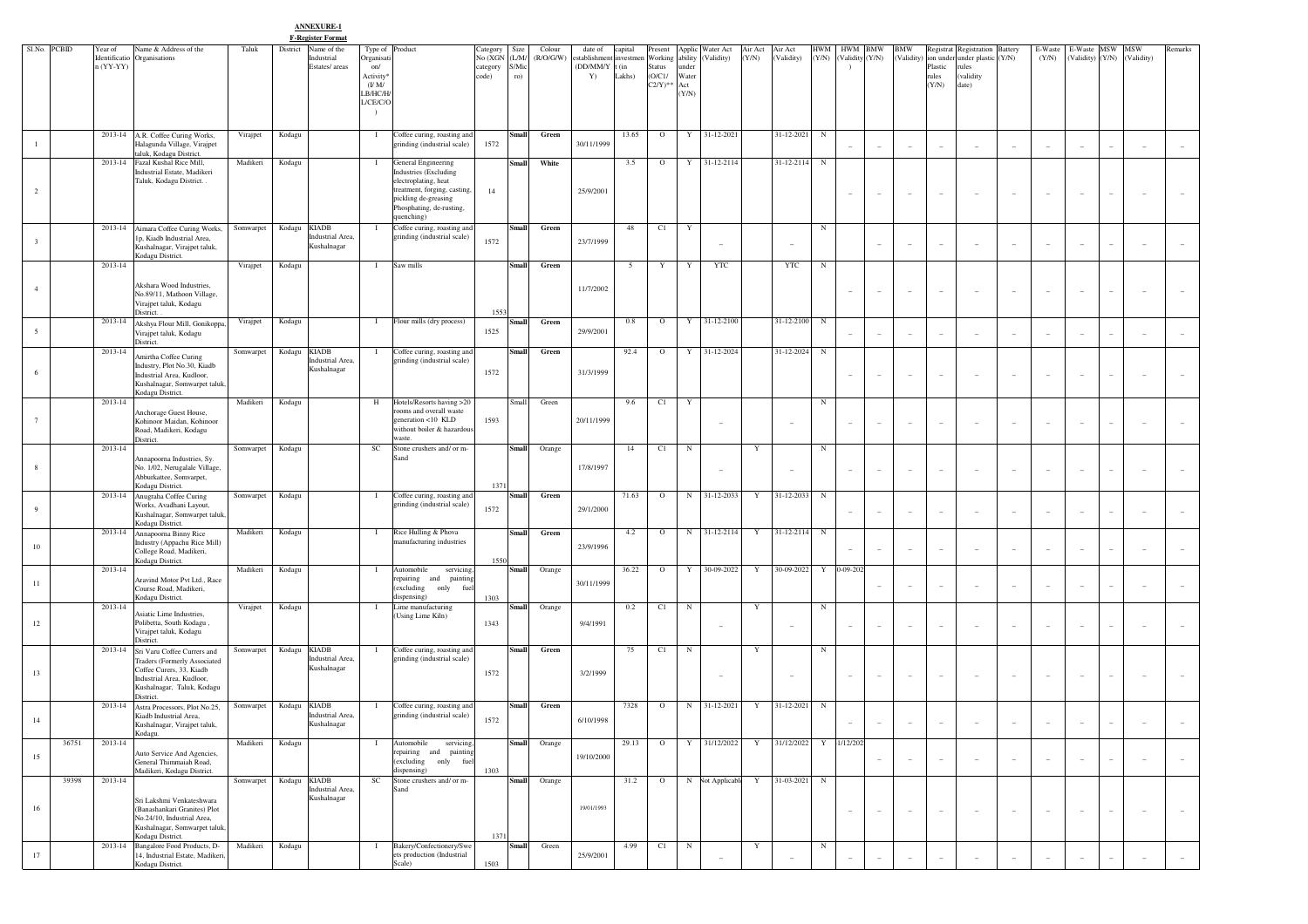**ANNEXURE-1**

**F-Register Format**

| Sl.No. | PCBID | Year of Identification (YY-YY) | Name & Address of the Organisations | Taluk | District | Name of the Industrial Estates/ areas | Type of Organisation/ Activity* (I/ M/ LB/HC/H/ L/CE/C/O) | Product | Category No (XGN category code) | Size (L/M/ S/Micro) | Colour (R/O/G/W) | date of establishment (DD/MM/YY) | capital investment (in Lakhs) | Present Working Status (O/C1/ C2/Y)** | Applicability under Water Act (Y/N) | Water Act (Validity) | Air Act (Y/N) | Air Act (Validity) | HWM (Y/N) | HWM (Validity) | BMW (Y/N) | BMW (Validity) | Registration under Plastic rules (Y/N) | Registration under plastic rules (validity date) | Battery (Y/N) | E-Waste (Y/N) | E-Waste (Validity) | MSW (Y/N) | MSW (Validity) | Remarks |
|---|---|---|---|---|---|---|---|---|---|---|---|---|---|---|---|---|---|---|---|---|---|---|---|---|---|---|---|---|---|---|
| 1 | | 2013-14 | A.R. Coffee Curing Works, Halagunda Village, Virajpet taluk, Kodagu District. | Virajpet | Kodagu | | I | Coffee curing, roasting and grinding (industrial scale) | 1572 | Small | Green | 30/11/1999 | 13.65 | O | Y | 31-12-2021 | | 31-12-2021 | N | – | – | – | – | – | – | – | – | – | – | – |
| 2 | | 2013-14 | Fazal Kushal Rice Mill, Industrial Estate, Madikeri Taluk, Kodagu District. . | Madikeri | Kodagu | | I | General Engineering Industries (Excluding electroplating, heat treatment, forging, casting, pickling de-greasing Phosphating, de-rusting, quenching) | 14 | Small | White | 25/9/2001 | 3.5 | O | Y | 31-12-2114 | | 31-12-2114 | N | – | – | – | – | – | – | – | – | – | – | – |
| 3 | | 2013-14 | Aimara Coffee Curing Works, 1p, Kiadb Industrial Area, Kushalnagar, Virajpet taluk, Kodagu District. | Somwarpet | Kodagu | KIADB Industrial Area, Kushalnagar | I | Coffee curing, roasting and grinding (industrial scale) | 1572 | Small | Green | 23/7/1999 | 48 | C1 | Y | – | | – | N | | – | – | – | – | – | – | – | – | – | – |
| 4 | | 2013-14 | Akshara Wood Industries, No.89/11, Mathoon Village, Virajpet taluk, Kodagu District. . | Virajpet | Kodagu | | I | Saw mills | 1553 | Small | Green | 11/7/2002 | 5 | Y | Y | YTC | | YTC | N | – | – | – | – | – | – | – | – | – | – | – |
| 5 | | 2013-14 | Akshya Flour Mill, Gonikoppa, Virajpet taluk, Kodagu District. | Virajpet | Kodagu | | I | Flour mills (dry process) | 1525 | Small | Green | 29/9/2001 | 0.8 | O | Y | 31-12-2100 | | 31-12-2100 | N | – | – | – | – | – | – | – | – | – | – | – |
| 6 | | 2013-14 | Amirtha Coffee Curing Industry, Plot No.30, Kiadb Industrial Area, Kudloor, Kushalnagar, Somwarpet taluk, Kodagu District. | Somwarpet | Kodagu | KIADB Industrial Area, Kushalnagar | I | Coffee curing, roasting and grinding (industrial scale) | 1572 | Small | Green | 31/3/1999 | 92.4 | O | Y | 31-12-2024 | | 31-12-2024 | N | – | – | – | – | – | – | – | – | – | – | – |
| 7 | | 2013-14 | Anchorage Guest House, Kohinoor Maidan, Kohinoor Road, Madikeri, Kodagu District. | Madikeri | Kodagu | | H | Hotels/Resorts having >20 rooms and overall waste generation <10 KLD without boiler & hazardous waste. | 1593 | Small | Green | 20/11/1999 | 9.6 | C1 | Y | – | | – | N | – | – | – | – | – | – | – | – | – | – | – |
| 8 | | 2013-14 | Annapoorna Industries, Sy. No. 1/02, Nerugalale Village, Abburkattee, Somvarpet, Kodagu District. | Somwarpet | Kodagu | | SC | Stone crushers and/ or m-Sand | 1371 | Small | Orange | 17/8/1997 | 14 | C1 | N | – | Y | – | N | – | – | – | – | – | – | – | – | – | – | – |
| 9 | | 2013-14 | Anugraha Coffee Curing Works, Avadhani Layout, Kushalnagar, Somwarpet taluk, Kodagu District. | Somwarpet | Kodagu | | I | Coffee curing, roasting and grinding (industrial scale) | 1572 | Small | Green | 29/1/2000 | 71.63 | O | N | 31-12-2033 | Y | 31-12-2033 | N | – | – | – | – | – | – | – | – | – | – | – |
| 10 | | 2013-14 | Annapoorna Binny Rice Industry (Appachu Rice Mill) College Road, Madikeri, Kodagu District. | Madikeri | Kodagu | | I | Rice Hulling & Phova manufacturing industries | 1550 | Small | Green | 23/9/1996 | 4.2 | O | N | 31-12-2114 | Y | 31-12-2114 | N | – | – | – | – | – | – | – | – | – | – | – |
| 11 | | 2013-14 | Aravind Motor Pvt Ltd., Race Course Road, Madikeri, Kodagu District. | Madikeri | Kodagu | | I | Automobile servicing, repairing and painting (excluding only fuel dispensing) | 1303 | Small | Orange | 30/11/1999 | 36.22 | O | Y | 30-09-2022 | Y | 30-09-2022 | Y | 0-09-202 | – | – | – | – | – | – | – | – | – | – |
| 12 | | 2013-14 | Asiatic Lime Industries, Polibetta, South Kodagu , Virajpet taluk, Kodagu District. | Virajpet | Kodagu | | I | Lime manufacturing (Using Lime Kiln) | 1343 | Small | Orange | 9/4/1991 | 0.2 | C1 | N | – | Y | – | N | – | – | – | – | – | – | – | – | – | – | – |
| 13 | | 2013-14 | Sri Varu Coffee Currers and Traders (Formerly Associated Coffee Curers, 33, Kiadb Industrial Area, Kudloor, Kushalnagar, Taluk, Kodagu District. | Somwarpet | Kodagu | KIADB Industrial Area, Kushalnagar | I | Coffee curing, roasting and grinding (industrial scale) | 1572 | Small | Green | 3/2/1999 | 75 | C1 | N | – | Y | – | N | – | – | – | – | – | – | – | – | – | – | – |
| 14 | | 2013-14 | Astra Processors, Plot No.25, Kiadb Industrial Area, Kushalnagar, Virajpet taluk, Kodagu. | Somwarpet | Kodagu | KIADB Industrial Area, Kushalnagar | I | Coffee curing, roasting and grinding (industrial scale) | 1572 | Small | Green | 6/10/1998 | 7328 | O | N | 31-12-2021 | Y | 31-12-2021 | N | – | – | – | – | – | – | – | – | – | – | – |
| 15 | 36751 | 2013-14 | Auto Service And Agencies, General Thimmaiah Road, Madikeri, Kodagu District. | Madikeri | Kodagu | | I | Automobile servicing, repairing and painting (excluding only fuel dispensing) | 1303 | Small | Orange | 19/10/2000 | 29.13 | O | Y | 31/12/2022 | Y | 31/12/2022 | Y | 1/12/202 | – | – | – | – | – | – | – | – | – | – |
| 16 | 39398 | 2013-14 | Sri Lakshmi Venkateshwara (Banashankari Granites) Plot No.24/10, Industrial Area, Kushalnagar, Somwarpet taluk, Kodagu District. | Somwarpet | Kodagu | KIADB Industrial Area, Kushalnagar | SC | Stone crushers and/ or m-Sand | 1371 | Small | Orange | 19/01/1993 | 31.2 | O | N | Not Applicable | Y | 31-03-2021 | N | – | – | – | – | – | – | – | – | – | – | – |
| 17 | | 2013-14 | Bangalore Food Products, D-14, Industrial Estate, Madikeri, Kodagu District. | Madikeri | Kodagu | | I | Bakery/Confectionery/Sweets production (Industrial Scale) | 1503 | Small | Green | 25/9/2001 | 4.99 | C1 | N | – | Y | – | N | – | – | – | – | – | – | – | – | – | – | – |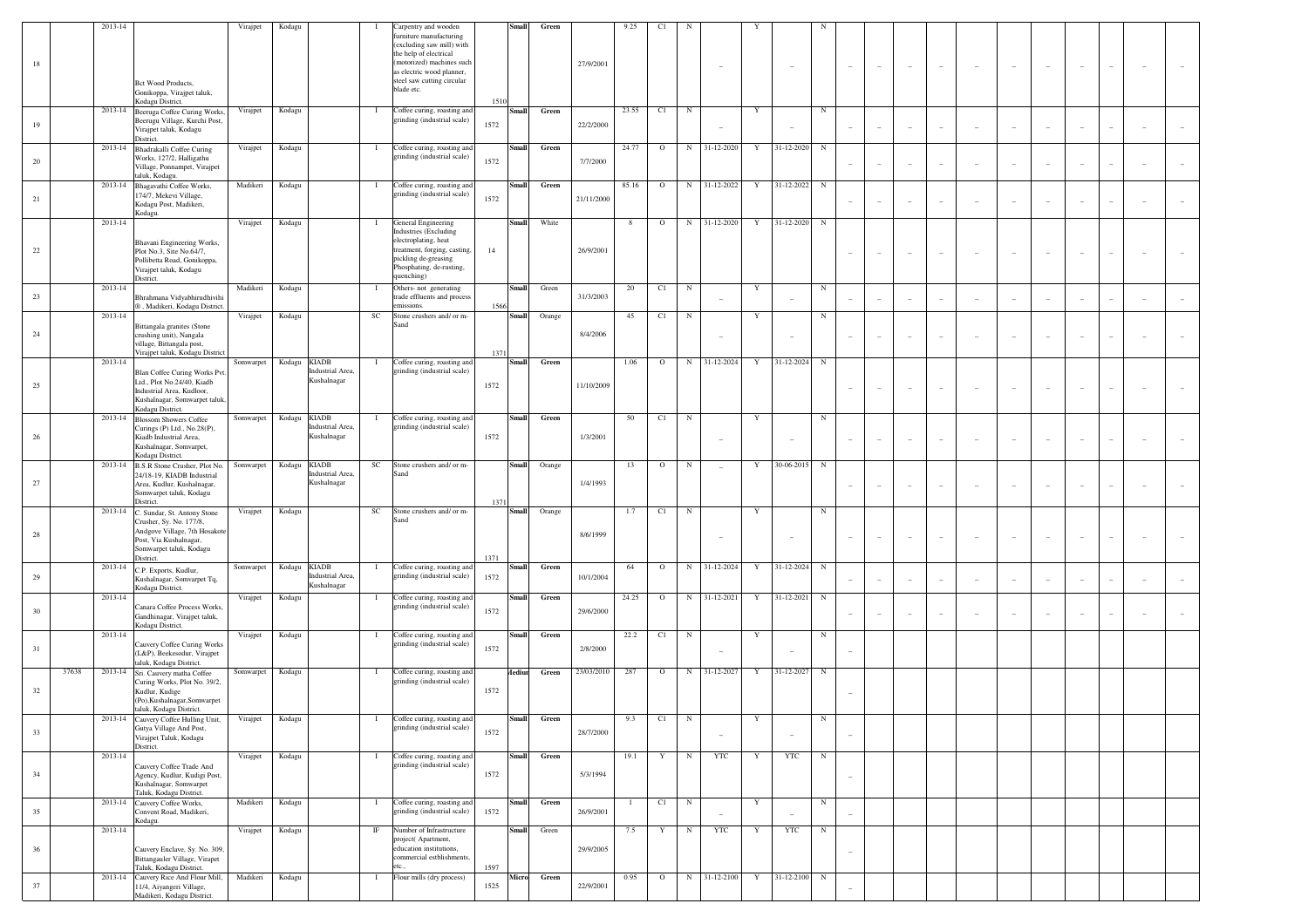| 18 | | 2013-14 | Bct Wood Products, Gonikoppa, Virajpet taluk, Kodagu District. | Virajpet | Kodagu | | I | Carpentry and wooden furniture manufacturing (excluding saw mill) with the help of electrical (motorized) machines such as electric wood planner, steel saw cutting circular blade etc. | 1510 | Small | Green | 27/9/2001 | 9.25 | C1 | N | – | Y | – | N | – | – | – | – | – | – | – | – | – | – | – |
|---|---|---|---|---|---|---|---|---|---|---|---|---|---|---|---|---|---|---|---|---|---|---|---|---|---|---|---|---|---|---|---|
| 19 | | 2013-14 | Beerugu Coffee Curing Works, Beerugu Village, Kurchi Post, Virajpet taluk, Kodagu District. | Virajpet | Kodagu | | I | Coffee curing, roasting and grinding (industrial scale) | 1572 | Small | Green | 22/2/2000 | 23.55 | C1 | N | – | Y | – | N | – | – | – | – | – | – | – | – | – | – | – |
| 20 | | 2013-14 | Bhadrakalli Coffee Curing Works, 127/2, Halligathu Village, Ponnampet, Virajpet taluk, Kodagu. | Virajpet | Kodagu | | I | Coffee curing, roasting and grinding (industrial scale) | 1572 | Small | Green | 7/7/2000 | 24.77 | O | N | 31-12-2020 | Y | 31-12-2020 | N | – | – | – | – | – | – | – | – | – | – | – |
| 21 | | 2013-14 | Bhagavathi Coffee Works, 174/7, Mekeri Village, Kodagu Post, Madikeri, Kodagu. | Madikeri | Kodagu | | I | Coffee curing, roasting and grinding (industrial scale) | 1572 | Small | Green | 21/11/2000 | 85.16 | O | N | 31-12-2022 | Y | 31-12-2022 | N | – | – | – | – | – | – | – | – | – | – | – |
| 22 | | 2013-14 | Bhavani Engineering Works, Plot No.3, Site No.64/7, Pollibetta Road, Gonikoppa, Virajpet taluk, Kodagu District. | Virajpet | Kodagu | | I | General Engineering Industries (Excluding electroplating, heat treatment, forging, casting, pickling de-greasing Phosphating, de-rusting, quenching) | 14 | Small | White | 26/9/2001 | 8 | O | N | 31-12-2020 | Y | 31-12-2020 | N | – | – | – | – | – | – | – | – | – | – | – |
| 23 | | 2013-14 | Bhrahmana Vidyabhirudhivihi ®, Madikeri, Kodagu District. | Madikeri | Kodagu | | I | Others- not generating trade effluents and process emissions. | 1566 | Small | Green | 31/3/2003 | 20 | C1 | N | – | Y | – | N | – | – | – | – | – | – | – | – | – | – | – |
| 24 | | 2013-14 | Bittangala granites (Stone crushing unit), Nangala village, Bittangala post, Virajpet taluk, Kodagu District | Virajpet | Kodagu | | SC | Stone crushers and/ or m-Sand | 1371 | Small | Orange | 8/4/2006 | 45 | C1 | N | – | Y | – | N | – | – | – | – | – | – | – | – | – | – | – |
| 25 | | 2013-14 | Blan Coffee Curing Works Pvt. Ltd., Plot No.24/40, Kiadb Industrial Area, Kudloor, Kushalnagar, Somwarpet taluk, Kodagu District. | Somwarpet | Kodagu | KIADB Industrial Area, Kushalnagar | I | Coffee curing, roasting and grinding (industrial scale) | 1572 | Small | Green | 11/10/2009 | 1.06 | O | N | 31-12-2024 | Y | 31-12-2024 | N | – | – | – | – | – | – | – | – | – | – | – |
| 26 | | 2013-14 | Blossom Showers Coffee Curings (P) Ltd., No.28(P), Kiadb Industrial Area, Kushalnagar, Somvarpet, Kodagu District. | Somwarpet | Kodagu | KIADB Industrial Area, Kushalnagar | I | Coffee curing, roasting and grinding (industrial scale) | 1572 | Small | Green | 1/3/2001 | 50 | C1 | N | – | Y | – | N | – | – | – | – | – | – | – | – | – | – | – |
| 27 | | 2013-14 | B.S.R Stone Crusher, Plot No. 24/18-19, KIADB Industrial Area, Kudlur, Kushalnagar, Somwarpet taluk, Kodagu District. | Somwarpet | Kodagu | KIADB Industrial Area, Kushalnagar | SC | Stone crushers and/ or m-Sand | 1371 | Small | Orange | 1/4/1993 | 13 | O | N | – | Y | 30-06-2015 | N | – | – | – | – | – | – | – | – | – | – | – |
| 28 | | 2013-14 | C. Sundar, St. Antony Stone Crusher, Sy. No. 177/8, Andgove Village, 7th Hosakote Post, Via Kushalnagar, Somwarpet taluk, Kodagu District. | Virajpet | Kodagu | | SC | Stone crushers and/ or m-Sand | 1371 | Small | Orange | 8/6/1999 | 1.7 | C1 | N | – | Y | – | N | – | – | – | – | – | – | – | – | – | – | – |
| 29 | | 2013-14 | C.P. Exports, Kudlur, Kushalnagar, Somvarpet Tq, Kodagu District. | Somwarpet | Kodagu | KIADB Industrial Area, Kushalnagar | I | Coffee curing, roasting and grinding (industrial scale) | 1572 | Small | Green | 10/1/2004 | 64 | O | N | 31-12-2024 | Y | 31-12-2024 | N | – | – | – | – | – | – | – | – | – | – | – |
| 30 | | 2013-14 | Canara Coffee Process Works, Gandhinagar, Virajpet taluk, Kodagu District. | Virajpet | Kodagu | | I | Coffee curing, roasting and grinding (industrial scale) | 1572 | Small | Green | 29/6/2000 | 24.25 | O | N | 31-12-2021 | Y | 31-12-2021 | N | – | – | – | – | – | – | – | – | – | – | – |
| 31 | | 2013-14 | Cauvery Coffee Curing Works (L&P), Beekesodur, Virajpet taluk, Kodagu District. | Virajpet | Kodagu | | I | Coffee curing, roasting and grinding (industrial scale) | 1572 | Small | Green | 2/8/2000 | 22.2 | C1 | N | – | Y | – | N | – | | | | | | | | | | |
| 32 | 37638 | 2013-14 | Sri. Cauvery matha Coffee Curing Works, Plot No. 39/2, Kudlur, Kudige (Po),Kushalnagar,Somwarpet taluk, Kodagu District. | Somwarpet | Kodagu | | I | Coffee curing, roasting and grinding (industrial scale) | 1572 | Medium | Green | 23/03/2010 | 287 | O | N | 31-12-2027 | Y | 31-12-2027 | N | – | | | | | | | | | | |
| 33 | | 2013-14 | Cauvery Coffee Hulling Unit, Gutya Village And Post, Virajpet Taluk, Kodagu District. | Virajpet | Kodagu | | I | Coffee curing, roasting and grinding (industrial scale) | 1572 | Small | Green | 28/7/2000 | 9.3 | C1 | N | – | Y | – | N | – | | | | | | | | | | |
| 34 | | 2013-14 | Cauvery Coffee Trade And Agency, Kudlur, Kudigi Post, Kushalnagar, Somwarpet Taluk, Kodagu District. | Virajpet | Kodagu | | I | Coffee curing, roasting and grinding (industrial scale) | 1572 | Small | Green | 5/3/1994 | 19.1 | Y | N | YTC | Y | YTC | N | – | | | | | | | | | | |
| 35 | | 2013-14 | Cauvery Coffee Works, Convent Road, Madikeri, Kodagu. | Madikeri | Kodagu | | I | Coffee curing, roasting and grinding (industrial scale) | 1572 | Small | Green | 26/9/2001 | 1 | C1 | N | – | Y | – | N | – | | | | | | | | | | |
| 36 | | 2013-14 | Cauvery Enclave, Sy. No. 309, Bittangauler Village, Virapet Taluk, Kodagu District. | Virajpet | Kodagu | | IF | Number of Infrastructure project( Apartment, education institutions, commercial estblishments, etc., | 1597 | Small | Green | 29/9/2005 | 7.5 | Y | N | YTC | Y | YTC | N | – | | | | | | | | | | |
| 37 | | 2013-14 | Cauvery Rice And Flour Mill, 11/4, Aiyangeri Village, Madikeri, Kodagu District. | Madikeri | Kodagu | | I | Flour mills (dry process) | 1525 | Micro | Green | 22/9/2001 | 0.95 | O | N | 31-12-2100 | Y | 31-12-2100 | N | – | | | | | | | | | | |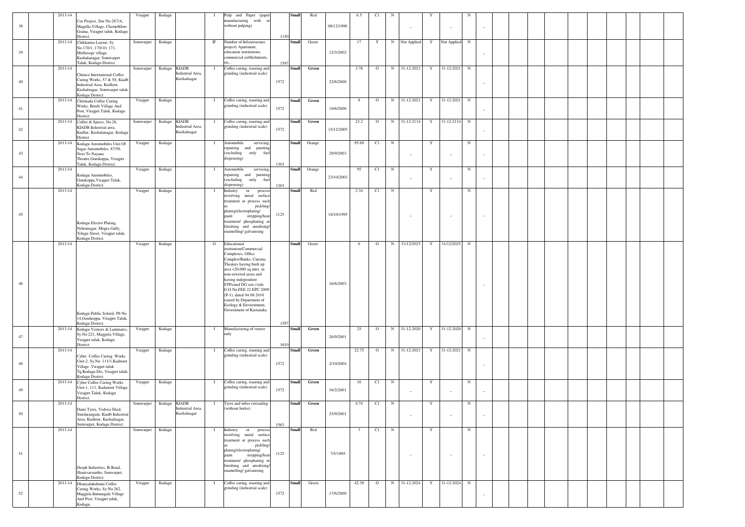| | | | | | | | | | | | | | | | | | | | | | | | | | | | | | | | | |
|---|---|---|---|---|---|---|---|---|---|---|---|---|---|---|---|---|---|---|---|---|---|---|---|---|---|---|---|---|---|---|---|---|
| 38 | | 2013-14 | Cee Project, Site No.287/A, Magulla Village, Chemebllore Grama, Virajpet taluk, Kodagu District. | Virajpet | Kodagu | | I | Pulp and Paper (paper manufacturing with or without pulping) | 1150 | Small | Red | | 08/12/1998 | 6.5 | C1 | N | _ | Y | _ | N | _ | | | | | | | | | | | |
| 39 | | 2013-14 | Chikkanna Layout, Sy No.170/1, 170/10, 171, Mullusoge village, Kushalanagar, Somwarpet Taluk, Kodagu District | Somwarpet | Kodagu | | IF | Number of Infrastructure project( Apartment, education institutions, commercial estblishments, etc.,. | 1597 | Small | Green | | 12/3/2002 | 17 | Y | N | Not Applied | Y | Not Applied | N | _ | | | | | | | | | | | |
| 40 | | 2013-14 | Chimco International Coffee Curing Works, 57 & 58, Kiadb Industrial Area, Kudloor, Kushalnagar, Somwarpet taluk, Kodagu District. | Somwarpet | Kodagu | KIADB Industrial Area, Kushalnagar | I | Coffee curing, roasting and grinding (industrial scale) | 1572 | Small | Green | | 22/6/2000 | 3.76 | O | N | 31-12-2021 | Y | 31-12-2021 | N | _ | | | | | | | | | | | |
| 41 | | 2013-14 | Chittnada Coffee Curing Works, Betoli Village And Post, Virajpet Taluk, Kodagu District. | Virajpet | Kodagu | | I | Coffee curing, roasting and grinding (industrial scale) | 1572 | Small | Green | | 19/6/2000 | 8 | O | N | 31-12-2021 | Y | 31-12-2021 | N | _ | | | | | | | | | | | |
| 42 | | 2013-14 | Coffee & Spices, No.28, KIADB Industrial area, Kudlur, Kushalanagar, Kodagu District | Somwarpet | Kodagu | KIADB Industrial Area, Kushalnagar | I | Coffee curing, roasting and grinding (industrial scale) | 1572 | Small | Green | | 15/12/2005 | 23.2 | O | N | 31-12-2114 | Y | 31-12-2114 | N | _ | | | | | | | | | | | |
| 43 | | 2013-14 | Kodagu Automobiles Unit Of Sagar Automobiles, 87/58, Next To Nayana Theatre,Gonikoppa, Virajpet Taluk, Kodagu District. | Virajpet | Kodagu | | I | Automobile servicing, repairing and painting (excluding only fuel dispensing) | 1303 | Small | Orange | | 29/9/2003 | 95.69 | C1 | N | _ | Y | _ | N | _ | | | | | | | | | | | |
| 44 | | 2013-14 | Kodagu Automobiles, Gonikoppa,Virajpet Taluk, Kodagu District. | Virajpet | Kodagu | | I | Automobile servicing, repairing and painting (excluding only fuel dispensing) | 1303 | Small | Orange | | 23/10/2003 | 95 | C1 | N | _ | Y | _ | N | _ | | | | | | | | | | | |
| 45 | | 2013-14 | Kodagu Electro Plating, Nehrunagar, Mogra Gally, Telugu Street, Virajpet taluk, Kodagu District. | Virajpet | Kodagu | | I | Industry or process involving metal surface treatment or process such as pickling/ plating/electroplating/ paint stripping/heat treatment/ phosphating or finishing and anodising/ enamelling/ galvanising | 1125 | Small | Red | | 18/10/1995 | 2.34 | C1 | N | _ | Y | _ | N | _ | | | | | | | | | | | |
| 46 | | 2013-14 | Kodagu Public School, Pb No 14,Gonikoppa, Virajpet Taluk, Kodagu District. | Virajpet | Kodagu | | O | Educational institution/Commercial Complexes, Office Complex/Banks, Cinema Theaters having built up area <20,000 sq.mtrs. in non-sewered areas and having independent STPs/and DG sets (vide G.O.No.FEE 22 EPC 2009 (P-1), dated 04.08.2010 issued by Department of Ecology & Environment, Government of Karnataka | 1597 | Small | Green | | 16/6/2003 | 6 | O | N | 31/12/2025 | Y | 31/12/2025 | N | _ | | | | | | | | | | | |
| 47 | | 2013-14 | Kodagu Veeners & Laminates, Sy.No.221, Maggula Village, Virajpet taluk, Kodagu District. | Virajpet | Kodagu | | I | Manufacturing of veneer only | 1610 | Small | Green | | 26/9/2001 | 25 | O | N | 31-12-2020 | Y | 31-12-2020 | N | _ | | | | | | | | | | | |
| 48 | | 2013-14 | Cyber Coffee Curing Works Unit-2, Sy.No. 111/1,Kadnoor Village ,Virajpet taluk Tq,Kodagu-Dis, Virajpet taluk, Kodagu District. | Virajpet | Kodagu | | I | Coffee curing, roasting and grinding (industrial scale) | 1572 | Small | Green | | 2/10/2004 | 22.75 | O | N | 31-12-2021 | Y | 31-12-2021 | N | _ | | | | | | | | | | | |
| 49 | | 2013-14 | Cyber Coffee Curing Works Unit-1, 111, Kadanoor Village, Virajpet Taluk, Kodagu District. | Virajpet | Kodagu | | I | Coffee curing, roasting and grinding (industrial scale) | 1572 | Small | Green | | 16/2/2001 | 16 | C1 | N | _ | Y | _ | N | _ | | | | | | | | | | | |
| 50 | | 2013-14 | Daini Tyres, Vishwa Shed, Sundarangam, Kiadb Industrial Area, Kudloor, Kushalnagar, Somwarpet, Kodagu District. | Somwarpet | Kodagu | KIADB Industrial Area, Kushalnagar | I | Tyres and tubes retreading (without boiler) | 1563 | Small | Green | | 25/9/2001 | 4.74 | C1 | N | _ | Y | _ | N | _ | | | | | | | | | | | |
| 51 | | 2013-14 | Deepk Industries, Ib Road, Shanivarsanthe, Somvarpet, Kodagu District. | Somwarpet | Kodagu | | I | Industry or process involving metal surface treatment or process such as pickling/ plating/electroplating/ paint stripping/heat treatment/ phosphating or finishing and anodising/ enamelling/ galvanising | 1125 | Small | Red | | 7/5/1995 | 3 | C1 | N | _ | Y | _ | N | _ | | | | | | | | | | | |
| 52 | | 2013-14 | Dhanyalakshmni Coffee Curing Works, Sy.No.262, Maggula Immangala Village And Post, Virajpet taluk, Kodagu. | Virajpet | Kodagu | | I | Coffee curing, roasting and grinding (industrial scale) | 1572 | Small | Green | | 17/6/2000 | 42.39 | O | N | 31-12-2024 | Y | 31-12-2024 | N | _ | | | | | | | | | | | |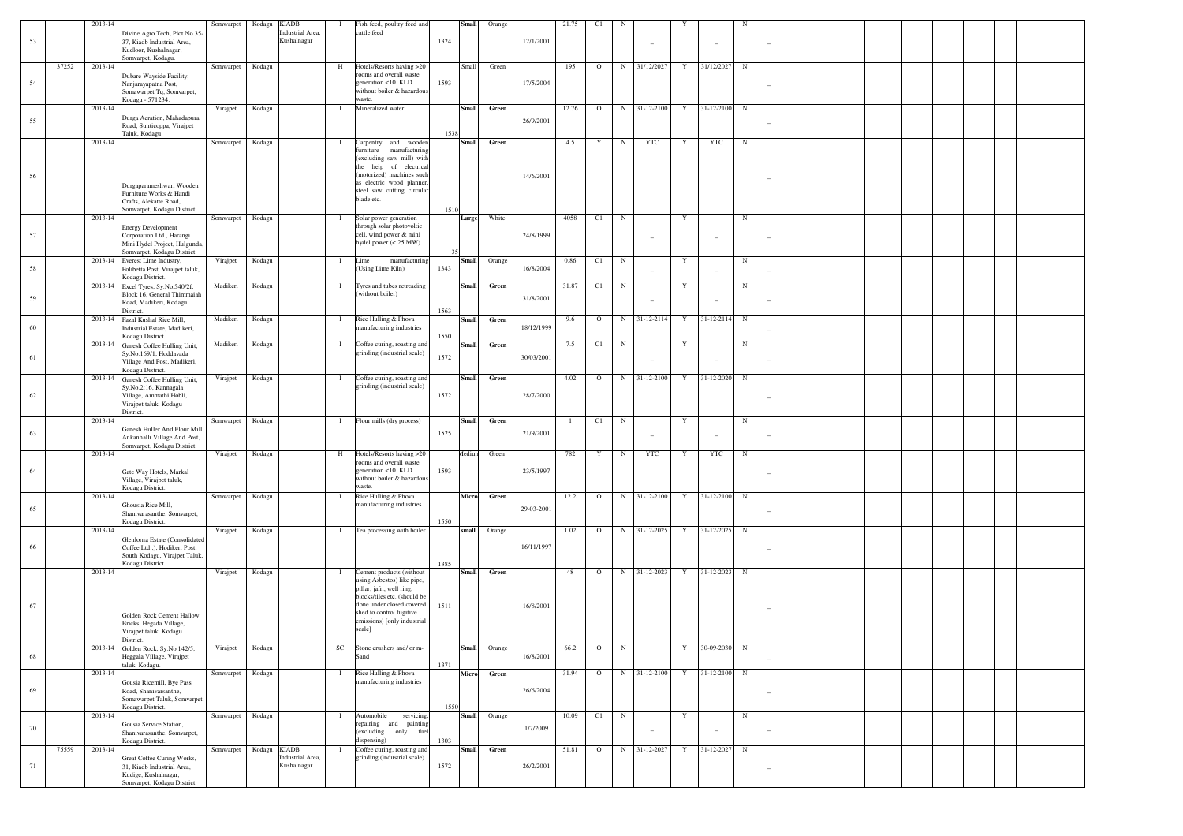| | | | | | | | | | | | | | | | | | | | | | | |
|---|---|---|---|---|---|---|---|---|---|---|---|---|---|---|---|---|---|---|---|---|---|---|
| 53 | | 2013-14 | Divine Agro Tech, Plot No.35-37, Kiadb Industrial Area, Kudloor, Kushalnagar, Somvarpet, Kodagu. | Somwarpet | Kodagu | KIADB Industrial Area, Kushalnagar | I | Fish feed, poultry feed and cattle feed | 1324 | Small | Orange | | 12/1/2001 | 21.75 | C1 | N | – | Y | – | N | – |
| 54 | 37252 | 2013-14 | Dubare Wayside Facility, Nanjarayapatna Post, Somawarpet Tq, Somvarpet, Kodagu - 571234. | Somwarpet | Kodagu | | H | Hotels/Resorts having >20 rooms and overall waste generation <10 KLD without boiler & hazardous waste. | 1593 | Small | Green | | 17/5/2004 | 195 | O | N | 31/12/2027 | Y | 31/12/2027 | N | – |
| 55 | | 2013-14 | Durga Aeration, Mahadapura Road, Sunticoppa, Virajpet Taluk, Kodagu. | Virajpet | Kodagu | | I | Mineralized water | 1538 | Small | Green | | 26/9/2001 | 12.76 | O | N | 31-12-2100 | Y | 31-12-2100 | N | – |
| 56 | | 2013-14 | Durgaparameshwari Wooden Furniture Works & Handi Crafts, Alekatte Road, Somwarpet, Kodagu District. | Somwarpet | Kodagu | | I | Carpentry and wooden furniture manufacturing (excluding saw mill) with the help of electrical (motorized) machines such as electric wood planner, steel saw cutting circular blade etc. | 1510 | Small | Green | | 14/6/2001 | 4.5 | Y | N | YTC | Y | YTC | N | – |
| 57 | | 2013-14 | Energy Development Corporation Ltd., Harangi Mini Hydel Project, Hulgunda, Somwarpet, Kodagu District. | Somwarpet | Kodagu | | I | Solar power generation through solar photovoltic cell, wind power & mini hydel power (< 25 MW) | 35 | Large | White | | 24/8/1999 | 4058 | C1 | N | – | Y | – | N | – |
| 58 | | 2013-14 | Everest Lime Industry, Polibetta Post, Virajpet taluk, Kodagu District. | Virajpet | Kodagu | | I | Lime manufacturing (Using Lime Kiln) | 1343 | Small | Orange | | 16/8/2004 | 0.86 | C1 | N | – | Y | – | N | – |
| 59 | | 2013-14 | Excel Tyres, Sy.No.540/2f, Block 16, General Thimmaiah Road, Madikeri, Kodagu District. | Madikeri | Kodagu | | I | Tyres and tubes retreading (without boiler) | 1563 | Small | Green | | 31/8/2001 | 31.87 | C1 | N | – | Y | – | N | – |
| 60 | | 2013-14 | Fazal Kushal Rice Mill, Industrial Estate, Madikeri, Kodagu District. | Madikeri | Kodagu | | I | Rice Hulling & Phova manufacturing industries | 1550 | Small | Green | | 18/12/1999 | 9.6 | O | N | 31-12-2114 | Y | 31-12-2114 | N | – |
| 61 | | 2013-14 | Ganesh Coffee Hulling Unit, Sy.No.169/1, Hoddavada Village And Post, Madikeri, Kodagu District. | Madikeri | Kodagu | | I | Coffee curing, roasting and grinding (industrial scale) | 1572 | Small | Green | | 30/03/2001 | 7.5 | C1 | N | – | Y | – | N | – |
| 62 | | 2013-14 | Ganesh Coffee Hulling Unit, Sy.No.2:16, Kannagala Village, Ammathi Hobli, Virajpet taluk, Kodagu District. | Virajpet | Kodagu | | I | Coffee curing, roasting and grinding (industrial scale) | 1572 | Small | Green | | 28/7/2000 | 4.02 | O | N | 31-12-2100 | Y | 31-12-2020 | N | – |
| 63 | | 2013-14 | Ganesh Huller And Flour Mill, Ankanhalli Village And Post, Somwarpet, Kodagu District. | Somwarpet | Kodagu | | I | Flour mills (dry process) | 1525 | Small | Green | | 21/9/2001 | 1 | C1 | N | – | Y | – | N | – |
| 64 | | 2013-14 | Gate Way Hotels, Markal Village, Virajpet taluk, Kodagu District. | Virajpet | Kodagu | | H | Hotels/Resorts having >20 rooms and overall waste generation <10 KLD without boiler & hazardous waste. | 1593 | Medium | Green | | 23/5/1997 | 782 | Y | N | YTC | Y | YTC | N | – |
| 65 | | 2013-14 | Ghousia Rice Mill, Shanivarasanthe, Somvarpet, Kodagu District. | Somwarpet | Kodagu | | I | Rice Hulling & Phova manufacturing industries | 1550 | Micro | Green | | 29-03-2001 | 12.2 | O | N | 31-12-2100 | Y | 31-12-2100 | N | – |
| 66 | | 2013-14 | Glenlorna Estate (Consolidated Coffee Ltd.,), Hodikeri Post, South Kodagu, Virajpet Taluk, Kodagu District. | Virajpet | Kodagu | | I | Tea processing with boiler | 1385 | small | Orange | | 16/11/1997 | 1.02 | O | N | 31-12-2025 | Y | 31-12-2025 | N | – |
| 67 | | 2013-14 | Golden Rock Cement Hallow Bricks, Hegada Village, Virajpet taluk, Kodagu District. | Virajpet | Kodagu | | I | Cement products (without using Asbestos) like pipe, pillar, jafri, well ring, blocks/tiles etc. (should be done under closed covered shed to control fugitive emissions) [only industrial scale] | 1511 | Small | Green | | 16/8/2001 | 48 | O | N | 31-12-2023 | Y | 31-12-2023 | N | – |
| 68 | | 2013-14 | Golden Rock, Sy.No.142/5, Heggala Village, Virajpet taluk, Kodagu. | Virajpet | Kodagu | | SC | Stone crushers and/ or m-Sand | 1371 | Small | Orange | | 16/8/2001 | 66.2 | O | N | | Y | 30-09-2030 | N | – |
| 69 | | 2013-14 | Gousia Ricemill, Bye Pass Road, Shanivarsanthe, Somawarpet Taluk, Somvarpet, Kodagu District. | Somwarpet | Kodagu | | I | Rice Hulling & Phova manufacturing industries | 1550 | Micro | Green | | 26/6/2004 | 31.94 | O | N | 31-12-2100 | Y | 31-12-2100 | N | – |
| 70 | | 2013-14 | Gousia Service Station, Shanivarasanthe, Somvarpet, Kodagu District. | Somwarpet | Kodagu | | I | Automobile servicing, repairing and painting (excluding only fuel dispensing) | 1303 | Small | Orange | | 1/7/2009 | 10.09 | C1 | N | – | Y | – | N | – |
| 71 | 75559 | 2013-14 | Great Coffee Curing Works, 31, Kiadb Industrial Area, Kudige, Kushalnagar, Somwarpet, Kodagu District. | Somwarpet | Kodagu | KIADB Industrial Area, Kushalnagar | I | Coffee curing, roasting and grinding (industrial scale) | 1572 | Small | Green | | 26/2/2001 | 51.81 | O | N | 31-12-2027 | Y | 31-12-2027 | N | – |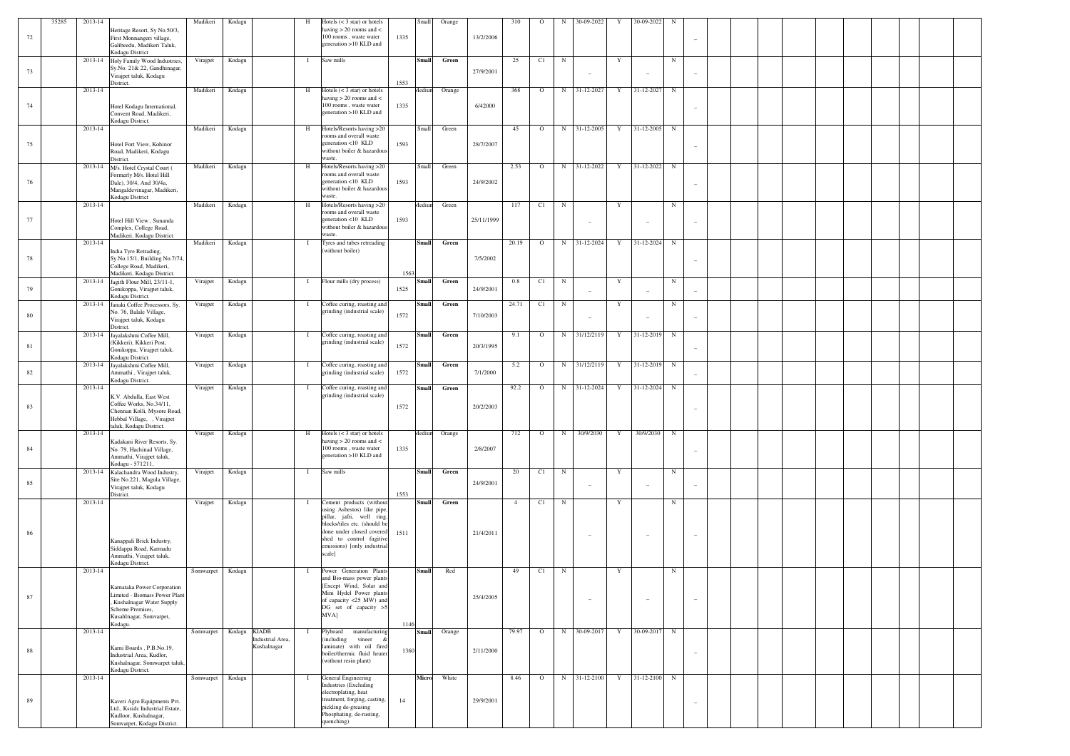| | 35285 | 2013-14 | Heritage Resort, Sy No.50/3, First Monnangeri village, Galibeedu, Madikeri Taluk, Kodagu District | Madikeri | Kodagu | | H | Hotels (< 3 star) or hotels having > 20 rooms and < 100 rooms , waste water generation >10 KLD and | 1335 | Small | Orange | 13/2/2006 | 310 | O | N | 30-09-2022 | Y | 30-09-2022 | N | _ | | | | | | | | | | | | |
|---|---|---|---|---|---|---|---|---|---|---|---|---|---|---|---|---|---|---|---|---|---|---|---|---|---|---|---|---|---|---|---|---|
| 72 | | | | | | | | | | | | | | | | | | | | | | | | | | | | | | | | |
| 73 | | 2013-14 | Holy Family Wood Industries, Sy.No. 21& 22, Gandhinagar, Virajpet taluk, Kodagu District. | Virajpet | Kodagu | | I | Saw mills | 1553 | Small | Green | 27/9/2001 | 25 | C1 | N | _ | Y | _ | N | _ | | | | | | | | | | | | |
| 74 | | 2013-14 | Hotel Kodagu International, Convent Road, Madikeri, Kodagu District. | Madikeri | Kodagu | | H | Hotels (< 3 star) or hotels having > 20 rooms and < 100 rooms , waste water generation >10 KLD and | 1335 | Medium | Orange | 6/42000 | 368 | O | N | 31-12-2027 | Y | 31-12-2027 | N | _ | | | | | | | | | | | | |
| 75 | | 2013-14 | Hotel Fort View, Kohinor Road, Madikeri, Kodagu District. | Madikeri | Kodagu | | H | Hotels/Resorts having >20 rooms and overall waste generation <10 KLD without boiler & hazardous waste. | 1593 | Small | Green | 28/7/2007 | 45 | O | N | 31-12-2005 | Y | 31-12-2005 | N | _ | | | | | | | | | | | | |
| 76 | | 2013-14 | M/s. Hotel Crystal Court ( Formerly M/s. Hotel Hill Dale), 30/4, And 30/4a, Mangaldevinagar, Madikeri, Kodagu District | Madikeri | Kodagu | | H | Hotels/Resorts having >20 rooms and overall waste generation <10 KLD without boiler & hazardous waste. | 1593 | Small | Green | 24/9/2002 | 2.53 | O | N | 31-12-2022 | Y | 31-12-2022 | N | _ | | | | | | | | | | | | |
| 77 | | 2013-14 | Hotel Hill View , Sunanda Complex, College Road, Madikeri, Kodagu District. | Madikeri | Kodagu | | H | Hotels/Resorts having >20 rooms and overall waste generation <10 KLD without boiler & hazardous waste. | 1593 | Medium | Green | 25/11/1999 | 117 | C1 | N | _ | Y | _ | N | _ | | | | | | | | | | | | |
| 78 | | 2013-14 | India Tyre Retrading, Sy.No.15/1, Building No.7/74, College Road, Madikeri, Madikeri, Kodagu District. | Madikeri | Kodagu | | I | Tyres and tubes retreading (without boiler) | 1563 | Small | Green | 7/5/2002 | 20.19 | O | N | 31-12-2024 | Y | 31-12-2024 | N | _ | | | | | | | | | | | | |
| 79 | | 2013-14 | Jagith Flour Mill, 23/11-1, Gonikoppa, Virajpet taluk, Kodagu District. | Virajpet | Kodagu | | I | Flour mills (dry process) | 1525 | Small | Green | 24/9/2001 | 0.8 | C1 | N | _ | Y | _ | N | _ | | | | | | | | | | | | |
| 80 | | 2013-14 | Janaki Coffee Processors, Sy. No. 76, Balale Village, Virajpet taluk, Kodagu District. | Virajpet | Kodagu | | I | Coffee curing, roasting and grinding (industrial scale) | 1572 | Small | Green | 7/10/2003 | 24.71 | C1 | N | _ | Y | _ | N | _ | | | | | | | | | | | | |
| 81 | | 2013-14 | Jayalakshmi Coffee Mill, (Kikkeri), Kikkeri Post, Gonikoppa, Virajpet taluk, Kodagu District. | Virajpet | Kodagu | | I | Coffee curing, roasting and grinding (industrial scale) | 1572 | Small | Green | 20/3/1995 | 9.1 | O | N | 31/12/2119 | Y | 31-12-2019 | N | _ | | | | | | | | | | | | |
| 82 | | 2013-14 | Jayalakshmi Coffee Mill, Ammathi , Virajpet taluk, Kodagu District. | Virajpet | Kodagu | | I | Coffee curing, roasting and grinding (industrial scale) | 1572 | Small | Green | 7/1/2000 | 5.2 | O | N | 31/12/2119 | Y | 31-12-2019 | N | _ | | | | | | | | | | | | |
| 83 | | 2013-14 | K.V. Abdulla, East West Coffee Works, No.34/11, Chennan Kolli, Mysore Road, Hebbal Village, , Virajpet taluk, Kodagu District. | Virajpet | Kodagu | | I | Coffee curing, roasting and grinding (industrial scale) | 1572 | Small | Green | 20/2/2003 | 92.2 | O | N | 31-12-2024 | Y | 31-12-2024 | N | _ | | | | | | | | | | | | |
| 84 | | 2013-14 | Kadakani River Resorts, Sy. No. 79, Hachinad Village, Ammathi, Virajpet taluk, Kodagu - 571211, | Virajpet | Kodagu | | H | Hotels (< 3 star) or hotels having > 20 rooms and < 100 rooms , waste water generation >10 KLD and | 1335 | Medium | Orange | 2/8/2007 | 712 | O | N | 30/9/2030 | Y | 30/9/2030 | N | _ | | | | | | | | | | | | |
| 85 | | 2013-14 | Kalachandra Wood Industry, Site No.221, Magula Village, Virajpet taluk, Kodagu District. | Virajpet | Kodagu | | I | Saw mills | 1553 | Small | Green | 24/9/2001 | 20 | C1 | N | _ | Y | _ | N | _ | | | | | | | | | | | | |
| 86 | | 2013-14 | Kanappali Brick Industry, Siddappa Road, Karmadu Ammathi, Virajpet taluk, Kodagu District. | Virajpet | Kodagu | | I | Cement products (without using Asbestos) like pipe, pillar, jafri, well ring, blocks/tiles etc. (should be done under closed covered shed to control fugitive emissions) [only industrial scale] | 1511 | Small | Green | 21/4/2011 | 4 | C1 | N | _ | Y | _ | N | _ | | | | | | | | | | | | |
| 87 | | 2013-14 | Karnataka Power Corporation Limited - Biomass Power Plant , Kushalnagar Water Supply Scheme Premises, Kusahlnagar, Somvarpet, Kodagu. | Somwarpet | Kodagu | | I | Power Generation Plants and Bio-mass power plants [Except Wind, Solar and Mini Hydel Power plants of capacity <25 MW) and DG set of capacity >5 MVA] | 1146 | Small | Red | 25/4/2005 | 49 | C1 | N | _ | Y | _ | N | _ | | | | | | | | | | | | |
| 88 | | 2013-14 | Karni Boards , P.B.No.19, Industrial Area, Kudlor, Kushalnagar, Somwarpet taluk, Kodagu District. | Somwarpet | Kodagu | KIADB Industrial Area, Kushalnagar | I | Plyboard manufacturing (including vineer & laminate) with oil fired boiler/thermic fluid heater (without resin plant) | 1360 | Small | Orange | 2/11/2000 | 79.97 | O | N | 30-09-2017 | Y | 30-09-2017 | N | _ | | | | | | | | | | | | |
| 89 | | 2013-14 | Kaveri Agro Equipments Pvt. Ltd., Kssidc Industrial Estate, Kudloor, Kushalnagar, Somwarpet, Kodagu District. | Somwarpet | Kodagu | | I | General Engineering Industries (Excluding electroplating, heat treatment, forging, casting, pickling de-greasing Phosphating, de-rusting, quenching) | 14 | Micro | White | 29/9/2001 | 8.46 | O | N | 31-12-2100 | Y | 31-12-2100 | N | _ | | | | | | | | | | | | |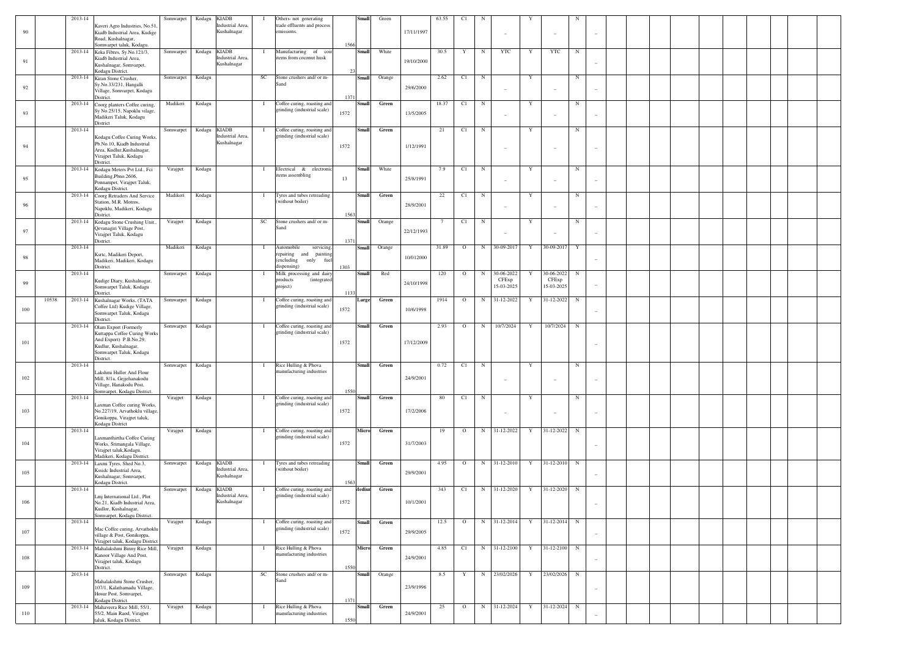| 90 | | 2013-14 | Kaveri Agro Industries, No.51, Kiadb Industrial Area, Kudige Road, Kushalnagar, Somwarpet taluk, Kodagu. | Somwarpet | Kodagu | KIADB Industrial Area, Kushalnagar | I | Others- not generating trade effluents and process emissions. | 1566 | Small | Green | 17/11/1997 | 63.55 | C1 | N | – | Y | – | N | – | | | | | | | | | | |
|---|---|---|---|---|---|---|---|---|---|---|---|---|---|---|---|---|---|---|---|---|---|---|---|---|---|---|---|---|---|---|
| 91 | | 2013-14 | Keka Fibres, Sy.No.121/3, Kiadb Industrial Area, Kushalnagar, Somvarpet, Kodagu District. | Somwarpet | Kodagu | KIADB Industrial Area, Kushalnagar | I | Manufacturing of coir items from coconut husk | 23 | Small | White | 19/10/2000 | 30.5 | Y | N | YTC | Y | YTC | N | – | | | | | | | | | | |
| 92 | | 2013-14 | Kiran Stone Crusher, Sy.No.33/231, Hangalli Village, Somvarpet, Kodagu District. | Somwarpet | Kodagu | | SC | Stone crushers and/ or m-Sand | 1371 | Small | Orange | 29/6/2000 | 2.62 | C1 | N | – | Y | – | N | – | | | | | | | | | | |
| 93 | | 2013-14 | Coorg planters Coffee curing, Sy.No.25/15, Napoklu vilage, Madikeri Taluk, Kodagu District | Madikeri | Kodagu | | I | Coffee curing, roasting and grinding (industrial scale) | 1572 | Small | Green | 13/5/2005 | 18.37 | C1 | N | – | Y | – | N | – | | | | | | | | | | |
| 94 | | 2013-14 | Kodagu Coffee Curing Works, Pb.No.10, Kiadb Industrial Area, Kudlur,Kushalnagar, Virajpet Taluk, Kodagu District. | Somwarpet | Kodagu | KIADB Industrial Area, Kushalnagar | I | Coffee curing, roasting and grinding (industrial scale) | 1572 | Small | Green | 1/12/1991 | 21 | C1 | N | – | Y | – | N | – | | | | | | | | | | |
| 95 | | 2013-14 | Kodagu Meters Pvt Ltd., Fci Building,Pbno.2606, Ponnampet, Virajpet Taluk, Kodagu District. | Virajpet | Kodagu | | I | Electrical & electronic items assembling | 13 | Small | White | 25/8/1991 | 7.9 | C1 | N | – | Y | – | N | – | | | | | | | | | | |
| 96 | | 2013-14 | Coorg Retraders And Service Station, M.R. Motros, Napoklu, Madikeri, Kodagu District. | Madikeri | Kodagu | | I | Tyres and tubes retreading (without boiler) | 1563 | Small | Green | 28/9/2001 | 22 | C1 | N | – | Y | – | N | – | | | | | | | | | | |
| 97 | | 2013-14 | Kodagu Stone Crushing Unit., Devanagiri Village Post, Virajpet Taluk, Kodagu District. | Virajpet | Kodagu | | SC | Stone crushers and/ or m-Sand | 1371 | Small | Orange | 22/12/1993 | 7 | C1 | N | – | Y | – | N | – | | | | | | | | | | |
| 98 | | 2013-14 | Ksrtc, Madikeri Deport, Madikeri, Madikeri, Kodagu District. | Madikeri | Kodagu | | I | Automobile servicing, repairing and painting (excluding only fuel dispensing) | 1303 | Small | Orange | 10/012000 | 31.89 | O | N | 30-09-2017 | Y | 30-09-2017 | Y | – | | | | | | | | | | |
| 99 | | 2013-14 | Kudige Diary, Kushalnagar, Somwarpet Taluk, Kodagu District. | Somwarpet | Kodagu | | I | Milk processing and dairy products (integrated project) | 1133 | Small | Red | 24/10/1998 | 120 | O | N | 30-06-2022 CFExp 15-03-2025 | Y | 30-06-2022 CFExp 15-03-2025 | N | – | | | | | | | | | | |
| 100 | 10538 | 2013-14 | Kushalnagar Works, (TATA Coffee Ltd) Kudige Village, Somwarpet Taluk, Kodagu District. | Somwarpet | Kodagu | | I | Coffee curing, roasting and grinding (industrial scale) | 1572 | Large | Green | 10/6/1998 | 1914 | O | N | 31-12-2022 | Y | 31-12-2022 | N | – | | | | | | | | | | |
| 101 | | 2013-14 | Olam Export (Formerly Kuttappa Coffee Curing Works And Export) P.B.No.29, Kudlur, Kushalnagar, Somwarpet Taluk, Kodagu District. | Somwarpet | Kodagu | | I | Coffee curing, roasting and grinding (industrial scale) | 1572 | Small | Green | 17/12/2009 | 2.93 | O | N | 10/7/2024 | Y | 10/7/2024 | N | – | | | | | | | | | | |
| 102 | | 2013-14 | Lakshmi Huller And Flour Mill, 8/1a, Gejjehanakodu Village, Hanakodu Post, Somvarpet, Kodagu District. | Somwarpet | Kodagu | | I | Rice Hulling & Phova manufacturing industries | 1550 | Small | Green | 24/9/2001 | 0.72 | C1 | N | – | Y | – | N | – | | | | | | | | | | |
| 103 | | 2013-14 | Laxman Coffee curing Works, No.227/19, Arvathoklu village, Gonikoppa, Virajpet taluk, Kodagu District | Virajpet | Kodagu | | I | Coffee curing, roasting and grinding (industrial scale) | 1572 | Small | Green | 17/2/2006 | 80 | C1 | N | – | Y | – | N | – | | | | | | | | | | |
| 104 | | 2013-14 | Laxmanthirtha Coffee Curing Works, Srimangala Village, Virajpet taluk,Kodagu, Madikeri, Kodagu District. | Virajpet | Kodagu | | I | Coffee curing, roasting and grinding (industrial scale) | 1572 | Micro | Green | 31/7/2003 | 19 | O | N | 31-12-2022 | Y | 31-12-2022 | N | – | | | | | | | | | | |
| 105 | | 2013-14 | Laxmi Tyres, Shed No.3, Kssidc Industrial Area, Kushalnagar, Somvarpet, Kodagu District. | Somwarpet | Kodagu | KIADB Industrial Area, Kushalnagar | I | Tyres and tubes retreading (without boiler) | 1563 | Small | Green | 29/9/2001 | 4.95 | O | N | 31-12-2010 | Y | 31-12-2010 | N | – | | | | | | | | | | |
| 106 | | 2013-14 | Lmj International Ltd., Plot No.21, Kiadb Industrial Area, Kudlor, Kushalnagar, Somvarpet, Kodagu District. | Somwarpet | Kodagu | KIADB Industrial Area, Kushalnagar | I | Coffee curing, roasting and grinding (industrial scale) | 1572 | Mediur | Green | 10/1/2001 | 343 | C1 | N | 31-12-2020 | Y | 31-12-2020 | N | – | | | | | | | | | | |
| 107 | | 2013-14 | Mac Coffee curing, Arvathoklu village & Post, Gonikoppa, Virajpet taluk, Kodagu District | Virajpet | Kodagu | | I | Coffee curing, roasting and grinding (industrial scale) | 1572 | Small | Green | 29/9/2005 | 12.5 | O | N | 31-12-2014 | Y | 31-12-2014 | N | – | | | | | | | | | | |
| 108 | | 2013-14 | Mahalakshmi Binny Rice Mill, Kanoor Village And Post, Virajpet taluk, Kodagu District. | Virajpet | Kodagu | | I | Rice Hulling & Phova manufacturing industries | 1550 | Micro | Green | 24/9/2001 | 4.85 | C1 | N | 31-12-2100 | Y | 31-12-2100 | N | – | | | | | | | | | | |
| 109 | | 2013-14 | Mahalakshmi Stone Crusher, 107/1, Kalathamadu Village, Hosur Post, Somvarpet, Kodagu District. | Somwarpet | Kodagu | | SC | Stone crushers and/ or m-Sand | 1371 | Small | Orange | 23/9/1996 | 8.5 | Y | N | 23/02/2026 | Y | 23/02/2026 | N | – | | | | | | | | | | |
| 110 | | 2013-14 | Mahaveera Rice Mill, 55/1, 55/2, Main Raod, Virajpet taluk, Kodagu District. | Virajpet | Kodagu | | I | Rice Hulling & Phova manufacturing industries | 1550 | Small | Green | 24/9/2001 | 25 | O | N | 31-12-2024 | Y | 31-12-2024 | N | – | | | | | | | | | | |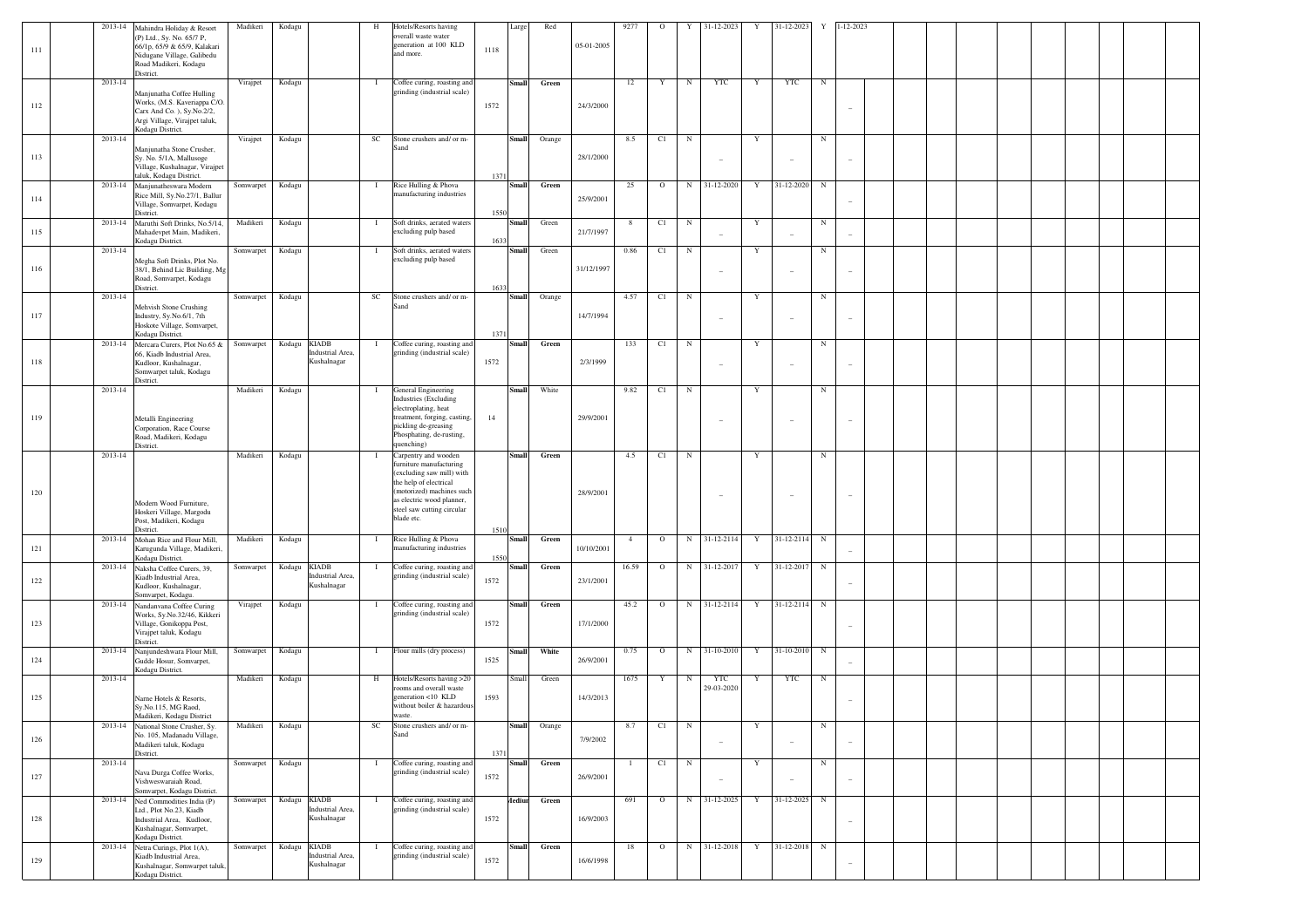| 111 | | 2013-14 | Mahindra Holiday & Resort (P) Ltd., Sy. No. 65/7 P, 66/1p, 65/9 & 65/9, Kalakari Nidugane Village, Galibedu Road Madikeri, Kodagu District. | Madikeri | Kodagu | | H | Hotels/Resorts having overall waste water generation at 100 KLD and more. | 1118 | Large | Red | 05-01-2005 | 9277 | O | Y | 31-12-2023 | Y | 31-12-2023 | Y | 1-12-2023 | | | | | | | | | |
|---|---|---|---|---|---|---|---|---|---|---|---|---|---|---|---|---|---|---|---|---|---|---|---|---|---|---|---|---|---|---|
| 112 | | 2013-14 | Manjunatha Coffee Hulling Works, (M.S. Kaveriappa C/O. Carx And Co. ), Sy.No.2/2, Argi Village, Virajpet taluk, Kodagu District. | Virajpet | Kodagu | | I | Coffee curing, roasting and grinding (industrial scale) | 1572 | Small | Green | 24/3/2000 | 12 | Y | N | YTC | Y | YTC | N | – | | | | | | | | | |
| 113 | | 2013-14 | Manjunatha Stone Crusher, Sy. No. 5/1A, Mallusoge Village, Kushalnagar, Virajpet taluk, Kodagu District. | Virajpet | Kodagu | | SC | Stone crushers and/ or m-Sand | 1371 | Small | Orange | 28/1/2000 | 8.5 | C1 | N | – | Y | – | N | – | | | | | | | | | |
| 114 | | 2013-14 | Manjunatheswara Modern Rice Mill, Sy.No.27/1, Ballur Village, Somvarpet, Kodagu District. | Somwarpet | Kodagu | | I | Rice Hulling & Phova manufacturing industries | 1550 | Small | Green | 25/9/2001 | 25 | O | N | 31-12-2020 | Y | 31-12-2020 | N | – | | | | | | | | | |
| 115 | | 2013-14 | Maruthi Soft Drinks, No.5/14, Mahadevpet Main, Madikeri, Kodagu District. | Madikeri | Kodagu | | I | Soft drinks, aerated waters excluding pulp based | 1633 | Small | Green | 21/7/1997 | 8 | C1 | N | – | Y | – | N | – | | | | | | | | | |
| 116 | | 2013-14 | Megha Soft Drinks, Plot No. 38/1, Behind Lic Building, Mg Road, Somvarpet, Kodagu District. | Somwarpet | Kodagu | | I | Soft drinks, aerated waters excluding pulp based | 1633 | Small | Green | 31/12/1997 | 0.86 | C1 | N | – | Y | – | N | – | | | | | | | | | |
| 117 | | 2013-14 | Mehvish Stone Crushing Industry, Sy.No.6/1, 7th Hoskote Village, Somvarpet, Kodagu District. | Somwarpet | Kodagu | | SC | Stone crushers and/ or m-Sand | 1371 | Small | Orange | 14/7/1994 | 4.57 | C1 | N | – | Y | – | N | – | | | | | | | | | |
| 118 | | 2013-14 | Mercara Curers, Plot No.65 & 66, Kiadb Industrial Area, Kudloor, Kushalnagar, Somwarpet taluk, Kodagu District. | Somwarpet | Kodagu | KIADB Industrial Area, Kushalnagar | I | Coffee curing, roasting and grinding (industrial scale) | 1572 | Small | Green | 2/3/1999 | 133 | C1 | N | – | Y | – | N | – | | | | | | | | | |
| 119 | | 2013-14 | Metalli Engineering Corporation, Race Course Road, Madikeri, Kodagu District. | Madikeri | Kodagu | | I | General Engineering Industries (Excluding electroplating, heat treatment, forging, casting, pickling de-greasing Phosphating, de-rusting, quenching) | 14 | Small | White | 29/9/2001 | 9.82 | C1 | N | – | Y | – | N | – | | | | | | | | | |
| 120 | | 2013-14 | Modern Wood Furniture, Hoskeri Village, Margodu Post, Madikeri, Kodagu District. | Madikeri | Kodagu | | I | Carpentry and wooden furniture manufacturing (excluding saw mill) with the help of electrical (motorized) machines such as electric wood planner, steel saw cutting circular blade etc. | 1510 | Small | Green | 28/9/2001 | 4.5 | C1 | N | – | Y | – | N | – | | | | | | | | | |
| 121 | | 2013-14 | Mohan Rice and Flour Mill, Karugunda Village, Madikeri, Kodagu District. | Madikeri | Kodagu | | I | Rice Hulling & Phova manufacturing industries | 1550 | Small | Green | 10/10/2001 | 4 | O | N | 31-12-2114 | Y | 31-12-2114 | N | – | | | | | | | | | |
| 122 | | 2013-14 | Naksha Coffee Curers, 39, Kiadb Industrial Area, Kudloor, Kushalnagar, Somvarpet, Kodagu. | Somwarpet | Kodagu | KIADB Industrial Area, Kushalnagar | I | Coffee curing, roasting and grinding (industrial scale) | 1572 | Small | Green | 23/1/2001 | 16.59 | O | N | 31-12-2017 | Y | 31-12-2017 | N | – | | | | | | | | | |
| 123 | | 2013-14 | Nandanvana Coffee Curing Works, Sy.No.32/46, Kikkeri Village, Gonikoppa Post, Virajpet taluk, Kodagu District. | Virajpet | Kodagu | | I | Coffee curing, roasting and grinding (industrial scale) | 1572 | Small | Green | 17/1/2000 | 45.2 | O | N | 31-12-2114 | Y | 31-12-2114 | N | – | | | | | | | | | |
| 124 | | 2013-14 | Nanjundeshwara Flour Mill, Gudde Hosur, Somvarpet, Kodagu District. | Somwarpet | Kodagu | | I | Flour mills (dry process) | 1525 | Small | White | 26/9/2001 | 0.75 | O | N | 31-10-2010 | Y | 31-10-2010 | N | – | | | | | | | | | |
| 125 | | 2013-14 | Narne Hotels & Resorts, Sy.No.115, MG Raod, Madikeri, Kodagu District | Madikeri | Kodagu | | H | Hotels/Resorts having >20 rooms and overall waste generation <10 KLD without boiler & hazardous waste. | 1593 | Small | Green | 14/3/2013 | 1675 | Y | N | YTC 29-03-2020 | Y | YTC | N | – | | | | | | | | | |
| 126 | | 2013-14 | National Stone Crusher, Sy. No. 105, Madanadu Village, Madikeri taluk, Kodagu District. | Madikeri | Kodagu | | SC | Stone crushers and/ or m-Sand | 1371 | Small | Orange | 7/9/2002 | 8.7 | C1 | N | – | Y | – | N | – | | | | | | | | | |
| 127 | | 2013-14 | Nava Durga Coffee Works, Vishweswaraiah Road, Somvarpet, Kodagu District. | Somwarpet | Kodagu | | I | Coffee curing, roasting and grinding (industrial scale) | 1572 | Small | Green | 26/9/2001 | 1 | C1 | N | – | Y | – | N | – | | | | | | | | | |
| 128 | | 2013-14 | Ned Commodities India (P) Ltd., Plot No.23, Kiadb Industrial Area, Kudloor, Kushalnagar, Somvarpet, Kodagu District. | Somwarpet | Kodagu | KIADB Industrial Area, Kushalnagar | I | Coffee curing, roasting and grinding (industrial scale) | 1572 | Medium | Green | 16/9/2003 | 691 | O | N | 31-12-2025 | Y | 31-12-2025 | N | – | | | | | | | | | |
| 129 | | 2013-14 | Netra Curings, Plot 1(A), Kiadb Industrial Area, Kushalnagar, Somwarpet taluk, Kodagu District. | Somwarpet | Kodagu | KIADB Industrial Area, Kushalnagar | I | Coffee curing, roasting and grinding (industrial scale) | 1572 | Small | Green | 16/6/1998 | 18 | O | N | 31-12-2018 | Y | 31-12-2018 | N | – | | | | | | | | | |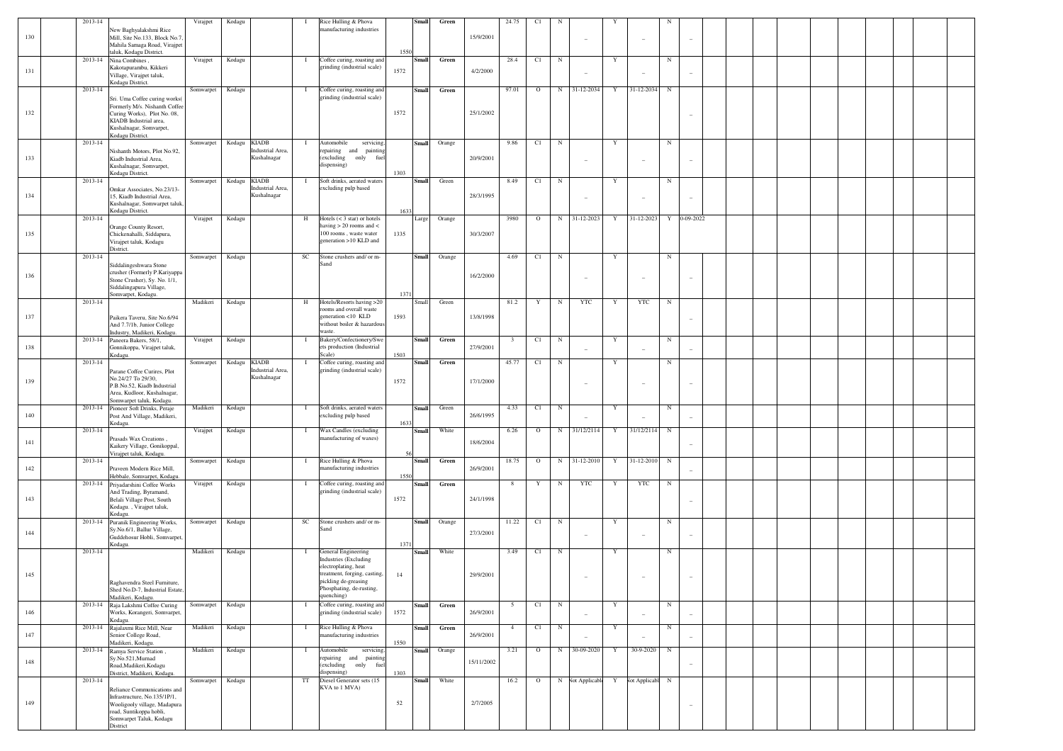| 130 | | 2013-14 | New Baghyalakshmi Rice Mill, Site No.133, Block No.7, Mahila Samaga Road, Virajpet taluk, Kodagu District. | Virajpet | Kodagu | | I | Rice Hulling & Phova manufacturing industries | 1550 | Small | Green | 15/9/2001 | 24.75 | C1 | N | _ | Y | _ | N | _ | | | | | | | | | | |
|---|---|---|---|---|---|---|---|---|---|---|---|---|---|---|---|---|---|---|---|---|---|---|---|---|---|---|---|---|---|---|
| 131 | | 2013-14 | Nina Combines , Kakotapurambu, Kikkeri Village, Virajpet taluk, Kodagu District. | Virajpet | Kodagu | | I | Coffee curing, roasting and grinding (industrial scale) | 1572 | Small | Green | 4/2/2000 | 28.4 | C1 | N | _ | Y | _ | N | _ | | | | | | | | | | |
| 132 | | 2013-14 | Sri. Uma Coffee curing works( Formerly M/s. Nishanth Coffee Curing Works), Plot No. 08, KIADB Industrial area, Kushalnagar, Somvarpet, Kodagu District. | Somwarpet | Kodagu | | I | Coffee curing, roasting and grinding (industrial scale) | 1572 | Small | Green | 25/1/2002 | 97.01 | O | N | 31-12-2034 | Y | 31-12-2034 | N | _ | | | | | | | | | | |
| 133 | | 2013-14 | Nishanth Motors, Plot No.92, Kiadb Industrial Area, Kushalnagar, Somvarpet, Kodagu District. | Somwarpet | Kodagu | KIADB Industrial Area, Kushalnagar | I | Automobile servicing, repairing and painting (excluding only fuel dispensing) | 1303 | Small | Orange | 20/9/2001 | 9.86 | C1 | N | _ | Y | _ | N | _ | | | | | | | | | | |
| 134 | | 2013-14 | Omkar Associates, No.23/13-15, Kiadb Industrial Area, Kushalnagar, Somwarpet taluk, Kodagu District. | Somwarpet | Kodagu | KIADB Industrial Area, Kushalnagar | I | Soft drinks, aerated waters excluding pulp based | 1633 | Small | Green | 28/3/1995 | 8.49 | C1 | N | _ | Y | _ | N | _ | | | | | | | | | | |
| 135 | | 2013-14 | Orange County Resort, Chickenahalli, Siddapura, Virajpet taluk, Kodagu District. | Virajpet | Kodagu | | H | Hotels (< 3 star) or hotels having > 20 rooms and < 100 rooms , waste water generation >10 KLD and | 1335 | Large | Orange | 30/3/2007 | 3980 | O | N | 31-12-2023 | Y | 31-12-2023 | Y | 0-09-2022 | | | | | | | | | | |
| 136 | | 2013-14 | Siddalingeshwara Stone crusher (Formerly P.Kariyappa Stone Crusher), Sy. No. 1/1, Siddalingapura Village, Somvarpet, Kodagu. | Somwarpet | Kodagu | | SC | Stone crushers and/ or m-Sand | 1371 | Small | Orange | 16/2/2000 | 4.69 | C1 | N | _ | Y | _ | N | _ | | | | | | | | | | |
| 137 | | 2013-14 | Paikera Taveru, Site No.6/94 And 7.7/1b, Junior College Industry, Madikeri, Kodagu. | Madikeri | Kodagu | | H | Hotels/Resorts having >20 rooms and overall waste generation <10 KLD without boiler & hazardous waste. | 1593 | Small | Green | 13/8/1998 | 81.2 | Y | N | YTC | Y | YTC | N | _ | | | | | | | | | | |
| 138 | | 2013-14 | Paneera Bakers, 58/1, Gonnikoppa, Virajpet taluk, Kodagu. | Virajpet | Kodagu | | I | Bakery/Confectionery/Sweets production (Industrial Scale) | 1503 | Small | Green | 27/9/2001 | 3 | C1 | N | _ | Y | _ | N | _ | | | | | | | | | | |
| 139 | | 2013-14 | Parane Coffee Curires, Plot No.24/27 To 29/30, P.B.No.52, Kiadb Industrial Area, Kudloor, Kushalnagar, Somwarpet taluk, Kodagu. | Somwarpet | Kodagu | KIADB Industrial Area, Kushalnagar | I | Coffee curing, roasting and grinding (industrial scale) | 1572 | Small | Green | 17/1/2000 | 45.77 | C1 | N | _ | Y | _ | N | _ | | | | | | | | | | |
| 140 | | 2013-14 | Pioneer Soft Drinks, Peraje Post And Village, Madikeri, Kodagu. | Madikeri | Kodagu | | I | Soft drinks, aerated waters excluding pulp based | 1633 | Small | Green | 26/6/1995 | 4.33 | C1 | N | _ | Y | _ | N | _ | | | | | | | | | | |
| 141 | | 2013-14 | Prasads Wax Creations , Kaikery Village, Gonikoppal, Virajpet taluk, Kodagu. | Virajpet | Kodagu | | I | Wax Candles (excluding manufacturing of waxes) | 56 | Small | White | 18/6/2004 | 6.26 | O | N | 31/12/2114 | Y | 31/12/2114 | N | _ | | | | | | | | | | |
| 142 | | 2013-14 | Praveen Modern Rice Mill, Hebbale, Somvarpet, Kodagu. | Somwarpet | Kodagu | | I | Rice Hulling & Phova manufacturing industries | 1550 | Small | Green | 26/9/2001 | 18.75 | O | N | 31-12-2010 | Y | 31-12-2010 | N | _ | | | | | | | | | | |
| 143 | | 2013-14 | Priyadarshini Coffee Works And Trading, Byramand, Belali Village Post, South Kodagu. , Virajpet taluk, Kodagu. | Virajpet | Kodagu | | I | Coffee curing, roasting and grinding (industrial scale) | 1572 | Small | Green | 24/1/1998 | 8 | Y | N | YTC | Y | YTC | N | _ | | | | | | | | | | |
| 144 | | 2013-14 | Puranik Engineering Works, Sy.No.6/1, Ballur Village, Guddehosur Hobli, Somvarpet, Kodagu. | Somwarpet | Kodagu | | SC | Stone crushers and/ or m-Sand | 1371 | Small | Orange | 27/3/2001 | 11.22 | C1 | N | _ | Y | _ | N | _ | | | | | | | | | | |
| 145 | | 2013-14 | Raghavendra Steel Furniture, Shed No.D-7, Industrial Estate, Madikeri, Kodagu. | Madikeri | Kodagu | | I | General Engineering Industries (Excluding electroplating, heat treatment, forging, casting, pickling de-greasing Phosphating, de-rusting, quenching) | 14 | Small | White | 29/9/2001 | 3.49 | C1 | N | _ | Y | _ | N | _ | | | | | | | | | | |
| 146 | | 2013-14 | Raja Lakshmi Coffee Curing Works, Korangeri, Somvarpet, Kodagu. | Somwarpet | Kodagu | | I | Coffee curing, roasting and grinding (industrial scale) | 1572 | Small | Green | 26/9/2001 | 5 | C1 | N | _ | Y | _ | N | _ | | | | | | | | | | |
| 147 | | 2013-14 | Rajalaxmi Rice Mill, Near Senior College Road, Madikeri, Kodagu. | Madikeri | Kodagu | | I | Rice Hulling & Phova manufacturing industries | 1550 | Small | Green | 26/9/2001 | 4 | C1 | N | _ | Y | _ | N | _ | | | | | | | | | | |
| 148 | | 2013-14 | Ramya Service Station , Sy.No.521,Murnad Road,Madikeri,Kodagu District, Madikeri, Kodagu. | Madikeri | Kodagu | | I | Automobile servicing, repairing and painting (excluding only fuel dispensing) | 1303 | Small | Orange | 15/11/2002 | 3.21 | O | N | 30-09-2020 | Y | 30-9-2020 | N | _ | | | | | | | | | | |
| 149 | | 2013-14 | Reliance Communications and Infrastructure, No.135/1P/1, Wooligooly village, Madapura road, Suntikoppa hobli, Somwarpet Taluk, Kodagu District | Somwarpet | Kodagu | | TT | Diesel Generator sets (15 KVA to 1 MVA) | 52 | Small | White | 2/7/2005 | 16.2 | O | N | Not Applicable | Y | Not Applicable | N | _ | | | | | | | | | | |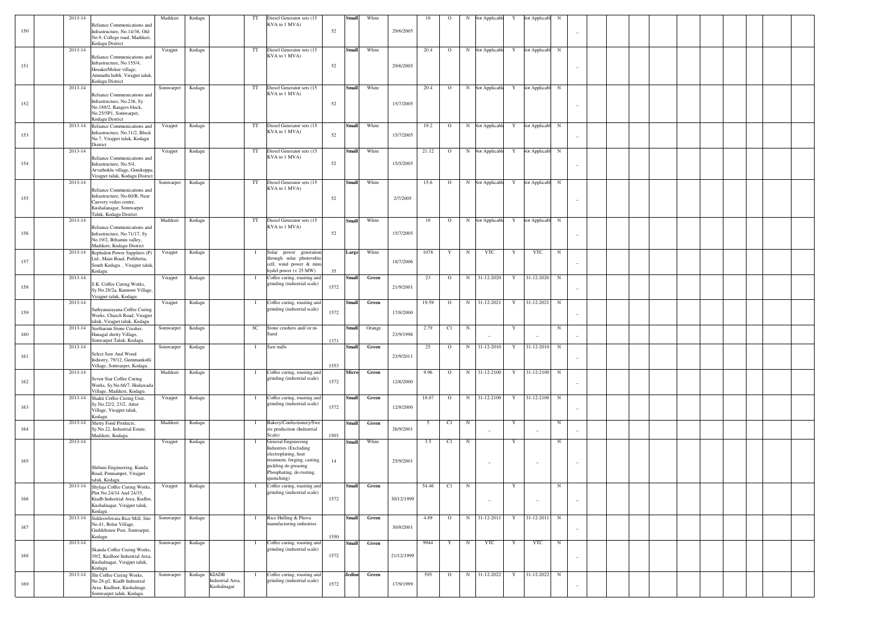| 150 | | 2013-14 | Reliance Communications and Infrastructure, No.14/36, Old No.9, College road, Madikeri, Kodagu District | Madikeri | Kodagu | | TT | Diesel Generator sets (15 KVA to 1 MVA) | 52 | Small | White | 29/6/2005 | 18 | O | N | Not Applicable | Y | Not Applicable | N | – | | | | | | | | | |
|---|---|---|---|---|---|---|---|---|---|---|---|---|---|---|---|---|---|---|---|---|---|---|---|---|---|---|---|---|---|---|
| 151 | | 2013-14 | Reliance Communications and Infrastructure, No.155/4, HosakerMekur village, Ammathi hobli, Virajpet taluk, Kodagu District | Virajpet | Kodagu | | TT | Diesel Generator sets (15 KVA to 1 MVA) | 52 | Small | White | 29/6/2005 | 20.4 | O | N | Not Applicable | Y | Not Applicable | N | – | | | | | | | | | |
| 152 | | 2013-14 | Reliance Communications and Infrastructure, No.236, Sy No.189/2, Rangers block, No.25/5P1, Somwarpet, Kodagu District | Somwarpet | Kodagu | | TT | Diesel Generator sets (15 KVA to 1 MVA) | 52 | Small | White | 15/7/2005 | 20.4 | O | N | Not Applicable | Y | Not Applicable | N | – | | | | | | | | | |
| 153 | | 2013-14 | Reliance Communications and Infrastructure, No.31/2, Block No.7, Virajpet taluk, Kodagu District | Virajpet | Kodagu | | TT | Diesel Generator sets (15 KVA to 1 MVA) | 52 | Small | White | 15/7/2005 | 19.2 | O | N | Not Applicable | Y | Not Applicable | N | – | | | | | | | | | |
| 154 | | 2013-14 | Reliance Communications and Infrastructure, No.5/4, Arvathoklu village, Gonikoppa, Virajpet taluk, Kodagu District | Virajpet | Kodagu | | TT | Diesel Generator sets (15 KVA to 1 MVA) | 52 | Small | White | 15/5/2005 | 21.12 | O | N | Not Applicable | Y | Not Applicable | N | – | | | | | | | | | |
| 155 | | 2013-14 | Reliance Communications and Infrastructure, No.60/B, Near Cauvery vedeo centre, Kushalanagar, Somwarpet Taluk, Kodagu District | Somwarpet | Kodagu | | TT | Diesel Generator sets (15 KVA to 1 MVA) | 52 | Small | White | 2/7/2005 | 15.6 | O | N | Not Applicable | Y | Not Applicable | N | – | | | | | | | | | |
| 156 | | 2013-14 | Reliance Communications and Infrastructure, No.71/17, Sy No.19/2, Brhamin valley, Madikeri, Kodagu District | Madikeri | Kodagu | | TT | Diesel Generator sets (15 KVA to 1 MVA) | 52 | Small | White | 15/7/2005 | 18 | O | N | Not Applicable | Y | Not Applicable | N | – | | | | | | | | | |
| 157 | | 2013-14 | Rephidim Power Suppliers (P) Ltd., Main Road, Pollibetta, South Kodagu. , Virajpet taluk, Kodagu. | Virajpet | Kodagu | | I | Solar power generation through solar photovoltic cell, wind power & mini hydel power (< 25 MW) | 35 | Large | White | 18/7/2006 | 1078 | Y | N | YTC | Y | YTC | N | – | | | | | | | | | |
| 158 | | 2013-14 | S.K. Coffee Curing Works, Sy.No.28/2a, Kannoor Village, Virajpet taluk, Kodagu. | Virajpet | Kodagu | | I | Coffee curing, roasting and grinding (industrial scale) | 1572 | Small | Green | 21/9/2001 | 23 | O | N | 31-12-2020 | Y | 31-12-2020 | N | – | | | | | | | | | |
| 159 | | 2013-14 | Sathyanarayana Coffee Curing Works, Church Road, Virajpet taluk, Virajpet taluk, Kodagu. | Virajpet | Kodagu | | I | Coffee curing, roasting and grinding (industrial scale) | 1572 | Small | Green | 17/8/2000 | 19.59 | O | N | 31-12-2021 | Y | 31-12-2021 | N | – | | | | | | | | | |
| 160 | | 2013-14 | Seetharam Stone Crusher, Hanagal shetty Village, Somvarpet Taluk, Kodagu. | Somwarpet | Kodagu | | SC | Stone crushers and/ or m-Sand | 1371 | Small | Orange | 23/9/1996 | 2.79 | C1 | N | – | Y | – | N | – | | | | | | | | | |
| 161 | | 2013-14 | Select Saw And Wood Industry, 79/12, Gummankolli Village, Somvarpet, Kodagu. | Somwarpet | Kodagu | | I | Saw mills | 1553 | Small | Green | 23/9/2011 | 25 | O | N | 31-12-2010 | Y | 31-12-2010 | N | – | | | | | | | | | |
| 162 | | 2013-14 | Seven Star Coffee Curing Works, Sy.No.66/7, Hodawada Village, Madikeri, Kodagu. | Madikeri | Kodagu | | I | Coffee curing, roasting and grinding (industrial scale) | 1572 | Micro | Green | 12/6/2000 | 9.96 | O | N | 31-12-2100 | Y | 31-12-2100 | N | – | | | | | | | | | |
| 163 | | 2013-14 | Shakti Coffee Curing Unit, Sy.No.22/2, 23/2, Attur Village, Virajpet taluk, Kodagu. | Virajpet | Kodagu | | I | Coffee curing, roasting and grinding (industrial scale) | 1572 | Small | Green | 12/8/2000 | 18.07 | O | N | 31-12-2100 | Y | 31-12-2100 | N | – | | | | | | | | | |
| 164 | | 2013-14 | Shetty Food Products, Sy.No.22, Industrial Estate, Madikeri, Kodagu. | Madikeri | Kodagu | | I | Bakery/Confectionery/Sweets production (Industrial Scale) | 1503 | Small | Green | 26/9/2001 | 5 | C1 | N | – | Y | – | N | – | | | | | | | | | |
| 165 | | 2013-14 | Shibani Engineering, Kunda Road, Ponnampet, Virajpet taluk, Kodagu. | Virajpet | Kodagu | | I | General Engineering Industries (Excluding electroplating, heat treatment, forging, casting, pickling de-greasing Phosphating, de-rusting, quenching) | 14 | Small | White | 25/9/2001 | 3.5 | C1 | N | – | Y | – | N | – | | | | | | | | | |
| 166 | | 2013-14 | Shylaja Coffee Curing Works, Plot No.24/34 And 24/35, Kiadb Industrial Area, Kudlor, Kushalnagar, Virajpet taluk, Kodagu. | Virajpet | Kodagu | | I | Coffee curing, roasting and grinding (industrial scale) | 1572 | Small | Green | 30/12/1999 | 54.46 | C1 | N | – | Y | – | N | – | | | | | | | | | |
| 167 | | 2013-14 | Siddeswhwara Rice Mill, Site No.41, Belur Village, Guddehousr Post, Somvarpet, Kodagu. | Somwarpet | Kodagu | | I | Rice Hulling & Phova manufacturing industries | 1550 | Small | Green | 30/8/2001 | 4.89 | O | N | 31-12-2011 | Y | 31-12-2011 | N | – | | | | | | | | | |
| 168 | | 2013-14 | Skanda Coffee Curing Works, 39/2, Kudloor Industrial Area, Kushalnagar, Virajpet taluk, Kodagu. | Somwarpet | Kodagu | | I | Coffee curing, roasting and grinding (industrial scale) | 1572 | Small | Green | 21/12/1999 | 9944 | Y | N | YTC | Y | YTC | N | – | | | | | | | | | |
| 169 | | 2013-14 | Sln Coffee Curing Works, No.28-p2, Kiadb Industrial Area, Kudloor, Kushalnagr, Somwarpet taluk, Kodagu. | Somwarpet | Kodagu | KIADB Industrial Area, Kushalnagar | I | Coffee curing, roasting and grinding (industrial scale) | 1572 | Medium | Green | 17/9/1999 | 595 | O | N | 31-12-2022 | Y | 31-12-2022 | N | – | | | | | | | | | |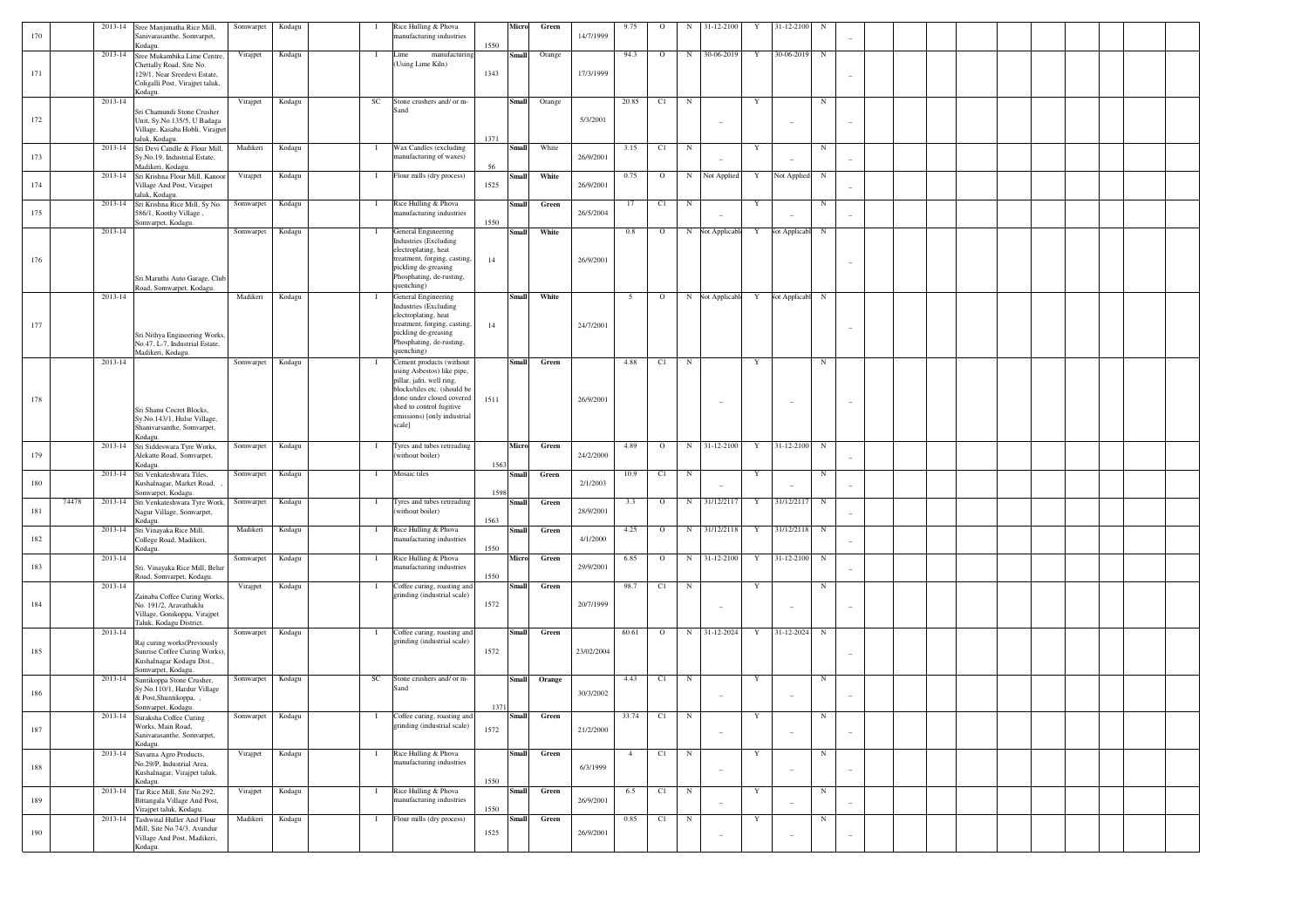| 170 | | 2013-14 | Sree Manjunatha Rice Mill, Sanivarasanthe, Somvarpet, Kodagu. | Somwarpet | Kodagu | | I | Rice Hulling & Phova manufacturing industries | 1550 | Micro | Green | 14/7/1999 | 9.75 | O | N | 31-12-2100 | Y | 31-12-2100 | N | _ | | | | | | | | | |
|---|---|---|---|---|---|---|---|---|---|---|---|---|---|---|---|---|---|---|---|---|---|---|---|---|---|---|---|---|---|
| 171 | | 2013-14 | Sree Mukambika Lime Centre, Chettally Road, Site No. 129/1, Near Sreedevi Estate, Coligalli Post, Virajpet taluk, Kodagu. | Virajpet | Kodagu | | I | Lime manufacturing (Using Lime Kiln) | 1343 | Small | Orange | 17/3/1999 | 94.3 | O | N | 30-06-2019 | Y | 30-06-2019 | N | _ | | | | | | | | | |
| 172 | | 2013-14 | Sri Chamundi Stone Crusher Unit, Sy.No.135/5, U Badaga Village, Kasaba Hobli, Virajpet taluk, Kodagu. | Virajpet | Kodagu | | SC | Stone crushers and/ or m-Sand | 1371 | Small | Orange | 5/3/2001 | 20.85 | C1 | N | _ | Y | _ | N | _ | | | | | | | | | |
| 173 | | 2013-14 | Sri Devi Candle & Flour Mill, Sy.No.19, Industrial Estate, Madikeri, Kodagu. | Madikeri | Kodagu | | I | Wax Candles (excluding manufacturing of waxes) | 56 | Small | White | 26/9/2001 | 3.15 | C1 | N | _ | Y | _ | N | _ | | | | | | | | | |
| 174 | | 2013-14 | Sri Krishna Flour Mill, Kanoor Village And Post, Virajpet taluk, Kodagu. | Virajpet | Kodagu | | I | Flour mills (dry process) | 1525 | Small | White | 26/9/2001 | 0.75 | O | N | Not Applied | Y | Not Applied | N | _ | | | | | | | | | |
| 175 | | 2013-14 | Sri Krishna Rice Mill, Sy No. 586/1, Koothy Village , Somvarpet, Kodagu. | Somwarpet | Kodagu | | I | Rice Hulling & Phova manufacturing industries | 1550 | Small | Green | 26/5/2004 | 17 | C1 | N | _ | Y | _ | N | _ | | | | | | | | | |
| 176 | | 2013-14 | Sri Maruthi Auto Garage, Club Road, Somwarpet, Kodagu. | Somwarpet | Kodagu | | I | General Engineering Industries (Excluding electroplating, heat treatment, forging, casting, pickling de-greasing Phosphating, de-rusting, quenching) | 14 | Small | White | 26/9/2001 | 0.8 | O | N | Not Applicable | Y | Not Applicable | N | _ | | | | | | | | | |
| 177 | | 2013-14 | Sri Nithya Engineering Works, No.47, L-7, Industrial Estate, Madikeri, Kodagu. | Madikeri | Kodagu | | I | General Engineering Industries (Excluding electroplating, heat treatment, forging, casting, pickling de-greasing Phosphating, de-rusting, quenching) | 14 | Small | White | 24/7/2001 | 5 | O | N | Not Applicable | Y | Not Applicable | N | _ | | | | | | | | | |
| 178 | | 2013-14 | Sri Shanu Cocret Blocks, Sy.No.143/1, Hulse Village, Shanivarsanthe, Somvarpet, Kodagu. | Somwarpet | Kodagu | | I | Cement products (without using Asbestos) like pipe, pillar, jafri, well ring, blocks/tiles etc. (should be done under closed covered shed to control fugitive emissions) [only industrial scale] | 1511 | Small | Green | 26/9/2001 | 4.88 | C1 | N | _ | Y | _ | N | _ | | | | | | | | | |
| 179 | | 2013-14 | Sri Siddeswara Tyre Works, Alekatte Road, Somvarpet, Kodagu. | Somwarpet | Kodagu | | I | Tyres and tubes retreading (without boiler) | 1563 | Micro | Green | 24/2/2000 | 4.89 | O | N | 31-12-2100 | Y | 31-12-2100 | N | _ | | | | | | | | | |
| 180 | | 2013-14 | Sri Venkateshwara Tiles, Kushalnagar, Market Road, , Somvarpet, Kodagu. | Somwarpet | Kodagu | | I | Mosaic tiles | 1598 | Small | Green | 2/1/2003 | 10.9 | C1 | N | _ | Y | _ | N | _ | | | | | | | | | |
| 181 | 74478 | 2013-14 | Sri Venkateshwara Tyre Work, Nagur Village, Somvarpet, Kodagu. | Somwarpet | Kodagu | | I | Tyres and tubes retreading (without boiler) | 1563 | Small | Green | 28/9/2001 | 3.3 | O | N | 31/12/2117 | Y | 31/12/2117 | N | _ | | | | | | | | | |
| 182 | | 2013-14 | Sri Vinayaka Rice Mill, College Road, Madikeri, Kodagu. | Madikeri | Kodagu | | I | Rice Hulling & Phova manufacturing industries | 1550 | Small | Green | 4/1/2000 | 4.25 | O | N | 31/12/2118 | Y | 31/12/2118 | N | _ | | | | | | | | | |
| 183 | | 2013-14 | Sri. Vinayaka Rice Mill, Belur Road, Somvarpet, Kodagu. | Somwarpet | Kodagu | | I | Rice Hulling & Phova manufacturing industries | 1550 | Micro | Green | 29/9/2001 | 6.85 | O | N | 31-12-2100 | Y | 31-12-2100 | N | _ | | | | | | | | | |
| 184 | | 2013-14 | Zainaba Coffee Curing Works, No. 191/2, Aravathaklu Village, Gonikoppa, Virajpet Taluk, Kodagu District. | Virajpet | Kodagu | | I | Coffee curing, roasting and grinding (industrial scale) | 1572 | Small | Green | 20/7/1999 | 98.7 | C1 | N | _ | Y | _ | N | _ | | | | | | | | | |
| 185 | | 2013-14 | Raj curing works(Previously Sunrise Coffee Curing Works), Kushalnagar Kodagu Dist., Somvarpet, Kodagu. | Somwarpet | Kodagu | | I | Coffee curing, roasting and grinding (industrial scale) | 1572 | Small | Green | 23/02/2004 | 60.61 | O | N | 31-12-2024 | Y | 31-12-2024 | N | _ | | | | | | | | | |
| 186 | | 2013-14 | Suntikoppa Stone Crusher, Sy.No.110/1, Hardur Village & Post,Shuntikoppa, , Somvarpet, Kodagu. | Somwarpet | Kodagu | | SC | Stone crushers and/ or m-Sand | 1371 | Small | Orange | 30/3/2002 | 4.43 | C1 | N | _ | Y | _ | N | _ | | | | | | | | | |
| 187 | | 2013-14 | Suraksha Coffee Curing Works, Main Road, Sanivarasanthe, Somvarpet, Kodagu. | Somwarpet | Kodagu | | I | Coffee curing, roasting and grinding (industrial scale) | 1572 | Small | Green | 21/2/2000 | 33.74 | C1 | N | _ | Y | _ | N | _ | | | | | | | | | |
| 188 | | 2013-14 | Suvarna Agro Products, No.29/P, Industrial Area, Kushalnagar, Virajpet taluk, Kodagu. | Virajpet | Kodagu | | I | Rice Hulling & Phova manufacturing industries | 1550 | Small | Green | 6/3/1999 | 4 | C1 | N | _ | Y | _ | N | _ | | | | | | | | | |
| 189 | | 2013-14 | Tar Rice Mill, Site No.292, Bittangala Village And Post, Virajpet taluk, Kodagu. | Virajpet | Kodagu | | I | Rice Hulling & Phova manufacturing industries | 1550 | Small | Green | 26/9/2001 | 6.5 | C1 | N | _ | Y | _ | N | _ | | | | | | | | | |
| 190 | | 2013-14 | Tashwital Huller And Flour Mill, Site No.74/3, Avandur Village And Post, Madikeri, Kodagu. | Madikeri | Kodagu | | I | Flour mills (dry process) | 1525 | Small | Green | 26/9/2001 | 0.85 | C1 | N | _ | Y | _ | N | _ | | | | | | | | | |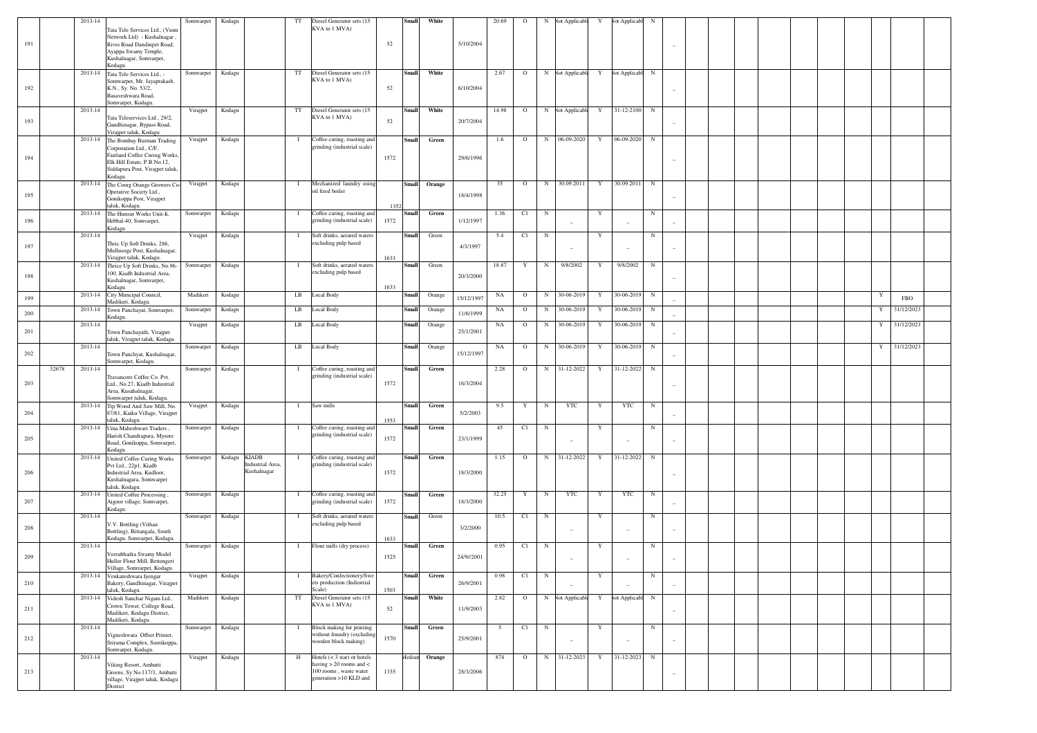| 191 | | 2013-14 | Tata Tele Services Ltd., (Viom Network Ltd) - Kushalnagar , Rives Road Dandinpet Road, Ayappa Swamy Temple, Kushalnagar, Somvarpet, Kodagu. | Somwarpet | Kodagu | | TT | Diesel Generator sets (15 KVA to 1 MVA) | 52 | Small | White | 5/10/2004 | 20.69 | O | N | Not Applicable | Y | Not Applicable | N | – | | | | | | | | | | | | |
|---|---|---|---|---|---|---|---|---|---|---|---|---|---|---|---|---|---|---|---|---|---|---|---|---|---|---|---|---|---|---|---|---|
| 192 | | 2013-14 | Tata Tele Services Ltd., - Somvarpet, Mr. Jayaprakash. K.N., Sy. No. 53/2, Basaveshwara Road, Somvarpet, Kodagu. | Somwarpet | Kodagu | | TT | Diesel Generator sets (15 KVA to 1 MVA) | 52 | Small | White | 6/10/2004 | 2.67 | O | N | Not Applicable | Y | Not Applicable | N | – | | | | | | | | | | | | |
| 193 | | 2013-14 | Tata Teleservices Ltd., 29/2, Gandhinagar, Bypass Road, Virajpet taluk, Kodagu. | Virajpet | Kodagu | | TT | Diesel Generator sets (15 KVA to 1 MVA) | 52 | Small | White | 20/7/2004 | 14.98 | O | N | Not Applicable | Y | 31-12-2100 | N | – | | | | | | | | | | | | |
| 194 | | 2013-14 | The Bombay Burman Trading Corporation Ltd., C/F, Fairland Coffee Curing Works, Elk Hill Estate, P.B.No.12, Siddapura Post, Virajpet taluk, Kodagu. | Virajpet | Kodagu | | I | Coffee curing, roasting and grinding (industrial scale) | 1572 | Small | Green | 29/6/1996 | 1.6 | O | N | 06-09-2020 | Y | 06-09-2020 | N | – | | | | | | | | | | | | |
| 195 | | 2013-14 | The Coorg Orange Growers Co-Operative Society Ltd., Gonikoppa Post, Virajpet taluk, Kodagu. | Virajpet | Kodagu | | I | Mechanized laundry using oil fired boiler | 1352 | Small | Orange | 18/4/1998 | 35 | O | N | 30.09.2011 | Y | 30.09.2011 | N | – | | | | | | | | | | | | |
| 196 | | 2013-14 | The Hunsur Works Unit-Ii, Hebbal-40, Somvarpet, Kodagu. | Somwarpet | Kodagu | | I | Coffee curing, roasting and grinding (industrial scale) | 1572 | Small | Green | 1/12/1997 | 1.36 | C1 | N | – | Y | – | N | – | | | | | | | | | | | | |
| 197 | | 2013-14 | Thric Up Soft Drinks, 286, Mullusoge Post, Kushalnagar, Virajpet taluk, Kodagu. | Virajpet | Kodagu | | I | Soft drinks, aerated waters excluding pulp based | 1633 | Small | Green | 4/3/1997 | 5.4 | C1 | N | – | Y | – | N | – | | | | | | | | | | | | |
| 198 | | 2013-14 | Thrice Up Soft Drinks, No.96-100, Kiadb Industrial Area, Kushalnagar, Somvarpet, Kodagu. | Somwarpet | Kodagu | | I | Soft drinks, aerated waters excluding pulp based | 1633 | Small | Green | 20/3/2000 | 18.87 | Y | N | 9/8/2002 | Y | 9/8/2002 | N | – | | | | | | | | | | | | |
| 199 | | 2013-14 | City Muncipal Council, Madikeri, Kodagu. | Madikeri | Kodagu | | LB | Local Body | | Small | Orange | 15/12/1997 | NA | O | N | 30-06-2019 | Y | 30-06-2019 | N | – | | | | | | | | | | Y | FBO | |
| 200 | | 2013-14 | Town Panchayat, Somvarpet, Kodagu. | Somwarpet | Kodagu | | LB | Local Body | | Small | Orange | 11/6/1999 | NA | O | N | 30-06-2019 | Y | 30-06-2019 | N | – | | | | | | | | | | Y | 31/12/2023 | |
| 201 | | 2013-14 | Town Panchayath, Virajpet taluk, Virajpet taluk, Kodagu. | Virajpet | Kodagu | | LB | Local Body | | Small | Orange | 25/1/2001 | NA | O | N | 30-06-2019 | Y | 30-06-2019 | N | – | | | | | | | | | | Y | 31/12/2023 | |
| 202 | | 2013-14 | Town Panchyat, Kushalnagar, Somwarpet, Kodagu. | Somwarpet | Kodagu | | LB | Local Body | | Small | Orange | 15/12/1997 | NA | O | N | 30-06-2019 | Y | 30-06-2019 | N | – | | | | | | | | | | Y | 31/12/2023 | |
| 203 | 32678 | 2013-14 | Travancore Coffee Co. Pvt. Ltd., No.27, Kiadb Industrial Area, Kusahalnagar, Somwarpet taluk, Kodagu. | Somwarpet | Kodagu | | I | Coffee curing, roasting and grinding (industrial scale) | 1572 | Small | Green | 16/3/2004 | 2.28 | O | N | 31-12-2022 | Y | 31-12-2022 | N | – | | | | | | | | | | | | |
| 204 | | 2013-14 | Ttp Wood And Saw Mill, No. 87/61, Kaiku Village, Virajpet taluk, Kodagu. | Virajpet | Kodagu | | I | Saw mills | 1553 | Small | Green | 5/2/2003 | 9.5 | Y | N | YTC | Y | YTC | N | – | | | | | | | | | | | | |
| 205 | | 2013-14 | Uma Maheshwari Traders , Harish Chandrapura, Mysore Road, Gonikoppa, Somvarpet, Kodagu. | Somwarpet | Kodagu | | I | Coffee curing, roasting and grinding (industrial scale) | 1572 | Small | Green | 23/1/1999 | 45 | C1 | N | – | Y | – | N | – | | | | | | | | | | | | |
| 206 | | 2013-14 | United Coffee Curing Works Pvt Ltd., 22p1, Kiadb Industrial Area, Kudloor, Kushalnagara, Somwarpet taluk, Kodagu. | Somwarpet | Kodagu | KIADB Industrial Area, Kushalnagar | I | Coffee curing, roasting and grinding (industrial scale) | 1572 | Small | Green | 18/3/2000 | 1.15 | O | N | 31-12-2022 | Y | 31-12-2022 | N | – | | | | | | | | | | | | |
| 207 | | 2013-14 | United Coffee Processing , Aigoor village, Somvarpet, Kodagu. | Somwarpet | Kodagu | | I | Coffee curing, roasting and grinding (industrial scale) | 1572 | Small | Green | 18/3/2000 | 32.25 | Y | N | YTC | Y | YTC | N | – | | | | | | | | | | | | |
| 208 | | 2013-14 | V.V. Bottling (Vithan Bottling), Bittangala, South Kodagu, Somvarpet, Kodagu. | Somwarpet | Kodagu | | I | Soft drinks, aerated waters excluding pulp based | 1633 | Small | Green | 3/2/2000 | 10.5 | C1 | N | – | Y | – | N | – | | | | | | | | | | | | |
| 209 | | 2013-14 | Veerabhadra Swamy Model Huller Flour Mill, Bettengeri Village, Somvarpet, Kodagu. | Somwarpet | Kodagu | | I | Flour mills (dry process) | 1525 | Small | Green | 24/9//2001 | 0.95 | C1 | N | – | Y | – | N | – | | | | | | | | | | | | |
| 210 | | 2013-14 | Venkateshwara Iyengar Bakery, Gandhinagar, Virajpet taluk, Kodagu. | Virajpet | Kodagu | | I | Bakery/Confectionery/Sweets production (Industrial Scale) | 1503 | Small | Green | 26/9/2001 | 0.98 | C1 | N | – | Y | – | N | – | | | | | | | | | | | | |
| 211 | | 2013-14 | Videsh Sanchar Nigam Ltd., Crown Tower, College Road, Madikeri, Kodagu District, Madikeri, Kodagu. | Madikeri | Kodagu | | TT | Diesel Generator sets (15 KVA to 1 MVA) | 52 | Small | White | 11/9/2003 | 2.82 | O | N | Not Applicable | Y | Not Applicable | N | – | | | | | | | | | | | | |
| 212 | | 2013-14 | Vigneshwara Offset Printer, Srirama Complex, Suntikoppa, Somvarpet, Kodagu. | Somwarpet | Kodagu | | I | Block making for printing without foundry (excluding wooden block making) | 1570 | Small | Green | 25/9/2001 | 5 | C1 | N | – | Y | – | N | – | | | | | | | | | | | | |
| 213 | | 2013-14 | Viking Resort, Ambatti Greens, Sy No.117/3, Ambatti village, Virajpet taluk, Kodagu District | Virajpet | Kodagu | | H | Hotels (< 3 star) or hotels having > 20 rooms and < 100 rooms , waste water generation >10 KLD and | 1335 | Medium | Orange | 28/3/2006 | 874 | O | N | 31-12-2023 | Y | 31-12-2023 | N | – | | | | | | | | | | | | |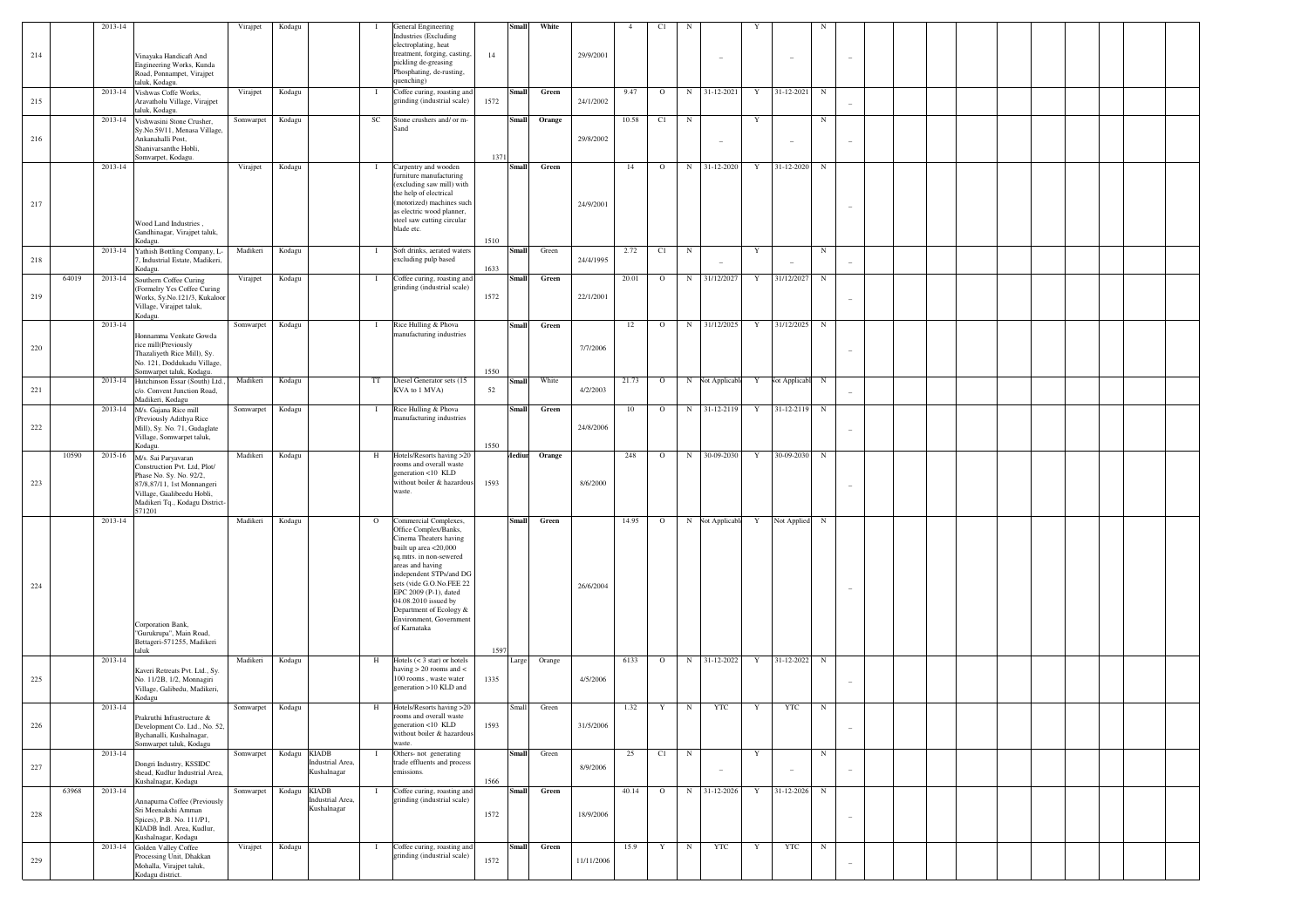| 214 | | 2013-14 | Vinayaka Handicaft And Engineering Works, Kunda Road, Ponnampet, Virajpet taluk, Kodagu. | Virajpet | Kodagu | | I | General Engineering Industries (Excluding electroplating, heat treatment, forging, casting, pickling de-greasing Phosphating, de-rusting, quenching) | 14 | Small | White | 29/9/2001 | 4 | C1 | N | _ | Y | _ | N | _ | | | | | | | | | |
|---|---|---|---|---|---|---|---|---|---|---|---|---|---|---|---|---|---|---|---|---|---|---|---|---|---|---|---|---|---|
| 215 | | 2013-14 | Vishwas Coffe Works, Aravatholu Village, Virajpet taluk, Kodagu. | Virajpet | Kodagu | | I | Coffee curing, roasting and grinding (industrial scale) | 1572 | Small | Green | 24/1/2002 | 9.47 | O | N | 31-12-2021 | Y | 31-12-2021 | N | _ | | | | | | | | | |
| 216 | | 2013-14 | Vishwasini Stone Crusher, Sy.No.59/11, Menasa Village, Ankanahalli Post, Shanivarsanthe Hobli, Somwarpet, Kodagu. | Somwarpet | Kodagu | | SC | Stone crushers and/ or m-Sand | 1371 | Small | Orange | 29/8/2002 | 10.58 | C1 | N | _ | Y | _ | N | _ | | | | | | | | | |
| 217 | | 2013-14 | Wood Land Industries , Gandhinagar, Virajpet taluk, Kodagu. | Virajpet | Kodagu | | I | Carpentry and wooden furniture manufacturing (excluding saw mill) with the help of electrical (motorized) machines such as electric wood planner, steel saw cutting circular blade etc. | 1510 | Small | Green | 24/9/2001 | 14 | O | N | 31-12-2020 | Y | 31-12-2020 | N | _ | | | | | | | | | |
| 218 | | 2013-14 | Yathish Bottling Company, L-7, Industrial Estate, Madikeri, Kodagu. | Madikeri | Kodagu | | I | Soft drinks, aerated waters excluding pulp based | 1633 | Small | Green | 24/4/1995 | 2.72 | C1 | N | _ | Y | _ | N | _ | | | | | | | | | |
| 219 | 64019 | 2013-14 | Southern Coffee Curing (Formelry Yes Coffee Curing Works, Sy.No.121/3, Kukaloor Village, Virajpet taluk, Kodagu. | Virajpet | Kodagu | | I | Coffee curing, roasting and grinding (industrial scale) | 1572 | Small | Green | 22/1/2001 | 20.01 | O | N | 31/12/2027 | Y | 31/12/2027 | N | _ | | | | | | | | | |
| 220 | | 2013-14 | Honnamma Venkate Gowda rice mill(Previously Thazaliyeth Rice Mill), Sy. No. 121, Doddukadu Village, Somwarpet taluk, Kodagu. | Somwarpet | Kodagu | | I | Rice Hulling & Phova manufacturing industries | 1550 | Small | Green | 7/7/2006 | 12 | O | N | 31/12/2025 | Y | 31/12/2025 | N | _ | | | | | | | | | |
| 221 | | 2013-14 | Hutchinson Essar (South) Ltd., c/o. Convent Junction Road, Madikeri, Kodagu | Madikeri | Kodagu | | TT | Diesel Generator sets (15 KVA to 1 MVA) | 52 | Small | White | 4/2/2003 | 21.73 | O | N | Not Applicable | Y | Not Applicable | N | _ | | | | | | | | | |
| 222 | | 2013-14 | M/s. Gajana Rice mill (Previously Adithya Rice Mill), Sy. No. 71, Gadaglate Village, Somwarpet taluk, Kodagu. | Somwarpet | Kodagu | | I | Rice Hulling & Phova manufacturing industries | 1550 | Small | Green | 24/8/2006 | 10 | O | N | 31-12-2119 | Y | 31-12-2119 | N | _ | | | | | | | | | |
| 223 | 10590 | 2015-16 | M/s. Sai Paryavaran Construction Pvt. Ltd, Plot/ Phase No. Sy. No. 92/2, 87/8,87/11, 1st Monnangeri Village, Gaalibeedu Hobli, Madikeri Tq., Kodagu District-571201 | Madikeri | Kodagu | | H | Hotels/Resorts having >20 rooms and overall waste generation <10 KLD without boiler & hazardous waste. | 1593 | Medium | Orange | 8/6/2000 | 248 | O | N | 30-09-2030 | Y | 30-09-2030 | N | _ | | | | | | | | | |
| 224 | | 2013-14 | Corporation Bank, "Gurukrupa", Main Road, Bettageri-571255, Madikeri taluk | Madikeri | Kodagu | | O | Commercial Complexes, Office Complex/Banks, Cinema Theaters having built up area <20,000 sq.mtrs. in non-sewered areas and having independent STPs/and DG sets (vide G.O.No.FEE 22 EPC 2009 (P-1), dated 04.08.2010 issued by Department of Ecology & Environment, Government of Karnataka | 1597 | Small | Green | 26/6/2004 | 14.95 | O | N | Not Applicable | Y | Not Applied | N | _ | | | | | | | | | |
| 225 | | 2013-14 | Kaveri Retreats Pvt. Ltd., Sy. No. 11/2B, 1/2, Monnagiri Village, Galibedu, Madikeri, Kodagu | Madikeri | Kodagu | | H | Hotels (< 3 star) or hotels having > 20 rooms and < 100 rooms , waste water generation >10 KLD and | 1335 | Large | Orange | 4/5/2006 | 6133 | O | N | 31-12-2022 | Y | 31-12-2022 | N | _ | | | | | | | | | |
| 226 | | 2013-14 | Prakruthi Infrastructure & Development Co. Ltd., No. 52, Bychanalli, Kushalnagar, Somwarpet taluk, Kodagu | Somwarpet | Kodagu | | H | Hotels/Resorts having >20 rooms and overall waste generation <10 KLD without boiler & hazardous waste. | 1593 | Small | Green | 31/5/2006 | 1.32 | Y | N | YTC | Y | YTC | N | _ | | | | | | | | | |
| 227 | | 2013-14 | Dongri Industry, KSSIDC shead, Kudlur Industrial Area, Kushalnagar, Kodagu | Somwarpet | Kodagu | KIADB Industrial Area, Kushalnagar | I | Others- not generating trade effluents and process emissions. | 1566 | Small | Green | 8/9/2006 | 25 | C1 | N | _ | Y | _ | N | _ | | | | | | | | | |
| 228 | 63968 | 2013-14 | Annapurna Coffee (Previously Sri Meenakshi Amman Spices), P.B. No. 111/P1, KIADB Indl. Area, Kudlur, Kushalnagar, Kodagu | Somwarpet | Kodagu | KIADB Industrial Area, Kushalnagar | I | Coffee curing, roasting and grinding (industrial scale) | 1572 | Small | Green | 18/9/2006 | 40.14 | O | N | 31-12-2026 | Y | 31-12-2026 | N | _ | | | | | | | | | |
| 229 | | 2013-14 | Golden Valley Coffee Processing Unit, Dhakkan Mohalla, Virajpet taluk, Kodagu district. | Virajpet | Kodagu | | I | Coffee curing, roasting and grinding (industrial scale) | 1572 | Small | Green | 11/11/2006 | 15.9 | Y | N | YTC | Y | YTC | N | _ | | | | | | | | | |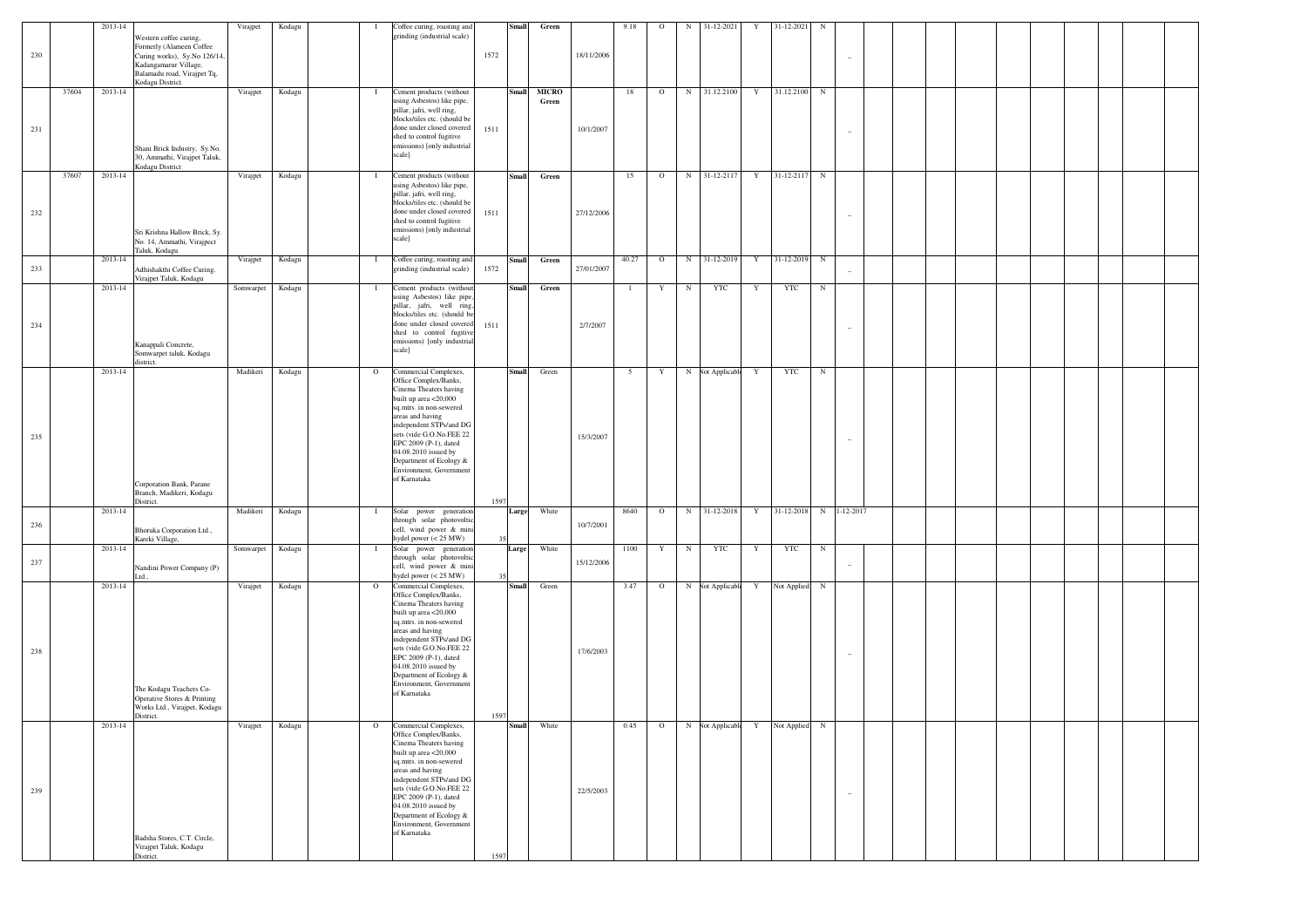| | | | | | | | | | | | | | | | | | | | | | | | | | | | | | | | | | | |
|---|---|---|---|---|---|---|---|---|---|---|---|---|---|---|---|---|---|---|---|---|---|---|---|---|---|---|---|---|---|---|---|---|---|---|
| 230 | | 2013-14 | Western coffee curing, Formerly (Alameen Coffee Curing works), Sy.No 126/14, Kadangamarur Village, Balamadu road, Virajpet Tq, Kodagu District. | Virajpet | Kodagu | | I | Coffee curing, roasting and grinding (industrial scale) | 1572 | Small | Green | 18/11/2006 | 9.18 | O | N | 31-12-2021 | Y | 31-12-2021 | N | – | | | | | | | | | | | | | | |
| 231 | 37604 | 2013-14 | Shani Brick Industry, Sy.No. 30, Ammathi, Virajpet Taluk, Kodagu District | Virajpet | Kodagu | | I | Cement products (without using Asbestos) like pipe, pillar, jafri, well ring, blocks/tiles etc. (should be done under closed covered shed to control fugitive emissions) [only industrial scale] | 1511 | Small | MICRO Green | 10/1/2007 | 18 | O | N | 31.12.2100 | Y | 31.12.2100 | N | – | | | | | | | | | | | | | | |
| 232 | 37607 | 2013-14 | Sri Krishna Hallow Brick, Sy. No. 14, Ammathi, Virajpect Taluk, Kodagu | Virajpet | Kodagu | | I | Cement products (without using Asbestos) like pipe, pillar, jafri, well ring, blocks/tiles etc. (should be done under closed covered shed to control fugitive emissions) [only industrial scale] | 1511 | Small | Green | 27/12/2006 | 15 | O | N | 31-12-2117 | Y | 31-12-2117 | N | – | | | | | | | | | | | | | | |
| 233 | | 2013-14 | Adhishakthi Coffee Curing, Virajpet Taluk, Kodagu | Virajpet | Kodagu | | I | Coffee curing, roasting and grinding (industrial scale) | 1572 | Small | Green | 27/01/2007 | 40.27 | O | N | 31-12-2019 | Y | 31-12-2019 | N | – | | | | | | | | | | | | | | |
| 234 | | 2013-14 | Kanappali Concrete, Somwarpet taluk, Kodagu district. | Somwarpet | Kodagu | | I | Cement products (without using Asbestos) like pipe, pillar, jafri, well ring, blocks/tiles etc. (should be done under closed covered shed to control fugitive emissions) [only industrial scale] | 1511 | Small | Green | 2/7/2007 | 1 | Y | N | YTC | Y | YTC | N | – | | | | | | | | | | | | | | |
| 235 | | 2013-14 | Corporation Bank, Parane Branch, Madikeri, Kodagu District. | Madikeri | Kodagu | | O | Commercial Complexes, Office Complex/Banks, Cinema Theaters having built up area <20,000 sq.mtrs. in non-sewered areas and having independent STPs/and DG sets (vide G.O.No.FEE 22 EPC 2009 (P-1), dated 04.08.2010 issued by Department of Ecology & Environment, Government of Karnataka | 1597 | Small | Green | 15/3/2007 | 5 | Y | N | Not Applicable | Y | YTC | N | – | | | | | | | | | | | | | | |
| 236 | | 2013-14 | Bhoruka Corporation Ltd., Kareki Village, | Madikeri | Kodagu | | I | Solar power generation through solar photovoltic cell, wind power & mini hydel power (< 25 MW) | 35 | Large | White | 10/7/2001 | 8640 | O | N | 31-12-2018 | Y | 31-12-2018 | N | 1-12-2017 | | | | | | | | | | | | | | |
| 237 | | 2013-14 | Nandini Power Company (P) Ltd., | Somwarpet | Kodagu | | I | Solar power generation through solar photovoltic cell, wind power & mini hydel power (< 25 MW) | 35 | Large | White | 15/12/2006 | 1100 | Y | N | YTC | Y | YTC | N | – | | | | | | | | | | | | | | |
| 238 | | 2013-14 | The Kodagu Teachers Co-Operative Stores & Printing Works Ltd., Virajpet, Kodagu District. | Virajpet | Kodagu | | O | Commercial Complexes, Office Complex/Banks, Cinema Theaters having built up area <20,000 sq.mtrs. in non-sewered areas and having independent STPs/and DG sets (vide G.O.No.FEE 22 EPC 2009 (P-1), dated 04.08.2010 issued by Department of Ecology & Environment, Government of Karnataka | 1597 | Small | Green | 17/6/2003 | 3.47 | O | N | Not Applicable | Y | Not Applied | N | – | | | | | | | | | | | | | | |
| 239 | | 2013-14 | Badsha Stores, C.T. Circle, Virajpet Taluk, Kodagu District. | Virajpet | Kodagu | | O | Commercial Complexes, Office Complex/Banks, Cinema Theaters having built up area <20,000 sq.mtrs. in non-sewered areas and having independent STPs/and DG sets (vide G.O.No.FEE 22 EPC 2009 (P-1), dated 04.08.2010 issued by Department of Ecology & Environment, Government of Karnataka | 1597 | Small | White | 22/5/2003 | 0.45 | O | N | Not Applicable | Y | Not Applied | N | – | | | | | | | | | | | | | | |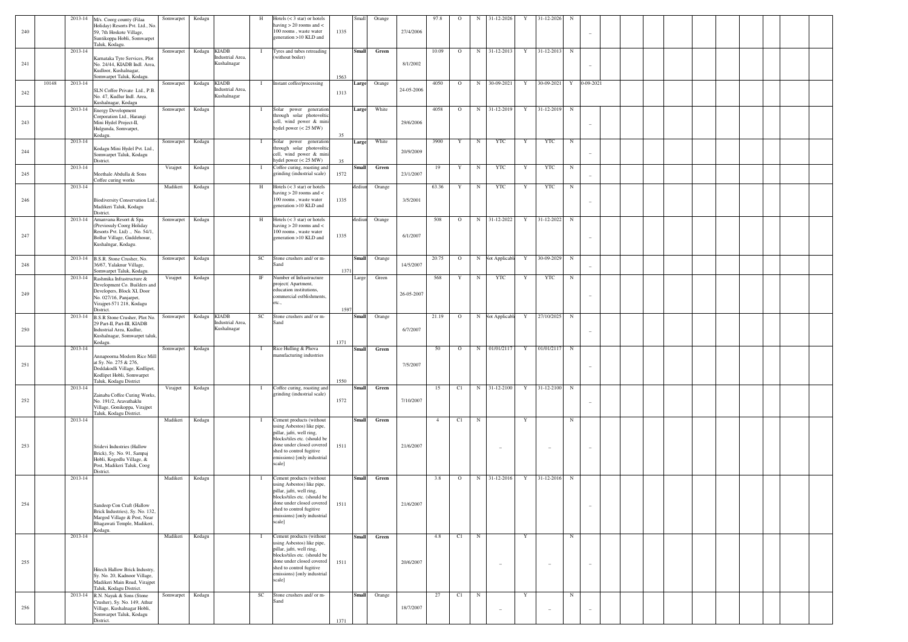| | | | | | | | | | | | | | | | | | | | | | | | | | | | | | | | | | | |
|---|---|---|---|---|---|---|---|---|---|---|---|---|---|---|---|---|---|---|---|---|---|---|---|---|---|---|---|---|---|---|---|---|---|---|
| 240 | | 2013-14 | M/s. Coorg county (Filaa Holiday) Resorts Pvt. Ltd., No. 59, 7th Hoskote Village, Suntikoppa Hobli, Somwarpet Taluk, Kodagu. | Somwarpet | Kodagu | | H | Hotels (< 3 star) or hotels having > 20 rooms and < 100 rooms , waste water generation >10 KLD and | 1335 | Small | Orange | | 27/4/2006 | 97.8 | O | N | 31-12-2026 | Y | 31-12-2026 | N | – | | | | | | | | | | | | | |
| 241 | | 2013-14 | Karnataka Tyre Services, Plot No. 24/44, KIADB Indl. Area, Kudloor, Kushalnagar, Somwarpet Taluk, Kodagu. | Somwarpet | Kodagu | KIADB Industrial Area, Kushalnagar | I | Tyres and tubes retreading (without boiler) | 1563 | Small | Green | | 8/1/2002 | 10.09 | O | N | 31-12-2013 | Y | 31-12-2013 | N | – | | | | | | | | | | | | | |
| 242 | 10148 | 2013-14 | SLN Coffee Private Ltd., P.B. No. 47, Kudlur Indl. Area, Kushalnagar, Kodagu | Somwarpet | Kodagu | KIADB Industrial Area, Kushalnagar | I | Instant coffee/processing | 1313 | Large | Orange | | 24-05-2006 | 4050 | O | N | 30-09-2021 | Y | 30-09-2021 | Y | 0-09-2021 | | | | | | | | | | | | | |
| 243 | | 2013-14 | Energy Development Corporation Ltd., Harangi Mini Hydel Project-II, Hulgunda, Somvarpet, Kodagu. | Somwarpet | Kodagu | | I | Solar power generation through solar photovoltic cell, wind power & mini hydel power (< 25 MW) | 35 | Large | White | | 29/6/2006 | 4058 | O | N | 31-12-2019 | Y | 31-12-2019 | N | – | | | | | | | | | | | | | |
| 244 | | 2013-14 | Kodagu Mini Hydel Pvt. Ltd., Somwarpet Taluk, Kodagu District. | Somwarpet | Kodagu | | I | Solar power generation through solar photovoltic cell, wind power & mini hydel power (< 25 MW) | 35 | Large | White | | 20/9/2009 | 3900 | Y | N | YTC | Y | YTC | N | – | | | | | | | | | | | | | |
| 245 | | 2013-14 | Meethale Abdulla & Sons Coffee curing works | Virajpet | Kodagu | | I | Coffee curing, roasting and grinding (industrial scale) | 1572 | Small | Green | | 23/1/2007 | 19 | Y | N | YTC | Y | YTC | N | – | | | | | | | | | | | | | |
| 246 | | 2013-14 | Biodiversity Conservation Ltd., Madikeri Taluk, Kodagu District. | Madikeri | Kodagu | | H | Hotels (< 3 star) or hotels having > 20 rooms and < 100 rooms , waste water generation >10 KLD and | 1335 | Medium | Orange | | 3/5/2001 | 63.36 | Y | N | YTC | Y | YTC | N | – | | | | | | | | | | | | | |
| 247 | | 2013-14 | Amanvana Resort & Spa (Previosuly Coorg Holiday Resorts Pvt. Ltd) ., No. 54/1, Bollur Village, Guddehosur, Kushalngar, Kodagu. | Somwarpet | Kodagu | | H | Hotels (< 3 star) or hotels having > 20 rooms and < 100 rooms , waste water generation >10 KLD and | 1335 | Medium | Orange | | 6/1/2007 | 508 | O | N | 31-12-2022 | Y | 31-12-2022 | N | – | | | | | | | | | | | | | |
| 248 | | 2013-14 | B.S.R. Stone Crusher, No. 36/67, Yalaknur Village, Somwarpet Taluk, Kodagu. | Somwarpet | Kodagu | | SC | Stone crushers and/ or m-Sand | 1371 | Small | Orange | | 14/5/2007 | 20.75 | O | N | Not Applicable | Y | 30-09-2029 | N | – | | | | | | | | | | | | | |
| 249 | | 2013-14 | Rashmika Infrastructure & Development Co. Builders and Developers, Block XI, Door No. 027/16, Panjarpet, Virajpet-571 218, Kodagu District. | Virajpet | Kodagu | | IF | Number of Infrastructure project( Apartment, education institutions, commercial estblishments, etc., | 1597 | Large | Green | | 26-05-2007 | 568 | Y | N | YTC | Y | YTC | N | – | | | | | | | | | | | | | |
| 250 | | 2013-14 | B.S.R Stone Crusher, Plot No. 29 Part-II, Part-III, KIADB Industrial Area, Kudlur, Kushalnagar, Somwarpet taluk, Kodagu. | Somwarpet | Kodagu | KIADB Industrial Area, Kushalnagar | SC | Stone crushers and/ or m-Sand | 1371 | Small | Orange | | 6/7/2007 | 21.19 | O | N | Not Applicable | Y | 27/10/2025 | N | – | | | | | | | | | | | | | |
| 251 | | 2013-14 | Annapoorna Modern Rice Mill at Sy. No. 275 & 276, Doddakodli Village, Kodlipet, Kodlipet Hobli, Somwarpet Taluk, Kodagu District | Somwarpet | Kodagu | | I | Rice Hulling & Phova manufacturing industries | 1550 | Small | Green | | 7/5/2007 | 50 | O | N | 01/01/2117 | Y | 01/01/2117 | N | – | | | | | | | | | | | | | |
| 252 | | 2013-14 | Zainaba Coffee Curing Works, No. 191/2, Aravathaklu Village, Gonikoppa, Virajpet Taluk, Kodagu District. | Virajpet | Kodagu | | I | Coffee curing, roasting and grinding (industrial scale) | 1572 | Small | Green | | 7/10/2007 | 15 | C1 | N | 31-12-2100 | Y | 31-12-2100 | N | – | | | | | | | | | | | | | |
| 253 | | 2013-14 | Sridevi Industries (Hallow Brick), Sy. No. 91, Sampaj Hobli, Kogodlu Village, & Post, Madikeri Taluk, Coog District. | Madikeri | Kodagu | | I | Cement products (without using Asbestos) like pipe, pillar, jafri, well ring, blocks/tiles etc. (should be done under closed covered shed to control fugitive emissions) [only industrial scale] | 1511 | Small | Green | | 21/6/2007 | 4 | C1 | N | – | Y | – | N | – | | | | | | | | | | | | | |
| 254 | | 2013-14 | Sandeep Con Craft (Hallow Brick Industries), Sy. No. 132, Margod Village & Post, Near Bhagawati Temple, Madikeri, Kodagu. | Madikeri | Kodagu | | I | Cement products (without using Asbestos) like pipe, pillar, jafri, well ring, blocks/tiles etc. (should be done under closed covered shed to control fugitive emissions) [only industrial scale] | 1511 | Small | Green | | 21/6/2007 | 3.8 | O | N | 31-12-2016 | Y | 31-12-2016 | N | – | | | | | | | | | | | | | |
| 255 | | 2013-14 | Hitech Hallow Brick Industry, Sy. No. 20, Kadnoor Village, Madikeri Main Road, Virajpet Taluk, Kodagu District. | Madikeri | Kodagu | | I | Cement products (without using Asbestos) like pipe, pillar, jafri, well ring, blocks/tiles etc. (should be done under closed covered shed to control fugitive emissions) [only industrial scale] | 1511 | Small | Green | | 20/6/2007 | 4.8 | C1 | N | – | Y | – | N | – | | | | | | | | | | | | | |
| 256 | | 2013-14 | R.N. Nayak & Sons (Stone Crusher), Sy. No. 149, Athur Village, Kushalnagar Hobli, Somwarpet Taluk, Kodagu District. | Somwarpet | Kodagu | | SC | Stone crushers and/ or m-Sand | 1371 | Small | Orange | | 18/7/2007 | 27 | C1 | N | – | Y | – | N | – | | | | | | | | | | | | | |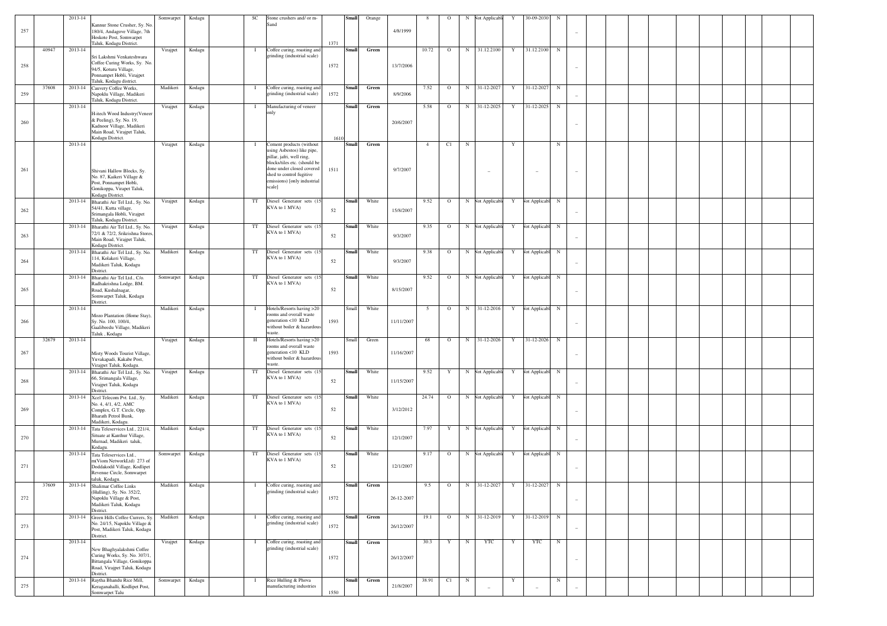| 257 | | 2013-14 | Kannur Stone Crusher, Sy. No. 180/4, Andagove Village, 7th Hoskote Post, Somwarpet Taluk, Kodagu District. | Somwarpet | Kodagu | | SC | Stone crushers and/ or m-Sand | 1371 | Small | Orange | 4/8/1999 | 8 | O | N | Not Applicable | Y | 30-09-2030 | N | _ | | | | | | | | | |
|---|---|---|---|---|---|---|---|---|---|---|---|---|---|---|---|---|---|---|---|---|---|---|---|---|---|---|---|---|---|
| 258 | 40947 | 2013-14 | Sri Lakshmi Venkateshwara Coffee Curing Works, Sy. No. 94/5, Koturu Village, Ponnampet Hobli, Virajpet Taluk, Kodagu district. | Virajpet | Kodagu | | I | Coffee curing, roasting and grinding (industrial scale) | 1572 | Small | Green | 13/7/2006 | 10.72 | O | N | 31.12.2100 | Y | 31.12.2100 | N | _ | | | | | | | | | |
| 259 | 37608 | 2013-14 | Cauvery Coffee Works, Napoklu Village, Madikeri Taluk, Kodagu District. | Madikeri | Kodagu | | I | Coffee curing, roasting and grinding (industrial scale) | 1572 | Small | Green | 8/9/2006 | 7.52 | O | N | 31-12-2027 | Y | 31-12-2027 | N | _ | | | | | | | | | |
| 260 | | 2013-14 | H-itech Wood Industry(Veneer & Peeling), Sy. No. 19, Kadnoor Village, Madikeri Main Road, Virajpet Taluk, Kodagu District. | Virajpet | Kodagu | | I | Manufacturing of veneer only | 1610 | Small | Green | 20/6/2007 | 5.58 | O | N | 31-12-2025 | Y | 31-12-2025 | N | _ | | | | | | | | | |
| 261 | | 2013-14 | Shivani Hallow Blocks, Sy. No. 87, Kaikeri Village & Post, Ponnampet Hobli, Gonikoppa, Virapet Taluk, Kodagu District. | Virajpet | Kodagu | | I | Cement products (without using Asbestos) like pipe, pillar, jafri, well ring, blocks/tiles etc. (should be done under closed covered shed to control fugitive emissions) [only industrial scale] | 1511 | Small | Green | 9/7/2007 | 4 | C1 | N | _ | Y | _ | N | _ | | | | | | | | | |
| 262 | | 2013-14 | Bharathi Air Tel Ltd., Sy. No. 54/41, Kutta village, Srimangala Hobli, Virajpet Taluk, Kodagu District. | Virajpet | Kodagu | | TT | Diesel Generator sets (15 KVA to 1 MVA) | 52 | Small | White | 15/8/2007 | 9.52 | O | N | Not Applicable | Y | Not Applicable | N | _ | | | | | | | | | |
| 263 | | 2013-14 | Bharathi Air Tel Ltd., Sy. No. 72/1 & 72/2, Srikrishna Stores, Main Road, Virajpet Taluk, Kodagu District. | Virajpet | Kodagu | | TT | Diesel Generator sets (15 KVA to 1 MVA) | 52 | Small | White | 9/3/2007 | 9.35 | O | N | Not Applicable | Y | Not Applicable | N | _ | | | | | | | | | |
| 264 | | 2013-14 | Bharathi Air Tel Ltd., Sy. No. 114, Kolakeri Village, Madikeri Taluk, Kodagu District. | Madikeri | Kodagu | | TT | Diesel Generator sets (15 KVA to 1 MVA) | 52 | Small | White | 9/3/2007 | 9.38 | O | N | Not Applicable | Y | Not Applicable | N | _ | | | | | | | | | |
| 265 | | 2013-14 | Bharathi Air Tel Ltd., C/o. Radhakrishna Lodge, BM. Road, Kushalnagar, Somwarpet Taluk, Kodagu District. | Somwarpet | Kodagu | | TT | Diesel Generator sets (15 KVA to 1 MVA) | 52 | Small | White | 8/15/2007 | 9.52 | O | N | Not Applicable | Y | Not Applicable | N | _ | | | | | | | | | |
| 266 | | 2013-14 | Mozo Plantation (Home Stay), Sy. No. 100, 100/4, Gaalibeedu Village, Madikeri Taluk , Kodagu | Madikeri | Kodagu | | I | Hotels/Resorts having >20 rooms and overall waste generation <10 KLD without boiler & hazardous waste. | 1593 | Small | White | 11/11/2007 | 5 | O | N | 31-12-2016 | Y | Not Applicable | N | _ | | | | | | | | | |
| 267 | 32679 | 2013-14 | Misty Woods Tourist Village, Yuvakapadi, Kakabe Post, Virajpet Taluk, Kodagu. | Virajpet | Kodagu | | H | Hotels/Resorts having >20 rooms and overall waste generation <10 KLD without boiler & hazardous waste. | 1593 | Small | Green | 11/16/2007 | 68 | O | N | 31-12-2026 | Y | 31-12-2026 | N | _ | | | | | | | | | |
| 268 | | 2013-14 | Bharathi Air Tel Ltd., Sy. No. 66, Srimangala Village, Virajpet Taluk, Kodagu District. | Virajpet | Kodagu | | TT | Diesel Generator sets (15 KVA to 1 MVA) | 52 | Small | White | 11/15/2007 | 9.52 | Y | N | Not Applicable | Y | Not Applicable | N | _ | | | | | | | | | |
| 269 | | 2013-14 | Xcel Telecom Pvt. Ltd., Sy. No. 4, 4/1, 4/2, AMC Complex, G.T. Circle, Opp. Bharath Petrol Bunk, Madikeri, Kodagu. | Madikeri | Kodagu | | TT | Diesel Generator sets (15 KVA to 1 MVA) | 52 | Small | White | 3/12/2012 | 24.74 | O | N | Not Applicable | Y | Not Applicable | N | _ | | | | | | | | | |
| 270 | | 2013-14 | Tata Teleservices Ltd., 221/4, Situate at Kanthur Village, Murnad, Madikeri taluk, Kodagu. | Madikeri | Kodagu | | TT | Diesel Generator sets (15 KVA to 1 MVA) | 52 | Small | White | 12/1/2007 | 7.97 | Y | N | Not Applicable | Y | Not Applicable | N | _ | | | | | | | | | |
| 271 | | 2013-14 | Tata Teleservices Ltd., m(Viom NetworkLtd) 273 of Doddakodil Village, Kodlipet Revenue Circle, Somwarpet taluk, Kodagu. | Somwarpet | Kodagu | | TT | Diesel Generator sets (15 KVA to 1 MVA) | 52 | Small | White | 12/1/2007 | 9.17 | O | N | Not Applicable | Y | Not Applicable | N | _ | | | | | | | | | |
| 272 | 37609 | 2013-14 | Shalimar Coffee Links (Hulling), Sy. No. 352/2, Napoklu Village & Post, Madikeri Taluk, Kodagu District. | Madikeri | Kodagu | | I | Coffee curing, roasting and grinding (industrial scale) | 1572 | Small | Green | 26-12-2007 | 9.5 | O | N | 31-12-2027 | Y | 31-12-2027 | N | _ | | | | | | | | | |
| 273 | | 2013-14 | Green Hills Coffee Curers, Sy. No. 24/15, Napoklu Village & Post, Madikeri Taluk, Kodagu District. | Madikeri | Kodagu | | I | Coffee curing, roasting and grinding (industrial scale) | 1572 | Small | Green | 26/12/2007 | 19.1 | O | N | 31-12-2019 | Y | 31-12-2019 | N | _ | | | | | | | | | |
| 274 | | 2013-14 | New Bhaghyalakshmi Coffee Curing Works, Sy. No. 307/1, Bittangala Village, Gonikoppa Road, Virajpet Taluk, Kodagu District. | Virajpet | Kodagu | | I | Coffee curing, roasting and grinding (industrial scale) | 1572 | Small | Green | 26/12/2007 | 30.3 | Y | N | YTC | Y | YTC | N | _ | | | | | | | | | |
| 275 | | 2013-14 | Raytha Bhandu Rice Mill, Keraganahalli, Kodlipet Post, Somwarpet Talu | Somwarpet | Kodagu | | I | Rice Hulling & Phova manufacturing industries | 1550 | Small | Green | 21/8/2007 | 38.91 | C1 | N | _ | Y | _ | N | _ | | | | | | | | | |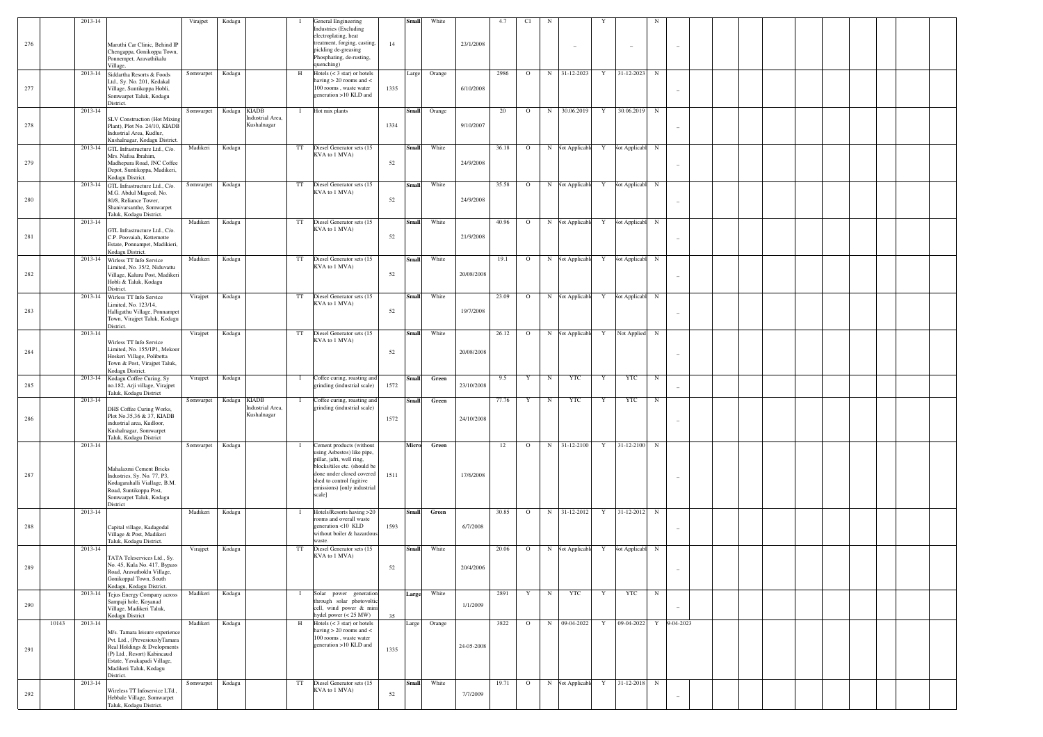| | | | | | | | | | | | | | | | | | | | | | | | | | | | | | | | | |
|---|---|---|---|---|---|---|---|---|---|---|---|---|---|---|---|---|---|---|---|---|---|---|---|---|---|---|---|---|---|---|---|---|
| 276 | | 2013-14 | Maruthi Car Clinic, Behind IP Chengappa, Gonikoppa Town, Ponnempet, Aravathikalu Village, | Virajpet | Kodagu | | I | General Engineering Industries (Excluding electroplating, heat treatment, forging, casting, pickling de-greasing Phosphating, de-rusting, quenching) | 14 | Small | White | 23/1/2008 | 4.7 | C1 | N | – | Y | – | N | – | | | | | | | | | | | | |
| 277 | | 2013-14 | Siddartha Resorts & Foods Ltd., Sy. No. 201, Kedakal Village, Suntikoppa Hobli, Somwarpet Taluk, Kodagu District. | Somwarpet | Kodagu | | H | Hotels (< 3 star) or hotels having > 20 rooms and < 100 rooms , waste water generation >10 KLD and | 1335 | Large | Orange | 6/10/2008 | 2986 | O | N | 31-12-2023 | Y | 31-12-2023 | N | – | | | | | | | | | | | | |
| 278 | | 2013-14 | SLV Construction (Hot Mixing Plant), Plot No. 24/10, KIADB Industrial Area, Kudlur, Kushalnagar, Kodagu District. | Somwarpet | Kodagu | KIADB Industrial Area, Kushalnagar | I | Hot mix plants | 1334 | Small | Orange | 9/10/2007 | 20 | O | N | 30.06.2019 | Y | 30.06.2019 | N | – | | | | | | | | | | | | |
| 279 | | 2013-14 | GTL Infrastructure Ltd., C/o. Mrs. Nafisa Ibrahim, Madhepura Road, JNC Coffee Depot, Suntikoppa, Madikeri, Kodagu District. | Madikeri | Kodagu | | TT | Diesel Generator sets (15 KVA to 1 MVA) | 52 | Small | White | 24/9/2008 | 36.18 | O | N | Not Applicable | Y | Not Applicable | N | – | | | | | | | | | | | | |
| 280 | | 2013-14 | GTL Infrastructure Ltd., C/o. M.G. Abdul Mageed, No. 80/8, Reliance Tower, Shanivarsanthe, Somwarpet Taluk, Kodagu District. | Somwarpet | Kodagu | | TT | Diesel Generator sets (15 KVA to 1 MVA) | 52 | Small | White | 24/9/2008 | 35.58 | O | N | Not Applicable | Y | Not Applicable | N | – | | | | | | | | | | | | |
| 281 | | 2013-14 | GTL Infrastructure Ltd., C/o. C.P. Poovaiah, Kottemotte Estate, Ponnampet, Madikeri, Kodagu District. | Madikeri | Kodagu | | TT | Diesel Generator sets (15 KVA to 1 MVA) | 52 | Small | White | 21/9/2008 | 40.96 | O | N | Not Applicable | Y | Not Applicable | N | – | | | | | | | | | | | | |
| 282 | | 2013-14 | Wirless TT Info Service Limited, No. 35/2, Niduvattu Village, Kaluru Post, Madikeri Hobli & Taluk, Kodagu District. | Madikeri | Kodagu | | TT | Diesel Generator sets (15 KVA to 1 MVA) | 52 | Small | White | 20/08/2008 | 19.1 | O | N | Not Applicable | Y | Not Applicable | N | – | | | | | | | | | | | | |
| 283 | | 2013-14 | Wirless TT Info Service Limited, No. 123/14, Halligathu Village, Ponnampet Town, Virajpet Taluk, Kodagu District. | Virajpet | Kodagu | | TT | Diesel Generator sets (15 KVA to 1 MVA) | 52 | Small | White | 19/7/2008 | 23.09 | O | N | Not Applicable | Y | Not Applicable | N | – | | | | | | | | | | | | |
| 284 | | 2013-14 | Wirless TT Info Service Limited, No. 155/1P1, Mekoor Hoskeri Village, Polibetta Town & Post, Virajpet Taluk, Kodagu District. | Virajpet | Kodagu | | TT | Diesel Generator sets (15 KVA to 1 MVA) | 52 | Small | White | 20/08/2008 | 26.12 | O | N | Not Applicable | Y | Not Applied | N | – | | | | | | | | | | | | |
| 285 | | 2013-14 | Kodagu Coffee Curing, Sy no.182, Arji village, Virajpet Taluk, Kodagu District | Virajpet | Kodagu | | I | Coffee curing, roasting and grinding (industrial scale) | 1572 | Small | Green | 23/10/2008 | 9.5 | Y | N | YTC | Y | YTC | N | – | | | | | | | | | | | | |
| 286 | | 2013-14 | DHS Coffee Curing Works, Plot No.35,36 & 37, KIADB industrial area, Kudloor, Kushalnagar, Somwarpet Taluk, Kodagu District | Somwarpet | Kodagu | KIADB Industrial Area, Kushalnagar | I | Coffee curing, roasting and grinding (industrial scale) | 1572 | Small | Green | 24/10/2008 | 77.76 | Y | N | YTC | Y | YTC | N | – | | | | | | | | | | | | |
| 287 | | 2013-14 | Mahalaxmi Cement Bricks Industries, Sy. No. 77, P3, Kodagarahalli Viallage, B.M. Road, Suntikoppa Post, Somwarpet Taluk, Kodagu District | Somwarpet | Kodagu | | I | Cement products (without using Asbestos) like pipe, pillar, jafri, well ring, blocks/tiles etc. (should be done under closed covered shed to control fugitive emissions) [only industrial scale] | 1511 | Micro | Green | 17/6/2008 | 12 | O | N | 31-12-2100 | Y | 31-12-2100 | N | – | | | | | | | | | | | | |
| 288 | | 2013-14 | Capital village, Kadagodal Village & Post, Madikeri Taluk, Kodagu District. | Madikeri | Kodagu | | I | Hotels/Resorts having >20 rooms and overall waste generation <10 KLD without boiler & hazardous waste. | 1593 | Small | Green | 6/7/2008 | 30.85 | O | N | 31-12-2012 | Y | 31-12-2012 | N | – | | | | | | | | | | | | |
| 289 | | 2013-14 | TATA Teleservices Ltd., Sy. No. 45, Kula No. 417, Bypass Road, Aravathoklu Village, Gonikoppal Town, South Kodagu, Kodagu District. | Virajpet | Kodagu | | TT | Diesel Generator sets (15 KVA to 1 MVA) | 52 | Small | White | 20/4/2006 | 20.06 | O | N | Not Applicable | Y | Not Applicable | N | – | | | | | | | | | | | | |
| 290 | | 2013-14 | Tejus Energy Company across Sampaji hole, Koyanad Village, Madikeri Taluk, Kodagu District | Madikeri | Kodagu | | I | Solar power generation through solar photovoltic cell, wind power & mini hydel power (< 25 MW) | 35 | Large | White | 1/1/2009 | 2891 | Y | N | YTC | Y | YTC | N | – | | | | | | | | | | | | |
| 291 | 10143 | 2013-14 | M/s. Tamara leisure experience Pvt. Ltd., (PrevesiouslyTamara Real Holdings & Dvelopments (P) Ltd., Resort) Kabincaud Estate, Yavakapadi Village, Madikeri Taluk, Kodagu District. | Madikeri | Kodagu | | H | Hotels (< 3 star) or hotels having > 20 rooms and < 100 rooms , waste water generation >10 KLD and | 1335 | Large | Orange | 24-05-2008 | 3822 | O | N | 09-04-2022 | Y | 09-04-2022 | Y | 9-04-2023 | | | | | | | | | | | | |
| 292 | | 2013-14 | Wireless TT Infoservice LTd., Hebbale Village, Somwarpet Taluk, Kodagu District. | Somwarpet | Kodagu | | TT | Diesel Generator sets (15 KVA to 1 MVA) | 52 | Small | White | 7/7/2009 | 19.71 | O | N | Not Applicable | Y | 31-12-2018 | N | – | | | | | | | | | | | | |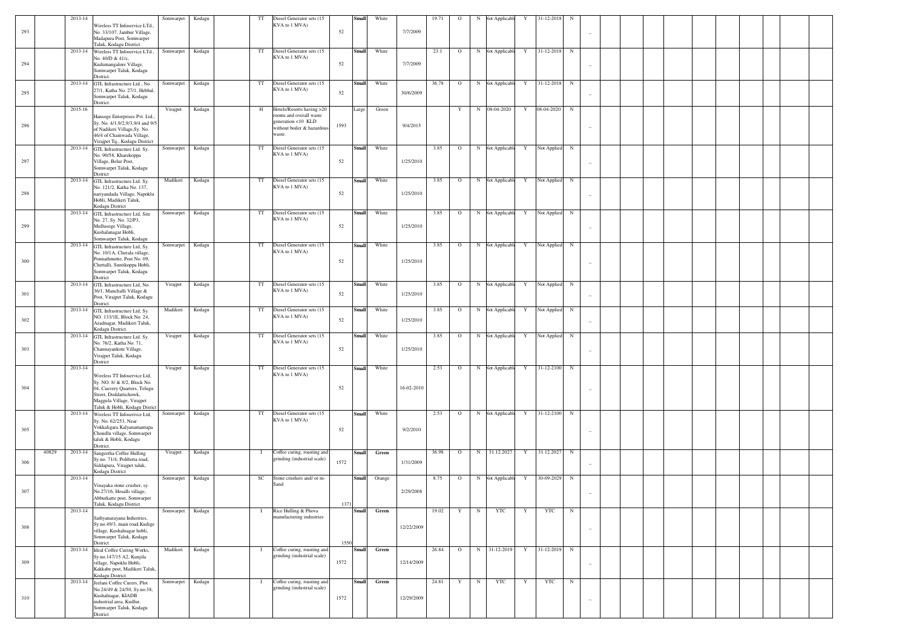| 293 | | 2013-14 | Wireless TT Infoservice LTd., No. 33/107, Jambur Village, Madapura Post, Somwarpet Taluk, Kodagu District. | Somwarpet | Kodagu | | TT | Diesel Generator sets (15 KVA to 1 MVA) | 52 | Small | White | 7/7/2009 | 19.71 | O | N | Not Applicable | Y | 31-12-2018 | N | _ | | | | | | | | | | |
|---|---|---|---|---|---|---|---|---|---|---|---|---|---|---|---|---|---|---|---|---|---|---|---|---|---|---|---|---|---|---|
| 294 | | 2013-14 | Wireless TT Infoservice LTd., No. 40/D & 41/c, Kudumangalore Village, Somwarpet Taluk, Kodagu District. | Somwarpet | Kodagu | | TT | Diesel Generator sets (15 KVA to 1 MVA) | 52 | Small | White | 7/7/2009 | 23.1 | O | N | Not Applicable | Y | 31-12-2018 | N | _ | | | | | | | | | | |
| 295 | | 2013-14 | GTL Infrastructure Ltd., No. 27/1, Katha No. 27/1, Hebbal, Somwarpet Taluk, Kodagu District. | Somwarpet | Kodagu | | TT | Diesel Generator sets (15 KVA to 1 MVA) | 52 | Small | White | 30/6/2009 | 36.78 | O | N | Not Applicable | Y | 31-12-2018 | N | _ | | | | | | | | | | |
| 296 | | 2015-16 | Hansoge Enterprises Pvt. Ltd., Sy. No. 4/1,9/2,9/3,9/4 and 9/5 of Nadikeri Village,Sy. No. 46/4 of Chainwada Village, Virajpet Tq., Kodagu District | Virajpet | Kodagu | | H | Hotels/Resorts having >20 rooms and overall waste generation <10 KLD without boiler & hazardous waste. | 1593 | Large | Green | 9/4/2015 | | Y | N | 08-04-2020 | Y | 08-04-2020 | N | _ | | | | | | | | | | |
| 297 | | 2013-14 | GTL Infrastructure Ltd. Sy. No. 90/58, Kharekoppa Village, Belur Post, Somwarpet Taluk, Kodagu District | Somwarpet | Kodagu | | TT | Diesel Generator sets (15 KVA to 1 MVA) | 52 | Small | White | 1/25/2010 | 3.85 | O | N | Not Applicable | Y | Not Applied | N | _ | | | | | | | | | | |
| 298 | | 2013-14 | GTL Infrastructure Ltd. Sy. No. 121/2, Katha No. 137, nariyandada Village, Napoklu Hobli, Madikeri Taluk, Kodagu District | Madikeri | Kodagu | | TT | Diesel Generator sets (15 KVA to 1 MVA) | 52 | Small | White | 1/25/2010 | 3.85 | O | N | Not Applicable | Y | Not Applied | N | _ | | | | | | | | | | |
| 299 | | 2013-14 | GTL Infrastructure Ltd, Site No. 27, Sy. No. 32/P3, Mullusoge Village, Kushalanagar Hobli, Somwarpet Taluk, Kodagu | Somwarpet | Kodagu | | TT | Diesel Generator sets (15 KVA to 1 MVA) | 52 | Small | White | 1/25/2010 | 3.85 | O | N | Not Applicable | Y | Not Applied | N | _ | | | | | | | | | | |
| 300 | | 2013-14 | GTL Infrastructure Ltd, Sy. No. 10/1A, Cherala village, Ponnathmotte, Post No. 09, Chettalli, Suntikoppa Hobli, Somwarpet Taluk, Kodagu District | Somwarpet | Kodagu | | TT | Diesel Generator sets (15 KVA to 1 MVA) | 52 | Small | White | 1/25/2010 | 3.85 | O | N | Not Applicable | Y | Not Applied | N | _ | | | | | | | | | | |
| 301 | | 2013-14 | GTL Infrastructure Ltd, No. 36/1, Manchalli Village & Post, Virajpet Taluk, Kodagu District. | Virajpet | Kodagu | | TT | Diesel Generator sets (15 KVA to 1 MVA) | 52 | Small | White | 1/25/2010 | 3.85 | O | N | Not Applicable | Y | Not Applied | N | _ | | | | | | | | | | |
| 302 | | 2013-14 | GTL Infrastructure Ltd, Sy. NO. 133/1E, Block No. 24, Azadnagar, Madikeri Taluk, Kodagu District. | Madikeri | Kodagu | | TT | Diesel Generator sets (15 KVA to 1 MVA) | 52 | Small | White | 1/25/2010 | 3.85 | O | N | Not Applicable | Y | Not Applied | N | _ | | | | | | | | | | |
| 303 | | 2013-14 | GTL Infrastructure Ltd. Sy. No. 76/2, Katha No. 71, Channayankote Village, Virajpet Taluk, Kodagu District | Virajpet | Kodagu | | TT | Diesel Generator sets (15 KVA to 1 MVA) | 52 | Small | White | 1/25/2010 | 3.85 | O | N | Not Applicable | Y | Not Applied | N | _ | | | | | | | | | | |
| 304 | | 2013-14 | Wireless TT Infoservice Ltd, Sy. NO. 8/ & 8/2, Block No. 04, Cauvery Quarters, Telugu Street, Doddattichowk, Maggula Village, Virajpet Taluk & Hobli, Kodagu Disrict | Virajpet | Kodagu | | TT | Diesel Generator sets (15 KVA to 1 MVA) | 52 | Small | White | 16-02-2010 | 2.53 | O | N | Not Applicable | Y | 31-12-2100 | N | _ | | | | | | | | | | |
| 305 | | 2013-14 | Wireless TT Infoservice Ltd, Sy. No. 62/253, Near Vokkaligara Kalyanamantapa Choudlu village, Somwarpet taluk & Hobli, Kodagu District. | Somwarpet | Kodagu | | TT | Diesel Generator sets (15 KVA to 1 MVA) | 52 | Small | White | 9/2/2010 | 2.53 | O | N | Not Applicable | Y | 31-12-2100 | N | _ | | | | | | | | | | |
| 306 | 40829 | 2013-14 | Sangeetha Coffee Hulling Sy.no. 71/4, Polibetta road, Siddapura, Virajpet taluk, Kodagu District | Virajpet | Kodagu | | I | Coffee curing, roasting and grinding (industrial scale) | 1572 | Small | Green | 1/31/2009 | 36.98 | O | N | 31.12.2027 | Y | 31.12.2027 | N | _ | | | | | | | | | | |
| 307 | | 2013-14 | Vinayaka stone crusher, sy. No.27/16, Hosalli village, Abburkatte post, Somwarpet Taluk, Kodagu District | Somwarpet | Kodagu | | SC | Stone crushers and/ or m-Sand | 1371 | Small | Orange | 2/29/2008 | 8.75 | O | N | Not Applicable | Y | 30-09-2029 | N | _ | | | | | | | | | | |
| 308 | | 2013-14 | Sathyanarayana Industries, Sy.no.49/3, main road,Kudige village, Kushalnagar hobli, Somwarpet Taluk, Kodagu District | Somwarpet | Kodagu | | I | Rice Hulling & Phova manufacturing industries | 1550 | Small | Green | 12/22/2009 | 19.02 | Y | N | YTC | Y | YTC | N | _ | | | | | | | | | | |
| 309 | | 2013-14 | Ideal Coffee Curing Works, Sy.no.147/15 A2, Kunjila village, Napoklu Hobli, Kakkabe post, Madikeri Taluk, Kodagu District | Madikeri | Kodagu | | I | Coffee curing, roasting and grinding (industrial scale) | 1572 | Small | Green | 12/14/2009 | 26.84 | O | N | 31-12-2019 | Y | 31-12-2019 | N | _ | | | | | | | | | | |
| 310 | | 2013-14 | Jeelani Coffee Curers, Plot No.24/49 & 24/50, Sy.no.38, Kushalnagar, KIADB industrial area, Kudlur, Somwarpet Taluk, Kodagu District | Somwarpet | Kodagu | | I | Coffee curing, roasting and grinding (industrial scale) | 1572 | Small | Green | 12/29/2009 | 24.81 | Y | N | YTC | Y | YTC | N | _ | | | | | | | | | | |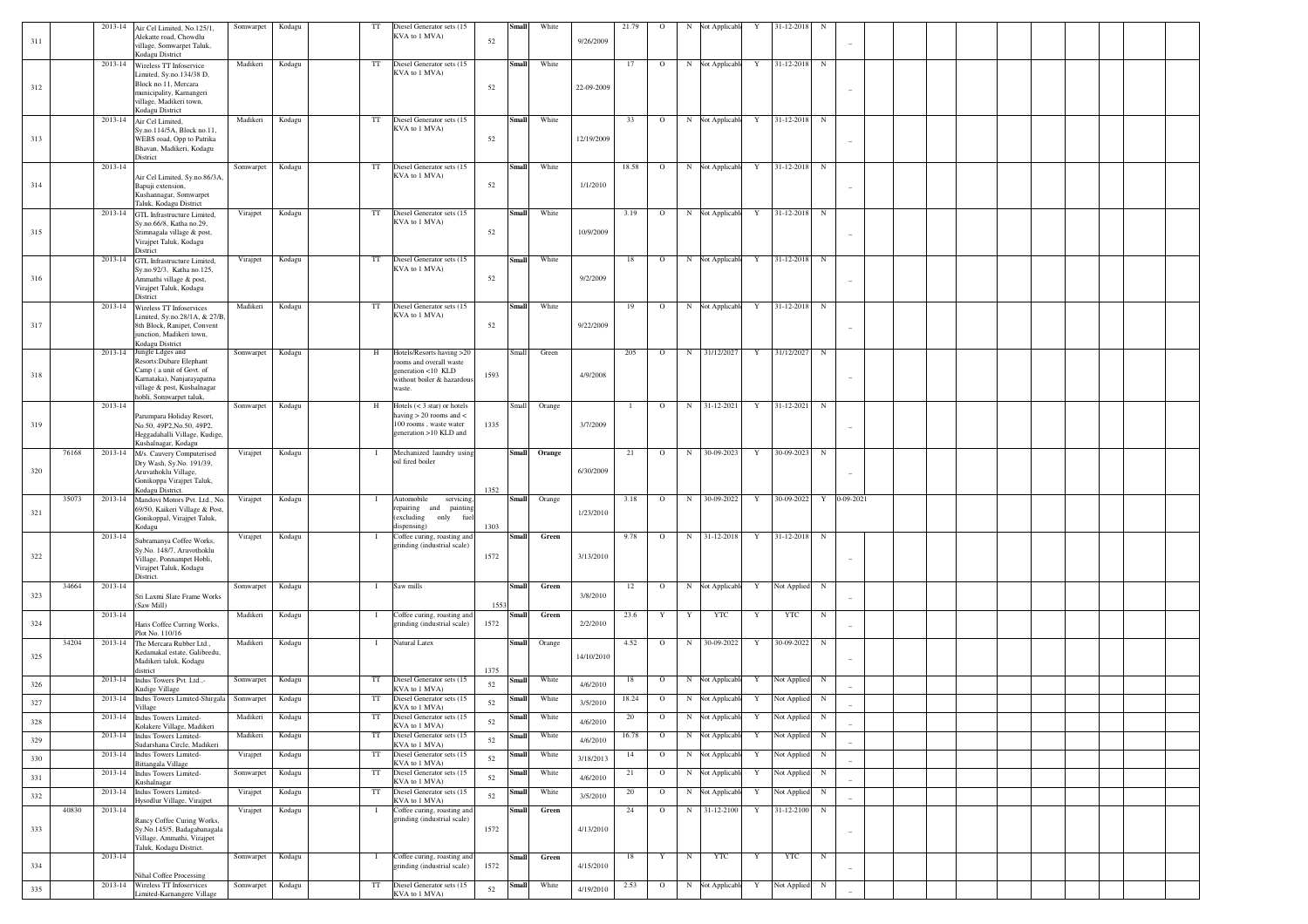| 311 | | 2013-14 | Air Cel Limited, No.125/1, Alekatte road, Chowdlu village, Somwarpet Taluk, Kodagu District | Somwarpet | Kodagu | | TT | Diesel Generator sets (15 KVA to 1 MVA) | 52 | Small | White | 9/26/2009 | 21.79 | O | N | Not Applicable | Y | 31-12-2018 | N | – | | | | | | | | | |
|---|---|---|---|---|---|---|---|---|---|---|---|---|---|---|---|---|---|---|---|---|---|---|---|---|---|---|---|---|---|
| 312 | | 2013-14 | Wireless TT Infoservice Limited, Sy.no.134/38 D, Block no.11, Mercara municipality, Karnangeri village, Madikeri town, Kodagu District | Madikeri | Kodagu | | TT | Diesel Generator sets (15 KVA to 1 MVA) | 52 | Small | White | 22-09-2009 | 17 | O | N | Not Applicable | Y | 31-12-2018 | N | – | | | | | | | | | |
| 313 | | 2013-14 | Air Cel Limited, Sy.no.114/5A, Block no.11, WEBS road, Opp to Patrika Bhavan, Madikeri, Kodagu District | Madikeri | Kodagu | | TT | Diesel Generator sets (15 KVA to 1 MVA) | 52 | Small | White | 12/19/2009 | 33 | O | N | Not Applicable | Y | 31-12-2018 | N | – | | | | | | | | | |
| 314 | | 2013-14 | Air Cel Limited, Sy.no.86/3A, Bapuji extension, Kushannagar, Somwarpet Taluk, Kodagu District | Somwarpet | Kodagu | | TT | Diesel Generator sets (15 KVA to 1 MVA) | 52 | Small | White | 1/1/2010 | 18.58 | O | N | Not Applicable | Y | 31-12-2018 | N | – | | | | | | | | | |
| 315 | | 2013-14 | GTL Infrastructure Limited, Sy.no.66/8, Katha no.29, Srimnagala village & post, Virajpet Taluk, Kodagu District | Virajpet | Kodagu | | TT | Diesel Generator sets (15 KVA to 1 MVA) | 52 | Small | White | 10/9/2009 | 3.19 | O | N | Not Applicable | Y | 31-12-2018 | N | – | | | | | | | | | |
| 316 | | 2013-14 | GTL Infrastructure Limited, Sy.no.92/3, Katha no.125, Ammathi village & post, Virajpet Taluk, Kodagu District | Virajpet | Kodagu | | TT | Diesel Generator sets (15 KVA to 1 MVA) | 52 | Small | White | 9/2/2009 | 18 | O | N | Not Applicable | Y | 31-12-2018 | N | – | | | | | | | | | |
| 317 | | 2013-14 | Wireless TT Infoservices Limited, Sy.no.28/1A, & 27/B, 8th Block, Ranipet, Convent junction, Madikeri town, Kodagu District | Madikeri | Kodagu | | TT | Diesel Generator sets (15 KVA to 1 MVA) | 52 | Small | White | 9/22/2009 | 19 | O | N | Not Applicable | Y | 31-12-2018 | N | – | | | | | | | | | |
| 318 | | 2013-14 | Jungle Ldges and Resorts:Dubare Elephant Camp ( a unit of Govt. of Karnataka), Nanjarayapatna village & post, Kushalnagar hobli, Somwarpet taluk, | Somwarpet | Kodagu | | H | Hotels/Resorts having >20 rooms and overall waste generation <10 KLD without boiler & hazardous waste. | 1593 | Small | Green | 4/9/2008 | 205 | O | N | 31/12/2027 | Y | 31/12/2027 | N | – | | | | | | | | | |
| 319 | | 2013-14 | Parumpara Holiday Resort, No.50, 49P2,No.50, 49P2, Heggadahalli Village, Kudige, Kushalnagar, Kodagu | Somwarpet | Kodagu | | H | Hotels (< 3 star) or hotels having > 20 rooms and < 100 rooms , waste water generation >10 KLD and | 1335 | Small | Orange | 3/7/2009 | 1 | O | N | 31-12-2021 | Y | 31-12-2021 | N | – | | | | | | | | | |
| 320 | 76168 | 2013-14 | M/s. Cauvery Computerised Dry Wash, Sy.No. 191/39, Aruvathoklu Village, Gonikoppa Virajpet Taluk, Kodagu District. | Virajpet | Kodagu | | I | Mechanized laundry using oil fired boiler | 1352 | Small | Orange | 6/30/2009 | 21 | O | N | 30-09-2023 | Y | 30-09-2023 | N | – | | | | | | | | | |
| 321 | 35073 | 2013-14 | Mandovi Motors Pvt. Ltd.; No. 69/50, Kaikeri Village & Post, Gonikoppal, Virajpet Taluk, Kodagu | Virajpet | Kodagu | | I | Automobile servicing, repairing and painting (excluding only fuel dispensing) | 1303 | Small | Orange | 1/23/2010 | 3.18 | O | N | 30-09-2022 | Y | 30-09-2022 | Y | 0-09-2021 | | | | | | | | | |
| 322 | | 2013-14 | Subramanya Coffee Works, Sy.No. 148/7, Aruvothoklu Village, Ponnampet Hobli, Virajpet Taluk, Kodagu District. | Virajpet | Kodagu | | I | Coffee curing, roasting and grinding (industrial scale) | 1572 | Small | Green | 3/13/2010 | 9.78 | O | N | 31-12-2018 | Y | 31-12-2018 | N | – | | | | | | | | | |
| 323 | 34664 | 2013-14 | Sri Laxmi Slate Frame Works (Saw Mill) | Somwarpet | Kodagu | | I | Saw mills | 1553 | Small | Green | 3/8/2010 | 12 | O | N | Not Applicable | Y | Not Applied | N | – | | | | | | | | | |
| 324 | | 2013-14 | Haris Coffee Curring Works, Plot No. 110/16 | Madikeri | Kodagu | | I | Coffee curing, roasting and grinding (industrial scale) | 1572 | Small | Green | 2/2/2010 | 23.6 | Y | Y | YTC | Y | YTC | N | – | | | | | | | | | |
| 325 | 34204 | 2013-14 | The Mercara Rubber Ltd., Kedamakal estate, Galibeedu, Madikeri taluk, Kodagu district | Madikeri | Kodagu | | I | Natural Latex | 1375 | Small | Orange | 14/10/2010 | 4.52 | O | N | 30-09-2022 | Y | 30-09-2022 | N | – | | | | | | | | | |
| 326 | | 2013-14 | Indus Towers Pvt. Ltd.,-Kudige Village | Somwarpet | Kodagu | | TT | Diesel Generator sets (15 KVA to 1 MVA) | 52 | Small | White | 4/6/2010 | 18 | O | N | Not Applicable | Y | Not Applied | N | – | | | | | | | | | |
| 327 | | 2013-14 | Indus Towers Limited-Shirgala Village | Somwarpet | Kodagu | | TT | Diesel Generator sets (15 KVA to 1 MVA) | 52 | Small | White | 3/5/2010 | 18.24 | O | N | Not Applicable | Y | Not Applied | N | – | | | | | | | | | |
| 328 | | 2013-14 | Indus Towers Limited-Kolakere Village, Madikeri | Madikeri | Kodagu | | TT | Diesel Generator sets (15 KVA to 1 MVA) | 52 | Small | White | 4/6/2010 | 20 | O | N | Not Applicable | Y | Not Applied | N | – | | | | | | | | | |
| 329 | | 2013-14 | Indus Towers Limited-Sudarshana Circle, Madikeri | Madikeri | Kodagu | | TT | Diesel Generator sets (15 KVA to 1 MVA) | 52 | Small | White | 4/6/2010 | 16.78 | O | N | Not Applicable | Y | Not Applied | N | – | | | | | | | | | |
| 330 | | 2013-14 | Indus Towers Limited-Bittangala Village | Virajpet | Kodagu | | TT | Diesel Generator sets (15 KVA to 1 MVA) | 52 | Small | White | 3/18/2013 | 14 | O | N | Not Applicable | Y | Not Applied | N | – | | | | | | | | | |
| 331 | | 2013-14 | Indus Towers Limited-Kushalnagar | Somwarpet | Kodagu | | TT | Diesel Generator sets (15 KVA to 1 MVA) | 52 | Small | White | 4/6/2010 | 21 | O | N | Not Applicable | Y | Not Applied | N | – | | | | | | | | | |
| 332 | | 2013-14 | Indus Towers Limited-Hysodlur Village, Virajpet | Virajpet | Kodagu | | TT | Diesel Generator sets (15 KVA to 1 MVA) | 52 | Small | White | 3/5/2010 | 20 | O | N | Not Applicable | Y | Not Applied | N | – | | | | | | | | | |
| 333 | 40830 | 2013-14 | Rancy Coffee Curing Works, Sy.No.145/5, Badagabanagala Village, Ammathi, Virajpet Taluk, Kodagu District. | Virajpet | Kodagu | | I | Coffee curing, roasting and grinding (industrial scale) | 1572 | Small | Green | 4/13/2010 | 24 | O | N | 31-12-2100 | Y | 31-12-2100 | N | – | | | | | | | | | |
| 334 | | 2013-14 | Nihal Coffee Processing | Somwarpet | Kodagu | | I | Coffee curing, roasting and grinding (industrial scale) | 1572 | Small | Green | 4/15/2010 | 18 | Y | N | YTC | Y | YTC | N | – | | | | | | | | | |
| 335 | | 2013-14 | Wireless TT Infoservices Limited-Karnangere Village | Somwarpet | Kodagu | | TT | Diesel Generator sets (15 KVA to 1 MVA) | 52 | Small | White | 4/19/2010 | 2.53 | O | N | Not Applicable | Y | Not Applied | N | – | | | | | | | | | |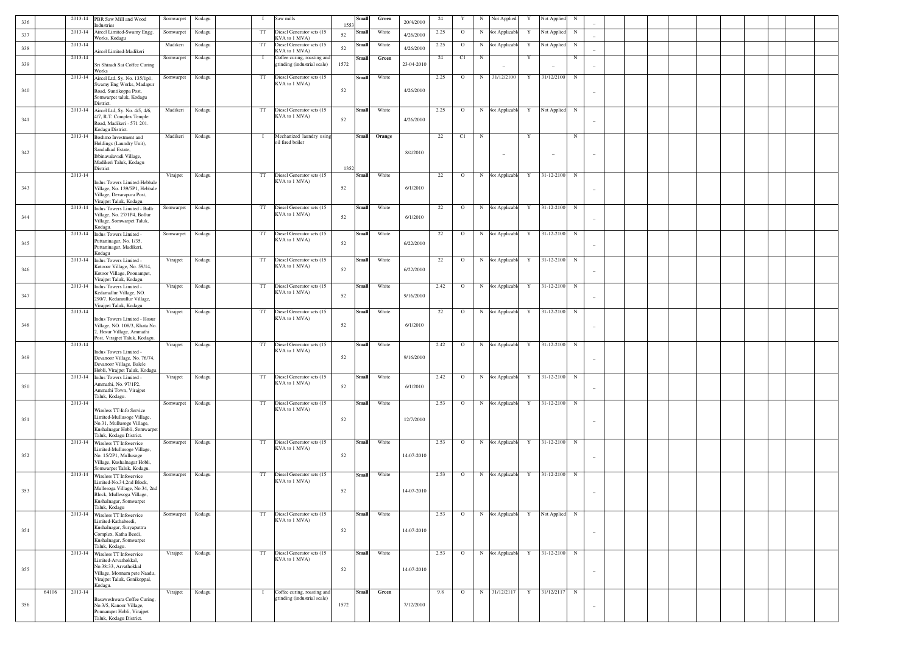| 336 | | 2013-14 | PBR Saw Mill and Wood Industries | Somwarpet | Kodagu | | I | Saw mills | 1553 | Small | Green | 20/4/2010 | 24 | Y | N | Not Applied | Y | Not Applied | N | _ | | | | | | | | | | |
|---|---|---|---|---|---|---|---|---|---|---|---|---|---|---|---|---|---|---|---|---|---|---|---|---|---|---|---|---|---|---|
| 337 | | 2013-14 | Aircel Limited-Swamy Engg. Works, Kodagu | Somwarpet | Kodagu | | TT | Diesel Generator sets (15 KVA to 1 MVA) | 52 | Small | White | 4/26/2010 | 2.25 | O | N | Not Applicable | Y | Not Applied | N | _ | | | | | | | | | | |
| 338 | | 2013-14 | Aircel Limited-Madikeri | Madikeri | Kodagu | | TT | Diesel Generator sets (15 KVA to 1 MVA) | 52 | Small | White | 4/26/2010 | 2.25 | O | N | Not Applicable | Y | Not Applied | N | _ | | | | | | | | | | |
| 339 | | 2013-14 | Sri Shiradi Sai Coffee Curing Works | Somwarpet | Kodagu | | I | Coffee curing, roasting and grinding (industrial scale) | 1572 | Small | Green | 23-04-2010 | 24 | C1 | N | _ | Y | _ | N | _ | | | | | | | | | | |
| 340 | | 2013-14 | Aircel Ltd, Sy. No. 135/1p1, Swamy Eng Works, Madapur Road, Suntikoppa Post, Somwarpet taluk, Kodagu District. | Somwarpet | Kodagu | | TT | Diesel Generator sets (15 KVA to 1 MVA) | 52 | Small | White | 4/26/2010 | 2.25 | O | N | 31/12/2100 | Y | 31/12/2100 | N | _ | | | | | | | | | | |
| 341 | | 2013-14 | Aircel Ltd, Sy. No. 4/5, 4/6, 4/7, R.T. Complex Temple Road, Madikeri - 571 201. Kodagu District. | Madikeri | Kodagu | | TT | Diesel Generator sets (15 KVA to 1 MVA) | 52 | Small | White | 4/26/2010 | 2.25 | O | N | Not Applicable | Y | Not Applied | N | _ | | | | | | | | | | |
| 342 | | 2013-14 | Boshmo Investment and Holdings (Laundry Unit), Sandalkad Estate, Ibbinavalavadi Village, Madikeri Taluk, Kodagu District | Madikeri | Kodagu | | I | Mechanized laundry using oil fired boiler | 1352 | Small | Orange | 8/4/2010 | 22 | C1 | N | _ | Y | _ | N | _ | | | | | | | | | | |
| 343 | | 2013-14 | Indus Towers Limited-Hebbale Village, No. 139/5P1, Hebbale Village, Devarapura Post, Virajpet Taluk, Kodagu. | Virajpet | Kodagu | | TT | Diesel Generator sets (15 KVA to 1 MVA) | 52 | Small | White | 6/1/2010 | 22 | O | N | Not Applicable | Y | 31-12-2100 | N | _ | | | | | | | | | | |
| 344 | | 2013-14 | Indus Towers Limited - Bollr Village, No. 27/1P4, Bollur Village, Somwarpet Taluk, Kodagu. | Somwarpet | Kodagu | | TT | Diesel Generator sets (15 KVA to 1 MVA) | 52 | Small | White | 6/1/2010 | 22 | O | N | Not Applicable | Y | 31-12-2100 | N | _ | | | | | | | | | | |
| 345 | | 2013-14 | Indus Towers Limited - Puttaninagar, No. 1/35, Puttaninagar, Madikeri, Kodagu | Somwarpet | Kodagu | | TT | Diesel Generator sets (15 KVA to 1 MVA) | 52 | Small | White | 6/22/2010 | 22 | O | N | Not Applicable | Y | 31-12-2100 | N | _ | | | | | | | | | | |
| 346 | | 2013-14 | Indus Towers Limited - Kotooor Village, No. 59/14, Kotoor Village, Poonampet, Virajpet Taluk, Kodagu. | Virajpet | Kodagu | | TT | Diesel Generator sets (15 KVA to 1 MVA) | 52 | Small | White | 6/22/2010 | 22 | O | N | Not Applicable | Y | 31-12-2100 | N | _ | | | | | | | | | | |
| 347 | | 2013-14 | Indus Towers Limited - Kedamallur Village, NO. 290/7, Kedamullur Village, Virajpet Taluk, Kodagu. | Virajpet | Kodagu | | TT | Diesel Generator sets (15 KVA to 1 MVA) | 52 | Small | White | 9/16/2010 | 2.42 | O | N | Not Applicable | Y | 31-12-2100 | N | _ | | | | | | | | | | |
| 348 | | 2013-14 | Indus Towers Limited - Hosur Village, NO. 108/3, Khata No. 2, Hosur Village, Ammathi Post, Virajpet Taluk, Kodagu. | Virajpet | Kodagu | | TT | Diesel Generator sets (15 KVA to 1 MVA) | 52 | Small | White | 6/1/2010 | 22 | O | N | Not Applicable | Y | 31-12-2100 | N | _ | | | | | | | | | | |
| 349 | | 2013-14 | Indus Towers Limited - Devanoor Village, No. 76/74, Devanoor Village, Balele Hobli, Virajpet Taluk, Kodagu. | Virajpet | Kodagu | | TT | Diesel Generator sets (15 KVA to 1 MVA) | 52 | Small | White | 9/16/2010 | 2.42 | O | N | Not Applicable | Y | 31-12-2100 | N | _ | | | | | | | | | | |
| 350 | | 2013-14 | Indus Towers Limited - Ammathi, No. 97/1P2, Ammathi Town, Virajpet Taluk, Kodagu. | Virajpet | Kodagu | | TT | Diesel Generator sets (15 KVA to 1 MVA) | 52 | Small | White | 6/1/2010 | 2.42 | O | N | Not Applicable | Y | 31-12-2100 | N | _ | | | | | | | | | | |
| 351 | | 2013-14 | Wireless TT-Info Service Limited-Mullusoge Village, No.31, Mullusoge Village, Kushalnagar Hobli, Somwarpet Taluk, Kodagu District. | Somwarpet | Kodagu | | TT | Diesel Generator sets (15 KVA to 1 MVA) | 52 | Small | White | 12/7/2010 | 2.53 | O | N | Not Applicable | Y | 31-12-2100 | N | _ | | | | | | | | | | |
| 352 | | 2013-14 | Wireless TT Infoservice Limited-Mullusoge Village, No. 15/2P1, Mullusoge Village, Kushalnagar Hobli, Somwarpet Taluk, Kodagu. | Somwarpet | Kodagu | | TT | Diesel Generator sets (15 KVA to 1 MVA) | 52 | Small | White | 14-07-2010 | 2.53 | O | N | Not Applicable | Y | 31-12-2100 | N | _ | | | | | | | | | | |
| 353 | | 2013-14 | Wireless TT Infoservice Limited-No.34,2nd Block, Mullesoga Village, No.34, 2nd Block, Mullesoga Village, Kushalnagar, Somwarpet Taluk, Kodagu | Somwarpet | Kodagu | | TT | Diesel Generator sets (15 KVA to 1 MVA) | 52 | Small | White | 14-07-2010 | 2.53 | O | N | Not Applicable | Y | 31-12-2100 | N | _ | | | | | | | | | | |
| 354 | | 2013-14 | Wireless TT Infoservice Limited-Kathabeedi, Kushalnagar, Suryaputtra Complex, Katha Beedi, Kushalnagar, Somwarpet Taluk, Kodagu. | Somwarpet | Kodagu | | TT | Diesel Generator sets (15 KVA to 1 MVA) | 52 | Small | White | 14-07-2010 | 2.53 | O | N | Not Applicable | Y | Not Applied | N | _ | | | | | | | | | | |
| 355 | | 2013-14 | Wireless TT Infoservice Limited-Arvathokkal, No.38:33, Arvathokkal Village, Monnam pete Naadu, Virajpet Taluk, Gonikoppal, Kodagu. | Virajpet | Kodagu | | TT | Diesel Generator sets (15 KVA to 1 MVA) | 52 | Small | White | 14-07-2010 | 2.53 | O | N | Not Applicable | Y | 31-12-2100 | N | _ | | | | | | | | | | |
| 356 | 64106 | 2013-14 | Basaweshwara Coffee Curing, No.3/5, Kanoor Village, Ponnampet Hobli, Virajpet Taluk, Kodagu District. | Virajpet | Kodagu | | I | Coffee curing, roasting and grinding (industrial scale) | 1572 | Small | Green | 7/12/2010 | 9.8 | O | N | 31/12/2117 | Y | 31/12/2117 | N | _ | | | | | | | | | | |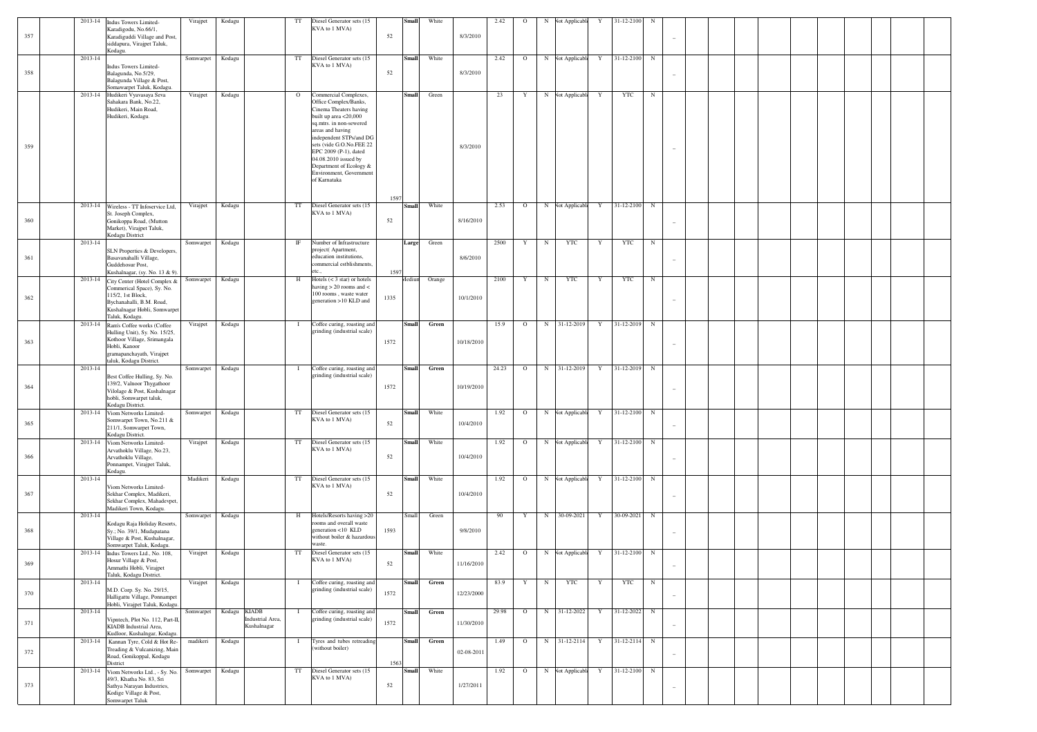| 357 | | 2013-14 | Indus Towers Limited- Karadigodu, No.66/1, Karadiguddi Village and Post, siddapura, Virajpet Taluk, Kodagu. | Virajpet | Kodagu | | TT | Diesel Generator sets (15 KVA to 1 MVA) | 52 | Small | White | 8/3/2010 | 2.42 | O | N | Not Applicable | Y | 31-12-2100 | N | _ | | | | | | | | | | |
|---|---|---|---|---|---|---|---|---|---|---|---|---|---|---|---|---|---|---|---|---|---|---|---|---|---|---|---|---|---|---|---|
| 358 | | 2013-14 | Indus Towers Limited- Balagunda, No.5/29, Balagunda Village & Post, Somawarpet Taluk, Kodagu. | Somwarpet | Kodagu | | TT | Diesel Generator sets (15 KVA to 1 MVA) | 52 | Small | White | 8/3/2010 | 2.42 | O | N | Not Applicable | Y | 31-12-2100 | N | _ | | | | | | | | | | |
| 359 | | 2013-14 | Hudikeri Vyavasaya Seva Sahakara Bank, No.22, Hudikeri, Main Road, Hudikeri, Kodagu. | Virajpet | Kodagu | | O | Commercial Complexes, Office Complex/Banks, Cinema Theaters having built up area <20,000 sq.mtrs. in non-sewered areas and having independent STPs/and DG sets (vide G.O.No.FEE 22 EPC 2009 (P-1), dated 04.08.2010 issued by Department of Ecology & Environment, Government of Karnataka | 1597 | Small | Green | 8/3/2010 | 23 | Y | N | Not Applicable | Y | YTC | N | _ | | | | | | | | | | |
| 360 | | 2013-14 | Wireless - TT Infoservice Ltd, St. Joseph Complex, Gonikoppa Road, (Mutton Market), Virajpet Taluk, Kodagu District | Virajpet | Kodagu | | TT | Diesel Generator sets (15 KVA to 1 MVA) | 52 | Small | White | 8/16/2010 | 2.53 | O | N | Not Applicable | Y | 31-12-2100 | N | _ | | | | | | | | | | |
| 361 | | 2013-14 | SLN Properties & Developers, Basavanahalli Village, Guddehosur Post, Kushalnagar, (sy. No. 13 & 9). | Somwarpet | Kodagu | | IF | Number of Infrastructure project( Apartment, education institutions, commercial estblishments, etc., | 1597 | Large | Green | 8/6/2010 | 2500 | Y | N | YTC | Y | YTC | N | _ | | | | | | | | | | |
| 362 | | 2013-14 | City Center (Hotel Complex & Commerical Space), Sy. No. 115/2, 1st Block, Bychanahalli, B.M. Road, Kushalnagar Hobli, Somwarpet Taluk, Kodagu. | Somwarpet | Kodagu | | H | Hotels (< 3 star) or hotels having > 20 rooms and < 100 rooms , waste water generation >10 KLD and | 1335 | Medium | Orange | 10/1/2010 | 2100 | Y | N | YTC | Y | YTC | N | _ | | | | | | | | | | |
| 363 | | 2013-14 | Ram's Coffee works (Coffee Hulling Unit), Sy. No. 15/25, Kothoor Village, Srimangala Hobli, Kanoor gramapanchayath, Virajpet taluk, Kodagu District. | Virajpet | Kodagu | | I | Coffee curing, roasting and grinding (industrial scale) | 1572 | Small | Green | 10/18/2010 | 15.9 | O | N | 31-12-2019 | Y | 31-12-2019 | N | _ | | | | | | | | | | |
| 364 | | 2013-14 | Best Coffee Hulling, Sy. No. 139/2, Valnoor Thygathoor Vilolage & Post, Kushalnagar hobli, Somwarpet taluk, Kodagu District. | Somwarpet | Kodagu | | I | Coffee curing, roasting and grinding (industrial scale) | 1572 | Small | Green | 10/19/2010 | 24.23 | O | N | 31-12-2019 | Y | 31-12-2019 | N | _ | | | | | | | | | | |
| 365 | | 2013-14 | Viom Networks Limited- Somwarpet Town, No.211 & 211/1, Somwarpet Town, Kodagu District. | Somwarpet | Kodagu | | TT | Diesel Generator sets (15 KVA to 1 MVA) | 52 | Small | White | 10/4/2010 | 1.92 | O | N | Not Applicable | Y | 31-12-2100 | N | _ | | | | | | | | | | |
| 366 | | 2013-14 | Viom Networks Limited- Arvathoklu Village, No.23, Arvathoklu Village, Ponnampet, Virajpet Taluk, Kodagu. | Virajpet | Kodagu | | TT | Diesel Generator sets (15 KVA to 1 MVA) | 52 | Small | White | 10/4/2010 | 1.92 | O | N | Not Applicable | Y | 31-12-2100 | N | _ | | | | | | | | | | |
| 367 | | 2013-14 | Viom Networks Limited- Sekhar Complex, Madikeri, Sekhar Complex, Mahadevpet, Madikeri Town, Kodagu. | Madikeri | Kodagu | | TT | Diesel Generator sets (15 KVA to 1 MVA) | 52 | Small | White | 10/4/2010 | 1.92 | O | N | Not Applicable | Y | 31-12-2100 | N | _ | | | | | | | | | | |
| 368 | | 2013-14 | Kodagu Raja Holiday Resorts, Sy.; No. 39/1, Mudapatana Village & Post, Kushalnagar, Somwarpet Taluk, Kodagu. | Somwarpet | Kodagu | | H | Hotels/Resorts having >20 rooms and overall waste generation <10 KLD without boiler & hazardous waste. | 1593 | Small | Green | 9/8/2010 | 90 | Y | N | 30-09-2021 | Y | 30-09-2021 | N | _ | | | | | | | | | | |
| 369 | | 2013-14 | Indus Towers Ltd., No. 108, Hosur Village & Post, Ammathi Hobli, Virajpet Taluk, Kodagu District. | Virajpet | Kodagu | | TT | Diesel Generator sets (15 KVA to 1 MVA) | 52 | Small | White | 11/16/2010 | 2.42 | O | N | Not Applicable | Y | 31-12-2100 | N | _ | | | | | | | | | | |
| 370 | | 2013-14 | M.D. Corp. Sy. No. 29/15, Halligattu Village, Ponnampet Hobli, Virajpet Taluk, Kodagu. | Virajpet | Kodagu | | I | Coffee curing, roasting and grinding (industrial scale) | 1572 | Small | Green | 12/23/2000 | 83.9 | Y | N | YTC | Y | YTC | N | _ | | | | | | | | | | |
| 371 | | 2013-14 | Vipntech, Plot No. 112, Part-II, KIADB Industrial Area, Kudloor, Kushalngar, Kodagu. | Somwarpet | Kodagu | KIADB Industrial Area, Kushalnagar | I | Coffee curing, roasting and grinding (industrial scale) | 1572 | Small | Green | 11/30/2010 | 29.98 | O | N | 31-12-2022 | Y | 31-12-2022 | N | _ | | | | | | | | | | |
| 372 | | 2013-14 | Kannan Tyre, Cold & Hot Re-Treading & Vulcanizing, Main Road, Gonikoppal, Kodagu District | madikeri | Kodagu | | I | Tyres and tubes retreading (without boiler) | 1563 | Small | Green | 02-08-2011 | 1.49 | O | N | 31-12-2114 | Y | 31-12-2114 | N | _ | | | | | | | | | | |
| 373 | | 2013-14 | Viom Networks Ltd., - Sy. No. 49/3, Khatha No. 83, Sri Sathya Narayan Industries, Kodige Village & Post, Somwarpet Taluk | Somwarpet | Kodagu | | TT | Diesel Generator sets (15 KVA to 1 MVA) | 52 | Small | White | 1/27/2011 | 1.92 | O | N | Not Applicable | Y | 31-12-2100 | N | _ | | | | | | | | | | |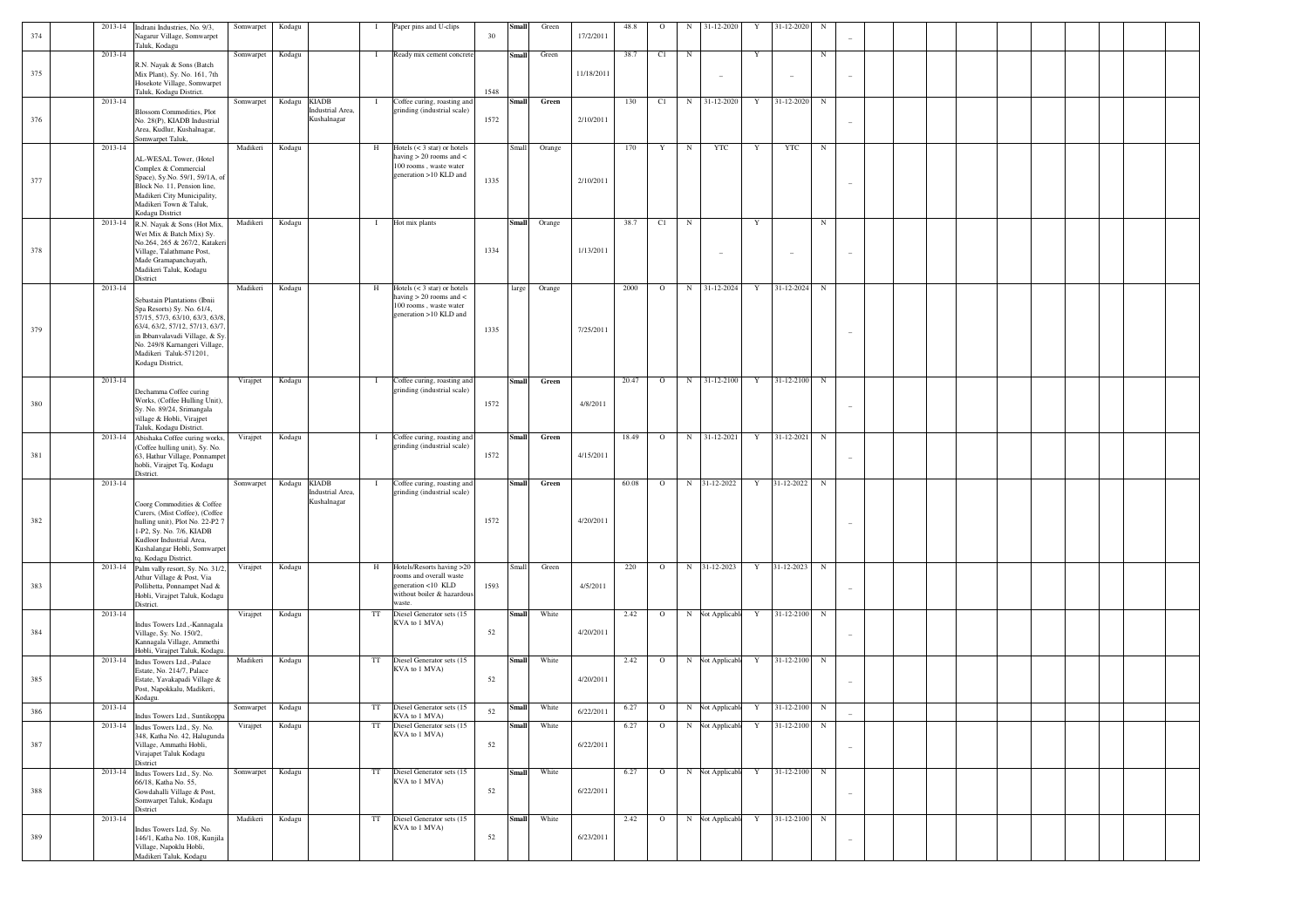| 374 | | 2013-14 | Indrani Industries, No. 9/3, Nagarur Village, Somwarpet Taluk, Kodagu | Somwarpet | Kodagu | | I | Paper pins and U-clips | 30 | Small | Green | 17/2/2011 | 48.8 | O | N | 31-12-2020 | Y | 31-12-2020 | N | _ | | | | | | | | | | |
|---|---|---|---|---|---|---|---|---|---|---|---|---|---|---|---|---|---|---|---|---|---|---|---|---|---|---|---|---|---|---|
| 375 | | 2013-14 | R.N. Nayak & Sons (Batch Mix Plant), Sy. No. 161, 7th Hosekote Village, Somwarpet Taluk, Kodagu District. | Somwarpet | Kodagu | | I | Ready mix cement concrete | 1548 | Small | Green | 11/18/2011 | 38.7 | C1 | N | _ | Y | _ | N | _ | | | | | | | | | | |
| 376 | | 2013-14 | Blossom Commodities, Plot No. 28(P), KIADB Industrial Area, Kudlur, Kushalnagar, Somwarpet Taluk, | Somwarpet | Kodagu | KIADB Industrial Area, Kushalnagar | I | Coffee curing, roasting and grinding (industrial scale) | 1572 | Small | Green | 2/10/2011 | 130 | C1 | N | 31-12-2020 | Y | 31-12-2020 | N | _ | | | | | | | | | | |
| 377 | | 2013-14 | AL-WESAL Tower, (Hotel Complex & Commercial Space), Sy.No. 59/1, 59/1A, of Block No. 11, Pension line, Madikeri City Municipality, Madikeri Town & Taluk, Kodagu District | Madikeri | Kodagu | | H | Hotels (< 3 star) or hotels having > 20 rooms and < 100 rooms , waste water generation >10 KLD and | 1335 | Small | Orange | 2/10/2011 | 170 | Y | N | YTC | Y | YTC | N | _ | | | | | | | | | | |
| 378 | | 2013-14 | R.N. Nayak & Sons (Hot Mix, Wet Mix & Batch Mix) Sy. No.264, 265 & 267/2, Katakeri Village, Talathmane Post, Made Gramapanchayath, Madikeri Taluk, Kodagu District | Madikeri | Kodagu | | I | Hot mix plants | 1334 | Small | Orange | 1/13/2011 | 38.7 | C1 | N | _ | Y | _ | N | _ | | | | | | | | | | |
| 379 | | 2013-14 | Sebastain Plantations (Ibnii Spa Resorts) Sy. No. 61/4, 57/15, 57/3, 63/10, 63/3, 63/8, 63/4, 63/2, 57/12, 57/13, 63/7, in Ibbanvalavadi Village, & Sy. No. 249/8 Karnangeri Village, Madikeri Taluk-571201, Kodagu District, | Madikeri | Kodagu | | H | Hotels (< 3 star) or hotels having > 20 rooms and < 100 rooms , waste water generation >10 KLD and | 1335 | large | Orange | 7/25/2011 | 2000 | O | N | 31-12-2024 | Y | 31-12-2024 | N | _ | | | | | | | | | | |
| 380 | | 2013-14 | Dechamma Coffee curing Works, (Coffee Hulling Unit), Sy. No. 89/24, Srimangala village & Hobli, Virajpet Taluk, Kodagu District. | Virajpet | Kodagu | | I | Coffee curing, roasting and grinding (industrial scale) | 1572 | Small | Green | 4/8/2011 | 20.47 | O | N | 31-12-2100 | Y | 31-12-2100 | N | _ | | | | | | | | | | |
| 381 | | 2013-14 | Abishaka Coffee curing works, (Coffee hulling unit), Sy. No. 63, Hathur Village, Ponnampet hobli, Virajpet Tq, Kodagu District. | Virajpet | Kodagu | | I | Coffee curing, roasting and grinding (industrial scale) | 1572 | Small | Green | 4/15/2011 | 18.49 | O | N | 31-12-2021 | Y | 31-12-2021 | N | _ | | | | | | | | | | |
| 382 | | 2013-14 | Coorg Commodities & Coffee Curers, (Mist Coffee), (Coffee hulling unit), Plot No. 22-P2 7 1-P2, Sy. No. 7/6, KIADB Kudloor Industrial Area, Kushalangar Hobli, Somwarpet tq. Kodagu District. | Somwarpet | Kodagu | KIADB Industrial Area, Kushalnagar | I | Coffee curing, roasting and grinding (industrial scale) | 1572 | Small | Green | 4/20/2011 | 60.08 | O | N | 31-12-2022 | Y | 31-12-2022 | N | _ | | | | | | | | | | |
| 383 | | 2013-14 | Palm vally resort, Sy. No. 31/2, Athur Village & Post, Via Pollibetta, Ponnampet Nad & Hobli, Virajpet Taluk, Kodagu District. | Virajpet | Kodagu | | H | Hotels/Resorts having >20 rooms and overall waste generation <10 KLD without boiler & hazardous waste. | 1593 | Small | Green | 4/5/2011 | 220 | O | N | 31-12-2023 | Y | 31-12-2023 | N | _ | | | | | | | | | | |
| 384 | | 2013-14 | Indus Towers Ltd.,-Kannagala Village, Sy. No. 150/2, Kannagala Village, Ammethi Hobli, Virajpet Taluk, Kodagu. | Virajpet | Kodagu | | TT | Diesel Generator sets (15 KVA to 1 MVA) | 52 | Small | White | 4/20/2011 | 2.42 | O | N | Not Applicable | Y | 31-12-2100 | N | _ | | | | | | | | | | |
| 385 | | 2013-14 | Indus Towers Ltd,-Palace Estate, No. 214/7, Palace Estate, Yavakapadi Village & Post, Napokkalu, Madikeri, Kodagu. | Madikeri | Kodagu | | TT | Diesel Generator sets (15 KVA to 1 MVA) | 52 | Small | White | 4/20/2011 | 2.42 | O | N | Not Applicable | Y | 31-12-2100 | N | _ | | | | | | | | | | |
| 386 | | 2013-14 | Indus Towers Ltd., Suntikoppa | Somwarpet | Kodagu | | TT | Diesel Generator sets (15 KVA to 1 MVA) | 52 | Small | White | 6/22/2011 | 6.27 | O | N | Not Applicable | Y | 31-12-2100 | N | _ | | | | | | | | | | |
| 387 | | 2013-14 | Indus Towers Ltd., Sy. No. 348, Katha No. 42, Halugunda Village, Ammathi Hobli, Virajapet Taluk Kodagu District | Virajpet | Kodagu | | TT | Diesel Generator sets (15 KVA to 1 MVA) | 52 | Small | White | 6/22/2011 | 6.27 | O | N | Not Applicable | Y | 31-12-2100 | N | _ | | | | | | | | | | |
| 388 | | 2013-14 | Indus Towers Ltd., Sy. No. 66/18, Katha No. 55, Gowdahalli Village & Post, Somwarpet Taluk, Kodagu District | Somwarpet | Kodagu | | TT | Diesel Generator sets (15 KVA to 1 MVA) | 52 | Small | White | 6/22/2011 | 6.27 | O | N | Not Applicable | Y | 31-12-2100 | N | _ | | | | | | | | | | |
| 389 | | 2013-14 | Indus Towers Ltd, Sy. No. 146/1, Katha No. 108, Kunjila Village, Napoklu Hobli, Madikeri Taluk, Kodagu | Madikeri | Kodagu | | TT | Diesel Generator sets (15 KVA to 1 MVA) | 52 | Small | White | 6/23/2011 | 2.42 | O | N | Not Applicable | Y | 31-12-2100 | N | _ | | | | | | | | | | |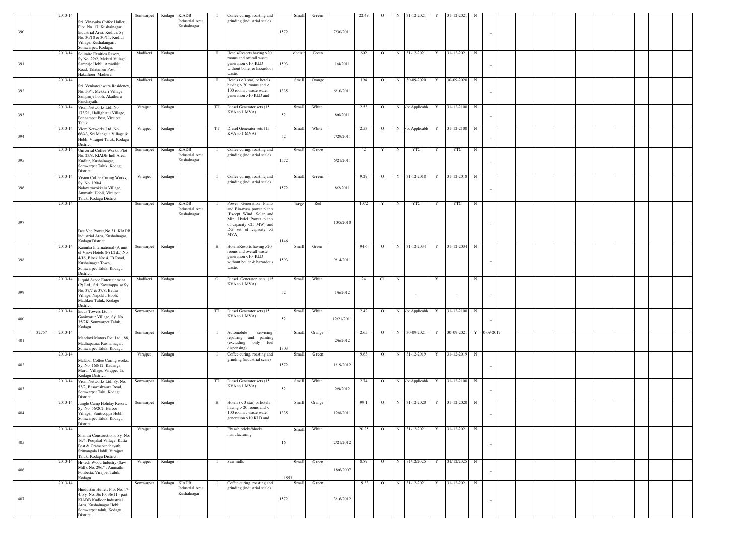| 390 | | 2013-14 | Sri. Vinayaka Coffee Huller, Plot. No. 17, Kushalnagar Industrial Area, Kudlur, Sy. No. 30/10 & 30/11, Kudlur Village, Kushalangarr, Somwarpet, Kodagu. | Somwarpet | Kodagu | KIADB Industrial Area, Kushalnagar | I | Coffee curing, roasting and grinding (industrial scale) | 1572 | Small | Green | 7/30/2011 | 22.49 | O | N | 31-12-2021 | Y | 31-12-2021 | N | _ | | | | | | | | | | |
|---|---|---|---|---|---|---|---|---|---|---|---|---|---|---|---|---|---|---|---|---|---|---|---|---|---|---|---|---|---|---|
| 391 | | 2013-14 | Solitaire Exoitica Resort, Sy.No. 22/2, Mekeri Village, Sampaje Hobli, Arvatiklu Road, Talatamen Post Hakathoor, Madierei | Madikeri | Kodagu | | H | Hotels/Resorts having >20 rooms and overall waste generation <10 KLD without boiler & hazardous waste. | 1593 | Medium | Green | 1/4/2011 | 602 | O | N | 31-12-2021 | Y | 31-12-2021 | N | _ | | | | | | | | | | |
| 392 | | 2013-14 | Sri. Venkateshwara Residency, No: 50/4, Mekkeri Village, Sampanje hobli, Akathuru Panchayath, | Madikeri | Kodagu | | H | Hotels (< 3 star) or hotels having > 20 rooms and < 100 rooms , waste water generation >10 KLD and | 1335 | Small | Orange | 6/10/2011 | 194 | O | N | 30-09-2020 | Y | 30-09-2020 | N | _ | | | | | | | | | | |
| 393 | | 2013-14 | Viom Networks Ltd.,No: 173/21, Hallighattu Village, Ponnampet Post, Virajpet Taluk | Virajpet | Kodagu | | TT | Diesel Generator sets (15 KVA to 1 MVA) | 52 | Small | White | 8/6/2011 | 2.53 | O | N | Not Applicable | Y | 31-12-2100 | N | _ | | | | | | | | | | |
| 394 | | 2013-14 | Viom Networks Ltd.,No: 66/43, Sri Mangala Village & Hobli, Virajpet Taluk, Kodagu District | Virajpet | Kodagu | | TT | Diesel Generator sets (15 KVA to 1 MVA) | 52 | Small | White | 7/29/2011 | 2.53 | O | N | Not Applicable | Y | 31-12-2100 | N | _ | | | | | | | | | | |
| 395 | | 2013-14 | Universal Coffee Works, Plot No. 23/8, KIADB Indl Area, Kudlur, Kushalnagar, Somwarpet Taluk, Kodagu District. | Somwarpet | Kodagu | KIADB Industrial Area, Kushalnagar | I | Coffee curing, roasting and grinding (industrial scale) | 1572 | Small | Green | 6/21/2011 | 42 | Y | N | YTC | Y | YTC | N | _ | | | | | | | | | | |
| 396 | | 2013-14 | Vision Coffee Curing Works, Sy. No. 190/4, Nalavattavokkalu Village, Ammathi Hobli, Virajpet Taluk, Kodagu District | Virajpet | Kodagu | | I | Coffee curing, roasting and grinding (industrial scale) | 1572 | Small | Green | 8/2/2011 | 9.29 | O | Y | 31-12-2018 | Y | 31-12-2018 | N | _ | | | | | | | | | | |
| 397 | | 2013-14 | Dee Vee Power,No.31, KIADB Industrial Area, Kushalnagar, Kodagu District | Somwarpet | Kodagu | KIADB Industrial Area, Kushalnagar | I | Power Generation Plants and Bio-mass power plants [Except Wind, Solar and Mini Hydel Power plants of capacity <25 MW) and DG set of capacity >5 MVA] | 1146 | large | Red | 10/5/2010 | 1072 | Y | N | YTC | Y | YTC | N | _ | | | | | | | | | | |
| 398 | | 2013-14 | Kannika International (A unit of Vasvi Hotels (P) LTd.,),No. 4/16, Block No: 4, IB Road, Kushalnagar Town, Somwarpet Taluk, Kodagu District, | Somwarpet | Kodagu | | H | Hotels/Resorts having >20 rooms and overall waste generation <10 KLD without boiler & hazardous waste. | 1593 | Small | Green | 9/14/2011 | 94.6 | O | N | 31-12-2034 | Y | 31-12-2034 | N | _ | | | | | | | | | | |
| 399 | | 2013-14 | Liquid Sapce Entertainment (P) Ltd., Sri. Kaverappa at Sy. No. 37/7 & 37/8, Bethu Village, Napoklu Hobli, Madikeri Taluk, Kodagu District | Madikeri | Kodagu | | O | Diesel Generator sets (15 KVA to 1 MVA) | 52 | Small | White | 1/6/2012 | 24 | C1 | N | _ | Y | _ | N | _ | | | | | | | | | | |
| 400 | | 2013-14 | Indus Towers Ltd., - Ganimarur Village, Sy. No. 35/2K, Somwarpet Taluk, Kodagu | Somwarpet | Kodagu | | TT | Diesel Generator sets (15 KVA to 1 MVA) | 52 | Small | White | 12/21/2011 | 2.42 | O | N | Not Applicable | Y | 31-12-2100 | N | _ | | | | | | | | | | |
| 401 | 32757 | 2013-14 | Mandovi Motors Pvt. Ltd., 88, Madhapatna, Kushalnagar, Somwarpet Taluk, Kodagu | Somwarpet | Kodagu | | I | Automobile servicing, repairing and painting (excluding only fuel dispensing) | 1303 | Small | Orange | 2/6/2012 | 2.65 | O | N | 30-09-2021 | Y | 30-09-2021 | Y | 0-09-2017 | | | | | | | | | | |
| 402 | | 2013-14 | Malabar Coffee Curing works, Sy. No. 168/12, Kadanga Murur Village, Virajpet Ta, Kodagu District. | Virajpet | Kodagu | | I | Coffee curing, roasting and grinding (industrial scale) | 1572 | Small | Green | 1/19/2012 | 9.63 | O | N | 31-12-2019 | Y | 31-12-2019 | N | _ | | | | | | | | | | |
| 403 | | 2013-14 | Viom Networks Ltd.,Sy. No. 53/2, Basaveshwara Road, Somwarpet Talu, Kodagu District | Somwarpet | Kodagu | | TT | Diesel Generator sets (15 KVA to 1 MVA) | 52 | Small | White | 2/9/2012 | 2.74 | O | N | Not Applicable | Y | 31-12-2100 | N | _ | | | | | | | | | | |
| 404 | | 2013-14 | Jungle Camp Holiday Resort, Sy. No. 56/202, Heroor Village., Sunticoppa Hobli, Somwarpet Taluk, Kodagu District | Somwarpet | Kodagu | | H | Hotels (< 3 star) or hotels having > 20 rooms and < 100 rooms , waste water generation >10 KLD and | 1335 | Small | Orange | 12/8/2011 | 99.1 | O | N | 31-12-2020 | Y | 31-12-2020 | N | _ | | | | | | | | | | |
| 405 | | 2013-14 | Shanthi Constructions, Sy. No. 16/4, Poojakal Village, Kutta Post & Gramapanchayath, Srimangala Hobli, Virajpet Taluk, Kodagu District, | Virajpet | Kodagu | | I | Fly ash bricks/blocks manufacturing | 16 | Small | White | 2/21/2012 | 20.25 | O | N | 31-12-2021 | Y | 31-12-2021 | N | _ | | | | | | | | | | |
| 406 | | 2013-14 | Hi-tech Wood Industry (Saw Mill), No. 296/4, Ammathi Polibetta, Virajpet Taluk, Kodagu. | Virajpet | Kodagu | | I | Saw mills | 1553 | Small | Green | 18/6/2007 | 8.89 | O | N | 31/12/2025 | Y | 31/12/2025 | N | _ | | | | | | | | | | |
| 407 | | 2013-14 | Hindustan Huller, Plot No. 17-4, Sy. No. 36/10, 36/11 - part, KIADB Kudloor Industrial Area, Kushalnagar Hobli, Somwarpet taluk, Kodagu District | Somwarpet | Kodagu | KIADB Industrial Area, Kushalnagar | I | Coffee curing, roasting and grinding (industrial scale) | 1572 | Small | Green | 3/16/2012 | 19.33 | O | N | 31-12-2021 | Y | 31-12-2021 | N | _ | | | | | | | | | | |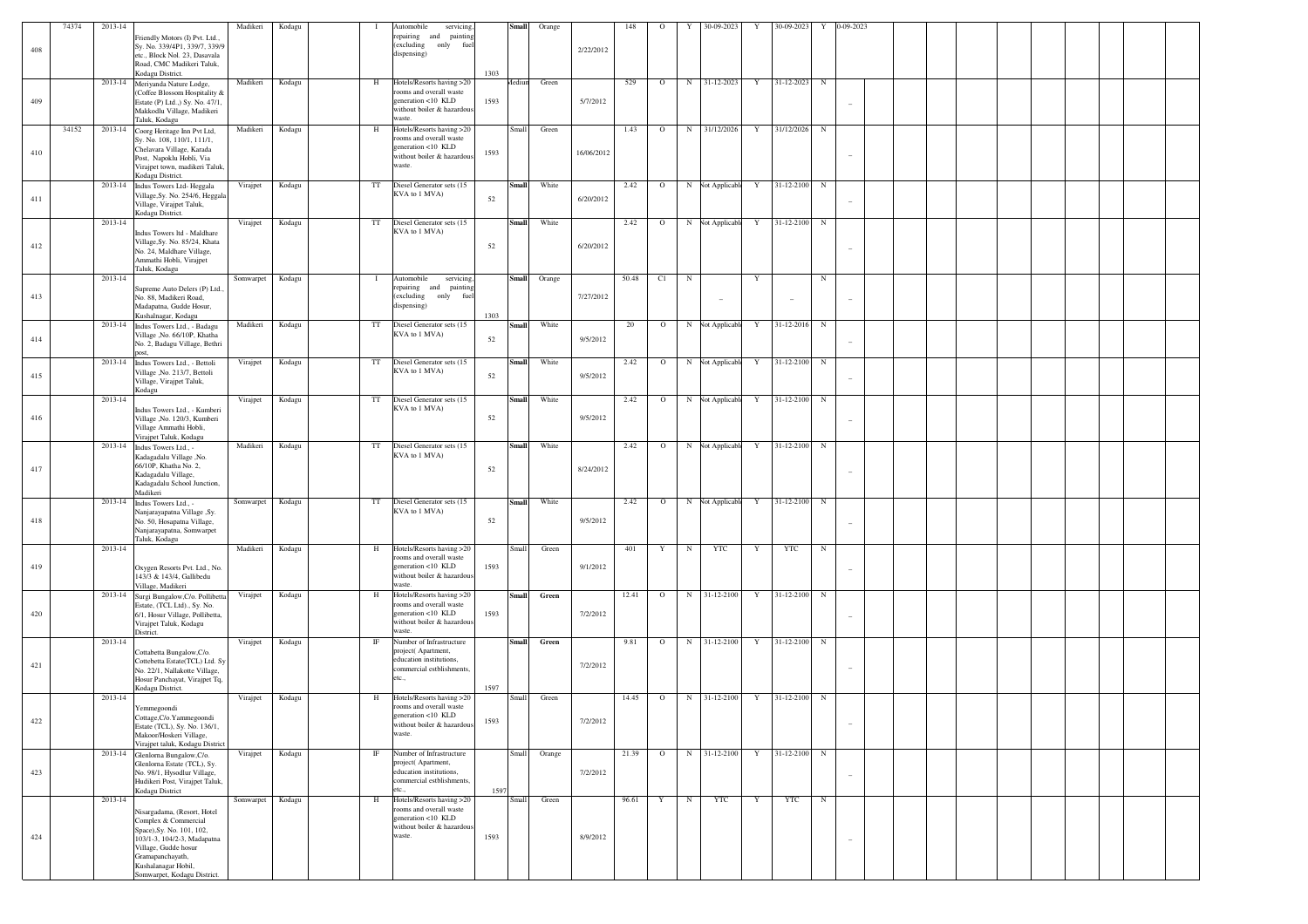| 408 | 74374 | 2013-14 | Friendly Motors (I) Pvt. Ltd., Sy. No. 339/4P1, 339/7, 339/9 etc., Block Nol. 23, Dasavala Road, CMC Madikeri Taluk, Kodagu District. | Madikeri | Kodagu | | I | Automobile servicing, repairing and painting (excluding only fuel dispensing) | 1303 | Small | Orange | 2/22/2012 | 148 | O | Y | 30-09-2023 | Y | 30-09-2023 | Y | 0-09-2023 | | | | | | | | | |
|---|---|---|---|---|---|---|---|---|---|---|---|---|---|---|---|---|---|---|---|---|---|---|---|---|---|---|---|---|---|---|
| 409 | | 2013-14 | Meriyanda Nature Lodge, (Coffee Blossom Hospitality & Estate (P) Ltd.,) Sy. No. 47/1, Makkodlu Village, Madikeri Taluk, Kodagu | Madikeri | Kodagu | | H | Hotels/Resorts having >20 rooms and overall waste generation <10 KLD without boiler & hazardous waste. | 1593 | Medium | Green | 5/7/2012 | 529 | O | N | 31-12-2023 | Y | 31-12-2023 | N | _ | | | | | | | | | |
| 410 | 34152 | 2013-14 | Coorg Heritage Inn Pvt Ltd, Sy. No. 108, 110/1, 111/1, Chelavara Village, Karada Post, Napoklu Hobli, Via Virajpet town, madikeri Taluk, Kodagu District. | Madikeri | Kodagu | | H | Hotels/Resorts having >20 rooms and overall waste generation <10 KLD without boiler & hazardous waste. | 1593 | Small | Green | 16/06/2012 | 1.43 | O | N | 31/12/2026 | Y | 31/12/2026 | N | _ | | | | | | | | | |
| 411 | | 2013-14 | Indus Towers Ltd- Heggala Village,Sy. No. 254/6, Heggala Village, Virajpet Taluk, Kodagu District. | Virajpet | Kodagu | | TT | Diesel Generator sets (15 KVA to 1 MVA) | 52 | Small | White | 6/20/2012 | 2.42 | O | N | Not Applicable | Y | 31-12-2100 | N | _ | | | | | | | | | |
| 412 | | 2013-14 | Indus Towers ltd - Maldhare Village,Sy. No. 85/24, Khata No. 24, Maldhare Village, Ammathi Hobli, Virajpet Taluk, Kodagu | Virajpet | Kodagu | | TT | Diesel Generator sets (15 KVA to 1 MVA) | 52 | Small | White | 6/20/2012 | 2.42 | O | N | Not Applicable | Y | 31-12-2100 | N | _ | | | | | | | | | |
| 413 | | 2013-14 | Supreme Auto Delers (P) Ltd., No. 88, Madikeri Road, Madapatna, Gudde Hosur, Kushalnagar, Kodagu | Somwarpet | Kodagu | | I | Automobile servicing, repairing and painting (excluding only fuel dispensing) | 1303 | Small | Orange | 7/27/2012 | 50.48 | C1 | N | _ | Y | _ | N | _ | | | | | | | | | |
| 414 | | 2013-14 | Indus Towers Ltd., - Badagu Village ,No. 66/10P, Khatha No. 2, Badagu Village, Bethri post, | Madikeri | Kodagu | | TT | Diesel Generator sets (15 KVA to 1 MVA) | 52 | Small | White | 9/5/2012 | 20 | O | N | Not Applicable | Y | 31-12-2016 | N | _ | | | | | | | | | |
| 415 | | 2013-14 | Indus Towers Ltd., - Bettoli Village ,No. 213/7, Bettoli Village, Virajpet Taluk, Kodagu | Virajpet | Kodagu | | TT | Diesel Generator sets (15 KVA to 1 MVA) | 52 | Small | White | 9/5/2012 | 2.42 | O | N | Not Applicable | Y | 31-12-2100 | N | _ | | | | | | | | | |
| 416 | | 2013-14 | Indus Towers Ltd., - Kumberi Village ,No. 120/3, Kumberi Village Ammathi Hobli, Virajpet Taluk, Kodagu | Virajpet | Kodagu | | TT | Diesel Generator sets (15 KVA to 1 MVA) | 52 | Small | White | 9/5/2012 | 2.42 | O | N | Not Applicable | Y | 31-12-2100 | N | _ | | | | | | | | | |
| 417 | | 2013-14 | Indus Towers Ltd., - Kadagadalu Village ,No. 66/10P, Khatha No. 2, Kadagadalu Village, Kadagadalu School Junction, Madikeri | Madikeri | Kodagu | | TT | Diesel Generator sets (15 KVA to 1 MVA) | 52 | Small | White | 8/24/2012 | 2.42 | O | N | Not Applicable | Y | 31-12-2100 | N | _ | | | | | | | | | |
| 418 | | 2013-14 | Indus Towers Ltd., - Nanjarayapatna Village ,Sy. No. 50, Hosapatna Village, Nanjarayapatna, Somwarpet Taluk, Kodagu | Somwarpet | Kodagu | | TT | Diesel Generator sets (15 KVA to 1 MVA) | 52 | Small | White | 9/5/2012 | 2.42 | O | N | Not Applicable | Y | 31-12-2100 | N | _ | | | | | | | | | |
| 419 | | 2013-14 | Oxygen Resorts Pvt. Ltd., No. 143/3 & 143/4, Gallibedu Village, Madikeri | Madikeri | Kodagu | | H | Hotels/Resorts having >20 rooms and overall waste generation <10 KLD without boiler & hazardous waste. | 1593 | Small | Green | 9/1/2012 | 401 | Y | N | YTC | Y | YTC | N | _ | | | | | | | | | |
| 420 | | 2013-14 | Surgi Bungalow,C/o. Pollibetta Estate, (TCL Ltd)., Sy. No. 6/1, Hosur Village, Pollibetta, Virajpet Taluk, Kodagu District. | Virajpet | Kodagu | | H | Hotels/Resorts having >20 rooms and overall waste generation <10 KLD without boiler & hazardous waste. | 1593 | Small | Green | 7/2/2012 | 12.41 | O | N | 31-12-2100 | Y | 31-12-2100 | N | _ | | | | | | | | | |
| 421 | | 2013-14 | Cottabetta Bungalow,C/o. Cottebetta Estate(TCL) Ltd. Sy No. 22/1, Nallakotte Village, Hosur Panchayat, Virajpet Tq, Kodagu District. | Virajpet | Kodagu | | IF | Number of Infrastructure project( Apartment, education institutions, commercial estblishments, etc., | 1597 | Small | Green | 7/2/2012 | 9.81 | O | N | 31-12-2100 | Y | 31-12-2100 | N | _ | | | | | | | | | |
| 422 | | 2013-14 | Yemmegoondi Cottage,C/o.Yammegoondi Estate (TCL), Sy. No. 136/1, Makoor/Hoskeri Village, Virajpet taluk, Kodagu District | Virajpet | Kodagu | | H | Hotels/Resorts having >20 rooms and overall waste generation <10 KLD without boiler & hazardous waste. | 1593 | Small | Green | 7/2/2012 | 14.45 | O | N | 31-12-2100 | Y | 31-12-2100 | N | _ | | | | | | | | | |
| 423 | | 2013-14 | Glenlorna Bungalow,C/o. Glenlorna Estate (TCL), Sy. No. 98/1, Hysodlur Village, Hudikeri Post, Virajpet Taluk, Kodagu District | Virajpet | Kodagu | | IF | Number of Infrastructure project( Apartment, education institutions, commercial estblishments, etc., | 1597 | Small | Orange | 7/2/2012 | 21.39 | O | N | 31-12-2100 | Y | 31-12-2100 | N | _ | | | | | | | | | |
| 424 | | 2013-14 | Nisargadama, (Resort, Hotel Complex & Commercial Space),Sy. No. 101, 102, 103/1-3, 104/2-3, Madapatna Village, Gudde hosur Gramapanchayath, Kushalanagar Hobil, Somwarpet, Kodagu District. | Somwarpet | Kodagu | | H | Hotels/Resorts having >20 rooms and overall waste generation <10 KLD without boiler & hazardous waste. | 1593 | Small | Green | 8/9/2012 | 96.61 | Y | N | YTC | Y | YTC | N | _ | | | | | | | | | |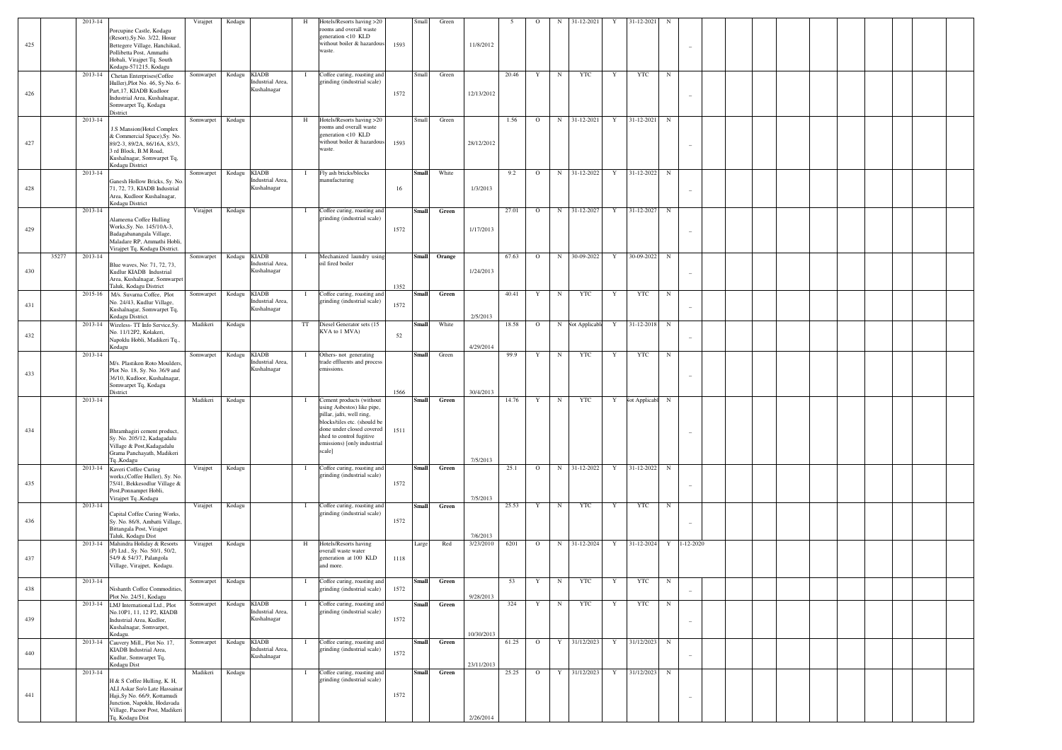| | | | | | | | | | | | | | | | | | | | | | | | | | | | | | | | | |
|---|---|---|---|---|---|---|---|---|---|---|---|---|---|---|---|---|---|---|---|---|---|---|---|---|---|---|---|---|---|---|---|---|
| 425 | | 2013-14 | Porcupine Castle, Kodagu (Resort),Sy.No. 3/22, Hosur Bettegere Village, Hanchikad, Pollibetta Post, Ammathi Hobali, Virajpet Tq. South Kodagu-571215, Kodagu | Virajpet | Kodagu | | H | Hotels/Resorts having >20 rooms and overall waste generation <10 KLD without boiler & hazardous waste. | 1593 | Small | Green | 11/8/2012 | 5 | O | N | 31-12-2021 | Y | 31-12-2021 | N | – | | | | | | | | | | | | |
| 426 | | 2013-14 | Chetan Enterprises(Coffee Huller),Plot No. 46, Sy.No. 6-Part,17, KIADB Kudloor Industrial Area, Kushalnagar, Somwarpet Tq, Kodagu District | Somwarpet | Kodagu | KIADB Industrial Area, Kushalnagar | I | Coffee curing, roasting and grinding (industrial scale) | 1572 | Small | Green | 12/13/2012 | 20.46 | Y | N | YTC | Y | YTC | N | – | | | | | | | | | | | | |
| 427 | | 2013-14 | J.S Mansion(Hotel Complex & Commercial Space),Sy. No. 89/2-3, 89/2A, 86/16A, 83/3, 3 rd Block, B.M Road, Kushalnagar, Somwarpet Tq, Kodagu District | Somwarpet | Kodagu | | H | Hotels/Resorts having >20 rooms and overall waste generation <10 KLD without boiler & hazardous waste. | 1593 | Small | Green | 28/12/2012 | 1.56 | O | N | 31-12-2021 | Y | 31-12-2021 | N | – | | | | | | | | | | | | |
| 428 | | 2013-14 | Ganesh Hollow Bricks, Sy. No. 71, 72, 73, KIADB Industrial Area, Kudloor Kushalnagar, Kodagu District | Somwarpet | Kodagu | KIADB Industrial Area, Kushalnagar | I | Fly ash bricks/blocks manufacturing | 16 | Small | White | 1/3/2013 | 9.2 | O | N | 31-12-2022 | Y | 31-12-2022 | N | – | | | | | | | | | | | | |
| 429 | | 2013-14 | Alameena Coffee Hulling Works,Sy. No. 145/10A-3, Badagabanangala Village, Maladare RP, Ammathi Hobli, Virajpet Tq, Kodagu District. | Virajpet | Kodagu | | I | Coffee curing, roasting and grinding (industrial scale) | 1572 | Small | Green | 1/17/2013 | 27.01 | O | N | 31-12-2027 | Y | 31-12-2027 | N | – | | | | | | | | | | | | |
| 430 | 35277 | 2013-14 | Blue waves, No: 71, 72, 73, Kudlur KIADB Industrial Area, Kushalnagar, Somwarpet Taluk, Kodagu District | Somwarpet | Kodagu | KIADB Industrial Area, Kushalnagar | I | Mechanized laundry using oil fired boiler | 1352 | Small | Orange | 1/24/2013 | 67.63 | O | N | 30-09-2022 | Y | 30-09-2022 | N | – | | | | | | | | | | | | |
| 431 | | 2015-16 | M/s. Suvarna Coffee, Plot No. 24/43, Kudlur Village, Kushalnagar, Somwarpet Tq, Kodagu District. | Somwarpet | Kodagu | KIADB Industrial Area, Kushalnagar | I | Coffee curing, roasting and grinding (industrial scale) | 1572 | Small | Green | 2/5/2013 | 40.41 | Y | N | YTC | Y | YTC | N | – | | | | | | | | | | | | |
| 432 | | 2013-14 | Wireless- TT Info Service,Sy. No. 11/12P2, Kolakeri, Napoklu Hobli, Madikeri Tq., Kodagu | Madikeri | Kodagu | | TT | Diesel Generator sets (15 KVA to 1 MVA) | 52 | Small | White | 4/29/2014 | 18.58 | O | N | Not Applicable | Y | 31-12-2018 | N | – | | | | | | | | | | | | |
| 433 | | 2013-14 | M/s. Plastikon Roto Moulders, Plot No. 18, Sy. No. 36/9 and 36/10, Kudloor, Kushalnagar, Somwarpet Tq, Kodagu District | Somwarpet | Kodagu | KIADB Industrial Area, Kushalnagar | I | Others- not generating trade effluents and process emissions. | 1566 | Small | Green | 30/4/2013 | 99.9 | Y | N | YTC | Y | YTC | N | – | | | | | | | | | | | | |
| 434 | | 2013-14 | Bhramhagiri cement product, Sy. No. 205/12, Kadagadalu Village & Post,Kadagadalu Grama Panchayath, Madikeri Tq.,Kodagu | Madikeri | Kodagu | | I | Cement products (without using Asbestos) like pipe, pillar, jafri, well ring, blocks/tiles etc. (should be done under closed covered shed to control fugitive emissions) [only industrial scale] | 1511 | Small | Green | 7/5/2013 | 14.76 | Y | N | YTC | Y | Not Applicable | N | – | | | | | | | | | | | | |
| 435 | | 2013-14 | Kaveri Coffee Curing works,(Coffee Huller), Sy. No. 75/41, Bekkesodlur Village & Post,Ponnampet Hobli, Virajpet Tq.,Kodagu | Virajpet | Kodagu | | I | Coffee curing, roasting and grinding (industrial scale) | 1572 | Small | Green | 7/5/2013 | 25.1 | O | N | 31-12-2022 | Y | 31-12-2022 | N | – | | | | | | | | | | | | |
| 436 | | 2013-14 | Capital Coffee Curing Works, Sy. No. 86/8, Ambatti Village, Bittangala Post, Virajpet Taluk, Kodagu Dist | Virajpet | Kodagu | | I | Coffee curing, roasting and grinding (industrial scale) | 1572 | Small | Green | 7/6/2013 | 25.53 | Y | N | YTC | Y | YTC | N | – | | | | | | | | | | | | |
| 437 | | 2013-14 | Mahindra Holiday & Resorts (P) Ltd., Sy. No. 50/1, 50/2, 54/9 & 54/37, Palangola Village, Virajpet, Kodagu. | Virajpet | Kodagu | | H | Hotels/Resorts having overall waste water generation at 100 KLD and more. | 1118 | Large | Red | 3/23/2010 | 6201 | O | N | 31-12-2024 | Y | 31-12-2024 | Y | 1-12-2020 | | | | | | | | | | | | |
| 438 | | 2013-14 | Nishanth Coffee Commodities, Plot No. 24/51, Kodagu | Somwarpet | Kodagu | | I | Coffee curing, roasting and grinding (industrial scale) | 1572 | Small | Green | 9/28/2013 | 53 | Y | N | YTC | Y | YTC | N | – | | | | | | | | | | | | |
| 439 | | 2013-14 | LMJ International Ltd., Plot No.10P1, 11, 12 P2, KIADB Industrial Area, Kudlor, Kushalnagar, Somvarpet, Kodagu. | Somwarpet | Kodagu | KIADB Industrial Area, Kushalnagar | I | Coffee curing, roasting and grinding (industrial scale) | 1572 | Small | Green | 10/30/2013 | 324 | Y | N | YTC | Y | YTC | N | – | | | | | | | | | | | | |
| 440 | | 2013-14 | Cauvery Mill., Plot No. 17, KIADB Industrial Area, Kudlur, Somwarpet Tq, Kodagu Dist | Somwarpet | Kodagu | KIADB Industrial Area, Kushalnagar | I | Coffee curing, roasting and grinding (industrial scale) | 1572 | Small | Green | 23/11/2013 | 61.25 | O | Y | 31/12/2023 | Y | 31/12/2023 | N | – | | | | | | | | | | | | |
| 441 | | 2013-14 | H & S Coffee Hulling, K. H, ALI Askar So/o Late Hassainar Haji,Sy No. 66/9, Kottamudi Junction, Napoklu, Hodavada Village, Pacoor Post, Madikeri Tq, Kodagu Dist | Madikeri | Kodagu | | I | Coffee curing, roasting and grinding (industrial scale) | 1572 | Small | Green | 2/26/2014 | 25.25 | O | Y | 31/12/2023 | Y | 31/12/2023 | N | – | | | | | | | | | | | | |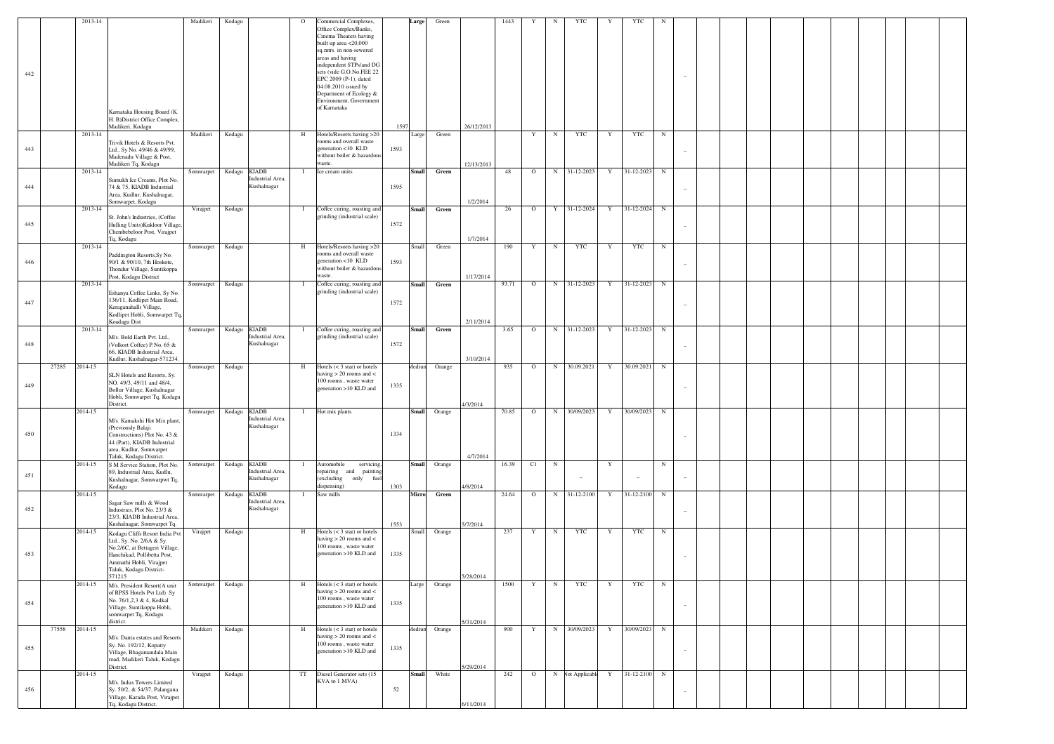| 442 | | 2013-14 | Karnataka Housing Board (K. H. B)District Office Complex, Madikeri, Kodagu | Madikeri | Kodagu | | O | Commercial Complexes, Office Complex/Banks, Cinema Theaters having built up area <20,000 sq.mtrs. in non-sewered areas and having independent STPs/and DG sets (vide G.O.No.FEE 22 EPC 2009 (P-1), dated 04.08.2010 issued by Department of Ecology & Environment, Government of Karnataka | 1597 | Large | Green | 26/12/2013 | 1443 | Y | N | YTC | Y | YTC | N | – | | | | | | | | | |
|---|---|---|---|---|---|---|---|---|---|---|---|---|---|---|---|---|---|---|---|---|---|---|---|---|---|---|---|---|---|
| 443 | | 2013-14 | Trivik Hotels & Resorts Pvt. Ltd., Sy No. 49/46 & 49/99, Madenadu Village & Post, Madikeri Tq, Kodagu | Madikeri | Kodagu | | H | Hotels/Resorts having >20 rooms and overall waste generation <10 KLD without boiler & hazardous waste. | 1593 | Large | Green | 12/13/2013 | | Y | N | YTC | Y | YTC | N | – | | | | | | | | | |
| 444 | | 2013-14 | Sumukh Ice Creams, Plot No. 74 & 75, KIADB Industrial Area, Kudlur, Kushalnagar, Somwarpet, Kodagu | Somwarpet | Kodagu | KIADB Industrial Area, Kushalnagar | I | Ice cream units | 1595 | Small | Green | 1/2/2014 | 48 | O | N | 31-12-2023 | Y | 31-12-2023 | N | – | | | | | | | | | |
| 445 | | 2013-14 | St. John's Industries, (Coffee Hulling Units)Kukloor Village, Chembebeloor Post, Virajpet Tq, Kodagu | Virajpet | Kodagu | | I | Coffee curing, roasting and grinding (industrial scale) | 1572 | Small | Green | 1/7/2014 | 26 | O | Y | 31-12-2024 | Y | 31-12-2024 | N | – | | | | | | | | | |
| 446 | | 2013-14 | Paddington Resorts,Sy No. 90/1 & 90/10, 7th Hoskote, Thondur Village, Suntikoppa Post, Kodagu District | Somwarpet | Kodagu | | H | Hotels/Resorts having >20 rooms and overall waste generation <10 KLD without boiler & hazardous waste. | 1593 | Small | Green | 1/17/2014 | 190 | Y | N | YTC | Y | YTC | N | – | | | | | | | | | |
| 447 | | 2013-14 | Eshanya Coffee Links, Sy No. 136/11, Kodlipet Main Road, Keraganahalli Village, Kodlipet Hobli, Somwarpet Tq, Kodagu Dist | Somwarpet | Kodagu | | I | Coffee curing, roasting and grinding (industrial scale) | 1572 | Small | Green | 2/11/2014 | 93.71 | O | N | 31-12-2023 | Y | 31-12-2023 | N | – | | | | | | | | | |
| 448 | | 2013-14 | M/s. Bold Earth Pvt. Ltd., (Volkort Coffee) P.No. 65 & 66, KIADB Industrial Area, Kudlur, Kushalnagar-571234. | Somwarpet | Kodagu | KIADB Industrial Area, Kushalnagar | I | Coffee curing, roasting and grinding (industrial scale) | 1572 | Small | Green | 3/10/2014 | 3.65 | O | N | 31-12-2023 | Y | 31-12-2023 | N | – | | | | | | | | | |
| 449 | 27285 | 2014-15 | SLN Hotels and Resorts, Sy. NO. 49/3, 49/11 and 48/4, Bollur Village, Kushalnagar Hobli, Somwarpet Tq, Kodagu District. | Somwarpet | Kodagu | | H | Hotels (< 3 star) or hotels having > 20 rooms and < 100 rooms , waste water generation >10 KLD and | 1335 | Medium | Orange | 4/3/2014 | 935 | O | N | 30.09.2021 | Y | 30.09.2021 | N | – | | | | | | | | | |
| 450 | | 2014-15 | M/s. Kamakshi Hot Mix plant, (Previously Balaji Constructions) Plot No. 43 & 44 (Part), KIADB Industrial area, Kudlur, Somwarpet Taluk, Kodagu District. | Somwarpet | Kodagu | KIADB Industrial Area, Kushalnagar | I | Hot mix plants | 1334 | Small | Orange | 4/7/2014 | 70.85 | O | N | 30/09/2023 | Y | 30/09/2023 | N | – | | | | | | | | | |
| 451 | | 2014-15 | S M Service Station, Plot No. 89, Industrial Area, Kudlu, Kushalnagar, Somwarpwt Tq, Kodagu | Somwarpet | Kodagu | KIADB Industrial Area, Kushalnagar | I | Automobile servicing, repairing and painting (excluding only fuel dispensing) | 1303 | Small | Orange | 4/8/2014 | 16.39 | C1 | N | – | Y | – | N | – | | | | | | | | | |
| 452 | | 2014-15 | Sagar Saw mills & Wood Industries, Plot No. 23/3 & 23/3, KIADB Industrial Area, Kushalnagar, Somwarpet Tq. | Somwarpet | Kodagu | KIADB Industrial Area, Kushalnagar | I | Saw mills | 1553 | Micro | Green | 5/7/2014 | 24.64 | O | N | 31-12-2100 | Y | 31-12-2100 | N | – | | | | | | | | | |
| 453 | | 2014-15 | Kodagu Cliffs Resort India Pvt Ltd., Sy. No. 2/6A & Sy. No.2/6C, at Bettageri Village, Hanchikad, Pollibetta Post, Ammathi Hobli, Virajpet Taluk, Kodagu District-571215 | Virajpet | Kodagu | | H | Hotels (< 3 star) or hotels having > 20 rooms and < 100 rooms , waste water generation >10 KLD and | 1335 | Small | Orange | 5/28/2014 | 237 | Y | N | YTC | Y | YTC | N | – | | | | | | | | | |
| 454 | | 2014-15 | M/s. President Resort(A unit of RPSS Hotels Pvt Ltd) Sy No. 76/1,2,3 & 4, Kedkal Village, Suntikoppa Hobli, somwarpet Tq, Kodagu district. | Somwarpet | Kodagu | | H | Hotels (< 3 star) or hotels having > 20 rooms and < 100 rooms , waste water generation >10 KLD and | 1335 | Large | Orange | 5/31/2014 | 1500 | Y | N | YTC | Y | YTC | N | – | | | | | | | | | |
| 455 | 77558 | 2014-15 | M/s. Danta estates and Resorts Sy. No. 192/12, Kopatty Village, Bhagamandala Main road, Madikeri Taluk, Kodagu District. | Madikeri | Kodagu | | H | Hotels (< 3 star) or hotels having > 20 rooms and < 100 rooms , waste water generation >10 KLD and | 1335 | Medium | Orange | 5/29/2014 | 900 | Y | N | 30/09/2023 | Y | 30/09/2023 | N | – | | | | | | | | | |
| 456 | | 2014-15 | M/s. Indus Towers Limited Sy. 50/2, & 54/37, Palangana Village, Karada Post, Virajpet Tq, Kodagu District. | Virajpet | Kodagu | | TT | Diesel Generator sets (15 KVA to 1 MVA) | 52 | Small | White | 6/11/2014 | 242 | O | N | Not Applicable | Y | 31-12-2100 | N | – | | | | | | | | | |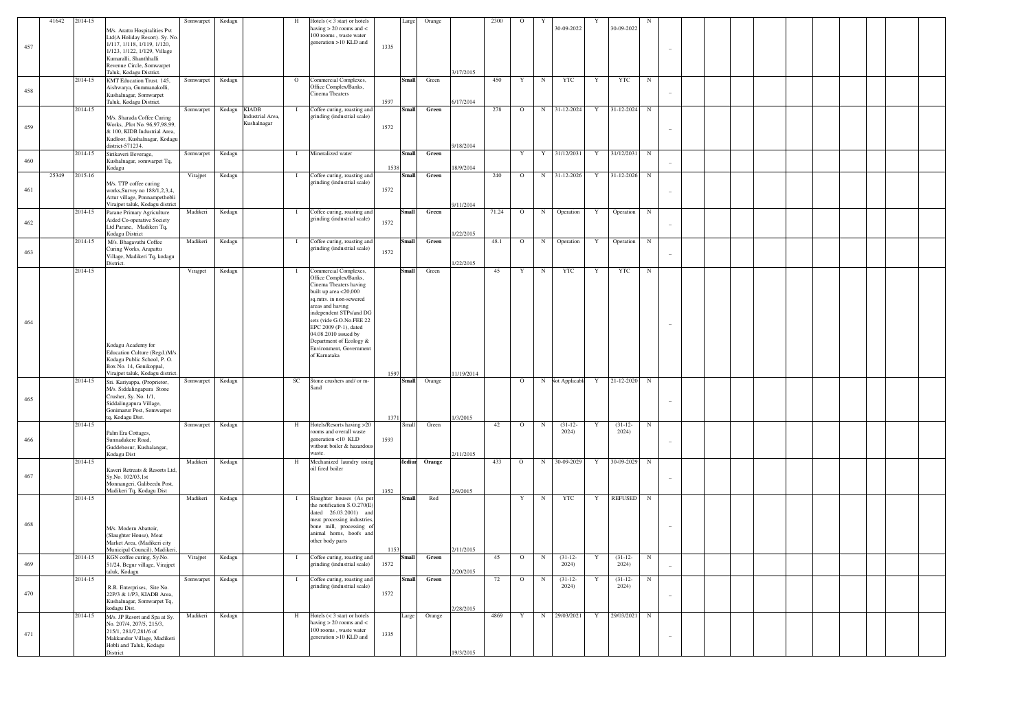| 457 | 41642 | 2014-15 | M/s. Arattu Hospitalities Pvt Ltd(A Holiday Resort). Sy. No. 1/117, 1/118, 1/119, 1/120, 1/123, 1/122, 1/129, Village Kumaralli, Shanthhalli Revenue Circle, Somwarpet Taluk, Kodagu District. | Somwarpet | Kodagu | | H | Hotels (< 3 star) or hotels having > 20 rooms and < 100 rooms , waste water generation >10 KLD and | 1335 | Large | Orange | 3/17/2015 | 2300 | O | Y | 30-09-2022 | Y | 30-09-2022 | N | – | | | | | | | | | | |
|---|---|---|---|---|---|---|---|---|---|---|---|---|---|---|---|---|---|---|---|---|---|---|---|---|---|---|---|---|---|---|
| 458 | | 2014-15 | KMT Education Trust. 145, Aishwarya, Gummanakolli, Kushalnagar, Somwarpet Taluk, Kodagu District. | Somwarpet | Kodagu | | O | Commercial Complexes, Office Complex/Banks, Cinema Theaters | 1597 | Small | Green | 6/17/2014 | 450 | Y | N | YTC | Y | YTC | N | – | | | | | | | | | | |
| 459 | | 2014-15 | M/s. Sharada Coffee Curing Works, ,Plot No. 96,97,98,99, & 100, KIDB Industrial Area, Kudloor, Kushalnagar, Kodagu district-571234. | Somwarpet | Kodagu | KIADB Industrial Area, Kushalnagar | I | Coffee curing, roasting and grinding (industrial scale) | 1572 | Small | Green | 9/18/2014 | 278 | O | N | 31-12-2024 | Y | 31-12-2024 | N | – | | | | | | | | | | |
| 460 | | 2014-15 | Sirikaveri Beverage, Kushalnagar, somwarpet Tq, Kodagu | Somwarpet | Kodagu | | I | Mineralized water | 1538 | Small | Green | 18/9/2014 | | Y | Y | 31/12/2031 | Y | 31/12/2031 | N | – | | | | | | | | | | |
| 461 | 25349 | 2015-16 | M/s. TTP coffee curing works,Survey no 188/1,2,3,4, Attur village, Ponnampethobli Virajpet taluk, Kodagu district | Virajpet | Kodagu | | I | Coffee curing, roasting and grinding (industrial scale) | 1572 | Small | Green | 9/11/2014 | 240 | O | N | 31-12-2026 | Y | 31-12-2026 | N | – | | | | | | | | | | |
| 462 | | 2014-15 | Parane Primary Agriculture Aided Co-operative Society Ltd.Parane, Madikeri Tq, Kodagu District | Madikeri | Kodagu | | I | Coffee curing, roasting and grinding (industrial scale) | 1572 | Small | Green | 1/22/2015 | 71.24 | O | N | Operation | Y | Operation | N | – | | | | | | | | | | |
| 463 | | 2014-15 | M/s. Bhagavathi Coffee Curing Works, Arapattu Village, Madikeri Tq, kodagu District. | Madikeri | Kodagu | | I | Coffee curing, roasting and grinding (industrial scale) | 1572 | Small | Green | 1/22/2015 | 48.1 | O | N | Operation | Y | Operation | N | – | | | | | | | | | | |
| 464 | | 2014-15 | Kodagu Academy for Education Culture (Regd.)M/s. Kodagu Public School, P. O. Box No. 14, Gonikoppal, Virajpet taluk, Kodagu district. | Virajpet | Kodagu | | I | Commercial Complexes, Office Complex/Banks, Cinema Theaters having built up area <20,000 sq.mtrs. in non-sewered areas and having independent STPs/and DG sets (vide G.O.No.FEE 22 EPC 2009 (P-1), dated 04.08.2010 issued by Department of Ecology & Environment, Government of Karnataka | 1597 | Small | Green | 11/19/2014 | 45 | Y | N | YTC | Y | YTC | N | – | | | | | | | | | | |
| 465 | | 2014-15 | Sri. Kariyappa, (Proprietor, M/s. Siddalingapura Stone Crusher, Sy. No. 1/1, Siddalingapura Village, Gonimarur Post, Somwarpet tq, Kodagu Dist. | Somwarpet | Kodagu | | SC | Stone crushers and/ or m-Sand | 1371 | Small | Orange | 1/3/2015 | | O | N | Not Applicable | Y | 21-12-2020 | N | – | | | | | | | | | | |
| 466 | | 2014-15 | Palm Era Cottages, Sunnadakere Road, Guddehosur, Kushalangar, Kodagu Dist | Somwarpet | Kodagu | | H | Hotels/Resorts having >20 rooms and overall waste generation <10 KLD without boiler & hazardous waste. | 1593 | Small | Green | 2/11/2015 | 42 | O | N | (31-12-2024) | Y | (31-12-2024) | N | – | | | | | | | | | | |
| 467 | | 2014-15 | Kaveri Retreats & Resorts Ltd, Sy.No. 102/03,1st Monnangeri, Galibeedu Post, Madikeri Tq, Kodagu Dist | Madikeri | Kodagu | | H | Mechanized laundry using oil fired boiler | 1352 | Medium | Orange | 2/9/2015 | 433 | O | N | 30-09-2029 | Y | 30-09-2029 | N | – | | | | | | | | | | |
| 468 | | 2014-15 | M/s. Modern Abattoir, (Slaughter House), Meat Market Area, (Madikeri city Municipal Council), Madikeri, | Madikeri | Kodagu | | I | Slaughter houses (As per the notification S.O.270(E) dated 26.03.2001) and meat processing industries, bone mill, processing of animal horns, hoofs and other body parts | 1153 | Small | Red | 2/11/2015 | | Y | N | YTC | Y | REFUSED | N | – | | | | | | | | | | |
| 469 | | 2014-15 | KGN coffee curing, Sy.No. 51/24, Begur village, Virajpet taluk, Kodagu | Virajpet | Kodagu | | I | Coffee curing, roasting and grinding (industrial scale) | 1572 | Small | Green | 2/20/2015 | 45 | O | N | (31-12-2024) | Y | (31-12-2024) | N | – | | | | | | | | | | |
| 470 | | 2014-15 | R.R. Enterprises, Site No. 22P/3 & 1/P3, KIADB Area, Kushalnagar, Somwarpet Tq, kodagu Dist. | Somwarpet | Kodagu | | I | Coffee curing, roasting and grinding (industrial scale) | 1572 | Small | Green | 2/28/2015 | 72 | O | N | (31-12-2024) | Y | (31-12-2024) | N | – | | | | | | | | | | |
| 471 | | 2014-15 | M/s. JP Resort and Spa at Sy. No. 207/4, 207/5, 215/3, 215/1, 281/7,281/6 of Makkandur Village, Madikeri Hobli and Taluk, Kodagu District | Madikeri | Kodagu | | H | Hotels (< 3 star) or hotels having > 20 rooms and < 100 rooms , waste water generation >10 KLD and | 1335 | Large | Orange | 19/3/2015 | 4869 | Y | N | 29/03/2021 | Y | 29/03/2021 | N | – | | | | | | | | | | |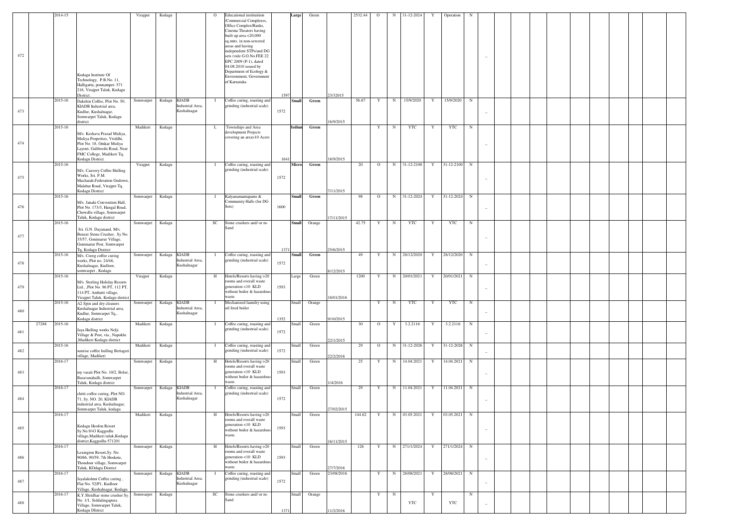| 472 | | 2014-15 | Kodagu Institute Of Technology, P.B.No. 11, Halligattu, ponnampet- 571 216, Virajpet Taluk, Kodagu District. | Virajpet | Kodagu | | O | Educational institution /Commercial Complexes, Office Complex/Banks, Cinema Theaters having built up area <20,000 sq.mtrs. in non-sewered areas and having independent STPs/and DG sets (vide G.O.No.FEE 22 EPC 2009 (P-1), dated 04.08.2010 issued by Department of Ecology & Environment, Government of Karnataka | 1597 | Large | Green | 23/32015 | 2532.44 | O | N | 31-12-2024 | Y | Operation | N | _ | | | | | | | | | | |
|---|---|---|---|---|---|---|---|---|---|---|---|---|---|---|---|---|---|---|---|---|---|---|---|---|---|---|---|---|---|---|---|
| 473 | | 2015-16 | Dakshin Coffee, Plot No. 50, KIADB Industrial area, Kudlur, Kushalnagar, Somwarpet Taluk, Kodagu district | Somwarpet | Kodagu | KIADB Industrial Area, Kushalnagar | I | Coffee curing, roasting and grinding (industrial scale) | 1572 | Small | Green | 16/9/2015 | 56.67 | Y | N | 15/9/2020 | Y | 15/9/2020 | N | _ | | | | | | | | | | |
| 474 | | 2015-16 | M/s. Keshava Prasad Muliya, Muliya Properties, Vriddhi, Plot No. 18, Omkar Muliya Layout, Galibeedu Road, Near FMC College, Madikeri Tq, Kodagu District. | Madikeri | Kodagu | | L | Townships and Area development Projects covering an area>10 Acers | 1641 | Medium | Green | 18/9/2015 | | Y | N | YTC | Y | YTC | N | _ | | | | | | | | | | |
| 475 | | 2015-16 | M/s. Cauvery Coffee Hulling Works, Sri. P.M. Machaiah,Federation Godown, Malabar Road, Virajpet Tq, Kodagu District | Virajpet | Kodagu | | I | Coffee curing, roasting and grinding (industrial scale) | 1572 | Micro | Green | 7/11/2015 | 20 | O | N | 31-12-2100 | Y | 31-12-2100 | N | _ | | | | | | | | | | |
| 476 | | 2015-16 | M/s. Janaki Convention Hall, Plot No. 173/3, Hangal Road, Chowdlu village, Somwarpet Taluk, Kodagu district | Somwarpet | Kodagu | | I | Kalyanamantapams & Community Halls (for DG Sets) | 1600 | Small | Green | 17/11/2015 | 98 | O | N | 31-12-2024 | Y | 31-12-2024 | N | _ | | | | | | | | | | |
| 477 | | 2015-16 | Sri. G.N. Dayanand, M/s. Benzer Stone Crusher, Sy No. 35/57, Gonimarur Village, Gonimarur Post, Somwarpet Tq, Kodagu District | Somwarpet | Kodagu | | SC | Stone crushers and/ or m-Sand | 1371 | Small | Orange | 25/6/2015 | 42.75 | Y | N | YTC | Y | YTC | N | _ | | | | | | | | | | |
| 478 | | 2015-16 | M/s. Coorg coffee curing works, Plot no. 24/46, Kushalnagar, Kudloor, somwarpet , Kodagu | Somwarpet | Kodagu | KIADB Industrial Area, Kushalnagar | I | Coffee curing, roasting and grinding (industrial scale) | 1572 | Small | Green | 8/12/2015 | 49 | Y | N | 28/12/2020 | Y | 28/12/2020 | N | _ | | | | | | | | | | |
| 479 | | 2015-16 | M/s. Sterling Holiday Resorts Ltd., ,Plot No. 96 PT, 112 PT, 114 PT, Ambatti village, Virajpet Taluk, Kodagu district | Virajpet | Kodagu | | H | Hotels/Resorts having >20 rooms and overall waste generation <10 KLD without boiler & hazardous waste. | 1593 | Large | Green | 18/01/2016 | 1200 | Y | N | 20/01/2021 | Y | 20/01/2021 | N | _ | | | | | | | | | | |
| 480 | | 2015-16 | A2 Spin and dry cleaners Kushalnagar Industrial area, Kudlur, Somwarpet Tq., Kodagu district | Somwarpet | Kodagu | KIADB Industrial Area, Kushalnagar | I | Mechanized laundry using oil fired boiler | 1352 | Small | Orange | 9/10/2015 | | Y | N | YTC | Y | YTC | N | _ | | | | | | | | | | |
| 481 | 27288 | 2015-16 | Jaya Hulling works Nelji Village & Post, via., Napoklu ,Madikeri Kodagu district | Madikeri | Kodagu | | I | Coffee curing, roasting and grinding (industrial scale) | 1572 | Small | Green | 22/1/2015 | 30 | O | Y | 3.2.2116 | Y | 3.2.2116 | N | _ | | | | | | | | | | |
| 482 | | 2015-16 | sunrise coffee hulling Bettageri village, Madikeri | Madikeri | Kodagu | | I | Coffee curing, roasting and grinding (industrial scale) | 1572 | Small | Green | 22/2/2016 | 29 | O | N | 31-12-2026 | Y | 31-12-2026 | N | _ | | | | | | | | | | |
| 483 | | 2016-17 | my vasati Plot No. 10/2, Belur, Basavanahalli, Somwarpet Taluk, Kodagu district | Somwarpet | Kodagu | | H | Hotels/Resorts having >20 rooms and overall waste generation <10 KLD without boiler & hazardous waste. | 1593 | Small | Green | 1/4/2016 | 25 | Y | N | 14.04.2021 | Y | 14.04.2021 | N | _ | | | | | | | | | | |
| 484 | | 2016-17 | chitti coffee curing, Plot NO. 71, Sy. NO. 20, KIADB industrial area, Kushalnagar, Somwarpet Taluk, kodagu | Somwarpet | Kodagu | KIADB Industrial Area, Kushalnagar | I | Coffee curing, roasting and grinding (industrial scale) | 1572 | Small | Green | 27/02/2015 | 29 | Y | N | 11.04.2021 | Y | 11.04.2021 | N | _ | | | | | | | | | | |
| 485 | | 2016-17 | Kodagu Heofon Resort Sy.No.9/43 Kaggodlu village,Madikeri taluk,Kodagu district,Kaggodlu-571201 | Madikeri | Kodagu | | H | Hotels/Resorts having >20 rooms and overall waste generation <10 KLD without boiler & hazardous waste. | 1593 | Small | Green | 16/11/2015 | 144.62 | Y | N | 03.05.2021 | Y | 03.05.2021 | N | _ | | | | | | | | | | |
| 486 | | 2016-17 | Lexington Resort,Sy. No. 90/66, 90/59, 7th Hoskote, Thondoor village, Somwarpet Taluk, KOdagu District | Somwarpet | Kodagu | | H | Hotels/Resorts having >20 rooms and overall waste generation <10 KLD without boiler & hazardous waste. | 1593 | Small | Green | 27/7/2016 | 126 | Y | N | 271/1/2024 | Y | 271/1/2024 | N | _ | | | | | | | | | | |
| 487 | | 2016-17 | Jayalakshmi Coffee curing , Flat No. 52/P1, Kudloor Village, Kushalnagar, Kodagu | Somwarpet | Kodagu | KIADB Industrial Area, Kushalnagar | I | Coffee curing, roasting and grinding (industrial scale) | 1572 | Small | Green | 23/08/2016 | | Y | N | 28/08/2021 | Y | 28/08/2021 | N | _ | | | | | | | | | | |
| 488 | | 2016-17 | K.Y.Shridhar stone crusher Sy. No. 1/1, Siddalingapura Village, Somwarpet Taluk, Kodagu DIstrict | Somwarpet | Kodagu | | SC | Stone crushers and/ or m-Sand | 1371 | Small | Orange | 11/2/2016 | | Y | N | YTC | Y | YTC | N | _ | | | | | | | | | | |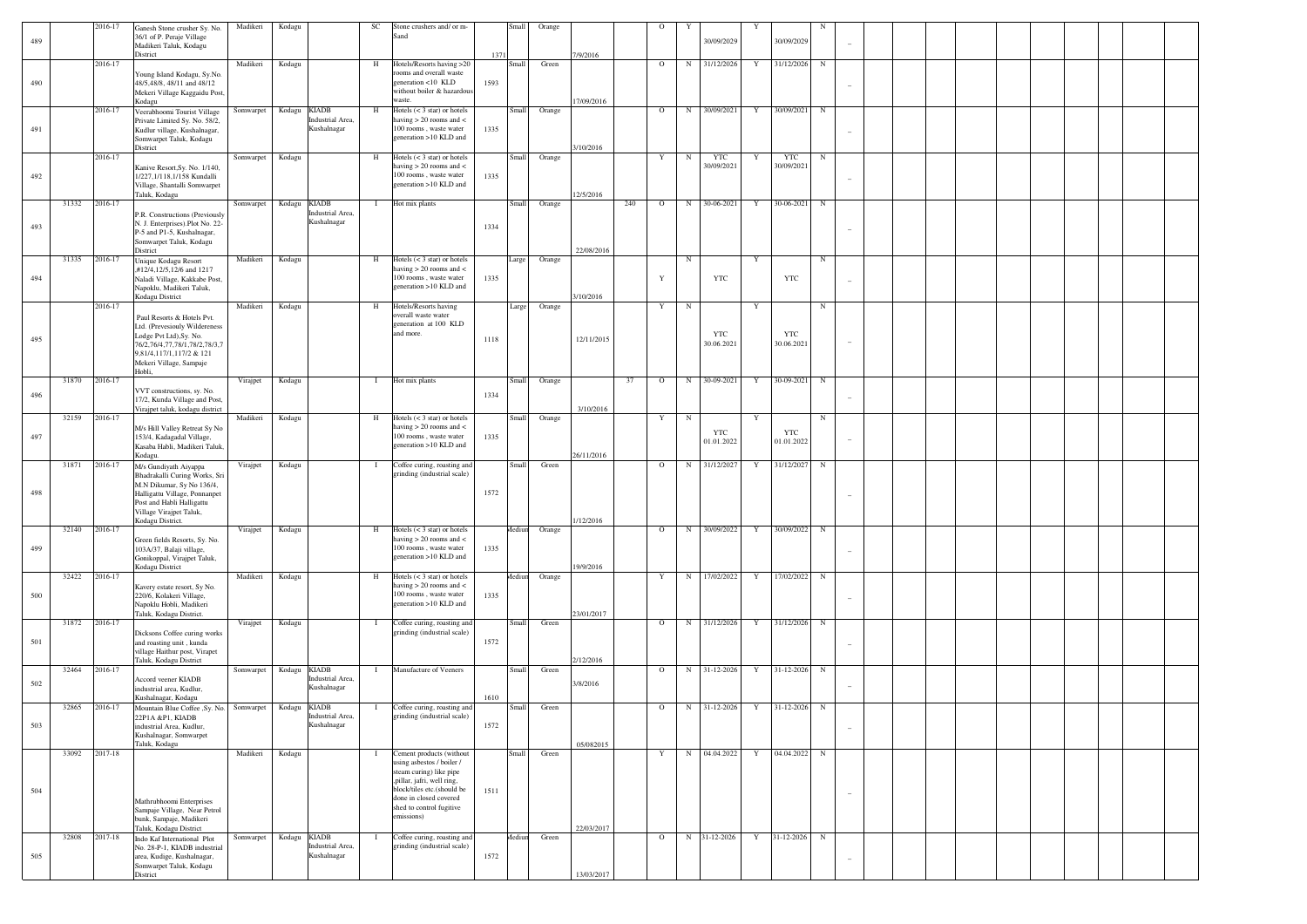| 489 | | 2016-17 | Ganesh Stone crusher Sy. No. 36/1 of P. Peraje Village Madikeri Taluk, Kodagu District | Madikeri | Kodagu | | SC | Stone crushers and/ or m-Sand | 1371 | Small | Orange | 7/9/2016 | | O | Y | 30/09/2029 | Y | 30/09/2029 | N | – | | | | | | | | | |
|---|---|---|---|---|---|---|---|---|---|---|---|---|---|---|---|---|---|---|---|---|---|---|---|---|---|---|---|---|---|
| 490 | | 2016-17 | Young Island Kodagu, Sy.No. 48/5,48/8, 48/11 and 48/12 Mekeri Village Kaggaidu Post, Kodagu | Madikeri | Kodagu | | H | Hotels/Resorts having >20 rooms and overall waste generation <10 KLD without boiler & hazardous waste. | 1593 | Small | Green | 17/09/2016 | | O | N | 31/12/2026 | Y | 31/12/2026 | N | – | | | | | | | | | |
| 491 | | 2016-17 | Veerabhoomi Tourist Village Private Limited Sy. No. 58/2, Kudlur village, Kushalnagar, Somwarpet Taluk, Kodagu District | Somwarpet | Kodagu | KIADB Industrial Area, Kushalnagar | H | Hotels (< 3 star) or hotels having > 20 rooms and < 100 rooms , waste water generation >10 KLD and | 1335 | Small | Orange | 3/10/2016 | | O | N | 30/09/2021 | Y | 30/09/2021 | N | – | | | | | | | | | |
| 492 | | 2016-17 | Kanive Resort,Sy. No. 1/140, 1/227,1/118,1/158 Kundalli Village, Shantalli Somwarpet Taluk, Kodagu | Somwarpet | Kodagu | | H | Hotels (< 3 star) or hotels having > 20 rooms and < 100 rooms , waste water generation >10 KLD and | 1335 | Small | Orange | 12/5/2016 | | Y | N | YTC 30/09/2021 | Y | YTC 30/09/2021 | N | – | | | | | | | | | |
| 493 | 31332 | 2016-17 | P.R. Constructions (Previously N. J. Enterprises).Plot No. 22-P-5 and P1-5, Kushalnagar, Somwarpet Taluk, Kodagu District | Somwarpet | Kodagu | KIADB Industrial Area, Kushalnagar | I | Hot mix plants | 1334 | Small | Orange | 22/08/2016 | 240 | O | N | 30-06-2021 | Y | 30-06-2021 | N | – | | | | | | | | | |
| 494 | 31335 | 2016-17 | Unique Kodagu Resort ,#12/4,12/5,12/6 and 12/7 Naladi Village, Kakkabe Post, Napoklu, Madikeri Taluk, Kodagu District | Madikeri | Kodagu | | H | Hotels (< 3 star) or hotels having > 20 rooms and < 100 rooms , waste water generation >10 KLD and | 1335 | Large | Orange | 3/10/2016 | | Y | N | YTC | Y | YTC | N | – | | | | | | | | | |
| 495 | | 2016-17 | Paul Resorts & Hotels Pvt. Ltd. (Prevesiouly Wildereness Lodge Pvt Ltd),Sy. No. 76/2,76/4,77,78/1,78/2,78/3,7 9,81/4,117/1,117/2 & 121 Mekeri Village, Sampaje Hobli, | Madikeri | Kodagu | | H | Hotels/Resorts having overall waste water generation at 100 KLD and more. | 1118 | Large | Orange | 12/11/2015 | | Y | N | YTC 30.06.2021 | Y | YTC 30.06.2021 | N | – | | | | | | | | | |
| 496 | 31870 | 2016-17 | VVT constructions, sy. No. 17/2, Kunda Village and Post, Virajpet taluk, kodagu district | Virajpet | Kodagu | | I | Hot mix plants | 1334 | Small | Orange | 3/10/2016 | 37 | O | N | 30-09-2021 | Y | 30-09-2021 | N | – | | | | | | | | | |
| 497 | 32159 | 2016-17 | M/s Hill Valley Retreat Sy No 153/4, Kadagadal Village, Kasaba Hobli, Madikeri Taluk, Kodagu. | Madikeri | Kodagu | | H | Hotels (< 3 star) or hotels having > 20 rooms and < 100 rooms , waste water generation >10 KLD and | 1335 | Small | Orange | 26/11/2016 | | Y | N | YTC 01.01.2022 | Y | YTC 01.01.2022 | N | – | | | | | | | | | |
| 498 | 31871 | 2016-17 | M/s Gundiyath Aiyappa Bhadrakalli Curing Works, Sri M.N Dikumar, Sy No 136/4, Halligattu Village, Ponnanpet Post and Hobli Halligattu Village Virajpet Taluk, Kodagu District. | Virajpet | Kodagu | | I | Coffee curing, roasting and grinding (industrial scale) | 1572 | Small | Green | 1/12/2016 | | O | N | 31/12/2027 | Y | 31/12/2027 | N | – | | | | | | | | | |
| 499 | 32140 | 2016-17 | Green fields Resorts, Sy. No. 103A/37, Balaji village, Gonikoppal, Virajpet Taluk, Kodagu District | Virajpet | Kodagu | | H | Hotels (< 3 star) or hotels having > 20 rooms and < 100 rooms , waste water generation >10 KLD and | 1335 | Medium | Orange | 19/9/2016 | | O | N | 30/09/2022 | Y | 30/09/2022 | N | – | | | | | | | | | |
| 500 | 32422 | 2016-17 | Kavery estate resort, Sy No. 220/6, Kolakeri Village, Napoklu Hobli, Madikeri Taluk, Kodagu District. | Madikeri | Kodagu | | H | Hotels (< 3 star) or hotels having > 20 rooms and < 100 rooms , waste water generation >10 KLD and | 1335 | Medium | Orange | 23/01/2017 | | Y | N | 17/02/2022 | Y | 17/02/2022 | N | – | | | | | | | | | |
| 501 | 31872 | 2016-17 | Dicksons Coffee curing works and roasting unit , kunda village Haithur post, Virapet Taluk, Kodagu District | Virajpet | Kodagu | | I | Coffee curing, roasting and grinding (industrial scale) | 1572 | Small | Green | 2/12/2016 | | O | N | 31/12/2026 | Y | 31/12/2026 | N | – | | | | | | | | | |
| 502 | 32464 | 2016-17 | Accord veener KIADB industrial area, Kudlur, Kushalnagar, Kodagu | Somwarpet | Kodagu | KIADB Industrial Area, Kushalnagar | I | Manufacture of Veeners | 1610 | Small | Green | 3/8/2016 | | O | N | 31-12-2026 | Y | 31-12-2026 | N | – | | | | | | | | | |
| 503 | 32865 | 2016-17 | Mountain Blue Coffee ,Sy. No. 22P1A &P1, KIADB industrial Area, Kudlur, Kushalnagar, Somwarpet Taluk, Kodagu | Somwarpet | Kodagu | KIADB Industrial Area, Kushalnagar | I | Coffee curing, roasting and grinding (industrial scale) | 1572 | Small | Green | 05/082015 | | O | N | 31-12-2026 | Y | 31-12-2026 | N | – | | | | | | | | | |
| 504 | 33092 | 2017-18 | Mathrubhoomi Enterprises Sampaje Village, Near Petrol bunk, Sampaje, Madikeri Taluk, Kodagu District | Madikeri | Kodagu | | I | Cement products (without using asbestos / boiler / steam curing) like pipe ,pillar, jafri, well ring, block/tiles etc.(should be done in closed covered shed to control fugitive emissions) | 1511 | Small | Green | 22/03/2017 | | Y | N | 04.04.2022 | Y | 04.04.2022 | N | – | | | | | | | | | |
| 505 | 32808 | 2017-18 | Indo Kaf International Plot No. 28-P-1, KIADB industrial area, Kudige, Kushalnagar, Somwarpet Taluk, Kodagu District | Somwarpet | Kodagu | KIADB Industrial Area, Kushalnagar | I | Coffee curing, roasting and grinding (industrial scale) | 1572 | Medium | Green | 13/03/2017 | | O | N | 31-12-2026 | Y | 31-12-2026 | N | – | | | | | | | | | |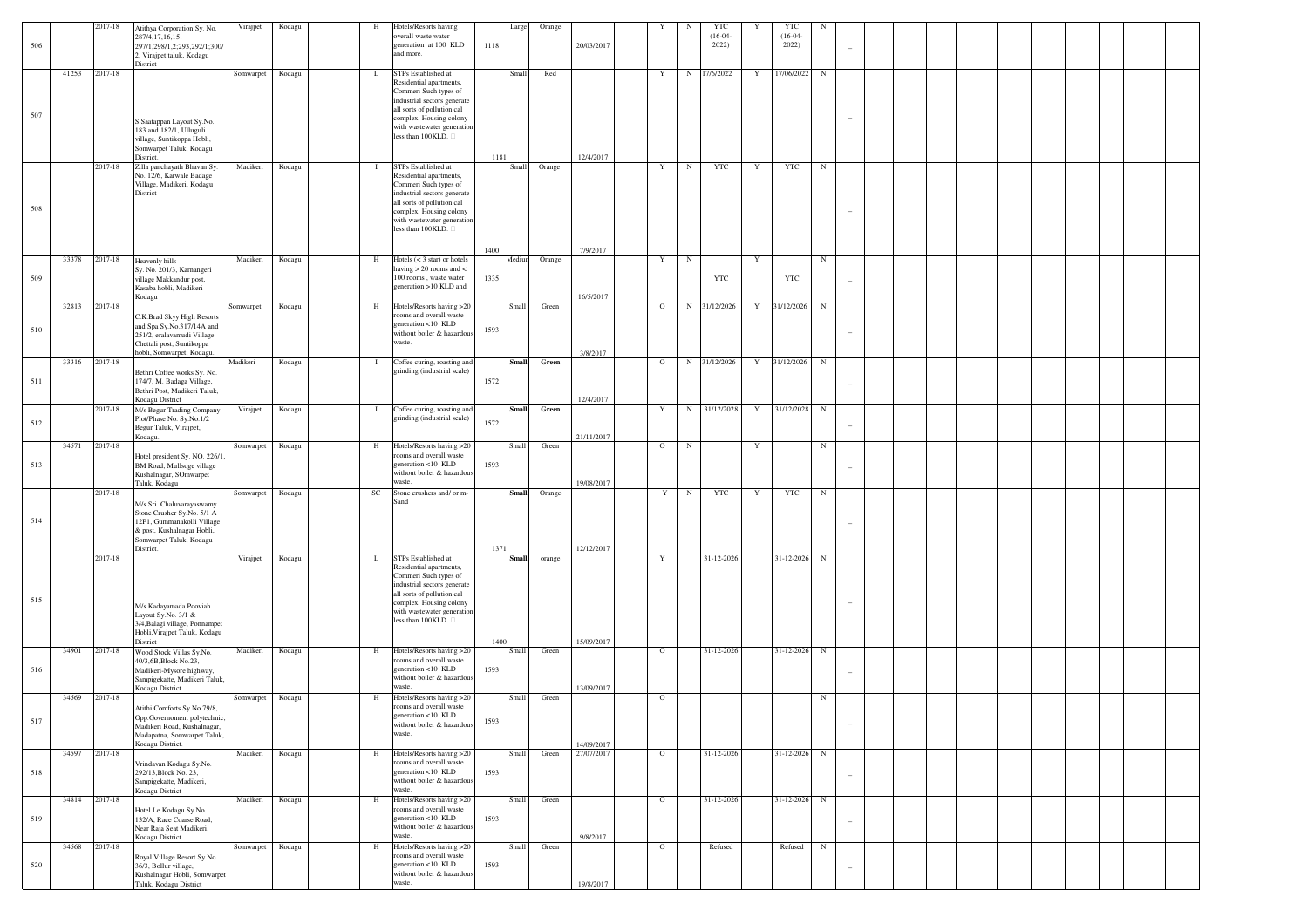| 506 | | 2017-18 | Atithya Corporation Sy. No. 287/4,17,16,15; 297/1,298/1,2;293,292/1;300/2, Virajpet taluk, Kodagu District | Virajpet | Kodagu | | H | Hotels/Resorts having overall waste water generation at 100 KLD and more. | 1118 | Large | Orange | 20/03/2017 | | Y | N | YTC (16-04-2022) | Y | YTC (16-04-2022) | N | – | | | | | | | | | |
|---|---|---|---|---|---|---|---|---|---|---|---|---|---|---|---|---|---|---|---|---|---|---|---|---|---|---|---|---|---|
| 507 | 41253 | 2017-18 | S.Saatappan Layout Sy.No. 183 and 182/1, Ulluguli village, Suntikoppa Hobli, Somwarpet Taluk, Kodagu District. | Somwarpet | Kodagu | | L | STPs Established at Residential apartments, Commeri Such types of industrial sectors generate all sorts of pollution.cal complex, Housing colony with wastewater generation less than 100KLD. | 1181 | Small | Red | 12/4/2017 | | Y | N | 17/6/2022 | Y | 17/06/2022 | N | – | | | | | | | | | |
| 508 | | 2017-18 | Zilla panchayath Bhavan Sy. No. 12/6, Karwale Badage Village, Madikeri, Kodagu District | Madikeri | Kodagu | | I | STPs Established at Residential apartments, Commeri Such types of industrial sectors generate all sorts of pollution.cal complex, Housing colony with wastewater generation less than 100KLD. | 1400 | Small | Orange | 7/9/2017 | | Y | N | YTC | Y | YTC | N | – | | | | | | | | | |
| 509 | 33378 | 2017-18 | Heavenly hills Sy. No. 201/3, Karnangeri village Makkandur post, Kasaba hobli, Madikeri Kodagu | Madikeri | Kodagu | | H | Hotels (< 3 star) or hotels having > 20 rooms and < 100 rooms , waste water generation >10 KLD and | 1335 | Medium | Orange | 16/5/2017 | | Y | N | YTC | Y | YTC | N | – | | | | | | | | | |
| 510 | 32813 | 2017-18 | C.K.Brad Skyy High Resorts and Spa Sy.No.317/14A and 251/2, eralavamudi Village Chettali post, Suntikoppa hobli, Somwarpet, Kodagu. | Somwarpet | Kodagu | | H | Hotels/Resorts having >20 rooms and overall waste generation <10 KLD without boiler & hazardous waste. | 1593 | Small | Green | 3/8/2017 | | O | N | 31/12/2026 | Y | 31/12/2026 | N | – | | | | | | | | | |
| 511 | 33316 | 2017-18 | Bethri Coffee works Sy. No. 174/7, M. Badaga Village, Bethri Post, Madikeri Taluk, Kodagu District | Madikeri | Kodagu | | I | Coffee curing, roasting and grinding (industrial scale) | 1572 | **Small** | **Green** | 12/4/2017 | | O | N | 31/12/2026 | Y | 31/12/2026 | N | – | | | | | | | | | |
| 512 | | 2017-18 | M/s Begur Trading Company Plot/Phase No. Sy.No.1/2 Begur Taluk, Virajpet, Kodagu. | Virajpet | Kodagu | | I | Coffee curing, roasting and grinding (industrial scale) | 1572 | **Small** | **Green** | 21/11/2017 | | Y | N | 31/12/2028 | Y | 31/12/2028 | N | – | | | | | | | | | |
| 513 | 34571 | 2017-18 | Hotel president Sy. NO. 226/1, BM Road, Mullsoge village Kushalnagar, SOmwarpet Taluk, Kodagu | Somwarpet | Kodagu | | H | Hotels/Resorts having >20 rooms and overall waste generation <10 KLD without boiler & hazardous waste. | 1593 | Small | Green | 19/08/2017 | | O | N | | Y | | N | – | | | | | | | | | |
| 514 | | 2017-18 | M/s Sri. Chaluvarayaswamy Stone Crusher Sy.No. 5/1 A 12P1, Gummanakolli Village & post, Kushalnagar Hobli, Somwarpet Taluk, Kodagu District. | Somwarpet | Kodagu | | SC | Stone crushers and/ or m-Sand | 1371 | **Small** | Orange | 12/12/2017 | | Y | N | YTC | Y | YTC | N | – | | | | | | | | | |
| 515 | | 2017-18 | M/s Kadayamada Pooviah Layout Sy.No. 3/1 & 3/4,Balagi village, Ponnampet Hobli,Virajpet Taluk, Kodagu District | Virajpet | Kodagu | | L | STPs Established at Residential apartments, Commeri Such types of industrial sectors generate all sorts of pollution.cal complex, Housing colony with wastewater generation less than 100KLD. | 1400 | **Small** | orange | 15/09/2017 | | Y | | 31-12-2026 | | 31-12-2026 | N | – | | | | | | | | | |
| 516 | 34901 | 2017-18 | Wood Stock Villas Sy.No. 40/3,6B,Block No.23, Madikeri-Mysore highway, Sampigekatte, Madikeri Taluk, Kodagu District | Madikeri | Kodagu | | H | Hotels/Resorts having >20 rooms and overall waste generation <10 KLD without boiler & hazardous waste. | 1593 | Small | Green | 13/09/2017 | | O | | 31-12-2026 | | 31-12-2026 | N | – | | | | | | | | | |
| 517 | 34569 | 2017-18 | Atithi Comforts Sy.No.79/8, Opp.Governoment polytechnic, Madikeri Road, Kushalnagar, Madapatna, Somwarpet Taluk, Kodagu District. | Somwarpet | Kodagu | | H | Hotels/Resorts having >20 rooms and overall waste generation <10 KLD without boiler & hazardous waste. | 1593 | Small | Green | 14/09/2017 | | O | | | | | N | – | | | | | | | | | |
| 518 | 34597 | 2017-18 | Vrindavan Kodagu Sy.No. 292/13,Block No. 23, Sampigekatte, Madikeri, Kodagu District | Madikeri | Kodagu | | H | Hotels/Resorts having >20 rooms and overall waste generation <10 KLD without boiler & hazardous waste. | 1593 | Small | Green | 27/07/2017 | | O | | 31-12-2026 | | 31-12-2026 | N | – | | | | | | | | | |
| 519 | 34814 | 2017-18 | Hotel Le Kodagu Sy.No. 132/A, Race Coarse Road, Near Raja Seat Madikeri, Kodagu District | Madikeri | Kodagu | | H | Hotels/Resorts having >20 rooms and overall waste generation <10 KLD without boiler & hazardous waste. | 1593 | Small | Green | 9/8/2017 | | O | | 31-12-2026 | | 31-12-2026 | N | – | | | | | | | | | |
| 520 | 34568 | 2017-18 | Royal Village Resort Sy.No. 36/3, Bollur village, Kushalnagar Hobli, Somwarpet Taluk, Kodagu District | Somwarpet | Kodagu | | H | Hotels/Resorts having >20 rooms and overall waste generation <10 KLD without boiler & hazardous waste. | 1593 | Small | Green | 19/8/2017 | | O | | Refused | | Refused | N | – | | | | | | | | | |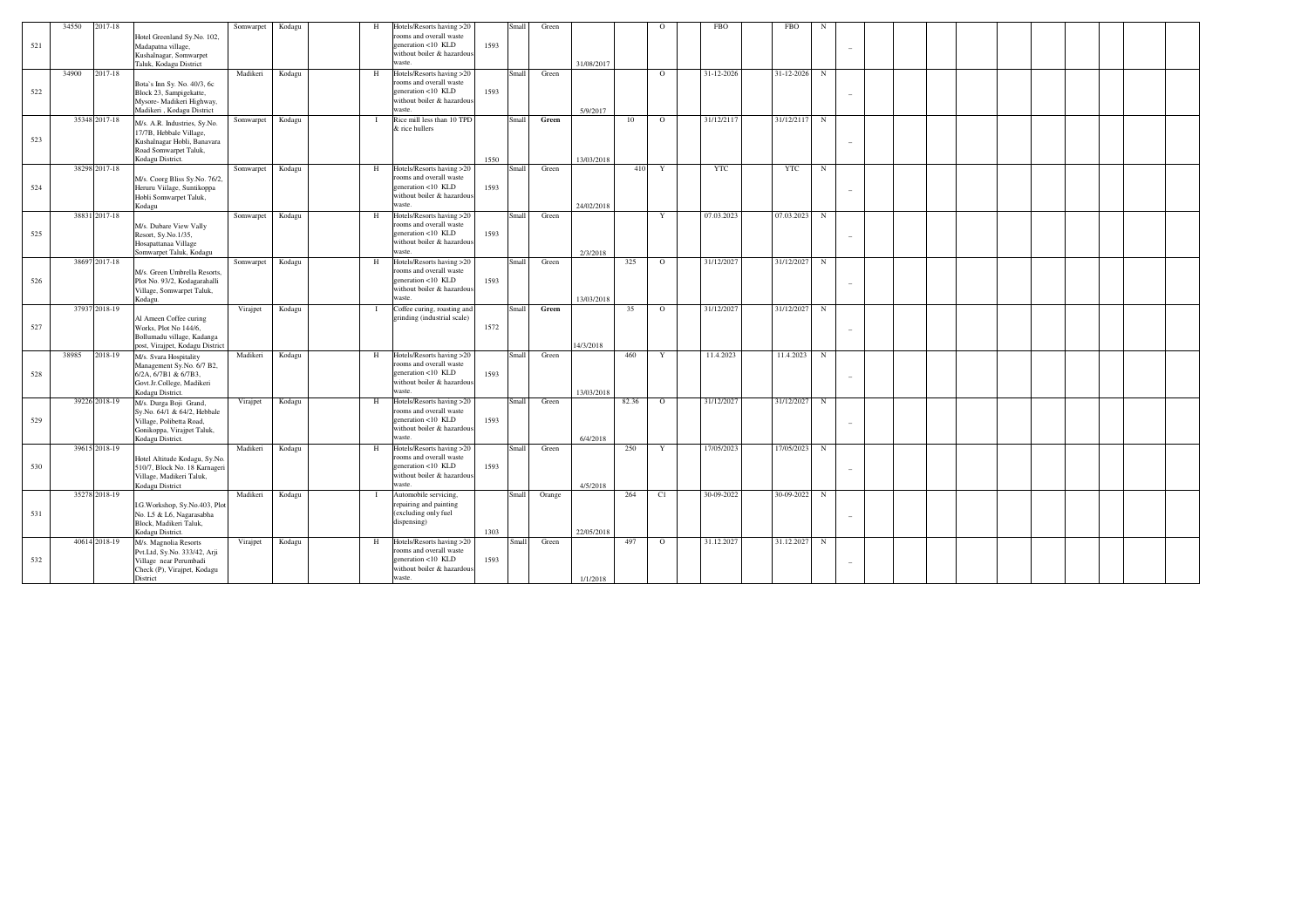| 521 | 34550 | 2017-18 | Hotel Greenland Sy.No. 102, Madapatna village, Kushalnagar, Somwarpet Taluk, Kodagu District | Somwarpet | Kodagu | | H | Hotels/Resorts having >20 rooms and overall waste generation <10 KLD without boiler & hazardous waste. | 1593 | Small | Green | 31/08/2017 | | O | | FBO | | FBO | N | – | | | | | | | | | | | |
|---|---|---|---|---|---|---|---|---|---|---|---|---|---|---|---|---|---|---|---|---|---|---|---|---|---|---|---|---|---|---|---|
| 522 | 34900 | 2017-18 | Bota`s Inn Sy. No. 40/3, 6c Block 23, Sampigekatte, Mysore- Madikeri Highway, Madikeri , Kodagu District | Madikeri | Kodagu | | H | Hotels/Resorts having >20 rooms and overall waste generation <10 KLD without boiler & hazardous waste. | 1593 | Small | Green | 5/9/2017 | | O | | 31-12-2026 | | 31-12-2026 | N | – | | | | | | | | | | | |
| 523 | 35348 | 2017-18 | M/s. A.R. Industries, Sy.No. 17/7B, Hebbale Village, Kushalnagar Hobli, Banavara Road Somwarpet Taluk, Kodagu District. | Somwarpet | Kodagu | | I | Rice mill less than 10 TPD & rice hullers | 1550 | Small | Green | 13/03/2018 | 10 | O | | 31/12/2117 | | 31/12/2117 | N | – | | | | | | | | | | | |
| 524 | 38298 | 2017-18 | M/s. Coorg Bliss Sy.No. 76/2, Heruru Viilage, Suntikoppa Hobli Somwarpet Taluk, Kodagu | Somwarpet | Kodagu | | H | Hotels/Resorts having >20 rooms and overall waste generation <10 KLD without boiler & hazardous waste. | 1593 | Small | Green | 24/02/2018 | 410 | Y | | YTC | | YTC | N | – | | | | | | | | | | | |
| 525 | 38831 | 2017-18 | M/s. Dubare View Vally Resort, Sy.No.1/35, Hosapattanaa Village Somwarpet Taluk, Kodagu | Somwarpet | Kodagu | | H | Hotels/Resorts having >20 rooms and overall waste generation <10 KLD without boiler & hazardous waste. | 1593 | Small | Green | 2/3/2018 | | Y | | 07.03.2023 | | 07.03.2023 | N | – | | | | | | | | | | | |
| 526 | 38697 | 2017-18 | M/s. Green Umbrella Resorts, Plot No. 93/2, Kodagarahalli Village, Somwarpet Taluk, Kodagu. | Somwarpet | Kodagu | | H | Hotels/Resorts having >20 rooms and overall waste generation <10 KLD without boiler & hazardous waste. | 1593 | Small | Green | 13/03/2018 | 325 | O | | 31/12/2027 | | 31/12/2027 | N | – | | | | | | | | | | | |
| 527 | 37937 | 2018-19 | Al Ameen Coffee curing Works, Plot No 144/6, Bollumadu village, Kadanga post, Virajpet, Kodagu District | Virajpet | Kodagu | | I | Coffee curing, roasting and grinding (industrial scale) | 1572 | Small | Green | 14/3/2018 | 35 | O | | 31/12/2027 | | 31/12/2027 | N | – | | | | | | | | | | | |
| 528 | 38985 | 2018-19 | M/s. Svara Hospitality Management Sy.No. 6/7 B2, 6/2A, 6/7B1 & 6/7B3, Govt.Jr.College, Madikeri Kodagu District. | Madikeri | Kodagu | | H | Hotels/Resorts having >20 rooms and overall waste generation <10 KLD without boiler & hazardous waste. | 1593 | Small | Green | 13/03/2018 | 460 | Y | | 11.4.2023 | | 11.4.2023 | N | – | | | | | | | | | | | |
| 529 | 39226 | 2018-19 | M/s. Durga Boji Grand, Sy.No. 64/1 & 64/2, Hebbale Village, Polibetta Road, Gonikoppa, Virajpet Taluk, Kodagu District. | Virajpet | Kodagu | | H | Hotels/Resorts having >20 rooms and overall waste generation <10 KLD without boiler & hazardous waste. | 1593 | Small | Green | 6/4/2018 | 82.36 | O | | 31/12/2027 | | 31/12/2027 | N | – | | | | | | | | | | | |
| 530 | 39615 | 2018-19 | Hotel Altitude Kodagu, Sy.No. 510/7, Block No. 18 Karnageri Village, Madikeri Taluk, Kodagu District | Madikeri | Kodagu | | H | Hotels/Resorts having >20 rooms and overall waste generation <10 KLD without boiler & hazardous waste. | 1593 | Small | Green | 4/5/2018 | 250 | Y | | 17/05/2023 | | 17/05/2023 | N | – | | | | | | | | | | | |
| 531 | 35278 | 2018-19 | I.G.Workshop, Sy.No.403, Plot No. L5 & L6, Nagarasabha Block, Madikeri Taluk, Kodagu District. | Madikeri | Kodagu | | I | Automobile servicing, repairing and painting (excluding only fuel dispensing) | 1303 | Small | Orange | 22/05/2018 | 264 | C1 | | 30-09-2022 | | 30-09-2022 | N | – | | | | | | | | | | | |
| 532 | 40614 | 2018-19 | M/s. Magnolia Resorts Pvt.Ltd, Sy.No. 333/42, Arji Village near Perumbadi Check (P), Virajpet, Kodagu District | Virajpet | Kodagu | | H | Hotels/Resorts having >20 rooms and overall waste generation <10 KLD without boiler & hazardous waste. | 1593 | Small | Green | 1/1/2018 | 497 | O | | 31.12.2027 | | 31.12.2027 | N | – | | | | | | | | | | | |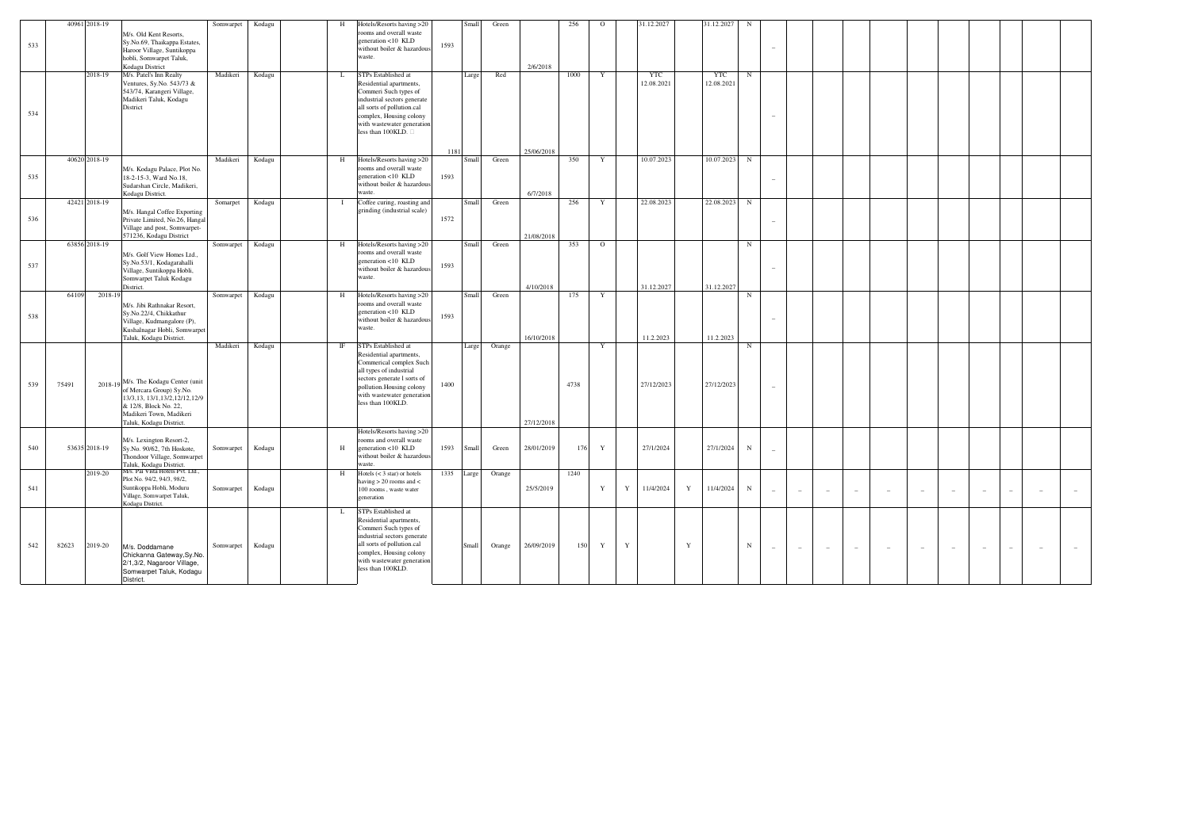| | | | | | | | | | | | | | | | | | | | | | | | | | | | | | | |
|---|---|---|---|---|---|---|---|---|---|---|---|---|---|---|---|---|---|---|---|---|---|---|---|---|---|---|---|---|---|---|
| 533 | 40961 | 2018-19 | M/s. Old Kent Resorts, Sy.No.69, Thaikappa Estates, Haroor Village, Suntikoppa hobli, Somwarpet Taluk, Kodagu District | Somwarpet | Kodagu | | H | Hotels/Resorts having >20 rooms and overall waste generation <10 KLD without boiler & hazardous waste. | 1593 | Small | Green | 2/6/2018 | 256 | O | | 31.12.2027 | | 31.12.2027 | N | – | | | | | | | | | | |
| 534 | | 2018-19 | M/s. Patel's Inn Realty Ventures, Sy.No. 543/73 & 543/74, Karangeri Village, Madikeri Taluk, Kodagu District | Madikeri | Kodagu | | L | STPs Established at Residential apartments, Commeri Such types of industrial sectors generate all sorts of pollution.cal complex, Housing colony with wastewater generation less than 100KLD. | 1181 | Large | Red | 25/06/2018 | 1000 | Y | | YTC 12.08.2021 | | YTC 12.08.2021 | N | – | | | | | | | | | | |
| 535 | 40620 | 2018-19 | M/s. Kodagu Palace, Plot No. 18-2-15-3, Ward No.18, Sudarshan Circle, Madikeri, Kodagu District. | Madikeri | Kodagu | | H | Hotels/Resorts having >20 rooms and overall waste generation <10 KLD without boiler & hazardous waste. | 1593 | Small | Green | 6/7/2018 | 350 | Y | | 10.07.2023 | | 10.07.2023 | N | – | | | | | | | | | | |
| 536 | 42421 | 2018-19 | M/s. Hangal Coffee Exporting Private Limited, No.26, Hangal Village and post, Somwarpet-571236, Kodagu District | Somarpet | Kodagu | | I | Coffee curing, roasting and grinding (industrial scale) | 1572 | Small | Green | 21/08/2018 | 256 | Y | | 22.08.2023 | | 22.08.2023 | N | – | | | | | | | | | | |
| 537 | 63856 | 2018-19 | M/s. Golf View Homes Ltd., Sy.No.53/1, Kodagarahalli Village, Suntikoppa Hobli, Somwarpet Taluk Kodagu District. | Somwarpet | Kodagu | | H | Hotels/Resorts having >20 rooms and overall waste generation <10 KLD without boiler & hazardous waste. | 1593 | Small | Green | 4/10/2018 | 353 | O | | 31.12.2027 | | 31.12.2027 | N | – | | | | | | | | | | |
| 538 | 64109 | 2018-19 | M/s. Jibi Rathnakar Resort, Sy.No.22/4, Chikkathur Village, Kudmangalore (P), Kushalnagar Hobli, Somwarpet Taluk, Kodagu District. | Somwarpet | Kodagu | | H | Hotels/Resorts having >20 rooms and overall waste generation <10 KLD without boiler & hazardous waste. | 1593 | Small | Green | 16/10/2018 | 175 | Y | | 11.2.2023 | | 11.2.2023 | N | – | | | | | | | | | | |
| 539 | 75491 | 2018-19 | M/s. The Kodagu Center (unit of Mercara Group) Sy.No. 13/3,13, 13/1,13/2,12/12,12/9 & 12/8, Block No. 22, Madikeri Town, Madikeri Taluk, Kodagu District. | Madikeri | Kodagu | | IF | STPs Established at Residential apartments, Commerical complex Such all types of industrial sectors generate l sorts of pollution.Housing colony with wastewater generation less than 100KLD. | 1400 | Large | Orange | 27/12/2018 | 4738 | Y | | 27/12/2023 | | 27/12/2023 | N | – | | | | | | | | | | |
| 540 | 53635 | 2018-19 | M/s. Lexington Resort-2, Sy.No. 90/62, 7th Hoskote, Thondoor Village, Somwarpet Taluk, Kodagu District. | Somwarpet | Kodagu | | H | Hotels/Resorts having >20 rooms and overall waste generation <10 KLD without boiler & hazardous waste. | 1593 | Small | Green | 28/01/2019 | 176 | Y | | 27/1/2024 | | 27/1/2024 | N | – | | | | | | | | | | |
| 541 | | 2019-20 | M/s. Pal Vista Hotels Pvt. Ltd., Plot No. 94/2, 94/3, 98/2, Suntikoppa Hobli, Moduru Village, Somwarpet Taluk, Kodagu District. | Somwarpet | Kodagu | | H | Hotels (< 3 star) or hotels having > 20 rooms and < 100 rooms , waste water generation | 1335 | Large | Orange | 25/5/2019 | 1240 | Y | Y | 11/4/2024 | Y | 11/4/2024 | N | – | – | – | – | – | – | – | – | – | – | – |
| 542 | 82623 | 2019-20 | M/s. Doddamane Chickanna Gateway,Sy.No. 2/1,3/2, Nagaroor Village, Somwarpet Taluk, Kodagu District. | Somwarpet | Kodagu | | L | STPs Established at Residential apartments, Commeri Such types of industrial sectors generate all sorts of pollution.cal complex, Housing colony with wastewater generation less than 100KLD. | | Small | Orange | 26/09/2019 | 150 | Y | Y | | Y | | N | – | – | – | – | – | – | – | – | – | – | – |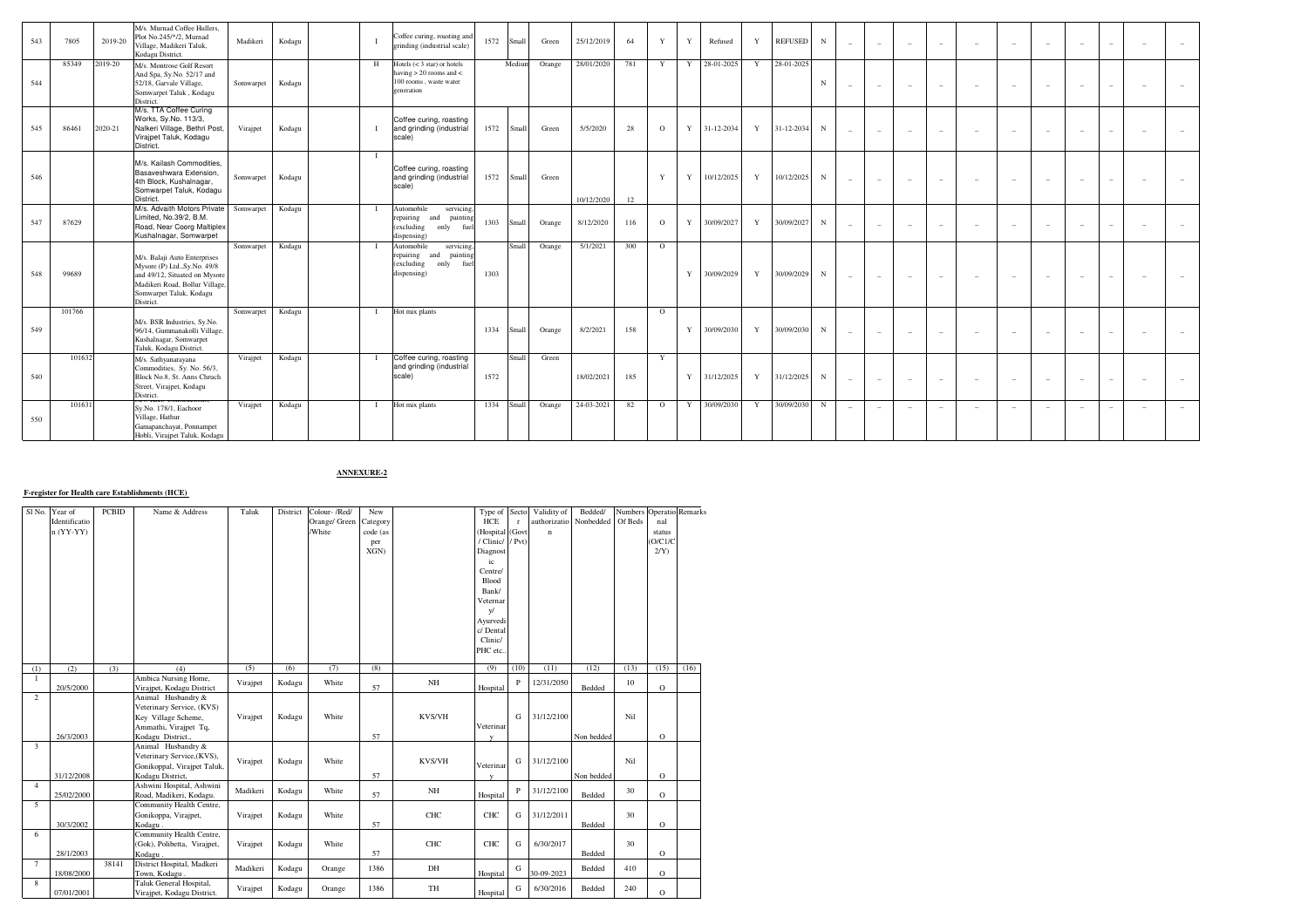| 543 | 7805 | 2019-20 | M/s. Murnad Coffee Hullers, Plot No.245/*/2, Murnad Village, Madikeri Taluk, Kodagu District. | Madikeri | Kodagu | | I | Coffee curing, roasting and grinding (industrial scale) | 1572 | Small | Green | 25/12/2019 | 64 | Y | Y | Refused | Y | REFUSED | N | – | – | – | – | – | – | – | – | – | – | – |
|---|---|---|---|---|---|---|---|---|---|---|---|---|---|---|---|---|---|---|---|---|---|---|---|---|---|---|---|---|---|---|
| 544 | 85349 | 2019-20 | M/s. Montrose Golf Resort And Spa, Sy.No. 52/17 and 52/18, Garvale Village, Somwarpet Taluk , Kodagu District. | Somwarpet | Kodagu | | H | Hotels (< 3 star) or hotels having > 20 rooms and < 100 rooms , waste water generation | | Medium | Orange | 28/01/2020 | 781 | Y | Y | 28-01-2025 | Y | 28-01-2025 | N | – | – | – | – | – | – | – | – | – | – | – |
| 545 | 86461 | 2020-21 | M/s. TTA Coffee Curing Works, Sy.No. 113/3, Nalkeri Village, Bethri Post, Virajpet Taluk, Kodagu District. | Virajpet | Kodagu | | I | Coffee curing, roasting and grinding (industrial scale) | 1572 | Small | Green | 5/5/2020 | 28 | O | Y | 31-12-2034 | Y | 31-12-2034 | N | – | – | – | – | – | – | – | – | – | – | – |
| 546 | | | M/s. Kailash Commodities, Basaveshwara Extension, 4th Block, Kushalnagar, Somwarpet Taluk, Kodagu District. | Somwarpet | Kodagu | | I | Coffee curing, roasting and grinding (industrial scale) | 1572 | Small | Green | 10/12/2020 | 12 | Y | Y | 10/12/2025 | Y | 10/12/2025 | N | – | – | – | – | – | – | – | – | – | – | – |
| 547 | 87629 | | M/s. Advaith Motors Private Limited, No.39/2, B.M. Road, Near Coorg Maltiplex Kushalnagar, Somwarpet | Somwarpet | Kodagu | | I | Automobile servicing, repairing and painting (excluding only fuel dispensing) | 1303 | Small | Orange | 8/12/2020 | 116 | O | Y | 30/09/2027 | Y | 30/09/2027 | N | – | – | – | – | – | – | – | – | – | – | – |
| 548 | 99689 | | M/s. Balaji Auto Enterprises Mysore (P) Ltd.,Sy.No. 49/8 and 49/12, Situated on Mysore Madikeri Road, Bollur Village, Somwarpet Taluk, Kodagu District. | Somwarpet | Kodagu | | I | Automobile servicing, repairing and painting (excluding only fuel dispensing) | 1303 | Small | Orange | 5/1/2021 | 300 | O | Y | 30/09/2029 | Y | 30/09/2029 | N | – | – | – | – | – | – | – | – | – | – | – |
| 549 | 101766 | | M/s. BSR Industries, Sy.No. 96/14, Gummanakolli Village, Kushalnagar, Somwarpet Taluk, Kodagu District. | Somwarpet | Kodagu | | I | Hot mix plants | 1334 | Small | Orange | 8/2/2021 | 158 | O | Y | 30/09/2030 | Y | 30/09/2030 | N | – | – | – | – | – | – | – | – | – | – | – |
| 540 | 101632 | | M/s. Sathyanarayana Commodities, Sy. No. 56/3, Block No.8, St. Anns Chruch Street, Virajpet, Kodagu District. | Virajpet | Kodagu | | I | Coffee curing, roasting and grinding (industrial scale) | 1572 | Small | Green | 18/02/2021 | 185 | Y | Y | 31/12/2025 | Y | 31/12/2025 | N | – | – | – | – | – | – | – | – | – | – | – |
| 550 | 101631 | | Sy.No. 178/1, Eachoor Village, Hathur Gamapanchayat, Ponnampet Hobli, Virajpet Taluk, Kodagu | Virajpet | Kodagu | | I | Hot mix plants | 1334 | Small | Orange | 24-03-2021 | 82 | O | Y | 30/09/2030 | Y | 30/09/2030 | N | – | – | – | – | – | – | – | – | – | – | – |

**ANNEXURE-2**

**F-register for Health care Establishments (HCE)**

| Sl No. | Year of Identification (YY-YY) | PCBID | Name & Address | Taluk | District | Colour- /Red/ Orange/ Green /White | New Category code (as per XGN) | | Type of HCE (Hospital / Clinic/ Diagnostic Centre/ Blood Bank/ Veterinary/ Ayurvedic/ Dental Clinic/ PHC etc.. | Sector (Govt / Pvt) | Validity of authorization | Bedded/ Nonbedded | Numbers Of Beds | Operational status (O/C1/C2/Y) | Remarks |
|---|---|---|---|---|---|---|---|---|---|---|---|---|---|---|---|
| (1) | (2) | (3) | (4) | (5) | (6) | (7) | (8) | | (9) | (10) | (11) | (12) | (13) | (15) | (16) |
| 1 | 20/5/2000 | | Ambica Nursing Home, Virajpet, Kodagu District | Virajpet | Kodagu | White | 57 | NH | Hospital | P | 12/31/2050 | Bedded | 10 | O | |
| 2 | 26/3/2003 | | Animal Husbandry & Veterinary Service, (KVS) Key Village Scheme, Ammathi, Virajpet Tq, Kodagu District., | Virajpet | Kodagu | White | 57 | KVS/VH | Veterinary | G | 31/12/2100 | Non bedded | Nil | O | |
| 3 | 31/12/2008 | | Animal Husbandry & Veterinary Service,(KVS), Gonikoppal, Virajpet Taluk, Kodagu District, | Virajpet | Kodagu | White | 57 | KVS/VH | Veterinary | G | 31/12/2100 | Non bedded | Nil | O | |
| 4 | 25/02/2000 | | Ashwini Hospital, Ashwini Road, Madikeri, Kodagu. | Madikeri | Kodagu | White | 57 | NH | Hospital | P | 31/12/2100 | Bedded | 30 | O | |
| 5 | 30/3/2002 | | Community Health Centre, Gonikoppa, Virajpet, Kodagu . | Virajpet | Kodagu | White | 57 | CHC | CHC | G | 31/12/2011 | Bedded | 30 | O | |
| 6 | 28/1/2003 | | Community Health Centre, (Gok), Polibetta, Virajpet, Kodagu . | Virajpet | Kodagu | White | 57 | CHC | CHC | G | 6/30/2017 | Bedded | 30 | O | |
| 7 | 18/08/2000 | 38141 | District Hospital, Madkeri Town, Kodagu . | Madikeri | Kodagu | Orange | 1386 | DH | Hospital | G | 30-09-2023 | Bedded | 410 | O | |
| 8 | 07/01/2001 | | Taluk General Hospital, Virajpet, Kodagu District. | Virajpet | Kodagu | Orange | 1386 | TH | Hospital | G | 6/30/2016 | Bedded | 240 | O | |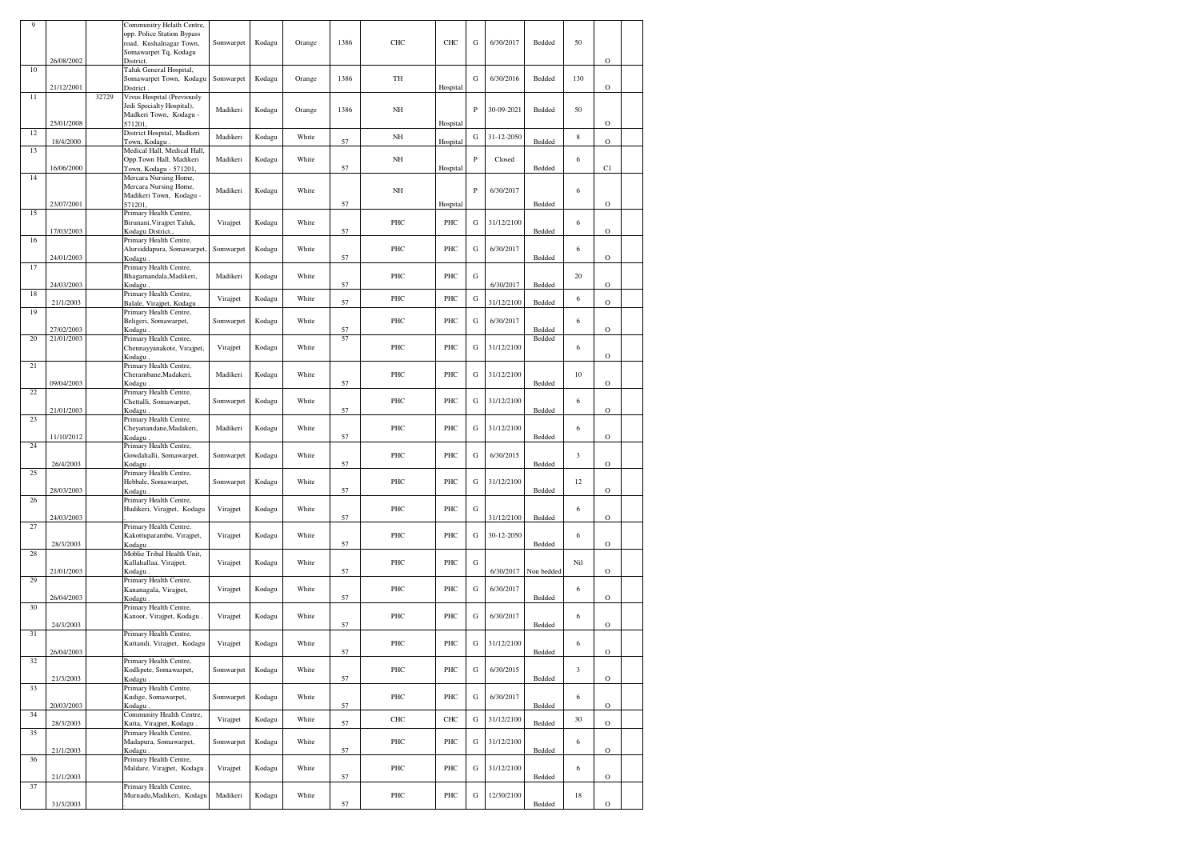| 9 | 26/08/2002 | | Communitry Helath Centre, opp. Police Station Bypass road, Kushalnagar Town, Somawarpet Tq, Kodagu District. | Somwarpet | Kodagu | Orange | 1386 | CHC | CHC | G | 6/30/2017 | Bedded | 50 | O | |
|---|---|---|---|---|---|---|---|---|---|---|---|---|---|---|---|
| 10 | 21/12/2001 | | Taluk General Hospital, Somawarpet Town, Kodagu District . | Somwarpet | Kodagu | Orange | 1386 | TH | Hospital | G | 6/30/2016 | Bedded | 130 | O | |
| 11 | 25/01/2008 | 32729 | Vivus Hospital (Previously Jedi Specialty Hospital), Madkeri Town, Kodagu - 571201, | Madikeri | Kodagu | Orange | 1386 | NH | Hospital | P | 30-09-2021 | Bedded | 50 | O | |
| 12 | 18/4/2000 | | District Hospital, Madkeri Town, Kodagu . | Madikeri | Kodagu | White | 57 | NH | Hospital | G | 31-12-2050 | Bedded | 8 | O | |
| 13 | 16/06/2000 | | Medical Hall, Medical Hall, Opp.Town Hall, Madikeri Town, Kodagu - 571201, | Madikeri | Kodagu | White | 57 | NH | Hospital | P | Closed | Bedded | 6 | C1 | |
| 14 | 23/07/2001 | | Mercara Nursing Home, Mercara Nursing Home, Madikeri Town, Kodagu - 571201, | Madikeri | Kodagu | White | 57 | NH | Hospital | P | 6/30/2017 | Bedded | 6 | O | |
| 15 | 17/03/2003 | | Primary Health Centre, Birunani,Virajpet Taluk, Kodagu District., | Virajpet | Kodagu | White | 57 | PHC | PHC | G | 31/12/2100 | Bedded | 6 | O | |
| 16 | 24/01/2003 | | Primary Health Centre, Alursiddapura, Somawarpet, Kodagu . | Somwarpet | Kodagu | White | 57 | PHC | PHC | G | 6/30/2017 | Bedded | 6 | O | |
| 17 | 24/03/2003 | | Primary Health Centre, Bhagamandala,Madikeri, Kodagu . | Madikeri | Kodagu | White | 57 | PHC | PHC | G | 6/30/2017 | Bedded | 20 | O | |
| 18 | 21/1/2003 | | Primary Health Centre, Balale, Virajpet, Kodagu . | Virajpet | Kodagu | White | 57 | PHC | PHC | G | 31/12/2100 | Bedded | 6 | O | |
| 19 | 27/02/2003 | | Primary Health Centre, Beligeri, Somawarpet, Kodagu . | Somwarpet | Kodagu | White | 57 | PHC | PHC | G | 6/30/2017 | Bedded | 6 | O | |
| 20 | 21/01/2003 | | Primary Health Centre, Chennayyanakote, Virajpet, Kodagu . | Virajpet | Kodagu | White | 57 | PHC | PHC | G | 31/12/2100 | Bedded | 6 | O | |
| 21 | 09/04/2003 | | Primary Health Centre, Cherambane,Madakeri, Kodagu . | Madikeri | Kodagu | White | 57 | PHC | PHC | G | 31/12/2100 | Bedded | 10 | O | |
| 22 | 21/01/2003 | | Primary Health Centre, Chettalli, Somawarpet, Kodagu . | Somwarpet | Kodagu | White | 57 | PHC | PHC | G | 31/12/2100 | Bedded | 6 | O | |
| 23 | 11/10/2012 | | Primary Health Centre, Cheyanandane,Madakeri, Kodagu . | Madikeri | Kodagu | White | 57 | PHC | PHC | G | 31/12/2100 | Bedded | 6 | O | |
| 24 | 26/4/2003 | | Primary Health Centre, Gowdahalli, Somawarpet, Kodagu . | Somwarpet | Kodagu | White | 57 | PHC | PHC | G | 6/30/2015 | Bedded | 3 | O | |
| 25 | 28/03/2003 | | Primary Health Centre, Hebbale, Somawarpet, Kodagu . | Somwarpet | Kodagu | White | 57 | PHC | PHC | G | 31/12/2100 | Bedded | 12 | O | |
| 26 | 24/03/2003 | | Primary Health Centre, Hudikeri, Virajpet, Kodagu . | Virajpet | Kodagu | White | 57 | PHC | PHC | G | 31/12/2100 | Bedded | 6 | O | |
| 27 | 28/3/2003 | | Primary Health Centre, Kakottuparambu, Virajpet, Kodagu . | Virajpet | Kodagu | White | 57 | PHC | PHC | G | 30-12-2050 | Bedded | 6 | O | |
| 28 | 21/01/2003 | | Moblie Tribal Health Unit, Kallahallaa, Virajpet, Kodagu . | Virajpet | Kodagu | White | 57 | PHC | PHC | G | 6/30/2017 | Non bedded | Nil | O | |
| 29 | 26/04/2003 | | Primary Health Centre, Kananagala, Virajpet, Kodagu . | Virajpet | Kodagu | White | 57 | PHC | PHC | G | 6/30/2017 | Bedded | 6 | O | |
| 30 | 24/3/2003 | | Primary Health Centre, Kanoor, Virajpet, Kodagu . | Virajpet | Kodagu | White | 57 | PHC | PHC | G | 6/30/2017 | Bedded | 6 | O | |
| 31 | 26/04/2003 | | Primary Health Centre, Kuttandi, Virajpet, Kodagu . | Virajpet | Kodagu | White | 57 | PHC | PHC | G | 31/12/2100 | Bedded | 6 | O | |
| 32 | 21/3/2003 | | Primary Health Centre, Kodlipete, Somawarpet, Kodagu . | Somwarpet | Kodagu | White | 57 | PHC | PHC | G | 6/30/2015 | Bedded | 3 | O | |
| 33 | 20/03/2003 | | Primary Health Centre, Kudige, Somawarpet, Kodagu . | Somwarpet | Kodagu | White | 57 | PHC | PHC | G | 6/30/2017 | Bedded | 6 | O | |
| 34 | 28/3/2003 | | Community Health Centre, Kutta, Virajpet, Kodagu . | Virajpet | Kodagu | White | 57 | CHC | CHC | G | 31/12/2100 | Bedded | 30 | O | |
| 35 | 21/1/2003 | | Primary Health Centre, Madapura, Somawarpet, Kodagu . | Somwarpet | Kodagu | White | 57 | PHC | PHC | G | 31/12/2100 | Bedded | 6 | O | |
| 36 | 21/1/2003 | | Primary Health Centre, Maldare, Virajpet, Kodagu . | Virajpet | Kodagu | White | 57 | PHC | PHC | G | 31/12/2100 | Bedded | 6 | O | |
| 37 | 31/3/2003 | | Primary Health Centre, Murnadu,Madikeri, Kodagu . | Madikeri | Kodagu | White | 57 | PHC | PHC | G | 12/30/2100 | Bedded | 18 | O | |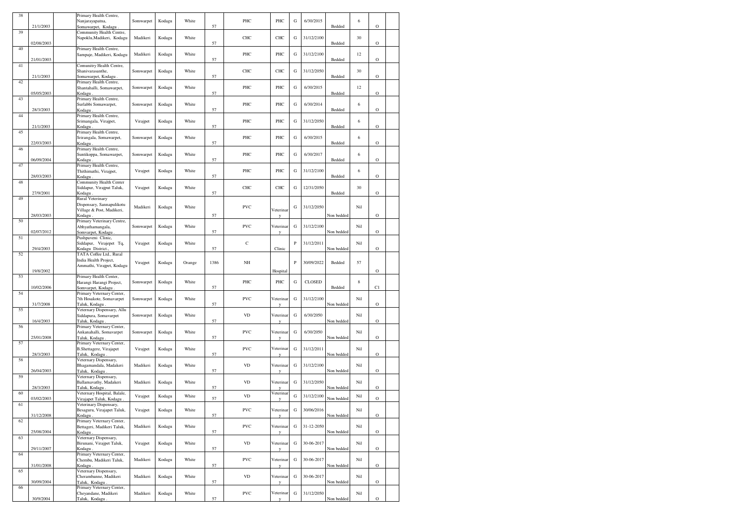| | | | | | | | | | | | | | | | |
|---|---|---|---|---|---|---|---|---|---|---|---|---|---|---|---|
| 38 | 21/1/2003 | | Primary Health Centre, Nanjarayapatna, Somawarpet, Kodagu . | Somwarpet | Kodagu | White | 57 | PHC | PHC | G | 6/30/2015 | Bedded | 6 | O | |
| 39 | 02/08/2003 | | Community Health Centre, Napoklu,Madikeri, Kodagu . | Madikeri | Kodagu | White | 57 | CHC | CHC | G | 31/12/2100 | Bedded | 30 | O | |
| 40 | 21/01/2003 | | Primary Health Centre, Sampaje, Madikeri, Kodagu . | Madikeri | Kodagu | White | 57 | PHC | PHC | G | 31/12/2100 | Bedded | 12 | O | |
| 41 | 21/1/2003 | | Comunitry Health Centre, Shanivarasanthe, Somawarpet, Kodagu . | Somwarpet | Kodagu | White | 57 | CHC | CHC | G | 31/12/2050 | Bedded | 30 | O | |
| 42 | 05/05/2003 | | Primary Health Centre, Shantahalli, Somawarpet, Kodagu . | Somwarpet | Kodagu | White | 57 | PHC | PHC | G | 6/30/2015 | Bedded | 12 | O | |
| 43 | 28/3/2003 | | Primary Health Centre, Surlabbi Somawarpet, Kodagu . | Somwarpet | Kodagu | White | 57 | PHC | PHC | G | 6/30/2014 | Bedded | 6 | O | |
| 44 | 21/1/2003 | | Primary Health Centre, Srimangala, Virajpet, Kodagu . | Virajpet | Kodagu | White | 57 | PHC | PHC | G | 31/12/2050 | Bedded | 6 | O | |
| 45 | 22/03/2003 | | Primary Health Centre, Srirangala, Somawarpet, Kodagu . | Somwarpet | Kodagu | White | 57 | PHC | PHC | G | 6/30/2015 | Bedded | 6 | O | |
| 46 | 06/09/2004 | | Primary Health Centre, Suntikoppa, Somawarpet, Kodagu . | Somwarpet | Kodagu | White | 57 | PHC | PHC | G | 6/30/2017 | Bedded | 6 | O | |
| 47 | 28/03/2003 | | Primary Health Centre, Thithimathi, Virajpet, Kodagu . | Virajpet | Kodagu | White | 57 | PHC | PHC | G | 31/12/2100 | Bedded | 6 | O | |
| 48 | 27/9/2001 | | Community Health Center Siddapur, Virajput Taluk, Kodagu . | Virajpet | Kodagu | White | 57 | CHC | CHC | G | 12/31/2050 | Bedded | 30 | O | |
| 49 | 28/03/2003 | | Rural Veterinary Dispensary, Sannapulikotu Village & Post, Madikeri, Kodagu . | Madikeri | Kodagu | White | 57 | PVC | Veterinary | G | 31/12/2050 | Non bedded | Nil | O | |
| 50 | 02/07/2012 | | Primary Veterinary Centre, Abhyathamangala, Somvarpet, Kodagu . | Somwarpet | Kodagu | White | 57 | PVC | Veterinary | G | 31/12/2100 | Non bedded | Nil | O | |
| 51 | 29/4/2003 | | Pushpaveni Clinic, Siddapur, Virajepet Tq, Kodagu District., | Virajpet | Kodagu | White | 57 | C | Clinic | P | 31/12/2011 | Non bedded | Nil | O | |
| 52 | 19/8/2002 | | TATA Coffee Ltd., Rural India Health Project, Ammathi, Virajpet, Kodagu . | Virajpet | Kodagu | Orange | 1386 | NH | Hospital | P | 30/09/2022 | Bedded | 57 | O | |
| 53 | 10/02/2006 | | Primary Health Center, Harangi Harangi Project, Somvarpet, Kodagu . | Somwarpet | Kodagu | White | 57 | PHC | PHC | G | CLOSED | Bedded | 8 | C1 | |
| 54 | 31/7/2008 | | Primary Veternary Center, 7th Hosakote, Somavarpet Taluk, Kodagu . | Somwarpet | Kodagu | White | 57 | PVC | Veterinary | G | 31/12/2100 | Non bedded | Nil | O | |
| 55 | 16/4/2003 | | Veternary Dispensary, Allu Siddapura, Somavarpet Taluk, Kodagu . | Somwarpet | Kodagu | White | 57 | VD | Veterinary | G | 6/30/2050 | Non bedded | Nil | O | |
| 56 | 25/01/2008 | | Primary Veternary Center, Ankanahalli, Somavarpet Taluk, Kodagu . | Somwarpet | Kodagu | White | 57 | PVC | Veterinary | G | 6/30/2050 | Non bedded | Nil | O | |
| 57 | 28/3/2003 | | Primary Veternary Center, B.Shettagere, Virajapet Taluk, Kodagu . | Virajpet | Kodagu | White | 57 | PVC | Veterinary | G | 31/12/2011 | Non bedded | Nil | O | |
| 58 | 26/04/2003 | | Veternary Dispensary, Bhagamandala, Madakeri Taluk, Kodagu . | Madikeri | Kodagu | White | 57 | VD | Veterinary | G | 31/12/2100 | Non bedded | Nil | O | |
| 59 | 28/3/2003 | | Veternary Dispensary, Ballamavathy, Madakeri Taluk, Kodagu . | Madikeri | Kodagu | White | 57 | VD | Veterinary | G | 31/12/2050 | Non bedded | Nil | O | |
| 60 | 03/02/2003 | | Veternary Hospital, Balale, Virajapet Taluk, Kodagu . | Virajpet | Kodagu | White | 57 | VD | Veterinary | G | 31/12/2100 | Non bedded | Nil | O | |
| 61 | 31/12/2008 | | Veterinary Dispensary, Besaguru, Virajapet Taluk, Kodagu . | Virajpet | Kodagu | White | 57 | PVC | Veterinary | G | 30/06/2016 | Non bedded | Nil | O | |
| 62 | 25/08/2004 | | Primary Veternary Center, Bettageri, Madikeri Taluk, Kodagu . | Madikeri | Kodagu | White | 57 | PVC | Veterinary | G | 31-12-2050 | Non bedded | Nil | O | |
| 63 | 29/11/2007 | | Veternary Dispensary, Birunani, Virajpet Taluk, Kodagu . | Virajpet | Kodagu | White | 57 | VD | Veterinary | G | 30-06-2017 | Non bedded | Nil | O | |
| 64 | 31/01/2008 | | Primary Veternary Center, Chembu, Madikeri Taluk, Kodagu . | Madikeri | Kodagu | White | 57 | PVC | Veterinary | G | 30-06-2017 | Non bedded | Nil | O | |
| 65 | 30/09/2004 | | Veternary Dispensary, Cherambanne, Madikeri Taluk, Kodagu . | Madikeri | Kodagu | White | 57 | VD | Veterinary | G | 30-06-2017 | Non bedded | Nil | O | |
| 66 | 30/9/2004 | | Primary Veternary Center, Cheyandane, Madikeri Taluk, Kodagu . | Madikeri | Kodagu | White | 57 | PVC | Veterinary | G | 31/12/2050 | Non bedded | Nil | O | |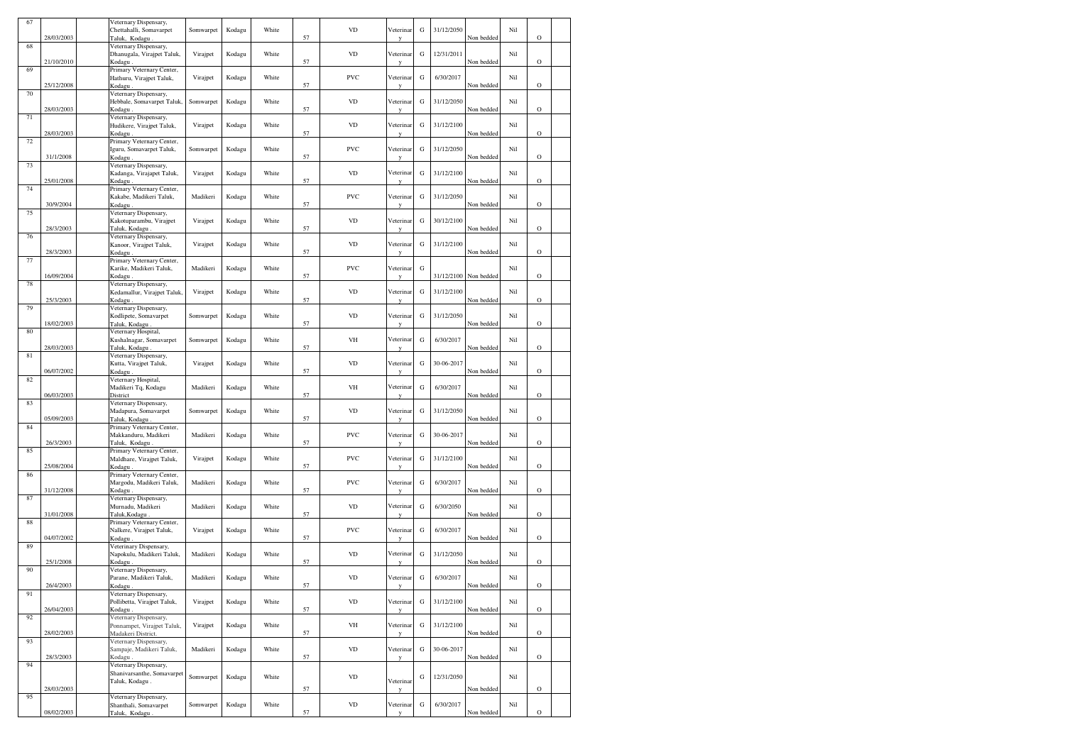| 67 | 28/03/2003 | | Veterinary Dispensary, Chettahalli, Somavarpet Taluk, Kodagu . | Somwarpet | Kodagu | White | 57 | | VD | Veterinary | G | 31/12/2050 | Non bedded | Nil | O | |
|---|---|---|---|---|---|---|---|---|---|---|---|---|---|---|---|---|
| 68 | 21/10/2010 | | Veterinary Dispensary, Dhanugala, Virajpet Taluk, Kodagu . | Virajpet | Kodagu | White | 57 | | VD | Veterinary | G | 12/31/2011 | Non bedded | Nil | O | |
| 69 | 25/12/2008 | | Primary Veternary Center, Hathuru, Virajpet Taluk, Kodagu . | Virajpet | Kodagu | White | 57 | | PVC | Veterinary | G | 6/30/2017 | Non bedded | Nil | O | |
| 70 | 28/03/2003 | | Veterinary Dispensary, Hebbale, Somavarpet Taluk, Kodagu . | Somwarpet | Kodagu | White | 57 | | VD | Veterinary | G | 31/12/2050 | Non bedded | Nil | O | |
| 71 | 28/03/2003 | | Veterinary Dispensary, Hudikere, Virajpet Taluk, Kodagu . | Virajpet | Kodagu | White | 57 | | VD | Veterinary | G | 31/12/2100 | Non bedded | Nil | O | |
| 72 | 31/1/2008 | | Primary Veternary Center, Iguru, Somavarpet Taluk, Kodagu . | Somwarpet | Kodagu | White | 57 | | PVC | Veterinary | G | 31/12/2050 | Non bedded | Nil | O | |
| 73 | 25/01/2008 | | Veterinary Dispensary, Kadanga, Virajapet Taluk, Kodagu . | Virajpet | Kodagu | White | 57 | | VD | Veterinary | G | 31/12/2100 | Non bedded | Nil | O | |
| 74 | 30/9/2004 | | Primary Veternary Center, Kakabe, Madikeri Taluk, Kodagu . | Madikeri | Kodagu | White | 57 | | PVC | Veterinary | G | 31/12/2050 | Non bedded | Nil | O | |
| 75 | 28/3/2003 | | Veterinary Dispensary, Kakotuparambu, Virajpet Taluk, Kodagu . | Virajpet | Kodagu | White | 57 | | VD | Veterinary | G | 30/12/2100 | Non bedded | Nil | O | |
| 76 | 28/3/2003 | | Veterinary Dispensary, Kanoor, Virajpet Taluk, Kodagu . | Virajpet | Kodagu | White | 57 | | VD | Veterinary | G | 31/12/2100 | Non bedded | Nil | O | |
| 77 | 16/09/2004 | | Primary Veternary Center, Karike, Madikeri Taluk, Kodagu . | Madikeri | Kodagu | White | 57 | | PVC | Veterinary | G | 31/12/2100 | Non bedded | Nil | O | |
| 78 | 25/3/2003 | | Veterinary Dispensary, Kedamallur, Virajpet Taluk, Kodagu . | Virajpet | Kodagu | White | 57 | | VD | Veterinary | G | 31/12/2100 | Non bedded | Nil | O | |
| 79 | 18/02/2003 | | Veterinary Dispensary, Kodlipete, Somavarpet Taluk, Kodagu . | Somwarpet | Kodagu | White | 57 | | VD | Veterinary | G | 31/12/2050 | Non bedded | Nil | O | |
| 80 | 28/03/2003 | | Veternary Hospital, Kushalnagar, Somavarpet Taluk, Kodagu . | Somwarpet | Kodagu | White | 57 | | VH | Veterinary | G | 6/30/2017 | Non bedded | Nil | O | |
| 81 | 06/07/2002 | | Veterinary Dispensary, Kutta, Virajpet Taluk, Kodagu . | Virajpet | Kodagu | White | 57 | | VD | Veterinary | G | 30-06-2017 | Non bedded | Nil | O | |
| 82 | 06/03/2003 | | Veternary Hospital, Madikeri Tq, Kodagu District | Madikeri | Kodagu | White | 57 | | VH | Veterinary | G | 6/30/2017 | Non bedded | Nil | O | |
| 83 | 05/09/2003 | | Veterinary Dispensary, Madapura, Somavarpet Taluk, Kodagu . | Somwarpet | Kodagu | White | 57 | | VD | Veterinary | G | 31/12/2050 | Non bedded | Nil | O | |
| 84 | 26/3/2003 | | Primary Veternary Center, Makkanduru, Madikeri Taluk, Kodagu . | Madikeri | Kodagu | White | 57 | | PVC | Veterinary | G | 30-06-2017 | Non bedded | Nil | O | |
| 85 | 25/08/2004 | | Primary Veternary Center, Maldhare, Virajpet Taluk, Kodagu . | Virajpet | Kodagu | White | 57 | | PVC | Veterinary | G | 31/12/2100 | Non bedded | Nil | O | |
| 86 | 31/12/2008 | | Primary Veternary Center, Margodu, Madikeri Taluk, Kodagu . | Madikeri | Kodagu | White | 57 | | PVC | Veterinary | G | 6/30/2017 | Non bedded | Nil | O | |
| 87 | 31/01/2008 | | Veterinary Dispensary, Murnadu, Madikeri Taluk,Kodagu . | Madikeri | Kodagu | White | 57 | | VD | Veterinary | G | 6/30/2050 | Non bedded | Nil | O | |
| 88 | 04/07/2002 | | Primary Veternary Center, Nalkere, Virajpet Taluk, Kodagu . | Virajpet | Kodagu | White | 57 | | PVC | Veterinary | G | 6/30/2017 | Non bedded | Nil | O | |
| 89 | 25/1/2008 | | Veterinary Dispensary, Napokulu, Madikeri Taluk, Kodagu . | Madikeri | Kodagu | White | 57 | | VD | Veterinary | G | 31/12/2050 | Non bedded | Nil | O | |
| 90 | 26/4/2003 | | Veterinary Dispensary, Parane, Madikeri Taluk, Kodagu . | Madikeri | Kodagu | White | 57 | | VD | Veterinary | G | 6/30/2017 | Non bedded | Nil | O | |
| 91 | 26/04/2003 | | Veterinary Dispensary, Pollibetta, Virajpet Taluk, Kodagu . | Virajpet | Kodagu | White | 57 | | VD | Veterinary | G | 31/12/2100 | Non bedded | Nil | O | |
| 92 | 28/02/2003 | | Veterinary Dispensary, Ponnampet, Virajpet Taluk, Madakeri District. | Virajpet | Kodagu | White | 57 | | VH | Veterinary | G | 31/12/2100 | Non bedded | Nil | O | |
| 93 | 28/3/2003 | | Veterinary Dispensary, Sampaje, Madikeri Taluk, Kodagu . | Madikeri | Kodagu | White | 57 | | VD | Veterinary | G | 30-06-2017 | Non bedded | Nil | O | |
| 94 | 28/03/2003 | | Veterinary Dispensary, Shanivarsanthe, Somavarpet Taluk, Kodagu . | Somwarpet | Kodagu | White | 57 | | VD | Veterinary | G | 12/31/2050 | Non bedded | Nil | O | |
| 95 | 08/02/2003 | | Veterinary Dispensary, Shanthali, Somavarpet Taluk, Kodagu . | Somwarpet | Kodagu | White | 57 | | VD | Veterinary | G | 6/30/2017 | Non bedded | Nil | O | |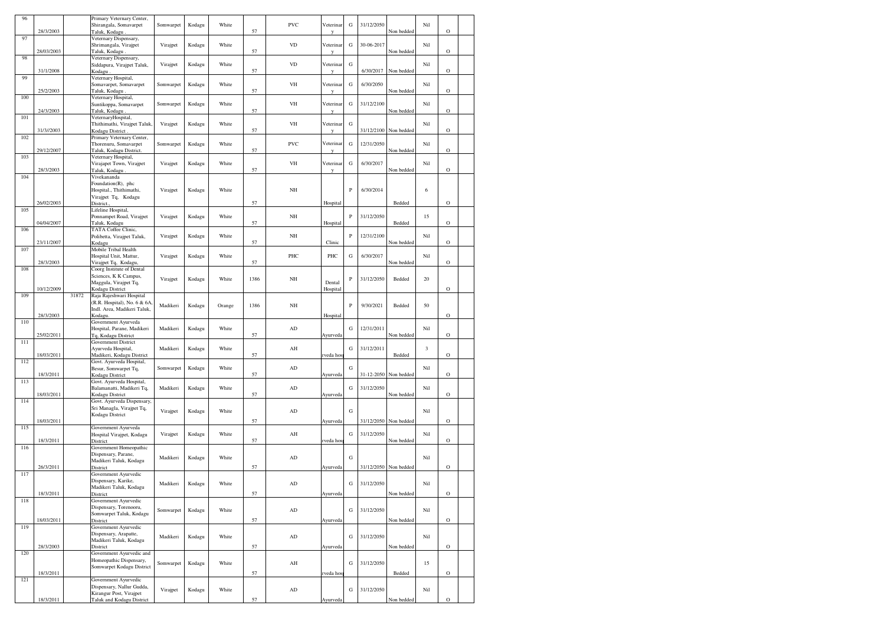| 96 | 28/3/2003 | | Primary Veternary Center, Shirangala, Somavarpet Taluk, Kodagu . | Somwarpet | Kodagu | White | 57 | PVC | Veterinary | G | 31/12/2050 | Non bedded | Nil | O | |
|---|---|---|---|---|---|---|---|---|---|---|---|---|---|---|---|
| 97 | 28/03/2003 | | Veternary Dispensary, Shrimangala, Virajpet Taluk, Kodagu . | Virajpet | Kodagu | White | 57 | VD | Veterinary | G | 30-06-2017 | Non bedded | Nil | O | |
| 98 | 31/1/2008 | | Veternary Dispensary, Siddapura, Virajpet Taluk, Kodagu . | Virajpet | Kodagu | White | 57 | VD | Veterinary | G | 6/30/2017 | Non bedded | Nil | O | |
| 99 | 25/2/2003 | | Veternary Hospital, Somavarpet, Somavarpet Taluk, Kodagu . | Somwarpet | Kodagu | White | 57 | VH | Veterinary | G | 6/30/2050 | Non bedded | Nil | O | |
| 100 | 24/3/2003 | | Veternary Hospital, Suntikoppa, Somavarpet Taluk, Kodagu . | Somwarpet | Kodagu | White | 57 | VH | Veterinary | G | 31/12/2100 | Non bedded | Nil | O | |
| 101 | 31/3//2003 | | VeternaryHospital, Thithimathi, Virajpet Taluk, Kodagu District . | Virajpet | Kodagu | White | 57 | VH | Veterinary | G | 31/12/2100 | Non bedded | Nil | O | |
| 102 | 29/12/2007 | | Primary Veternary Center, Thorenuru, Somavarpet Taluk, Kodagu District. | Somwarpet | Kodagu | White | 57 | PVC | Veterinary | G | 12/31/2050 | Non bedded | Nil | O | |
| 103 | 28/3/2003 | | Veternary Hospital, Virajapet Town, Virajpet Taluk, Kodagu . | Virajpet | Kodagu | White | 57 | VH | Veterinary | G | 6/30/2017 | Non bedded | Nil | O | |
| 104 | 26/02/2003 | | Vivekananda Foundation(R), phc Hospital., Thithimathi, Virajpet Tq, Kodagu District., | Virajpet | Kodagu | White | 57 | NH | Hospital | P | 6/30/2014 | Bedded | 6 | O | |
| 105 | 04/04/2007 | | Lifeline Hospital, Ponnampet Road, Virajpet Taluk, Kodagu | Virajpet | Kodagu | White | 57 | NH | Hospital | P | 31/12/2050 | Bedded | 15 | O | |
| 106 | 23/11/2007 | | TATA Coffee Clinic, Polibetta, Virajpet Taluk, Kodagu | Virajpet | Kodagu | White | 57 | NH | Clinic | P | 12/31/2100 | Non bedded | Nil | O | |
| 107 | 28/3/2003 | | Mobile Tribal Health Hospital Unit, Mattur, Virajpet Tq, Kodagu, | Virajpet | Kodagu | White | 57 | PHC | PHC | G | 6/30/2017 | Non bedded | Nil | O | |
| 108 | 10/12/2009 | | Coorg Institute of Dental Sciences, K K Campus, Maggula, Virajpet Tq, Kodagu District | Virajpet | Kodagu | White | 1386 | NH | Dental Hospital | P | 31/12/2050 | Bedded | 20 | O | |
| 109 | 28/3/2003 | 31872 | Raja Rajeshwari Hospital (R.R. Hospital), No. 6 & 6A, Indl. Area, Madikeri Taluk, Kodagu. | Madikeri | Kodagu | Orange | 1386 | NH | Hospital | P | 9/30/2021 | Bedded | 50 | O | |
| 110 | 25/02/2011 | | Government Ayurveda Hospital, Parane, Madikeri Tq, Kodagu District | Madikeri | Kodagu | White | 57 | AD | Ayurveda | G | 12/31/2011 | Non bedded | Nil | O | |
| 111 | 18/03/2011 | | Government District Ayurveda Hospital, Madikeri, Kodagu District | Madikeri | Kodagu | White | 57 | AH | rveda hosp | G | 31/12/2011 | Bedded | 3 | O | |
| 112 | 18/3/2011 | | Govt. Ayurveda Hospital, Besur, Somwarpet Tq, Kodagu District | Somwarpet | Kodagu | White | 57 | AD | Ayurveda | G | 31-12-2050 | Non bedded | Nil | O | |
| 113 | 18/03/2011 | | Govt. Ayurveda Hospital, Balamanatti, Madikeri Tq, Kodagu District | Madikeri | Kodagu | White | 57 | AD | Ayurveda | G | 31/12/2050 | Non bedded | Nil | O | |
| 114 | 18/03/2011 | | Govt. Ayurveda Dispensary, Sri Managla, Virajpet Tq, Kodagu District | Virajpet | Kodagu | White | 57 | AD | Ayurveda | G | 31/12/2050 | Non bedded | Nil | O | |
| 115 | 18/3/2011 | | Government Ayurveda Hospital Virajpet, Kodagu District | Virajpet | Kodagu | White | 57 | AH | rveda hosp | G | 31/12/2050 | Non bedded | Nil | O | |
| 116 | 26/3/2011 | | Government Homeopathic Dispensary, Parane, Madikeri Taluk, Kodagu District | Madikeri | Kodagu | White | 57 | AD | Ayurveda | G | 31/12/2050 | Non bedded | Nil | O | |
| 117 | 18/3/2011 | | Government Ayurvedic Dispensary, Karike, Madikeri Taluk, Kodagu District | Madikeri | Kodagu | White | 57 | AD | Ayurveda | G | 31/12/2050 | Non bedded | Nil | O | |
| 118 | 18/03/2011 | | Government Ayurvedic Dispensary, Torenooru, Somwarpet Taluk, Kodagu District | Somwarpet | Kodagu | White | 57 | AD | Ayurveda | G | 31/12/2050 | Non bedded | Nil | O | |
| 119 | 28/3/2003 | | Government Ayurvedic Dispensary, Arapatte, Madikeri Taluk, Kodagu District | Madikeri | Kodagu | White | 57 | AD | Ayurveda | G | 31/12/2050 | Non bedded | Nil | O | |
| 120 | 18/3/2011 | | Government Ayurvedic and Homeopathic Dispensary, Somwarpet Kodagu District | Somwarpet | Kodagu | White | 57 | AH | rveda hosp | G | 31/12/2050 | Bedded | 15 | O | |
| 121 | 18/3/2011 | | Government Ayurvedic Dispensary, Nallur Gudda, Kirangur Post, Virajpet Taluk and Kodagu District | Virajpet | Kodagu | White | 57 | AD | Ayurveda | G | 31/12/2050 | Non bedded | Nil | O | |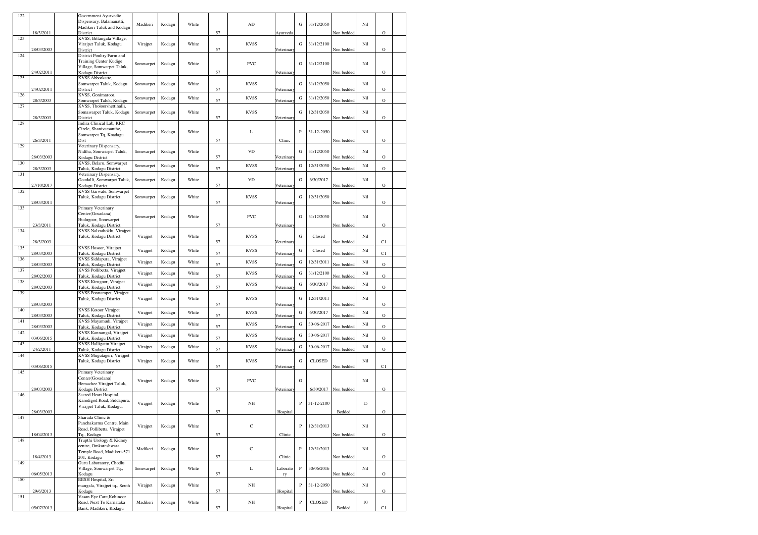| 122 | 18/3/2011 | | Government Ayurvedic Dispensary, Balamanatti, Madikeri Taluk and Kodagu District | Madikeri | Kodagu | White | 57 | AD | Ayurveda | G | 31/12/2050 | Non bedded | Nil | O | |
|---|---|---|---|---|---|---|---|---|---|---|---|---|---|---|---|
| 123 | 28/03/2003 | | KVSS, Bittangala Village, Virajpet Taluk, Kodagu District | Virajpet | Kodagu | White | 57 | KVSS | Veterinary | G | 31/12/2100 | Non bedded | Nil | O | |
| 124 | 24/02/2011 | | District Poultry Farm and Training Center Kudige Village, Somwarpet Taluk, Kodagu District | Somwarpet | Kodagu | White | 57 | PVC | Veterinary | G | 31/12/2100 | Non bedded | Nil | O | |
| 125 | 24/02/2011 | | KVSS Abborkatte, Somwarpet Taluk, Kodagu District | Somwarpet | Kodagu | White | 57 | KVSS | Veterinary | G | 31/12/2050 | Non bedded | Nil | O | |
| 126 | 28/3/2003 | | KVSS, Gonimaroor, Somwarpet Taluk, Kodagu | Somwarpet | Kodagu | White | 57 | KVSS | Veterinary | G | 31/12/2050 | Non bedded | Nil | O | |
| 127 | 28/3/2003 | | KVSS, Tholoorshettihalli, Somawarpet Taluk, Kodagu District | Somwarpet | Kodagu | White | 57 | KVSS | Veterinary | G | 12/31/2050 | Non bedded | Nil | O | |
| 128 | 26/3/2011 | | Indira Clinical Lab, KRC Circle, Shanivarsanthe, Somwarpet Tq, Koadagu Dist | Somwarpet | Kodagu | White | 57 | L | Clinic | P | 31-12-2050 | Non bedded | Nil | O | |
| 129 | 28/03/2003 | | Veterinary Dispensary, Nidtha, Somwarpet Taluk, Kodagu District | Somwarpet | Kodagu | White | 57 | VD | Veterinary | G | 31/12/2050 | Non bedded | Nil | O | |
| 130 | 28/3/2003 | | KVSS, Belaru, Somwarpet Taluk, Kodagu District | Somwarpet | Kodagu | White | 57 | KVSS | Veterinary | G | 12/31/2050 | Non bedded | Nil | O | |
| 131 | 27/10/2017 | | Veterinary Dispensary, Goudalli, Somwarpet Taluk, Kodagu District | Somwarpet | Kodagu | White | 57 | VD | Veterinary | G | 6/30/2017 | Non bedded | Nil | O | |
| 132 | 28/03/2011 | | KVSS Garwale, Somwarpet Taluk, Kodagu District | Somwarpet | Kodagu | White | 57 | KVSS | Veterinary | G | 12/31/2050 | Non bedded | Nil | O | |
| 133 | 23/3/2011 | | Primary Veterinary Center(Gosadana) Hudugoor, Somwarpet Taluk, Kodagu District | Somwarpet | Kodagu | White | 57 | PVC | Veterinary | G | 31/12/2050 | Non bedded | Nil | O | |
| 134 | 28/3/2003 | | KVSS Nalvathoklu, Virajpet Taluk, Kodagu District | Virajpet | Kodagu | White | 57 | KVSS | Veterinary | G | Closed | Non bedded | Nil | Cl | |
| 135 | 28/03/2003 | | KVSS Hosoor, Virajpet Taluk, Kodagu District | Virajpet | Kodagu | White | 57 | KVSS | Veterinary | G | Closed | Non bedded | Nil | Cl | |
| 136 | 28/03/2003 | | KVSS Siddapura, Virajpet Taluk, Kodagu District | Virajpet | Kodagu | White | 57 | KVSS | Veterinary | G | 12/31/2011 | Non bedded | Nil | O | |
| 137 | 28/02/2003 | | KVSS Pollibetta, Virajpet Taluk, Kodagu District | Virajpet | Kodagu | White | 57 | KVSS | Veterinary | G | 31/12/2100 | Non bedded | Nil | O | |
| 138 | 28/02/2003 | | KVSS Kirugoor, Virajpet Taluk, Kodagu District | Virajpet | Kodagu | White | 57 | KVSS | Veterinary | G | 6/30/2017 | Non bedded | Nil | O | |
| 139 | 28/03/2003 | | KVSS Ponnampet, Virajpet Taluk, Kodagu District | Virajpet | Kodagu | White | 57 | KVSS | Veterinary | G | 12/31/2011 | Non bedded | Nil | O | |
| 140 | 28/03/2003 | | KVSS Kotoor Virajpet Taluk, Kodagu District | Virajpet | Kodagu | White | 57 | KVSS | Veterinary | G | 6/30/2017 | Non bedded | Nil | O | |
| 141 | 28/03/2003 | | KVSS Mayamudi, Virajpet Taluk, Kodagu District | Virajpet | Kodagu | White | 57 | KVSS | Veterinary | G | 30-06-2017 | Non bedded | Nil | O | |
| 142 | 03/06/2015 | | KVSS Kannangal, Virajpet Taluk, Kodagu District | Virajpet | Kodagu | White | 57 | KVSS | Veterinary | G | 30-06-2017 | Non bedded | Nil | O | |
| 143 | 24/2/2011 | | KVSS Halligattu Virajpet Taluk, Kodagu District | Virajpet | Kodagu | White | 57 | KVSS | Veterinary | G | 30-06-2017 | Non bedded | Nil | O | |
| 144 | 03/06/2015 | | KVSS Mugutageri, Virajpet Taluk, Kodagu District | Virajpet | Kodagu | White | 57 | KVSS | Veterinary | G | CLOSED | Non bedded | Nil | Cl | |
| 145 | 28/03/2003 | | Primary Veterinary Center(Gosadana) Hemachee Virajpet Taluk, Kodagu District | Virajpet | Kodagu | White | 57 | PVC | Veterinary | G | 6/30/2017 | Non bedded | Nil | O | |
| 146 | 28/03/2003 | | Sacred Heart Hospital, Karedigod Road, Siddapura, Virajpet Taluk, Kodagu. | Virajpet | Kodagu | White | 57 | NH | Hospital | P | 31-12-2100 | Bedded | 15 | O | |
| 147 | 18/04/2013 | | Sharada Clinic & Panchakarma Centre, Main Road, Pollibetta, Virajpet Tq., Kodagu | Virajpet | Kodagu | White | 57 | C | Clinic | P | 12/31/2013 | Non bedded | Nil | O | |
| 148 | 18/4/2013 | | Trupthi Urology & Kidney centre, Omkareshwara Temple Road, Madikeri-571 201, Kodagu | Madikeri | Kodagu | White | 57 | C | Clinic | P | 12/31/2013 | Non bedded | Nil | O | |
| 149 | 06/05/2013 | | Guru Laboratory, Chodlu Village, Somwarpet Tq., Kodagu | Somwarpet | Kodagu | White | 57 | L | Laboratory | P | 30/06/2016 | Non bedded | Nil | O | |
| 150 | 29/6/2013 | | EESH Hospital, Sri mangala, Virajpet tq., South Kodagu | Virajpet | Kodagu | White | 57 | NH | Hospital | P | 31-12-2050 | Non bedded | Nil | O | |
| 151 | 05/07/2013 | | Vasan Eye Care,Kohinoor Road, Next To Karnataka Bank, Madikeri, Kodagu | Madikeri | Kodagu | White | 57 | NH | Hospital | P | CLOSED | Bedded | 10 | Cl | |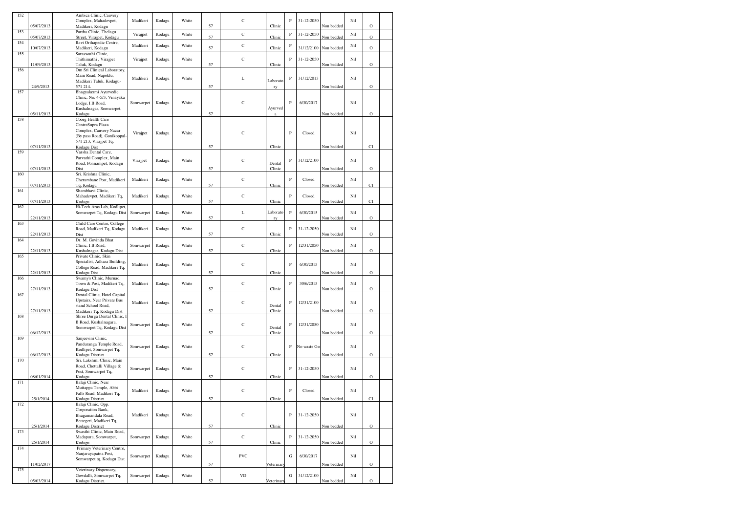| | | | | | | | | | | | | | | | |
|---|---|---|---|---|---|---|---|---|---|---|---|---|---|---|---|
| 152 | 05/07/2013 | | Ambica Clinic, Cauvery Complex, Mahadevpet, Madikeri, Kodagu | Madikeri | Kodagu | White | 57 | C | Clinic | P | 31-12-2050 | Non bedded | Nil | O | |
| 153 | 05/07/2013 | | Partha Clinic, Thelagu Street, Virajpet, Kodagu | Virajpet | Kodagu | White | 57 | C | Clinic | P | 31-12-2050 | Non bedded | Nil | O | |
| 154 | 10/07/2013 | | Ravi Orthapedic Centre, Madikeri, Kodagu | Madikeri | Kodagu | White | 57 | C | Clinic | P | 31/12/2100 | Non bedded | Nil | O | |
| 155 | 11/09/2013 | | Saraswathi Clinic, Thithimathi , Virajpet Taluk, Kodagu | Virajpet | Kodagu | White | 57 | C | Clinic | P | 31-12-2050 | Non bedded | Nil | O | |
| 156 | 24/9/2013 | | Om Sri Clinical Laboratory, Main Road, Napoklu, Madikeri Taluk, Kodagu-571 214. | Madikeri | Kodagu | White | 57 | L | Laboratory | P | 31/12/2013 | Non bedded | Nil | O | |
| 157 | 05/11/2013 | | Bhagyalaxmi Ayurvedic Clinic, No. 4-5/3, Vinayaka Lodge, I B Road, Kushalnagar, Somwarpet, Kodagu | Somwarpet | Kodagu | White | 57 | C | Ayurveda | P | 6/30/2017 | Non bedded | Nil | O | |
| 158 | 07/11/2013 | | Coorg Health Care CentreSupra Plaza Complex, Cauvery Nazar (By pass Road), Gonikoppal-571 213, Virajpet Tq, Kodagu Dist | Virajpet | Kodagu | White | 57 | C | Clinic | P | Closed | Non bedded | Nil | C1 | |
| 159 | 07/11/2013 | | Varsha Dental Care, Parvathi Complex, Main Road, Ponnampet, Kodagu Dist | Virajpet | Kodagu | White | 57 | C | Dental Clinic | P | 31/12/2100 | Non bedded | Nil | O | |
| 160 | 07/11/2013 | | Sri. Krishna Clinic, Cherambane Post, Madikeri Tq, Kodagu | Madikeri | Kodagu | White | 57 | C | Clinic | P | Closed | Non bedded | Nil | C1 | |
| 161 | 07/11/2013 | | Shambhavi Clinic, Mahadevpet, Madikeri Tq, Kodagu | Madikeri | Kodagu | White | 57 | C | Clinic | P | Closed | Non bedded | Nil | C1 | |
| 162 | 22/11/2013 | | Hi-Tech Aras Lab, Kodlipet, Somwarpet Tq, Kodagu Dist | Somwarpet | Kodagu | White | 57 | L | Laboratory | P | 6/30/2015 | Non bedded | Nil | O | |
| 163 | 22/11/2013 | | Child Care Centre, College Road, Madikeri Tq, Kodagu Dist | Madikeri | Kodagu | White | 57 | C | Clinic | P | 31-12-2050 | Non bedded | Nil | O | |
| 164 | 22/11/2013 | | Dr. M. Govinda Bhat Clinic, I B Road, Kushalnagar, Kodagu Dist | Somwarpet | Kodagu | White | 57 | C | Clinic | P | 12/31/2050 | Non bedded | Nil | O | |
| 165 | 22/11/2013 | | Private Clinic, Skin Specialist, Adhara Building, College Road, Madikeri Tq, Kodagu Dist | Madikeri | Kodagu | White | 57 | C | Clinic | P | 6/30/2015 | Non bedded | Nil | O | |
| 166 | 27/11/2013 | | Swamy's Clinic, Murnad Town & Post, Madikeri Tq, Kodagu Dist | Madikeri | Kodagu | White | 57 | C | Clinic | P | 30/6/2015 | Non bedded | Nil | O | |
| 167 | 27/11/2013 | | Dental Clinic, Hotel Capital Upstairs, Near Private Bus stand School Road, Madikeri Tq, Kodagu Dist | Madikeri | Kodagu | White | 57 | C | Dental Clinic | P | 12/31/2100 | Non bedded | Nil | O | |
| 168 | 06/12/2013 | | Shree Durga Dental Clinic, I B Road, Kushalnagara, Somwarpet Tq, Kodagu Dist | Somwarpet | Kodagu | White | 57 | C | Dental Clinic | P | 12/31/2050 | Non bedded | Nil | O | |
| 169 | 06/12/2013 | | Sanjeevini Clinic, Panduranga Temple Road, Kodlipet, Somwarpet Tq, Kodagu District | Somwarpet | Kodagu | White | 57 | C | Clinic | P | No waste Ge | Non bedded | Nil | O | |
| 170 | 08/01/2014 | | Sri. Lakshmi Clinic, Main Road, Chettalli Village & Post, Somwarpet Tq, Kodagu | Somwarpet | Kodagu | White | 57 | C | Clinic | P | 31-12-2050 | Non bedded | Nil | O | |
| 171 | 25/1/2014 | | Balaji Clinic, Near Muttappa Temple, Abbi Falls Road, Madikeri Tq, Kodagu District | Madikeri | Kodagu | White | 57 | C | Clinic | P | Closed | Non bedded | Nil | C1 | |
| 172 | 25/1/2014 | | Balaji Clinic, Opp. Corporation Bank, Bhagamandala Road, Bettegeri, Madikeri Tq, Kodagu District | Madikeri | Kodagu | White | 57 | C | Clinic | P | 31-12-2050 | Non bedded | Nil | O | |
| 173 | 25/1/2014 | | Swasthi Clinic, Main Road, Madapura, Somwarpet, Kodagu | Somwarpet | Kodagu | White | 57 | C | Clinic | P | 31-12-2050 | Non bedded | Nil | O | |
| 174 | 11/02/2017 | | Primary Veterinary Centre, Nanjarayapatna Post, Somwarpet tq, Kodagu Dist | Somwarpet | Kodagu | White | 57 | PVC | Veterinary | G | 6/30/2017 | Non bedded | Nil | O | |
| 175 | 05/03/2014 | | Veterinary Dispensary, Gowdalli, Somwarpet Tq, Kodagu District. | Somwarpet | Kodagu | White | 57 | VD | Veterinary | G | 31/12/2100 | Non bedded | Nil | O | |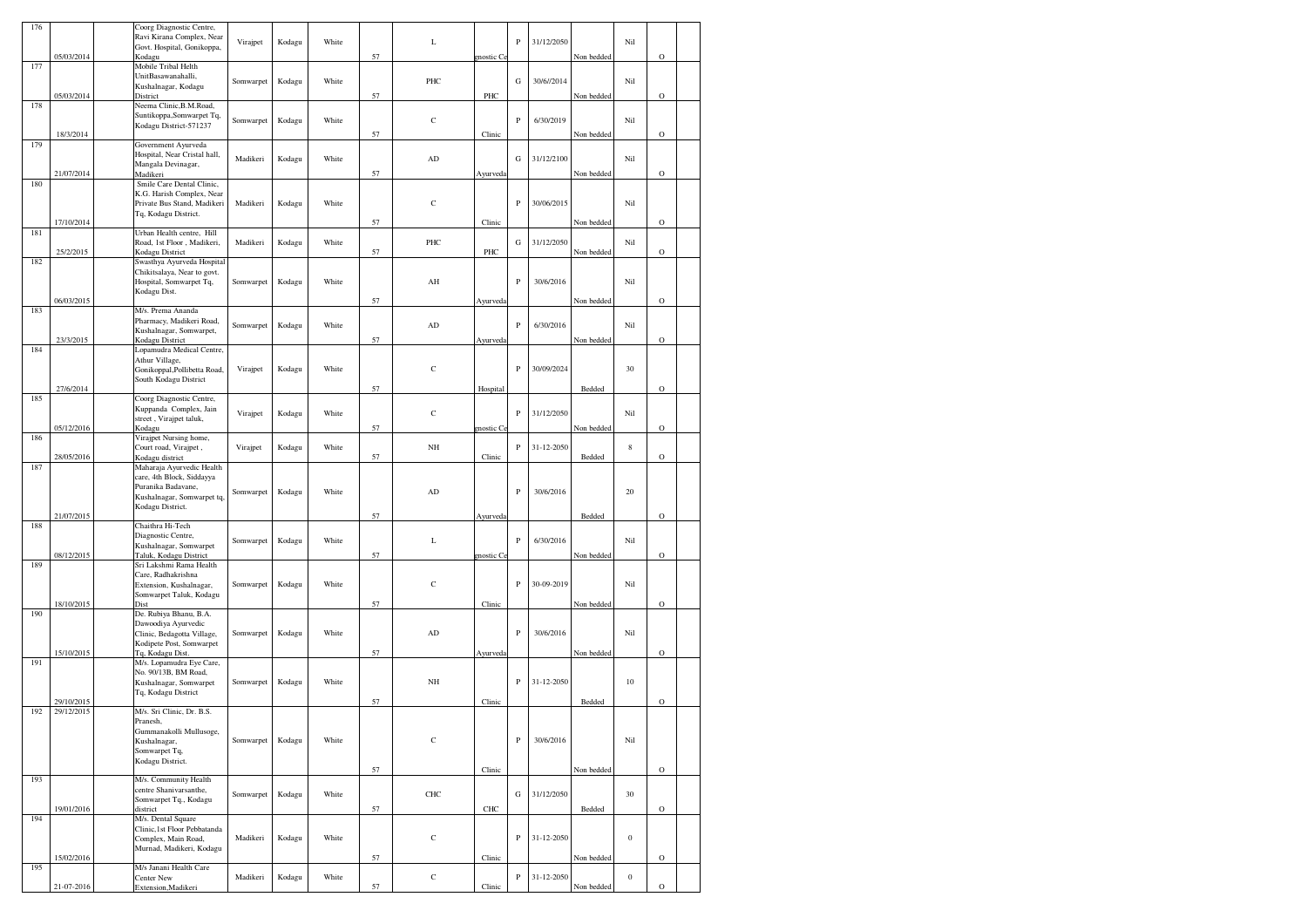| 176 | 05/03/2014 | | Coorg Diagnostic Centre, Ravi Kirana Complex, Near Govt. Hospital, Gonikoppa, Kodagu | Virajpet | Kodagu | White | 57 | L | gnostic Ce | P | 31/12/2050 | Non bedded | Nil | O | |
|---|---|---|---|---|---|---|---|---|---|---|---|---|---|---|---|
| 177 | 05/03/2014 | | Mobile Tribal Helth UnitBasawanahalli, Kushalnagar, Kodagu District | Somwarpet | Kodagu | White | 57 | PHC | PHC | G | 30/6//2014 | Non bedded | Nil | O | |
| 178 | 18/3/2014 | | Neema Clinic,B.M.Road, Suntikoppa,Somwarpet Tq, Kodagu District-571237 | Somwarpet | Kodagu | White | 57 | C | Clinic | P | 6/30/2019 | Non bedded | Nil | O | |
| 179 | 21/07/2014 | | Government Ayurveda Hospital, Near Cristal hall, Mangala Devinagar, Madikeri | Madikeri | Kodagu | White | 57 | AD | Ayurveda | G | 31/12/2100 | Non bedded | Nil | O | |
| 180 | 17/10/2014 | | Smile Care Dental Clinic, K.G. Harish Complex, Near Private Bus Stand, Madikeri Tq, Kodagu District. | Madikeri | Kodagu | White | 57 | C | Clinic | P | 30/06/2015 | Non bedded | Nil | O | |
| 181 | 25/2/2015 | | Urban Health centre, Hill Road, 1st Floor , Madikeri, Kodagu District | Madikeri | Kodagu | White | 57 | PHC | PHC | G | 31/12/2050 | Non bedded | Nil | O | |
| 182 | 06/03/2015 | | Swasthya Ayurveda Hospital Chikitsalaya, Near to govt. Hospital, Somwarpet Tq, Kodagu Dist. | Somwarpet | Kodagu | White | 57 | AH | Ayurveda | P | 30/6/2016 | Non bedded | Nil | O | |
| 183 | 23/3/2015 | | M/s. Prema Ananda Pharmacy, Madikeri Road, Kushalnagar, Somwarpet, Kodagu District | Somwarpet | Kodagu | White | 57 | AD | Ayurveda | P | 6/30/2016 | Non bedded | Nil | O | |
| 184 | 27/6/2014 | | Lopamudra Medical Centre, Athur Village, Gonikoppal,Pollibetta Road, South Kodagu District | Virajpet | Kodagu | White | 57 | C | Hospital | P | 30/09/2024 | Bedded | 30 | O | |
| 185 | 05/12/2016 | | Coorg Diagnostic Centre, Kuppanda Complex, Jain street , Virajpet taluk, Kodagu | Virajpet | Kodagu | White | 57 | C | gnostic Ce | P | 31/12/2050 | Non bedded | Nil | O | |
| 186 | 28/05/2016 | | Virajpet Nursing home, Court road, Virajpet , Kodagu district | Virajpet | Kodagu | White | 57 | NH | Clinic | P | 31-12-2050 | Bedded | 8 | O | |
| 187 | 21/07/2015 | | Maharaja Ayurvedic Health care, 4th Block, Siddayya Puranika Badavane, Kushalnagar, Somwarpet tq, Kodagu District. | Somwarpet | Kodagu | White | 57 | AD | Ayurveda | P | 30/6/2016 | Bedded | 20 | O | |
| 188 | 08/12/2015 | | Chaithra Hi-Tech Diagnostic Centre, Kushalnagar, Somwarpet Taluk, Kodagu District | Somwarpet | Kodagu | White | 57 | L | gnostic Ce | P | 6/30/2016 | Non bedded | Nil | O | |
| 189 | 18/10/2015 | | Sri Lakshmi Rama Health Care, Radhakrishna Extension, Kushalnagar, Somwarpet Taluk, Kodagu Dist | Somwarpet | Kodagu | White | 57 | C | Clinic | P | 30-09-2019 | Non bedded | Nil | O | |
| 190 | 15/10/2015 | | De. Rubiya Bhanu, B.A. Dawoodiya Ayurvedic Clinic, Bedagotta Village, Kodipete Post, Somwarpet Tq, Kodagu Dist. | Somwarpet | Kodagu | White | 57 | AD | Ayurveda | P | 30/6/2016 | Non bedded | Nil | O | |
| 191 | 29/10/2015 | | M/s. Lopamudra Eye Care, No. 90/13B, BM Road, Kushalnagar, Somwarpet Tq, Kodagu District | Somwarpet | Kodagu | White | 57 | NH | Clinic | P | 31-12-2050 | Bedded | 10 | O | |
| 192 | 29/12/2015 | | M/s. Sri Clinic, Dr. B.S. Pranesh, Gummanakolli Mullusoge, Kushalnagar, Somwarpet Tq, Kodagu District. | Somwarpet | Kodagu | White | 57 | C | Clinic | P | 30/6/2016 | Non bedded | Nil | O | |
| 193 | 19/01/2016 | | M/s. Community Health centre Shanivarsanthe, Somwarpet Tq., Kodagu district | Somwarpet | Kodagu | White | 57 | CHC | CHC | G | 31/12/2050 | Bedded | 30 | O | |
| 194 | 15/02/2016 | | M/s. Dental Square Clinic,1st Floor Pebbatanda Complex, Main Road, Murnad, Madikeri, Kodagu | Madikeri | Kodagu | White | 57 | C | Clinic | P | 31-12-2050 | Non bedded | 0 | O | |
| 195 | 21-07-2016 | | M/s Janani Health Care Center New Extension,Madikeri | Madikeri | Kodagu | White | 57 | C | Clinic | P | 31-12-2050 | Non bedded | 0 | O | |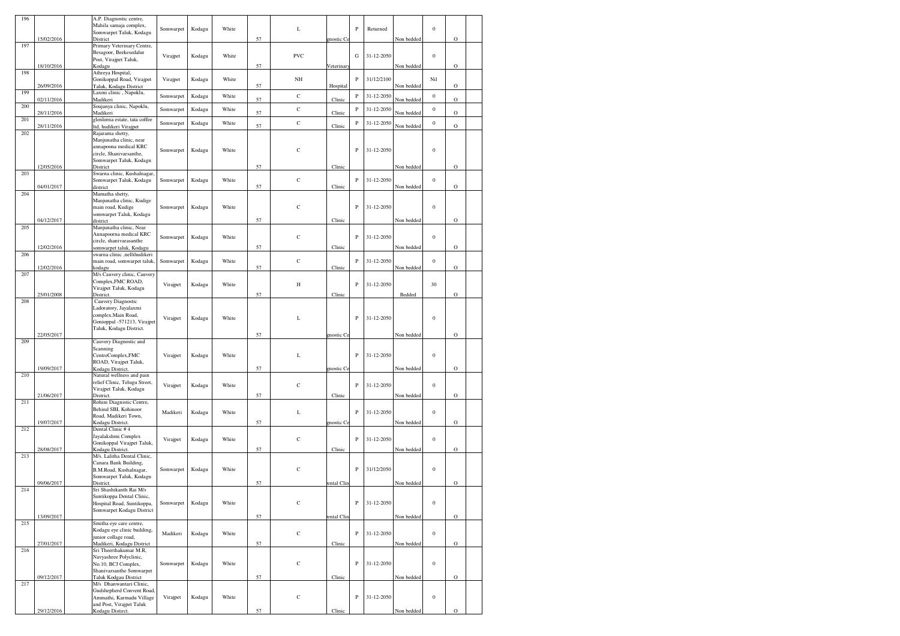| 196 | 15/02/2016 | | A.P. Diagnostic centre, Mahila samaja complex, Somwarpet Taluk, Kodagu District | Somwarpet | Kodagu | White | 57 | L | gnostic Ce | P | Returned | Non bedded | 0 | O | |
|---|---|---|---|---|---|---|---|---|---|---|---|---|---|---|---|
| 197 | 18/10/2016 | | Primary Veterinary Centre, Besagoor, Beekesedalur Post, Virajpet Taluk, Kodagu | Virajpet | Kodagu | White | 57 | PVC | Veterinary | G | 31-12-2050 | Non bedded | 0 | O | |
| 198 | 26/09/2016 | | Athreya Hospital, Gonikoppal Road, Virajpet Taluk, Kodagu District | Virajpet | Kodagu | White | 57 | NH | Hospital | P | 31/12/2100 | Non bedded | Nil | O | |
| 199 | 02/11/2016 | | Laxmi clinic , Napoklu, Madikeri | Somwarpet | Kodagu | White | 57 | C | Clinic | P | 31-12-2050 | Non bedded | 0 | O | |
| 200 | 28/11/2016 | | Soujanya clinic, Napoklu, Madikeri | Somwarpet | Kodagu | White | 57 | C | Clinic | P | 31-12-2050 | Non bedded | 0 | O | |
| 201 | 28/11/2016 | | glenlorna estate, tata coffee ltd, hudikeri Virajpet | Somwarpet | Kodagu | White | 57 | C | Clinic | P | 31-12-2050 | Non bedded | 0 | O | |
| 202 | 12/05/2016 | | Rajarama shetty, Manjunatha clinic, near annapoona medical KRC circle, Shanivarsanthe, Somwarpet Taluk, Kodagu District | Somwarpet | Kodagu | White | 57 | C | Clinic | P | 31-12-2050 | Non bedded | 0 | O | |
| 203 | 04/01/2017 | | Swarna clinic, Kushalnagar, Somwarpet Taluk, Kodagu district | Somwarpet | Kodagu | White | 57 | C | Clinic | P | 31-12-2050 | Non bedded | 0 | O | |
| 204 | 04/12/2017 | | Mamatha shetty, Manjunatha clinic, Kudige main road, Kudige somwarpet Taluk, Kodagu district | Somwarpet | Kodagu | White | 57 | C | Clinic | P | 31-12-2050 | Non bedded | 0 | O | |
| 205 | 12/02/2016 | | Manjunatha clinic, Near Annapoorna medical KRC circle, shanivarasanthe somwarpet taluk, Kodagu | Somwarpet | Kodagu | White | 57 | C | Clinic | P | 31-12-2050 | Non bedded | 0 | O | |
| 206 | 12/02/2016 | | swarna clinic ,nellihudikeri main road, somwarpet taluk, kodagu | Somwarpet | Kodagu | White | 57 | C | Clinic | P | 31-12-2050 | Non bedded | 0 | O | |
| 207 | 25/01/2008 | | M/s Cauvery clinic, Cauvery Complex,FMC ROAD, Virajpet Taluk, Kodagu District. | Virajpet | Kodagu | White | 57 | H | Clinic | P | 31-12-2050 | Bedded | 30 | O | |
| 208 | 22/05/2017 | | Cauvery Diagnostic Ladoratory, Jayalaxmi complex.Main Road, Gonioppal -571213, Virajpet Taluk, Kodagu District. | Virajpet | Kodagu | White | 57 | L | gnostic Ce | P | 31-12-2050 | Non bedded | 0 | O | |
| 209 | 19/09/2017 | | Cauvery Diagnostic and Scanning CentreComplex,FMC ROAD, Virajpet Taluk, Kodagu District. | Virajpet | Kodagu | White | 57 | L | gnostic Ce | P | 31-12-2050 | Non bedded | 0 | O | |
| 210 | 21/06/2017 | | Natural wellness and pain relief Clinic, Telugu Street, Virajpet Taluk, Kodagu District. | Virajpet | Kodagu | White | 57 | C | Clinic | P | 31-12-2050 | Non bedded | 0 | O | |
| 211 | 19/07/2017 | | Rohini Diagnistic Centre, Behind SBI, Kohinoor Road, Madikeri Town, Kodagu District. | Madikeri | Kodagu | White | 57 | L | gnostic Ce | P | 31-12-2050 | Non bedded | 0 | O | |
| 212 | 28/08/2017 | | Dental Clinic # 4 Jayalakshmi Complex Gonikoppal Virajpet Taluk, Kodagu District. | Virajpet | Kodagu | White | 57 | C | Clinic | P | 31-12-2050 | Non bedded | 0 | O | |
| 213 | 09/06/2017 | | M/s. Lalitha Dental Clinic, Canara Bank Building, B.M.Road, Kushalnagar, Somwarpet Taluk, Kodagu District. | Somwarpet | Kodagu | White | 57 | C | ental Clin | P | 31/12/2050 | Non bedded | 0 | O | |
| 214 | 13/09/2017 | | Sri Shashikanth Rai M/s Suntikoppa Dental Clinic, Hospital Road, Suntikoppa, Somwarpet Kodagu District | Somwarpet | Kodagu | White | 57 | C | ental Clin | P | 31-12-2050 | Non bedded | 0 | O | |
| 215 | 27/01/2017 | | Smitha eye care centre, Kodagu eye clinic building, junior collage road, Madikeri, Kodagu District | Madikeri | Kodagu | White | 57 | C | Clinic | P | 31-12-2050 | Non bedded | 0 | O | |
| 216 | 09/12/2017 | | Sri Theerthakumar M.R, Navyashree Polyclinic, No.10, BCJ Complex, Shanivarsanthe Somwarpet Taluk Kodgau District | Somwarpet | Kodagu | White | 57 | C | Clinic | P | 31-12-2050 | Non bedded | 0 | O | |
| 217 | 29/12/2016 | | M/s Dhanwantari Clinic, Gudshepherd Convent Road, Ammathi, Karmadu Village and Post, Virajpet Taluk Kodagu Distirct. | Virajpet | Kodagu | White | 57 | C | Clinic | P | 31-12-2050 | Non bedded | 0 | O | |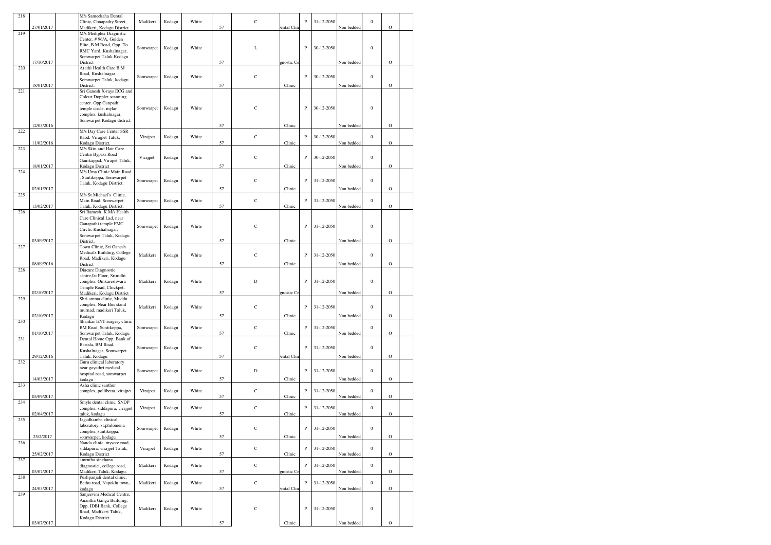| 218 | 27/01/2017 | | M/s Sameekaha Dental Clinic, Conapathy Street, Madikeri, Kodagu District | Madikeri | Kodagu | White | 57 | C | ental Clin | P | 31-12-2050 | Non bedded | 0 | O | |
|---|---|---|---|---|---|---|---|---|---|---|---|---|---|---|---|
| 219 | 17/10/2017 | | M/s Mediplex Diagnostic Center. # 96/A, Golden Elite, B.M Road, Opp. To RMC Yard, Kushalnagar, Somwarpet Taluk Kodagu District | Somwarpet | Kodagu | White | 57 | L | gnostic Ce | P | 30-12-2050 | Non bedded | 0 | O | |
| 220 | 18/01/2017 | | Arathi Health Care B.M Road, Kushalnagar, Somwarpet Taluk, kodagu District. | Somwarpet | Kodagu | White | 57 | C | Clinic | P | 30-12-2050 | Non bedded | 0 | O | |
| 221 | 12/05/2016 | | Sri Ganesh X-rays ECG and Colour Doppler scanning center. Opp Ganpathi temple circle, mylar complex, kushalnagar, Somwarpet Kodagu district. | Somwarpet | Kodagu | White | 57 | C | Clinic | P | 30-12-2050 | Non bedded | 0 | O | |
| 222 | 11/02/2016 | | M/s Day Care Center SSR Raod, Virajpet Taluk, Kodagu District. | Virajpet | Kodagu | White | 57 | C | Clinic | P | 30-12-2050 | Non bedded | 0 | O | |
| 223 | 18/01/2017 | | M/s Skin and Hair Care Centre Bypass Road Ganikappal, Virapet Taluk, Kodagu District | Virajpet | Kodagu | White | 57 | C | Clinic | P | 30-12-2050 | Non bedded | 0 | O | |
| 224 | 02/01/2017 | | M/s Uma Clinic Main Road , Suntikoppa, Somwarpet Taluk, Kodagu District. | Somwarpet | Kodagu | White | 57 | C | Clinic | P | 31-12-2050 | Non bedded | 0 | O | |
| 225 | 13/02/2017 | | M/s St Michael's Clinic, Main Road, Somwarpet Taluk, Kodagu District. | Somwarpet | Kodagu | White | 57 | C | Clinic | P | 31-12-2050 | Non bedded | 0 | O | |
| 226 | 03/09/2017 | | Sri Ramesh .K M/s Health Care Clinical Lad, near Ganapathi temple FMC Circle, Kushalnagar, Somwarpet Taluk, Kodagu District. | Somwarpet | Kodagu | White | 57 | C | Clinic | P | 31-12-2050 | Non bedded | 0 | O | |
| 227 | 08/09/2016 | | Town Clinic, Sri Ganesh Medicals Building, College Road, Madikeri, Kodagu District | Madikeri | Kodagu | White | 57 | C | Clinic | P | 31-12-2050 | Non bedded | 0 | O | |
| 228 | 02/10/2017 | | Diacare Diagnostic centre,Ist Floor, Srinidhi complex, Omkareshwara Temple Road, Chickpet, Madikeri, Kodagu District | Madikeri | Kodagu | White | 57 | D | gnostic Ce | P | 31-12-2050 | Non bedded | 0 | O | |
| 229 | 02/10/2017 | | Shri amma clinic, Muddu complex, Near Bus stand murnad, madikeri Taluk, Kodagu | Madikeri | Kodagu | White | 57 | C | Clinic | P | 31-12-2050 | Non bedded | 0 | O | |
| 230 | 01/10/2017 | | Shankar ENT surgery clinic BM Road, Suntikoppa, Somwarpet Taluk, Kodagu | Somwarpet | Kodagu | White | 57 | C | Clinic | P | 31-12-2050 | Non bedded | 0 | O | |
| 231 | 29/12/2016 | | Dental Home Opp. Bank of Baroda, BM Road, Kushalnagar, Somwarpet Taluk, Kodagu | Somwarpet | Kodagu | White | 57 | C | ental Clin | P | 31-12-2050 | Non bedded | 0 | O | |
| 232 | 14/03/2017 | | Guru clinical laboratory near gayathri medical hospital road, somwarpet kodagu | Somwarpet | Kodagu | White | 57 | D | Clinic | P | 31-12-2050 | Non bedded | 0 | O | |
| 233 | 03/09/2017 | | Asha clinic santhur complex, pollibetta, virajpet | Virajpet | Kodagu | White | 57 | C | Clinic | P | 31-12-2050 | Non bedded | 0 | O | |
| 234 | 02/04/2017 | | Smyle dental clinic, SNDP complex, siddapura, virajpet taluk, kodagu | Virajpet | Kodagu | White | 57 | C | Clinic | P | 31-12-2050 | Non bedded | 0 | O | |
| 235 | 25/2/2017 | | Jagadhamba clinical laboratory, st.philomena complex, suntikoppa, somwarpet, kodagu | Somwarpet | Kodagu | White | 57 | C | Clinic | P | 31-12-2050 | Non bedded | 0 | O | |
| 236 | 25/02/2017 | | Nanda clinic, mysore road, siddapura, virajpet Taluk, Kodagu District | Virajpet | Kodagu | White | 57 | C | Clinic | P | 31-12-2050 | Non bedded | 0 | O | |
| 237 | 03/07/2017 | | amrutha sinchana diagnostic , college road, Madikeri Taluk, Kodagu. | Madikeri | Kodagu | White | 57 | C | gnostic Ce | P | 31-12-2050 | Non bedded | 0 | O | |
| 238 | 24/03/2017 | | Pushpanjali dental clinic, Bethu road, Napoklu town, kodagu | Madikeri | Kodagu | White | 57 | C | ental Clin | P | 31-12-2050 | Non bedded | 0 | O | |
| 239 | 03/07/2017 | | Sanjeevini Medical Centre, Anantha Ganga Building, Opp. IDBI Bank, College Road, Madikeri Taluk, Kodagu District | Madikeri | Kodagu | White | 57 | C | Clinic | P | 31-12-2050 | Non bedded | 0 | O | |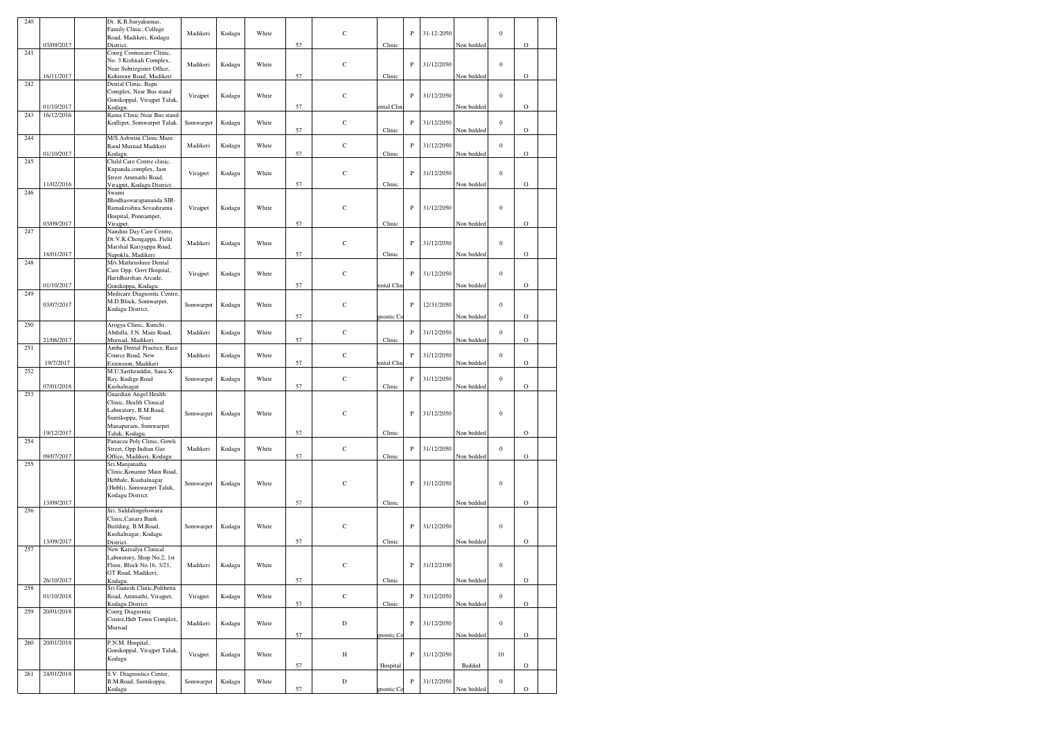| 240 | 03/09/2017 | | Dr. K.B.Suryakumar, Family Clinic, College Road, Madikeri, Kodagu District. | Madikeri | Kodagu | White | 57 | C | Clinic | P | 31-12-2050 | Non bedded | 0 | O | |
|---|---|---|---|---|---|---|---|---|---|---|---|---|---|---|---|
| 241 | 16/11/2017 | | Coorg Cosmocare Clinic, No. 3 Kishnali Complex, Near Subriegister Office, Kohinoor Road, Madikeri | Madikeri | Kodagu | White | 57 | C | Clinic | P | 31/12/2050 | Non bedded | 0 | O | |
| 242 | 01/10/2017 | | Dental Clinic, Bapu Complex, Near Bus stand Gonikoppal, Virajpet Taluk, Kodagu. | Virajpet | Kodagu | White | 57 | C | ental Clin | P | 31/12/2050 | Non bedded | 0 | O | |
| 243 | 16/12/2016 | | Rama Clinic Near Bus stand Kodlipet, Somwarpet Taluk. | Somwarpet | Kodagu | White | 57 | C | Clinic | P | 31/12/2050 | Non bedded | 0 | O | |
| 244 | 01/10/2017 | | M/S Ashwini Clinic Main Raod Murnad Madikeri Kodagu. | Madikeri | Kodagu | White | 57 | C | Clinic | P | 31/12/2050 | Non bedded | 0 | O | |
| 245 | 11/02/2016 | | Child Care Centre clinic, Kupanda complex, Jain Street Ammathi Road, Virajpet, Kodagu District | Virajpet | Kodagu | White | 57 | C | Clinic | P | 31/12/2050 | Non bedded | 0 | O | |
| 246 | 03/09/2017 | | Swami Bhodhaswarapananda SIR-Ramakrishna Sevashrama Hospital, Ponnampet, Virajpet. | Virajpet | Kodagu | White | 57 | C | Clinic | P | 31/12/2050 | Non bedded | 0 | O | |
| 247 | 18/01/2017 | | Nandini Day Care Centre, Dr.V.K.Chengappa, Field Marshal Kariyappa Road, Napoklu, Madikeri | Madikeri | Kodagu | White | 57 | C | Clinic | P | 31/12/2050 | Non bedded | 0 | O | |
| 248 | 01/10/2017 | | M/s Mathrushree Dental Care Opp. Govt Hospital, Haridharshan Arcade, Gonikoppa, Kodagu. | Virajpet | Kodagu | White | 57 | C | ental Clin | P | 31/12/2050 | Non bedded | 0 | O | |
| 249 | 03/07/2017 | | Medicare Diagnostic Centre, M.D.Block, Somwarpet, Kodagu District. | Somwarpet | Kodagu | White | 57 | C | gnostic Ce | P | 12/31/2050 | Non bedded | 0 | O | |
| 250 | 21/06/2017 | | Arogya Clinic, Kunchi Abdulla, J.N. Main Road, Murnad, Madikeri | Madikeri | Kodagu | White | 57 | C | Clinic | P | 31/12/2050 | Non bedded | 0 | O | |
| 251 | 19/7/2017 | | Amba Dental Practice, Race Cource Road, New Extension, Madikeri | Madikeri | Kodagu | White | 57 | C | ental Clin | P | 31/12/2050 | Non bedded | 0 | O | |
| 252 | 07/01/2018 | | M.U.Sarthzuddin, Sana X-Ray, Kudige Road Kushalnagar | Somwarpet | Kodagu | White | 57 | C | Clinic | P | 31/12/2050 | Non bedded | 0 | O | |
| 253 | 19/12/2017 | | Guardian Angel Health Clinic, Health Clinical Laboratory, B.M.Road, Suntikoppa, Near Manapuram, Somwarpet Taluk, Kodagu. | Somwarpet | Kodagu | White | 57 | C | Clinic | P | 31/12/2050 | Non bedded | 0 | O | |
| 254 | 09/07/2017 | | Panacea Poly Clinic, Gowli Street, Opp Indian Gas Office, Madikeri, Kodagu. | Madikeri | Kodagu | White | 57 | C | Clinic | P | 31/12/2050 | Non bedded | 0 | O | |
| 255 | 13/09/2017 | | Sri.Manjunatha Clinic,Konanur Main Road, Hebbale, Kushalnagar (Hobli), Somwarpet Taluk, Kodagu District. | Somwarpet | Kodagu | White | 57 | C | Clinic | P | 31/12/2050 | Non bedded | 0 | O | |
| 256 | 13/09/2017 | | Sri. Siddalingehswara Clinic,Canara Bank Building, B.M.Road, Kushalnagar, Kodagu District. | Somwarpet | Kodagu | White | 57 | C | Clinic | P | 31/12/2050 | Non bedded | 0 | O | |
| 257 | 26/10/2017 | | New Kaivalya Clinical Laboretory, Shop No.2, 1st Floor, Block No.16, 3/21, GT Road, Madikeri, Kodagu. | Madikeri | Kodagu | White | 57 | C | Clinic | P | 31/12/2100 | Non bedded | 0 | O | |
| 258 | 01/10/2018 | | Sri Ganesh Clinic,Polibetta Road, Ammathi, Virajpet, Kodagu District. | Virajpet | Kodagu | White | 57 | C | Clinic | P | 31/12/2050 | Non bedded | 0 | O | |
| 259 | 20/01/2018 | | Coorg Diagnostic Centre,Hub Town Complex, Murnad | Madikeri | Kodagu | White | 57 | D | gnostic Ce | P | 31/12/2050 | Non bedded | 0 | O | |
| 260 | 20/01/2018 | | P.N.M. Hospital, Gonikoppal, Virajpet Taluk, Kodagu | Virajpet | Kodagu | White | 57 | H | Hospital | P | 31/12/2050 | Bedded | 10 | O | |
| 261 | 24/01/2018 | | S.V. Diagnostics Center, B.M.Road, Suntikoppa, Kodagu | Somwarpet | Kodagu | White | 57 | D | gnostic Ce | P | 31/12/2050 | Non bedded | 0 | O | |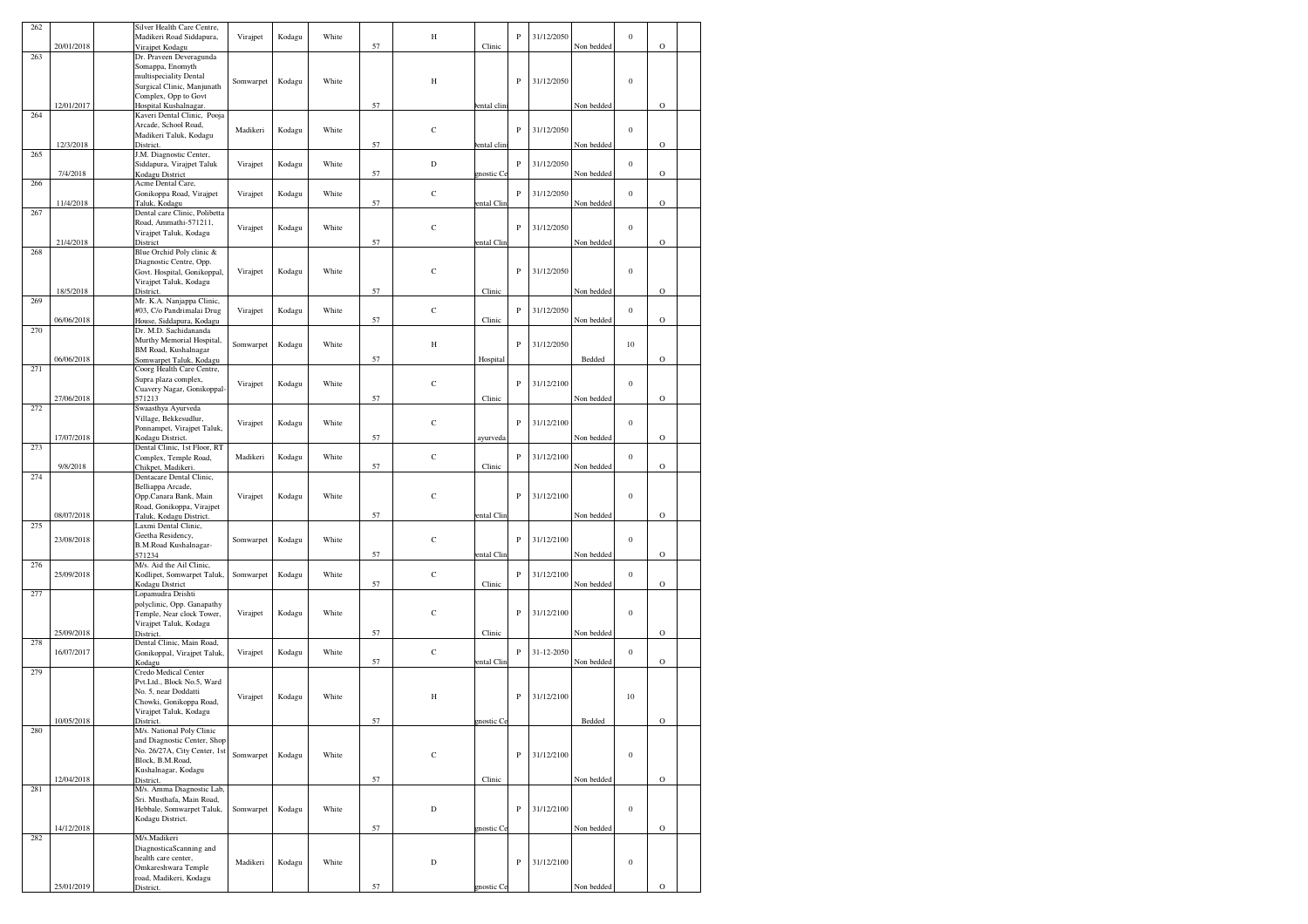| 262 | 20/01/2018 | | Silver Health Care Centre, Madikeri Road Siddapura, Virajpet Kodagu | Virajpet | Kodagu | White | 57 | H | Clinic | P | 31/12/2050 | Non bedded | 0 | O | |
|---|---|---|---|---|---|---|---|---|---|---|---|---|---|---|---|
| 263 | 12/01/2017 | | Dr. Praveen Deveragunda Somappa, Enomyth multispeciality Dental Surgical Clinic, Manjunath Complex, Opp to Govt Hospital Kushalnagar. | Somwarpet | Kodagu | White | 57 | H | ental clin | P | 31/12/2050 | Non bedded | 0 | O | |
| 264 | 12/3/2018 | | Kaveri Dental Clinic, Pooja Arcade, School Road, Madikeri Taluk, Kodagu District. | Madikeri | Kodagu | White | 57 | C | ental clin | P | 31/12/2050 | Non bedded | 0 | O | |
| 265 | 7/4/2018 | | J.M. Diagnostic Center, Siddapura, Virajpet Taluk Kodagu District | Virajpet | Kodagu | White | 57 | D | gnostic Ce | P | 31/12/2050 | Non bedded | 0 | O | |
| 266 | 11/4/2018 | | Acme Dental Care, Gonikoppa Road, Virajpet Taluk, Kodagu | Virajpet | Kodagu | White | 57 | C | ental Clin | P | 31/12/2050 | Non bedded | 0 | O | |
| 267 | 21/4/2018 | | Dental care Clinic, Polibetta Road, Ammathi-571211, Virajpet Taluk, Kodagu District | Virajpet | Kodagu | White | 57 | C | ental Clin | P | 31/12/2050 | Non bedded | 0 | O | |
| 268 | 18/5/2018 | | Blue Orchid Poly clinic & Diagnostic Centre, Opp. Govt. Hospital, Gonikoppal, Virajpet Taluk, Kodagu District. | Virajpet | Kodagu | White | 57 | C | Clinic | P | 31/12/2050 | Non bedded | 0 | O | |
| 269 | 06/06/2018 | | Mr. K.A. Nanjappa Clinic, #03, C/o Pandrimalai Drug House, Siddapura, Kodagu | Virajpet | Kodagu | White | 57 | C | Clinic | P | 31/12/2050 | Non bedded | 0 | O | |
| 270 | 06/06/2018 | | Dr. M.D. Sachidananda Murthy Memorial Hospital, BM Road, Kushalnagar Somwarpet Taluk, Kodagu | Somwarpet | Kodagu | White | 57 | H | Hospital | P | 31/12/2050 | Bedded | 10 | O | |
| 271 | 27/06/2018 | | Coorg Health Care Centre, Supra plaza complex, Cuavery Nagar, Gonikoppal-571213 | Virajpet | Kodagu | White | 57 | C | Clinic | P | 31/12/2100 | Non bedded | 0 | O | |
| 272 | 17/07/2018 | | Swaasthya Ayurveda Village, Bekkesudlur, Ponnampet, Virajpet Taluk, Kodagu District. | Virajpet | Kodagu | White | 57 | C | ayurveda | P | 31/12/2100 | Non bedded | 0 | O | |
| 273 | 9/8/2018 | | Dental Clinic, 1st Floor, RT Complex, Temple Road, Chikpet, Madikeri. | Madikeri | Kodagu | White | 57 | C | Clinic | P | 31/12/2100 | Non bedded | 0 | O | |
| 274 | 08/07/2018 | | Dentacare Dental Clinic, Belliappa Arcade, Opp.Canara Bank, Main Road, Gonikoppa, Virajpet Taluk, Kodagu District. | Virajpet | Kodagu | White | 57 | C | ental Clin | P | 31/12/2100 | Non bedded | 0 | O | |
| 275 | 23/08/2018 | | Laxmi Dental Clinic, Geetha Residency, B.M.Road Kushalnagar-571234 | Somwarpet | Kodagu | White | 57 | C | ental Clin | P | 31/12/2100 | Non bedded | 0 | O | |
| 276 | 25/09/2018 | | M/s. Aid the Ail Clinic, Kodlipet, Somwarpet Taluk, Kodagu District | Somwarpet | Kodagu | White | 57 | C | Clinic | P | 31/12/2100 | Non bedded | 0 | O | |
| 277 | 25/09/2018 | | Lopamudra Drishti polyclinic, Opp. Ganapathy Temple, Near clock Tower, Virajpet Taluk, Kodagu District. | Virajpet | Kodagu | White | 57 | C | Clinic | P | 31/12/2100 | Non bedded | 0 | O | |
| 278 | 16/07/2017 | | Dental Clinic, Main Road, Gonikoppal, Virajpet Taluk, Kodagu | Virajpet | Kodagu | White | 57 | C | ental Clin | P | 31-12-2050 | Non bedded | 0 | O | |
| 279 | 10/05/2018 | | Credo Medical Center Pvt.Ltd., Block No.5, Ward No. 5, near Doddatti Chowki, Gonikoppa Road, Virajpet Taluk, Kodagu District. | Virajpet | Kodagu | White | 57 | H | gnostic Ce | P | 31/12/2100 | Bedded | 10 | O | |
| 280 | 12/04/2018 | | M/s. National Poly Clinic and Diagnostic Center, Shop No. 26/27A, City Center, 1st Block, B.M.Road, Kushalnagar, Kodagu District. | Somwarpet | Kodagu | White | 57 | C | Clinic | P | 31/12/2100 | Non bedded | 0 | O | |
| 281 | 14/12/2018 | | M/s. Amma Diagnostic Lab, Sri. Musthafa, Main Road, Hebbale, Somwarpet Taluk, Kodagu District. | Somwarpet | Kodagu | White | 57 | D | gnostic Ce | P | 31/12/2100 | Non bedded | 0 | O | |
| 282 | 25/01/2019 | | M/s.Madikeri DiagnosticaScanning and health care center, Omkareshwara Temple road, Madikeri, Kodagu District. | Madikeri | Kodagu | White | 57 | D | gnostic Ce | P | 31/12/2100 | Non bedded | 0 | O | |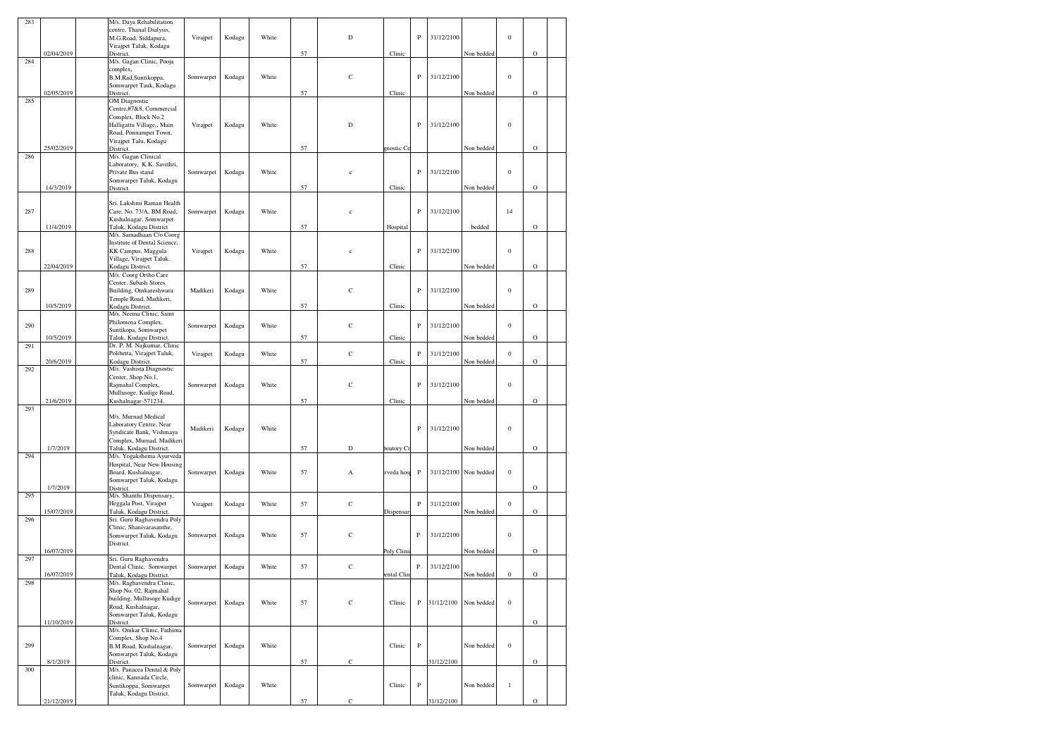| 283 | 02/04/2019 | | M/s. Daya Rehabilitation centre, Thanal Dialysis, M.G.Road, Siddapura, Virajpet Taluk, Kodagu District. | Virajpet | Kodagu | White | 57 | D | Clinic | P | 31/12/2100 | Non bedded | 0 | O | |
|---|---|---|---|---|---|---|---|---|---|---|---|---|---|---|---|
| 284 | 02/05/2019 | | M/s. Gagan Clinic, Pooja complex, B.M.Rad,Suntikoppa, Somwarpet Tauk, Kodagu District. | Somwarpet | Kodagu | White | 57 | C | Clinic | P | 31/12/2100 | Non bedded | 0 | O | |
| 285 | 25/02/2019 | | OM Diagnostic Centre,#7&8, Commercial Complex, Block No.2 Halligattu Village,, Main Road, Ponnampet Town, Virajpet Talu, Kodagu District. | Virajpet | Kodagu | White | 57 | D | gnostic Ce | P | 31/12/2100 | Non bedded | 0 | O | |
| 286 | 14/3/2019 | | M/s. Gagan Clinical Laboratory, K.K. Savithri, Private Bus stand Somwarpet Taluk, Kodagu District. | Somwarpet | Kodagu | White | 57 | c | Clinic | P | 31/12/2100 | Non bedded | 0 | O | |
| 287 | 11/4/2019 | | Sri. Lakshmi Raman Health Care, No. 73/A, BM Road, Kushalnagar, Somwarpet Taluk, Kodagu District | Somwarpet | Kodagu | White | 57 | c | Hospital | P | 31/12/2100 | bedded | 14 | O | |
| 288 | 22/04/2019 | | M/s. Samadhaan C/o Coorg Institute of Dental Science, KK Campus, Maggula Village, Virajpet Taluk, Kodagu District. | Virajpet | Kodagu | White | 57 | c | Clinic | P | 31/12/2100 | Non bedded | 0 | O | |
| 289 | 10/5/2019 | | M/s. Coorg Ortho Care Center, Subash Stores Building, Omkareshwara Temple Road, Madikeri, Kodagu District. | Madikeri | Kodagu | White | 57 | C | Clinic | P | 31/12/2100 | Non bedded | 0 | O | |
| 290 | 10/5/2019 | | M/s. Neema Clinic, Saint Philomena Complex, Suntikopa, Somwarpet Taluk, Kodagu District. | Somwarpet | Kodagu | White | 57 | C | Clinic | P | 31/12/2100 | Non bedded | 0 | O | |
| 291 | 20/6/2019 | | Dr. P. M. Najkumar, Clinic Polibetta, Virajpet Taluk, Kodagu District. | Virajpet | Kodagu | White | 57 | C | Clinic | P | 31/12/2100 | Non bedded | 0 | O | |
| 292 | 21/6/2019 | | M/s. Vashista Diagnostic Center, Shop No.1, Rajmahal Complex, Mullusoge, Kudige Road, Kushalnagar-571234. | Somwarpet | Kodagu | White | 57 | C | Clinic | P | 31/12/2100 | Non bedded | 0 | O | |
| 293 | 1/7/2019 | | M/s. Murnad Medical Laboratory Centre, Near Syndicate Bank, Vishmaya Complex, Murnad, Madikeri Taluk, Kodagu District. | Madikeri | Kodagu | White | 57 | D | boatory Cr | P | 31/12/2100 | Non bedded | 0 | O | |
| 294 | 1/7/2019 | | M/s. Yogakshema Ayurveda Hospital, Near New Housing Board, Kushalnagar, Somwarpet Taluk, Kodagu District. | Somwarpet | Kodagu | White | 57 | A | rveda hosp | P | 31/12/2100 | Non bedded | 0 | O | |
| 295 | 15/07/2019 | | M/s. Shanthi Dispensary, Heggala Post, Virajpet Taluk, Kodagu District. | Virajpet | Kodagu | White | 57 | C | Dispensar | P | 31/12/2100 | Non bedded | 0 | O | |
| 296 | 16/07/2019 | | Sri. Guru Raghavendra Poly Clinic, Shanivarasanthe, Somwarpet Taluk, Kodagu District. | Somwarpet | Kodagu | White | 57 | C | Poly Clini | P | 31/12/2100 | Non bedded | 0 | O | |
| 297 | 16/07/2019 | | Sri. Guru Raghavendra Dental Clinic, Somwarpet Taluk, Kodagu District. | Somwarpet | Kodagu | White | 57 | C | ental Clin | P | 31/12/2100 | Non bedded | 0 | O | |
| 298 | 11/10/2019 | | M/s. Raghavendra Clinic, Shop No. 02, Rajmahal building, Mullusoge Kudige Road, Kushalnagar, Somwarpet Taluk, Kodagu District. | Somwarpet | Kodagu | White | 57 | C | Clinic | P | 31/12/2100 | Non bedded | 0 | O | |
| 299 | 8/1/2019 | | M/s. Omkar Clinic, Fathima Complex, Shop No.4 B.M.Road, Kushalnagar, Somwarpet Taluk, Kodagu District. | Somwarpet | Kodagu | White | 57 | C | Clinic | P | 31/12/2100 | Non bedded | 0 | O | |
| 300 | 21/12/2019 | | M/s. Panacea Dental & Poly clinic, Kannada Circle, Suntikoppa, Somwarpet Taluk, Kodagu District. | Somwarpet | Kodagu | White | 57 | C | Clinic | P | 31/12/2100 | Non bedded | 1 | O | |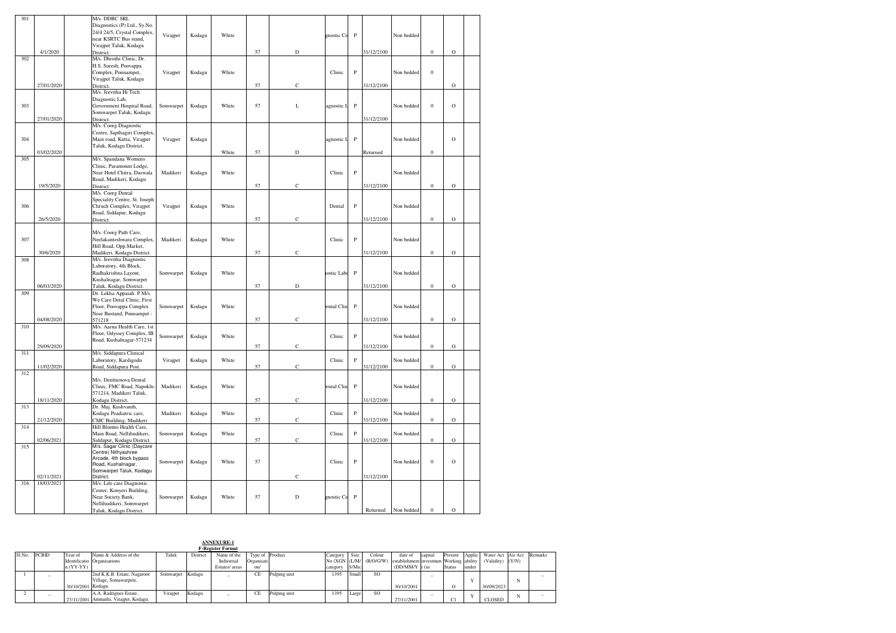| 301 | 4/1/2020 | | M/s. DDRC SRL Diagnostics (P) Ltd., Sy.No. 24/4 24/5, Crystal Complex, near KSRTC Bus stand, Virajpet Taluk, Kodagu District. | Virajpet | Kodagu | White | 57 | D | gnostic Ce | P | 31/12/2100 | Non bedded | 0 | O | |
|---|---|---|---|---|---|---|---|---|---|---|---|---|---|---|---|
| 302 | 27/01/2020 | | M/s. Dhruthi Clinic, Dr. H.S. Suresh, Poovappa Complex, Ponnampet, Virajpet Taluk, Kodagu District. | Virajpet | Kodagu | White | 57 | C | Clinic | P | 31/12/2100 | Non bedded | 0 | O | |
| 303 | 27/01/2020 | | M/s. Jeevitha Hi Tech Diagnostic Lab, Government Hospital Road, Somwarpet Taluk, Kodagu District. | Somwarpet | Kodagu | White | 57 | L | agnostic L | P | 31/12/2100 | Non bedded | 0 | O | |
| 304 | 03/02/2020 | | M/s. Coorg Diagnostic Centre, Sapthagiri Complex, Main road, Kutta, Virajpet Taluk, Kodagu District. | Virajpet | Kodagu | White | 57 | D | agnostic L | P | Returned | Non bedded | 0 | O | |
| 305 | 19/5/2020 | | M/s. Spandana Womens Clinic, Paramount Lodge, Near Hotel Chitra, Daswala Road, Madikeri, Kodagu District | Madikeri | Kodagu | White | 57 | C | Clinic | P | 31/12/2100 | Non bedded | 0 | O | |
| 306 | 26/5/2020 | | M/s. Coorg Dental Speciality Centre, St. Joseph Chruch Complex, Virajpet Road, Siddapur, Kodagu District. | Virajpet | Kodagu | White | 57 | C | Dental | P | 31/12/2100 | Non bedded | 0 | O | |
| 307 | 30/6/2020 | | M/s. Coorg Path Care, Neelakanteshwara Complex, Hill Road, Opp.Market, Madikeri, Kodagu District. | Madikeri | Kodagu | White | 57 | C | Clinic | P | 31/12/2100 | Non bedded | 0 | O | |
| 308 | 06/03/2020 | | M/s. Jeevitha Diagnostic Laboratory, 4th Block, Radhakrishna Layout, Kushalnagar, Somwarpet Taluk, Kodagu District. | Somwarpet | Kodagu | White | 57 | D | ostic Labo | P | 31/12/2100 | Non bedded | 0 | O | |
| 309 | 04/08/2020 | | Dr. Lekha Appaiah. P M/s. We Care Detal Clinic, First Floor, Poovappa Complex Near Bustand, Ponnampet - 571218 | Somwarpet | Kodagu | White | 57 | C | ental Clin | P | 31/12/2100 | Non bedded | 0 | O | |
| 310 | 29/09/2020 | | M/s. Aarna Health Care, 1st Floor, Odyssey Complex, IB Road, Kushalnagar-571234 | Somwarpet | Kodagu | White | 57 | C | Clinic | P | 31/12/2100 | Non bedded | 0 | O | |
| 311 | 11/02/2020 | | M/s. Siddapura Clinical Laboratory, Kardigodu Road, Siddapura Post. | Virajpet | Kodagu | White | 57 | C | Clinic | P | 31/12/2100 | Non bedded | 0 | O | |
| 312 | 18/11/2020 | | M/s. Denttienova Dental Clinic, FMC Road, Napoklu-571214, Madikeri Taluk, Kodagu District. | Madikeri | Kodagu | White | 57 | C | ental Clin | P | 31/12/2100 | Non bedded | 0 | O | |
| 313 | 21/12/2020 | | Dr. Maj. Kushvanth, Kodagu Peadiatric care, CMC Building, Madikeri | Madikeri | Kodagu | White | 57 | C | Clinic | P | 31/12/2100 | Non bedded | 0 | O | |
| 314 | 02/06/2021 | | Hill Blooms Health Care, Main Road, Nellihudikeri, Siddapur, Kodagu District. | Somwarpet | Kodagu | White | 57 | C | Clinic | P | 31/12/2100 | Non bedded | 0 | O | |
| 315 | 02/11/2021 | | M/s. Sagar Clinic (Daycare Centre) Nithyashree Arcade, 4th block bypass Road, Kushalnagar, Somwarpet Taluk, Kodagu District. | Somwarpet | Kodagu | White | 57 | C | Clinic | P | 31/12/2100 | Non bedded | 0 | O | |
| 316 | 18/03/2021 | | M/s. Life care Diagnostic Center, Konyeri Building, Near Society Bank, Nellihudikeri, Somwarpet Taluk, Kodagu District. | Somwarpet | Kodagu | White | 57 | D | gnostic Ce | P | Returned | Non bedded | 0 | O | |

**ANNEXURE-1**

**F-Register Format**

| Sl.No. | PCBID | Year of Identification (YY-YY) | Name & Address of the Organisations | Taluk | District | Name of the Industrial Estates/ areas | Type of Organisation/ | Product | Category No (XGN category | Size (L/M/ S/Mic | Colour (R/O/G/W) | date of establishment (DD/MM/Y | capital investment (in | Present Working Status | Applicability under | Water Act (Validity) | Air Act (Y/N) | Remarks |
|---|---|---|---|---|---|---|---|---|---|---|---|---|---|---|---|---|---|---|
| 1 | – | 30/10/2001 | 2nd K.K.B. Estate, Nagaroor Village, Somawarpete, Kodagu. | Somwarpet | Kodagu | – | CE | Pulping unit | 1395 | Small | SO | 30/10/2001 | – | O | Y | 30/09/2023 | N | – |
| 2 | – | 27/11/2001 | A.A. Rudrigues Estate, Ammathi, Virajpet, Kodagu. | Virajpet | Kodagu | – | CE | Pulping unit | 1395 | Large | SO | 27/11/2001 | – | C1 | Y | CLOSED | N | – |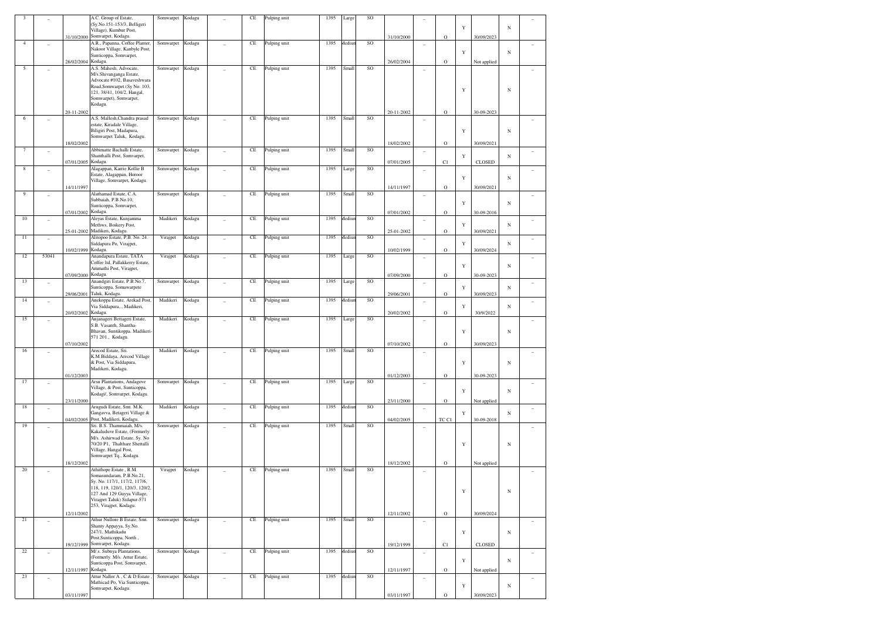| 3 | _ | 31/10/2000 | A.C. Group of Estate, (Sy.No.151-153/3, Belligeri Village), Kumbur Post, Somwarpet, Kodagu. | Somwarpet | Kodagu | _ | CE | Pulping unit | 1395 | Large | SO | 31/10/2000 | _ | O | Y | 30/09/2023 | N | _ |
|---|---|---|---|---|---|---|---|---|---|---|---|---|---|---|---|---|---|---|
| 4 | _ | 26/02/2004 | A.R., Papanna, Coffee Planter, Nakoor Village, Kanbyle Post, Sunticoppa, Somvarpet, Kodagu. | Somwarpet | Kodagu | _ | CE | Pulping unit | 1395 | Medium | SO | 26/02/2004 | _ | O | Y | Not applied | N | _ |
| 5 | _ | 20-11-2002 | A.S. Mahesh, Advocate, M/s.Shivanganga Estate, Advocate #102, Basaveshwara Road,Somwarpet (Sy No. 103, 121, 38/41, 104/2, Hangal, Somwarpet), Somvarpet, Kodagu. | Somwarpet | Kodagu | _ | CE | Pulping unit | 1395 | Small | SO | 20-11-2002 | _ | O | Y | 30-09-2023 | N | _ |
| 6 | _ | 18/02/2002 | A.S. Mallesh,Chandra prasad estate, Kiradale Village, Biligiri Post, Madapura, Somwarpet Taluk, Kodagu. | Somwarpet | Kodagu | _ | CE | Pulping unit | 1395 | Small | SO | 18/02/2002 | _ | O | Y | 30/09/2021 | N | _ |
| 7 | _ | 07/01/2005 | Abbimatte Bachalli Estate, Shanthalli Post, Somvarpet, Kodagu. | Somwarpet | Kodagu | _ | CE | Pulping unit | 1395 | Small | SO | 07/01/2005 | _ | C1 | Y | CLOSED | N | _ |
| 8 | _ | 14/11/1997 | Alagappan, Karrie Kollie B Estate, Alagappan, Horoor Village, Somvarpet, Kodagu. | Somwarpet | Kodagu | _ | CE | Pulping unit | 1395 | Large | SO | 14/11/1997 | _ | O | Y | 30/09/2021 | N | _ |
| 9 | _ | 07/01/2002 | Alathamad Estate, C.A. Subbaiah, P.B.No.10, Sunticoppa, Somvarpet, Kodagu. | Somwarpet | Kodagu | _ | CE | Pulping unit | 1395 | Small | SO | 07/01/2002 | _ | O | Y | 30-09-2016 | N | _ |
| 10 | _ | 25-01-2002 | Aleyas Estate, Kunjamma Methws, Boikery Post, Madikeri, Kodagu. | Madikeri | Kodagu | _ | CE | Pulping unit | 1395 | Medium | SO | 25-01-2002 | _ | O | Y | 30/09/2021 | N | _ |
| 11 | _ | 10/02/1999 | Alitopoo Estate, P.B. No. 24. Siddapura Po, Virajpet, Kodagu. | Virajpet | Kodagu | _ | CE | Pulping unit | 1395 | Medium | SO | 10/02/1999 | _ | O | Y | 30/09/2024 | N | _ |
| 12 | 53041 | 07/09/2000 | Anandapura Estate, TATA Coffee ltd, Pallakkerry Estate, Ammathi Post, Virajpet, Kodagu. | Virajpet | Kodagu | _ | CE | Pulping unit | 1395 | Large | SO | 07/09/2000 | _ | O | Y | 30-09-2023 | N | _ |
| 13 | _ | 29/06/2001 | Anandgiri Estate, P.B.No.7, Sunticoppa, Somawarpete Taluk, Kodagu. | Somwarpet | Kodagu | _ | CE | Pulping unit | 1395 | Large | SO | 29/06/2001 | _ | O | Y | 30/09/2023 | N | _ |
| 14 | _ | 20/02/2002 | Anekoppa Estate, Arekad Post, Via Siddapura,., Madikeri, Kodagu. | Madikeri | Kodagu | _ | CE | Pulping unit | 1395 | Medium | SO | 20/02/2002 | _ | O | Y | 30/9/2022 | N | _ |
| 15 | _ | 07/10/2002 | Anjanageri Bettageri Estate, S.B. Vasanth, Shantha-Bhavan, Suntikoppa. Madikeri-571 201., Kodagu. | Madikeri | Kodagu | _ | CE | Pulping unit | 1395 | Large | SO | 07/10/2002 | _ | O | Y | 30/09/2023 | N | _ |
| 16 | _ | 01/12/2003 | Arecod Estate, Sri. K.M.Biddaya, Arecod Village & Post, Via Siddapura, Madikeri, Kodagu. | Madikeri | Kodagu | _ | CE | Pulping unit | 1395 | Small | SO | 01/12/2003 | _ | O | Y | 30-09-2023 | N | _ |
| 17 | _ | 23/11/2000 | Arsu Plantations, Andagove Village, & Post, Sunticoppa, Kodagu/, Somvarpet, Kodagu. | Somwarpet | Kodagu | _ | CE | Pulping unit | 1395 | Large | SO | 23/11/2000 | _ | O | Y | Not applied | N | _ |
| 18 | _ | 04/02/2005 | Arugudi Estate, Smt. M.K. Gangavva, Betageri Village & Post, Madikeri, Kodagu. | Madikeri | Kodagu | _ | CE | Pulping unit | 1395 | Medium | SO | 04/02/2005 | _ | TC C1 | Y | 30-09-2018 | N | _ |
| 19 | _ | 18/12/2002 | Sri. B.S. Thammaiah, M/s. Kakaluduve Estate, (Formerly: M/s. Ashirwad Estate, Sy. No 70/20 P1, Thalthare Shettalli Village, Hangal Post, Somwarpet Tq., Kodagu. | Somwarpet | Kodagu | _ | CE | Pulping unit | 1395 | Small | SO | 18/12/2002 | _ | O | Y | Not applied | N | _ |
| 20 | _ | 12/11/2002 | Athithope Estate , R.M. Somasundaram, P.B.No.21, Sy. No. 117/1, 117/2, 117/6, 118, 119, 120/1, 120/3, 120/2, 127 And 129 Guyya Village, Virajpet Taluk) Sidapur-571 253, Virajpet, Kodagu. | Virajpet | Kodagu | _ | CE | Pulping unit | 1395 | Small | SO | 12/11/2002 | _ | O | Y | 30/09/2024 | N | _ |
| 21 | _ | 19/12/1999 | Athur Nullore B Estate, Smt. Shanty Appayya, Sy.No. 247/1, Mathikadu Post,Sunticoppa, North , Somvarpet, Kodagu. | Somwarpet | Kodagu | _ | CE | Pulping unit | 1395 | Small | SO | 19/12/1999 | _ | C1 | Y | CLOSED | N | _ |
| 22 | _ | 12/11/1997 | M/.s. Subnya Plantations, (Formerly. M/s. Attur Estate, Sunticoppa Post, Somvarpet, Kodagu. | Somwarpet | Kodagu | _ | CE | Pulping unit | 1395 | Medium | SO | 12/11/1997 | _ | O | Y | Not applied | N | _ |
| 23 | _ | 03/11/1997 | Attur Nallor A , C & D Estate , Mathicad Po, Via Sunticoppa, Somvarpet, Kodagu. | Somwarpet | Kodagu | _ | CE | Pulping unit | 1395 | Medium | SO | 03/11/1997 | _ | O | Y | 30/09/2023 | N | _ |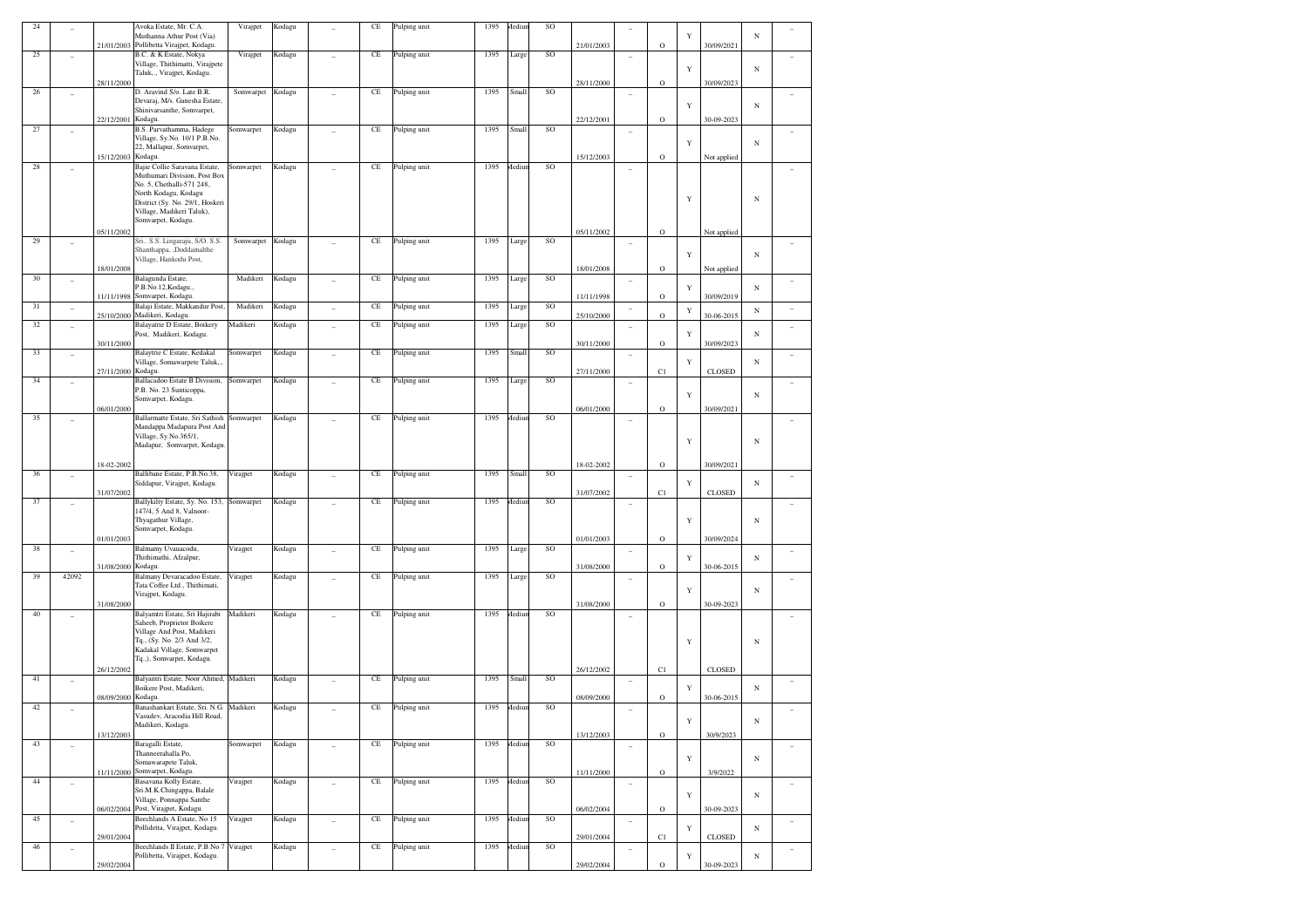| 24 | _ | 21/01/2003 | Avoka Estate, Mr. C.A. Muthanna Athur Post (Via) Pollibetta Virajpet, Kodagu. | Virajpet | Kodagu | _ | CE | Pulping unit | 1395 | Medium | SO | 21/01/2003 | _ | O | Y | 30/09/2021 | N | _ |
|---|---|---|---|---|---|---|---|---|---|---|---|---|---|---|---|---|---|---|
| 25 | _ | 28/11/2000 | B.C. & K Estate, Nokya Village, Thithimatti, Virajpete Taluk,., Virajpet, Kodagu. | Virajpet | Kodagu | _ | CE | Pulping unit | 1395 | Large | SO | 28/11/2000 | _ | O | Y | 30/09/2023 | N | _ |
| 26 | _ | 22/12/2001 | D. Aravind S/o. Late B.R. Devaraj, M/s. Ganesha Estate, Shinivarsanthe, Somvarpet, Kodagu. | Somwarpet | Kodagu | _ | CE | Pulping unit | 1395 | Small | SO | 22/12/2001 | _ | O | Y | 30-09-2023 | N | _ |
| 27 | _ | 15/12/2003 | B.S. Parvathamma, Hadege Village, Sy.No. 10/1 P.B.No. 22, Mallapur, Somvarpet, Kodagu. | Somwarpet | Kodagu | _ | CE | Pulping unit | 1395 | Small | SO | 15/12/2003 | _ | O | Y | Not applied | N | _ |
| 28 | _ | 05/11/2002 | Bajie Collie Saravana Estate, Muthumari Division, Post Box No. 5, Chethalli-571 248, North Kodagu, Kodagu District (Sy. No. 29/1, Hoskeri Village, Madikeri Taluk), Somvarpet, Kodagu. | Somwarpet | Kodagu | _ | CE | Pulping unit | 1395 | Medium | SO | 05/11/2002 | _ | O | Y | Not applied | N | _ |
| 29 | _ | 18/01/2008 | Sri.. S.S. Lingaraju, S/O. S.S. Shanthappa, ,Doddamalthe Village, Hankodu Post, | Somwarpet | Kodagu | _ | CE | Pulping unit | 1395 | Large | SO | 18/01/2008 | _ | O | Y | Not applied | N | _ |
| 30 | _ | 11/11/1998 | Balagunda Estate, P.B.No.12,Kodagu., Somvarpet, Kodagu. | Madikeri | Kodagu | _ | CE | Pulping unit | 1395 | Large | SO | 11/11/1998 | _ | O | Y | 30/09/2019 | N | _ |
| 31 | _ | 25/10/2000 | Balaji Estate, Makkandur Post, Madikeri, Kodagu. | Madikeri | Kodagu | _ | CE | Pulping unit | 1395 | Large | SO | 25/10/2000 | _ | O | Y | 30-06-2015 | N | _ |
| 32 | _ | 30/11/2000 | Balayatrie D Estate, Boikery Post, Madikeri, Kodagu. | Madikeri | Kodagu | _ | CE | Pulping unit | 1395 | Large | SO | 30/11/2000 | _ | O | Y | 30/09/2023 | N | _ |
| 33 | _ | 27/11/2000 | Balaytrie C Estate, Kedakal Village, Somawarpete Taluk,., Kodagu. | Somwarpet | Kodagu | _ | CE | Pulping unit | 1395 | Small | SO | 27/11/2000 | _ | C1 | Y | CLOSED | N | _ |
| 34 | _ | 06/01/2000 | Ballacadoo Estate B Division, P.B. No. 23 Sunticoppa, Somvarpet, Kodagu. | Somwarpet | Kodagu | _ | CE | Pulping unit | 1395 | Large | SO | 06/01/2000 | _ | O | Y | 30/09/2021 | N | _ |
| 35 | _ | 18-02-2002 | Ballarmatte Estate, Sri Sathish Mandappa Madapura Post And Village, Sy.No.365/1, Madapur, Somvarpet, Kodagu. | Somwarpet | Kodagu | _ | CE | Pulping unit | 1395 | Medium | SO | 18-02-2002 | _ | O | Y | 30/09/2021 | N | _ |
| 36 | _ | 31/07/2002 | Ballibane Estate, P.B.No.38, Siddapur, Virajpet, Kodagu. | Virajpet | Kodagu | _ | CE | Pulping unit | 1395 | Small | SO | 31/07/2002 | _ | C1 | Y | CLOSED | N | _ |
| 37 | _ | 01/01/2003 | Ballykilty Estate, Sy. No. 153, 147/4, 5 And 8, Valnoor-Thyagathur Village, Somvarpet, Kodagu. | Somwarpet | Kodagu | _ | CE | Pulping unit | 1395 | Medium | SO | 01/01/2003 | _ | O | Y | 30/09/2024 | N | _ |
| 38 | _ | 31/08/2000 | Balmamy Uvauacodu, Thithimathi, Afzalpur, Kodagu. | Virajpet | Kodagu | _ | CE | Pulping unit | 1395 | Large | SO | 31/08/2000 | _ | O | Y | 30-06-2015 | N | _ |
| 39 | 42092 | 31/08/2000 | Balmany Devaracadoo Estate, Tata Coffee Ltd., Thithimati, Virajpet, Kodagu. | Virajpet | Kodagu | _ | CE | Pulping unit | 1395 | Large | SO | 31/08/2000 | _ | O | Y | 30-09-2023 | N | _ |
| 40 | _ | 26/12/2002 | Balyamtri Estate, Sri Hajirabi Saheeb, Proprietor Boikere Village And Post, Madikeri Tq., (Sy. No. 2/3 And 3/2, Kadakal Village, Somwarpet Tq.,), Somvarpet, Kodagu. | Madikeri | Kodagu | _ | CE | Pulping unit | 1395 | Medium | SO | 26/12/2002 | _ | C1 | Y | CLOSED | N | _ |
| 41 | _ | 08/09/2000 | Balyantri Estate, Noor Ahmed, Boikere Post, Madikeri, Kodagu. | Madikeri | Kodagu | _ | CE | Pulping unit | 1395 | Small | SO | 08/09/2000 | _ | O | Y | 30-06-2015 | N | _ |
| 42 | _ | 13/12/2003 | Banashankari Estate, Sri. N.G. Vasudev, Aracodia Hill Road, Madikeri, Kodagu. | Madikeri | Kodagu | _ | CE | Pulping unit | 1395 | Medium | SO | 13/12/2003 | _ | O | Y | 30/9/2023 | N | _ |
| 43 | _ | 11/11/2000 | Baragalli Estate, Thanneerahalla Po, Somawarapete Taluk, Somvarpet, Kodagu. | Somwarpet | Kodagu | _ | CE | Pulping unit | 1395 | Medium | SO | 11/11/2000 | _ | O | Y | 3/9/2022 | N | _ |
| 44 | _ | 06/02/2004 | Basavana Kolly Estate, Sri.M.K.Chingappa, Balale Village, Ponnappa Santhe Post, Virajpet, Kodagu. | Virajpet | Kodagu | _ | CE | Pulping unit | 1395 | Medium | SO | 06/02/2004 | _ | O | Y | 30-09-2023 | N | _ |
| 45 | _ | 29/01/2004 | Beechlands A Estate, No 15 Pollidetta, Virajpet, Kodagu. | Virajpet | Kodagu | _ | CE | Pulping unit | 1395 | Medium | SO | 29/01/2004 | _ | C1 | Y | CLOSED | N | _ |
| 46 | _ | 29/02/2004 | Beechlands II Estate, P.B.No 7 Pollibetta, Virajpet, Kodagu. | Virajpet | Kodagu | _ | CE | Pulping unit | 1395 | Medium | SO | 29/02/2004 | _ | O | Y | 30-09-2023 | N | _ |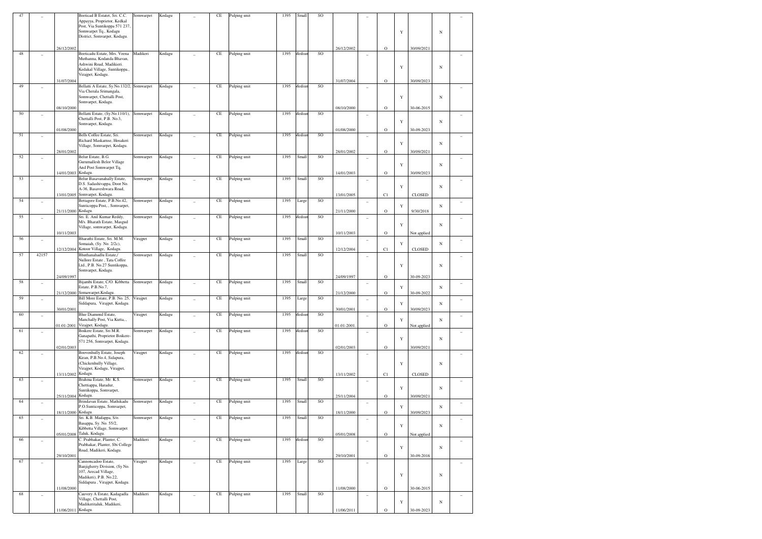| 47 | _ | 26/12/2002 | Beeticad B Estatet, Sri. C.C. Appayya, Proprietor, Kedkal Post, Via Suntikoppa 571 237, Somwarpet Tq., Kodagu District, Somvarpet, Kodagu. | Somwarpet | Kodagu | _ | CE | Pulping unit | 1395 | Small | SO | 26/12/2002 | _ | O | Y | 30/09/2021 | N | _ |
|---|---|---|---|---|---|---|---|---|---|---|---|---|---|---|---|---|---|---|
| 48 | _ | 31/07/2004 | Beeticadu Estate, Mrs. Veena Muthanna, Kodanda Bhavan, Ashwini Road, Madikieri. Kedakal Village, Suntikoppa., Virajpet, Kodagu. | Madikeri | Kodagu | _ | CE | Pulping unit | 1395 | Medium | SO | 31/07/2004 | _ | O | Y | 30/09/2023 | N | _ |
| 49 | _ | 08/10/2000 | Bellatti A Estate, Sy.No.132/2, Via Cherala Srimangala, Somwarpet, Chettalli Post, Somvarpet, Kodagu. | Somwarpet | Kodagu | _ | CE | Pulping unit | 1395 | Medium | SO | 08/10/2000 | _ | O | Y | 30-06-2015 | N | _ |
| 50 | _ | 01/08/2000 | Bellatti Estate, (Sy.No.110/1), Chettalli Post, P.B. No.3, Somvarpet, Kodagu. | Somwarpet | Kodagu | _ | CE | Pulping unit | 1395 | Medium | SO | 01/08/2000 | _ | O | Y | 30-09-2023 | N | _ |
| 51 | _ | 28/01/2002 | Bells Coffee Estate, Sri. Richard Maskarnse, Hosakeri Village, Somvarpet, Kodagu. | Somwarpet | Kodagu | _ | CE | Pulping unit | 1395 | Medium | SO | 28/01/2002 | _ | O | Y | 30/09/2021 | N | _ |
| 52 | _ | 14/01/2003 | Belur Estate, B.G. Gurumallesh Belor Village And Post Somwarpet Tq, Kodagu. | Somwarpet | Kodagu | _ | CE | Pulping unit | 1395 | Small | SO | 14/01/2003 | _ | O | Y | 30/09/2023 | N | _ |
| 53 | _ | 13/01/2005 | Belur Basavanahally Estate, D.S. Sadashivappa, Door No. A-36, Basaveshwara Road, Somvarpet, Kodagu. | Somwarpet | Kodagu | _ | CE | Pulping unit | 1395 | Small | SO | 13/01/2005 | _ | C1 | Y | CLOSED | N | _ |
| 54 | _ | 21/11/2000 | Bettagere Estate, P.B.No.42, Sunticoppa Post,., Somvarpet, Kodagu. | Somwarpet | Kodagu | _ | CE | Pulping unit | 1395 | Large | SO | 21/11/2000 | _ | O | Y | 9/30/2018 | N | _ |
| 55 | _ | 10/11/2003 | Sri. E. Anil Kumar Reddy, M/s. Bharath Estate, Masgud Village, somwarpet, Kodagu. | Somwarpet | Kodagu | _ | CE | Pulping unit | 1395 | Medium | SO | 10/11/2003 | _ | O | Y | Not applied | N | _ |
| 56 | _ | 12/12/2004 | Bharathi Estate, Sri. M.M. Somaiah, (Sy. No. 2/2c), Kotoor Village, Kodagu. | Virajpet | Kodagu | _ | CE | Pulping unit | 1395 | Small | SO | 12/12/2004 | _ | C1 | Y | CLOSED | N | _ |
| 57 | 42157 | 24/09/1997 | Bhuthanahadlu Estate,/ Nullore Estate , Tata Coffee Ltd., P.B. No.27 Suntikoppa, Somvarpet, Kodagu. | Somwarpet | Kodagu | _ | CE | Pulping unit | 1395 | Small | SO | 24/09/1997 | _ | O | Y | 30-09-2023 | N | _ |
| 58 | _ | 21/12/2000 | Bijambi Estate, C/O. Kibbetta Estate, P.B.No.7, Somawarpet,Kodagu | Somwarpet | Kodagu | _ | CE | Pulping unit | 1395 | Small | SO | 21/12/2000 | _ | O | Y | 30-09-2022 | N | _ |
| 59 | _ | 30/01/2001 | Bill More Estate, P.B. No. 25, Siddapura, Virajpet, Kodagu. | Virajpet | Kodagu | _ | CE | Pulping unit | 1395 | Large | SO | 30/01/2001 | _ | O | Y | 30/09/2023 | N | _ |
| 60 | _ | 01-01-2001. | Blue Diamond Estate, Manchally Post, Via Kutta,., Virajpet, Kodagu. | Virajpet | Kodagu | _ | CE | Pulping unit | 1395 | Medium | SO | 01-01-2001. | _ | O | Y | Not applied | N | _ |
| 61 | _ | 02/01/2003 | Boikere Estate, Sri M.R. Ganapathi, Proprietor Boikere-571 256, Somvarpet, Kodagu. | Somwarpet | Kodagu | _ | CE | Pulping unit | 1395 | Medium | SO | 02/01/2003 | _ | O | Y | 30/09/2021 | N | _ |
| 62 | _ | 13/11/2002 | Boovenhully Estate, Joseph Kiran, P.B.No.4, Sidapura, (Chickenhully Village, Virajpet, Kodagu, Virajpet, Kodagu. | Virajpet | Kodagu | _ | CE | Pulping unit | 1395 | Medium | SO | 13/11/2002 | _ | C1 | Y | CLOSED | N | _ |
| 63 | _ | 25/11/2004 | Brahma Estate, Mr. K.S. Chettiappa, Haradur, Suntikoppa, Somvarpet, Kodagu. | Somwarpet | Kodagu | _ | CE | Pulping unit | 1395 | Small | SO | 25/11/2004 | _ | O | Y | 30/09/2021 | N | _ |
| 64 | _ | 18/11/2000 | Brindavan Estate, Mathikadu P.O.Sunticoppa, Somvarpet, Kodagu. | Somwarpet | Kodagu | _ | CE | Pulping unit | 1395 | Small | SO | 18/11/2000 | _ | O | Y | 30/09/2023 | N | _ |
| 65 | _ | 05/01/2008 | Sri. K.B. Madappa, S/o. Basappa, Sy. No. 55/2, Kibbetta Village, Somwarpet Taluk, Kodagu. | Somwarpet | Kodagu | _ | CE | Pulping unit | 1395 | Small | SO | 05/01/2008 | _ | O | Y | Not applied | N | _ |
| 66 | _ | 29/10/2001 | C. Prabhakar, Planter, C. Prabhakar, Planter, Sbi College Road, Madikeri, Kodagu. | Madikeri | Kodagu | _ | CE | Pulping unit | 1395 | Medium | SO | 29/10/2001 | _ | O | Y | 30-09-2016 | N | _ |
| 67 | _ | 11/08/2000 | Cannoncadoo Estate, Banjigherry Division, (Sy No. 107, Arecad Village, Madikeri), P.B. No.22, Siddapura , Virajpet, Kodagu. | Virajpet | Kodagu | _ | CE | Pulping unit | 1395 | Large | SO | 11/08/2000 | _ | O | Y | 30-06-2015 | N | _ |
| 68 | _ | 11/06/2011 | Cauvery A Estate, Kadagadla Village, Chettalli Post, Madikeritaluk, Madikeri, Kodagu. | Madikeri | Kodagu | _ | CE | Pulping unit | 1395 | Small | SO | 11/06/2011 | _ | O | Y | 30-09-2023 | N | _ |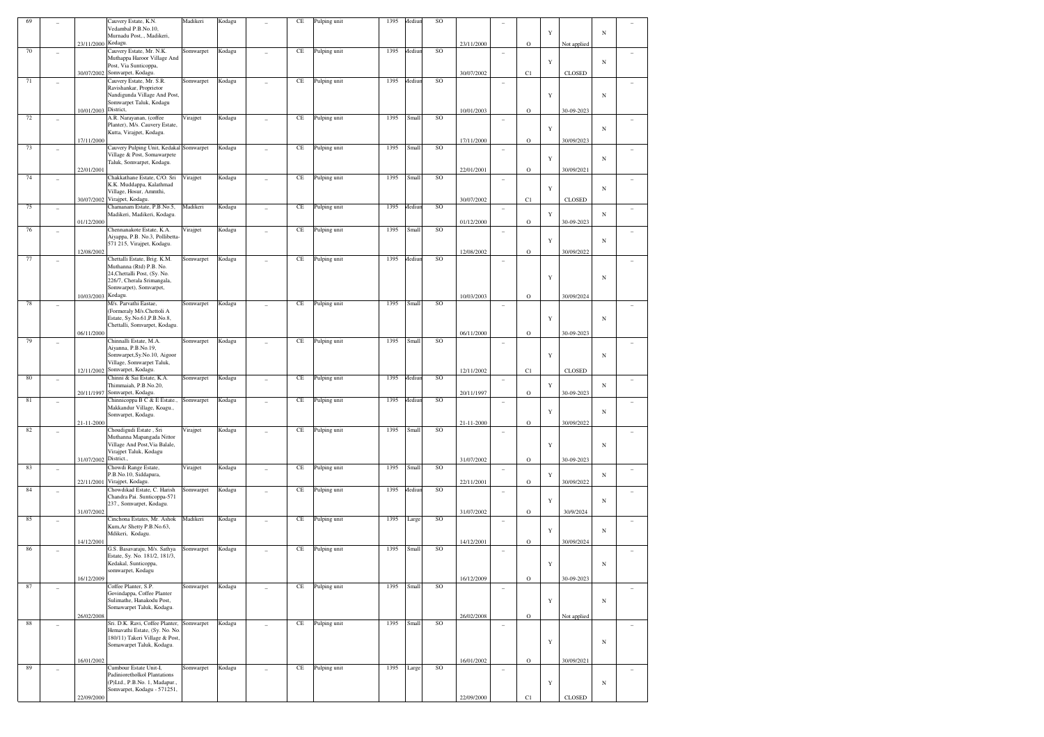| 69 | – | 23/11/2000 | Cauvery Estate, K.N. Vedambal P.B.No.10, Murnadu Post., Madikeri, Kodagu. | Madikeri | Kodagu | – | CE | Pulping unit | 1395 | Medium | SO | 23/11/2000 | – | O | Y | Not applied | N | – |
|---|---|---|---|---|---|---|---|---|---|---|---|---|---|---|---|---|---|---|
| 70 | – | 30/07/2002 | Cauvery Estate, Mr. N.K. Muthappa Haroor Village And Post, Via Sunticoppa, Somvarpet, Kodagu. | Somwarpet | Kodagu | – | CE | Pulping unit | 1395 | Medium | SO | 30/07/2002 | – | C1 | Y | CLOSED | N | – |
| 71 | – | 10/01/2003 | Cauvery Estate, Mr. S.R. Ravishankar, Proprietor Nandigunda Village And Post, Somwarpet Taluk, Kodagu District, | Somwarpet | Kodagu | – | CE | Pulping unit | 1395 | Medium | SO | 10/01/2003 | – | O | Y | 30-09-2023 | N | – |
| 72 | – | 17/11/2000 | A.R. Narayanan, (coffee Planter), M/s. Cauvery Estate, Kutta, Virajpet, Kodagu. | Virajpet | Kodagu | – | CE | Pulping unit | 1395 | Small | SO | 17/11/2000 | – | O | Y | 30/09/2023 | N | – |
| 73 | – | 22/01/2001 | Cauvery Pulping Unit, Kedakal Village & Post, Somawarpete Taluk, Somvarpet, Kodagu. | Somwarpet | Kodagu | – | CE | Pulping unit | 1395 | Small | SO | 22/01/2001 | – | O | Y | 30/09/2021 | N | – |
| 74 | – | 30/07/2002 | Chakkathane Estate, C/O. Sri K.K. Muddappa, Kalathmad Village, Hosur, Ammthi, Virajpet, Kodagu. | Virajpet | Kodagu | – | CE | Pulping unit | 1395 | Small | SO | 30/07/2002 | – | C1 | Y | CLOSED | N | – |
| 75 | – | 01/12/2000 | Chamanam Estate, P.B.No.5, Madikeri, Madikeri, Kodagu. | Madikeri | Kodagu | – | CE | Pulping unit | 1395 | Medium | SO | 01/12/2000 | – | O | Y | 30-09-2023 | N | – |
| 76 | – | 12/08/2002 | Chennanakote Estate, K.A. Aiyappa, P.B. No.3, Pollibetta-571 215, Virajpet, Kodagu. | Virajpet | Kodagu | – | CE | Pulping unit | 1395 | Small | SO | 12/08/2002 | – | O | Y | 30/09/2022 | N | – |
| 77 | – | 10/03/2003 | Chettalli Estate, Brig. K.M. Muthanna (Rtd) P.B. No. 24,Chettalli Post, (Sy. No. 226/7, Cherala Srimangala, Somwarpet), Somvarpet, Kodagu. | Somwarpet | Kodagu | – | CE | Pulping unit | 1395 | Medium | SO | 10/03/2003 | – | O | Y | 30/09/2024 | N | – |
| 78 | – | 06/11/2000 | M/s. Parvathi Eastae, (Formeraly M/s.Chettoli A Estate, Sy.No.61,P.B.No.8, Chettalli, Somvarpet, Kodagu. | Somwarpet | Kodagu | – | CE | Pulping unit | 1395 | Small | SO | 06/11/2000 | – | O | Y | 30-09-2023 | N | – |
| 79 | – | 12/11/2002 | Chinnalli Estate, M.A. Aiyanna, P.B.No.19, Somwarpet,Sy.No.10, Aigoor Village, Somwarpet Taluk, Somvarpet, Kodagu. | Somwarpet | Kodagu | – | CE | Pulping unit | 1395 | Small | SO | 12/11/2002 | – | C1 | Y | CLOSED | N | – |
| 80 | – | 20/11/1997 | Chinni & Sai Estate, K.A. Thimmaiah, P.B.No.20, Somvarpet, Kodagu. | Somwarpet | Kodagu | – | CE | Pulping unit | 1395 | Medium | SO | 20/11/1997 | – | O | Y | 30-09-2023 | N | – |
| 81 | – | 21-11-2000 | Chinnicoppa B C & E Estate., Makkandur Village, Koagu., Somvarpet, Kodagu. | Somwarpet | Kodagu | – | CE | Pulping unit | 1395 | Medium | SO | 21-11-2000 | – | O | Y | 30/09/2022 | N | – |
| 82 | – | 31/07/2002 | Choudigudi Estate , Sri Muthanna Mapangada Nittor Village And Post,Via Balale, Virajpet Taluk, Kodagu District., | Virajpet | Kodagu | – | CE | Pulping unit | 1395 | Small | SO | 31/07/2002 | – | O | Y | 30-09-2023 | N | – |
| 83 | – | 22/11/2001 | Chowdi Range Estate, P.B.No.10, Siddapura, Virajpet, Kodagu. | Virajpet | Kodagu | – | CE | Pulping unit | 1395 | Small | SO | 22/11/2001 | – | O | Y | 30/09/2022 | N | – |
| 84 | – | 31/07/2002 | Chowdikad Estate, C. Harish Chandra Pai. Sunticoppa-571 237., Somvarpet, Kodagu. | Somwarpet | Kodagu | – | CE | Pulping unit | 1395 | Medium | SO | 31/07/2002 | – | O | Y | 30/9/2024 | N | – |
| 85 | – | 14/12/2001 | Cinchona Estates, Mr. Ashok Kum,Ar Shetty P.B.No.63, Mdikeri, Kodagu. | Madikeri | Kodagu | – | CE | Pulping unit | 1395 | Large | SO | 14/12/2001 | – | O | Y | 30/09/2024 | N | – |
| 86 | – | 16/12/2009 | G.S. Basavaraju, M/s. Sathya Estate, Sy. No. 181/2, 181/3, Kedakal, Sunticoppa, somwarpet, Kodagu | Somwarpet | Kodagu | – | CE | Pulping unit | 1395 | Small | SO | 16/12/2009 | – | O | Y | 30-09-2023 | N | – |
| 87 | – | 26/02/2008 | Coffee Planter, S.P. Govindappa, Coffee Planter Sulimathe, Hanakodu Post, Somawarpet Taluk, Kodagu. | Somwarpet | Kodagu | – | CE | Pulping unit | 1395 | Small | SO | 26/02/2008 | – | O | Y | Not applied | N | – |
| 88 | – | 16/01/2002 | Sri. D.K. Ravi, Coffee Planter, Hemavathi Estate, (Sy. No. No. 180/11) Takeri Village & Post, Somawarpet Taluk, Kodagu. | Somwarpet | Kodagu | – | CE | Pulping unit | 1395 | Small | SO | 16/01/2002 | – | O | Y | 30/09/2021 | N | – |
| 89 | – | 22/09/2000 | Cumbour Estate Unit-I, Padinorethokol Plantations (P)Ltd., P.B.No. 1, Madapur., Somvarpet, Kodagu - 571251, | Somwarpet | Kodagu | – | CE | Pulping unit | 1395 | Large | SO | 22/09/2000 | – | C1 | Y | CLOSED | N | – |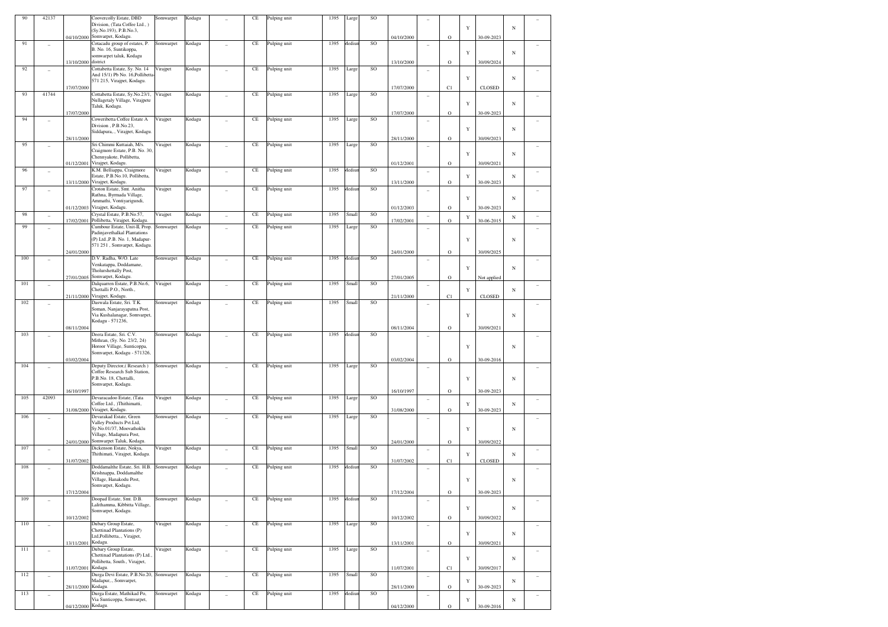| 90 | 42137 | 04/10/2000 | Coovercolly Estate, DBD Division, (Tata Coffee Ltd., ) (Sy.No.193), P.B.No.3, Somwarpet, Kodagu. | Somwarpet | Kodagu | _ | CE | Pulping unit | 1395 | Large | SO | 04/10/2000 | _ | O | Y | 30-09-2023 | N | _ |
|---|---|---|---|---|---|---|---|---|---|---|---|---|---|---|---|---|---|---|
| 91 | _ | 13/10/2000 | Cotacadu group of estates, P. B. No. 16, Suntikoppa, somwarpet taluk, Kodagu district | Somwarpet | Kodagu | _ | CE | Pulping unit | 1395 | Medium | SO | 13/10/2000 | _ | O | Y | 30/09/2024 | N | _ |
| 92 | _ | 17/07/2000 | Cottabetta Estate, Sy. No. 14 And 15/1) Pb No. 16,Pollibetta-571 215, Virajpet, Kodagu. | Virajpet | Kodagu | _ | CE | Pulping unit | 1395 | Large | SO | 17/07/2000 | _ | C1 | Y | CLOSED | N | _ |
| 93 | 41744 | 17/07/2000 | Cottabetta Estate, Sy.No.23/1, Nullagetaly Village, Virajpete Taluk, Kodagu. | Virajpet | Kodagu | _ | CE | Pulping unit | 1395 | Large | SO | 17/07/2000 | _ | O | Y | 30-09-2023 | N | _ |
| 94 | _ | 28/11/2000 | Coweribetta Coffee Estate A Division , P.B.No.23, Siddapura, , Virajpet, Kodagu. | Virajpet | Kodagu | _ | CE | Pulping unit | 1395 | Large | SO | 28/11/2000 | _ | O | Y | 30/09/2023 | N | _ |
| 95 | _ | 01/12/2001 | Sri Chimmi Kuttaiah, M/s. Craigmore Estate, P.B. No. 30, Chennyakote, Pollibetta, Virajpet, Kodagu. | Virajpet | Kodagu | _ | CE | Pulping unit | 1395 | Large | SO | 01/12/2001 | _ | O | Y | 30/09/2021 | N | _ |
| 96 | _ | 13/11/2000 | K.M. Belliappa, Craigmore Estate, P.B.No.10, Pollibetta, Virajpet, Kodagu. | Virajpet | Kodagu | _ | CE | Pulping unit | 1395 | Medium | SO | 13/11/2000 | _ | O | Y | 30-09-2023 | N | _ |
| 97 | _ | 01/12/2003 | Croton Estate, Smt. Anitha Rathna, Byrmada Village, Ammathi, Vontiyarigundi, Virajpet, Kodagu. | Virajpet | Kodagu | _ | CE | Pulping unit | 1395 | Medium | SO | 01/12/2003 | _ | O | Y | 30-09-2023 | N | _ |
| 98 | _ | 17/02/2001 | Crystal Estate, P.B.No.57, Pollibetta, Virajpet, Kodagu. | Virajpet | Kodagu | _ | CE | Pulping unit | 1395 | Small | SO | 17/02/2001 | _ | O | Y | 30-06-2015 | N | _ |
| 99 | _ | 24/01/2000 | Cumbour Estate, Unit-II, Prop. Padinjavethalkal Plantations (P) Ltd.,P.B. No. 1, Madapur-571 251 , Somvarpet, Kodagu. | Somwarpet | Kodagu | _ | CE | Pulping unit | 1395 | Large | SO | 24/01/2000 | _ | O | Y | 30/09/2025 | N | _ |
| 100 | _ | 27/01/2005 | D.V. Radha, W/O. Late Venkatappa, Doddamane, Tholurshettally Post, Somwarpet, Kodagu. | Somwarpet | Kodagu | _ | CE | Pulping unit | 1395 | Medium | SO | 27/01/2005 | _ | O | Y | Not applied | N | _ |
| 101 | _ | 21/11/2000 | Dalquarren Estate, P.B.No.6, Chettalli P.O., North., Virajpet, Kodagu. | Virajpet | Kodagu | _ | CE | Pulping unit | 1395 | Small | SO | 21/11/2000 | _ | C1 | Y | CLOSED | N | _ |
| 102 | _ | 08/11/2004 | Daswala Estate, Sri. T.K. Soman, Nanjarayapatna Post, Via Kushalanagar, Somvarpet, Kodagu - 571236, | Somwarpet | Kodagu | _ | CE | Pulping unit | 1395 | Small | SO | 08/11/2004 | _ | O | Y | 30/09/2021 | N | _ |
| 103 | _ | 03/02/2004 | Deera Estate, Sri. C.V. Mithran, (Sy. No. 23/2, 24) Horoor Village, Sunticoppa, Somvarpet, Kodagu - 571326, | Somwarpet | Kodagu | _ | CE | Pulping unit | 1395 | Medium | SO | 03/02/2004 | _ | O | Y | 30-09-2016 | N | _ |
| 104 | _ | 16/10/1997 | Deputy Director,( Research ) Coffee Research Sub Station, P.B.No. 18, Chettalli, Somvarpet, Kodagu. | Somwarpet | Kodagu | _ | CE | Pulping unit | 1395 | Large | SO | 16/10/1997 | _ | O | Y | 30-09-2023 | N | _ |
| 105 | 42093 | 31/08/2000 | Devaracadoo Estate, (Tata Coffee Ltd., (Thithimatti, Virajpet, Kodagu. | Virajpet | Kodagu | _ | CE | Pulping unit | 1395 | Large | SO | 31/08/2000 | _ | O | Y | 30-09-2023 | N | _ |
| 106 | _ | 24/01/2000 | Devarakad Estate, Green Valley Products Pvt.Ltd, Sy.No.01/37, Moovathoklu Village, Madapura Post, Somwarpet Taluk, Kodagu. | Somwarpet | Kodagu | _ | CE | Pulping unit | 1395 | Large | SO | 24/01/2000 | _ | O | Y | 30/09/2022 | N | _ |
| 107 | _ | 31/07/2002 | Dickenson Estate, Nokya, Thithimati, Virajpet, Kodagu. | Virajpet | Kodagu | _ | CE | Pulping unit | 1395 | Small | SO | 31/07/2002 | _ | C1 | Y | CLOSED | N | _ |
| 108 | _ | 17/12/2004 | Doddamalthe Estate, Sri. H.B. Krishnappa, Doddamalthe Village, Hanakodu Post, Somvarpet, Kodagu. | Somwarpet | Kodagu | _ | CE | Pulping unit | 1395 | Medium | SO | 17/12/2004 | _ | O | Y | 30-09-2023 | N | _ |
| 109 | _ | 10/12/2002 | Doopad Estate, Smt. D.B. Lalithamma, Kibbitta Village, Somvarpet, Kodagu. | Somwarpet | Kodagu | _ | CE | Pulping unit | 1395 | Medium | SO | 10/12/2002 | _ | O | Y | 30/09/2022 | N | _ |
| 110 | _ | 13/11/2001 | Dubary Group Estate, Chettinad Plantations (P) Ltd,Pollibetta,, Virajpet, Kodagu. | Virajpet | Kodagu | _ | CE | Pulping unit | 1395 | Large | SO | 13/11/2001 | _ | O | Y | 30/09/2021 | N | _ |
| 111 | _ | 11/07/2001 | Dubary Group Estate, Chettinad Plantations (P) Ltd., Pollibetta, South., Virajpet, Kodagu. | Virajpet | Kodagu | _ | CE | Pulping unit | 1395 | Large | SO | 11/07/2001 | _ | C1 | Y | 30/09/2017 | N | _ |
| 112 | _ | 28/11/2000 | Durga Devi Estate, P.B.No.20, Madapur,., Somvarpet, Kodagu. | Somwarpet | Kodagu | _ | CE | Pulping unit | 1395 | Small | SO | 28/11/2000 | _ | O | Y | 30-09-2023 | N | _ |
| 113 | _ | 04/12/2000 | Durga Estate, Mathikad Po, Via Sunticoppa, Somvarpet, Kodagu. | Somwarpet | Kodagu | _ | CE | Pulping unit | 1395 | Medium | SO | 04/12/2000 | _ | O | Y | 30-09-2016 | N | _ |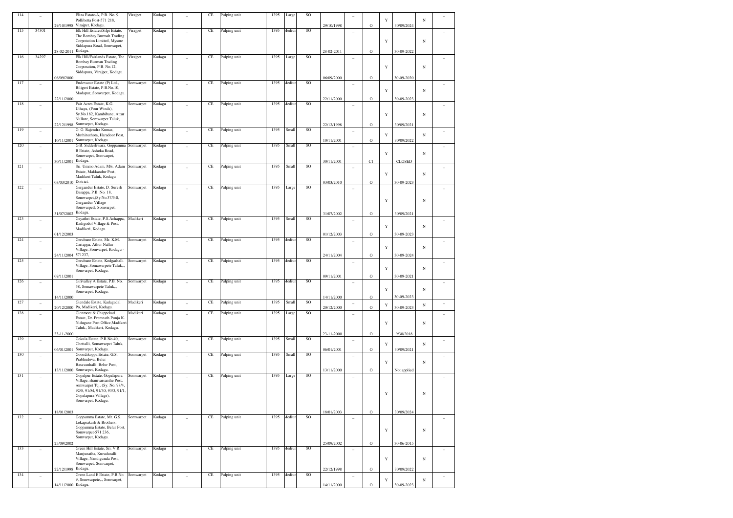| 114 | _ | 29/10/1998 | Eliza Estate-A, P.B. No. 9, Pollibetta Post-571 218, Virajpet, Kodagu. | Virajpet | Kodagu | _ | CE | Pulping unit | 1395 | Large | SO | 29/10/1998 | _ | O | Y | 30/09/2024 | N | _ |
|---|---|---|---|---|---|---|---|---|---|---|---|---|---|---|---|---|---|---|
| 115 | 34301 | 28-02-2011 | Elk Hill Estates/Silpi Estate, The Bombay Burmah Trading Corpotation Limited, Mysore Siddapura Road, Somvarpet, Kodagu. | Virajpet | Kodagu | _ | CE | Pulping unit | 1395 | Medium | SO | 28-02-2011 | _ | O | Y | 30-09-2022 | N | _ |
| 116 | 34297 | 06/09/2000 | Elk Hill/Fairlands Estate, The Bombay Burman Trading Corporation, P.B. No.12, Siddapura, Virajpet, Kodagu. | Virajpet | Kodagu | _ | CE | Pulping unit | 1395 | Large | SO | 06/09/2000 | _ | O | Y | 30-09-2020 | N | _ |
| 117 | _ | 22/11/2000 | Endevaour Estate (P) Ltd., Biligeri Estate, P.B.No.10, Madapur, Somvarpet, Kodagu. | Somwarpet | Kodagu | _ | CE | Pulping unit | 1395 | Medium | SO | 22/11/2000 | _ | O | Y | 30-09-2023 | N | _ |
| 118 | _ | 22/12/1998 | Fair Acres Estate, K.G. Uthaya, (Four Winds), Sy.No.182, Kambibane, Attur Nullore, Somwarpet Taluk, Somvarpet, Kodagu. | Somwarpet | Kodagu | _ | CE | Pulping unit | 1395 | Medium | SO | 22/12/1998 | _ | O | Y | 30/09/2021 | N | _ |
| 119 | _ | 10/11/2001 | G. G. Rajendra Kumar, Muthinathota, Haradoor Post, Somvarpet, Kodagu. | Somwarpet | Kodagu | _ | CE | Pulping unit | 1395 | Small | SO | 10/11/2001 | _ | O | Y | 30/09/2022 | N | _ |
| 120 | _ | 30/11/2001 | G.B. Siddeshwara, Goppamma B Estate, Ashoka Road, Somwarpet, Somvarpet, Kodagu. | Somwarpet | Kodagu | _ | CE | Pulping unit | 1395 | Small | SO | 30/11/2001 | _ | C1 | Y | CLOSED | N | _ |
| 121 | _ | 03/03/2010 | Sri. Ummo Adam, M/s. Adam Estate, Makkandur Post, Madikeri Taluk, Kodagu District. | Somwarpet | Kodagu | _ | CE | Pulping unit | 1395 | Small | SO | 03/03/2010 | _ | O | Y | 30-09-2023 | N | _ |
| 122 | _ | 31/07/2002 | Gargandur Estate, D. Suresh Dasappa, P.B. No. 18, Somwarpet,(Sy.No.37/5-8, Gargandur Village Somwarpet), Somvarpet, Kodagu. | Somwarpet | Kodagu | _ | CE | Pulping unit | 1395 | Large | SO | 31/07/2002 | _ | O | Y | 30/09/2021 | N | _ |
| 123 | _ | 01/12/2003 | Gayathri Estate, P.S.Achappa, Kadigodol Village & Post, Madikeri, Kodagu. | Madikeri | Kodagu | _ | CE | Pulping unit | 1395 | Small | SO | 01/12/2003 | _ | O | Y | 30-09-2023 | N | _ |
| 124 | _ | 24/11/2004 | Gerubane Estate, Mr. K.M. Cariappa, Athur Nallur Village, Somvarpet, Kodagu - 571237, | Somwarpet | Kodagu | _ | CE | Pulping unit | 1395 | Medium | SO | 24/11/2004 | _ | O | Y | 30-09-2024 | N | _ |
| 125 | _ | 09/11/2001 | Gerubane Estate, Kodgarhalli Village, Somawarpete Taluk,, Somvarpet, Kodagu. | Somwarpet | Kodagu | _ | CE | Pulping unit | 1395 | Medium | SO | 09/11/2001 | _ | O | Y | 30-09-2021 | N | _ |
| 126 | _ | 14/11/2000 | Girivalley A Estate, P.B. No. 58, Somawarpete Taluk,, Somvarpet, Kodagu. | Somwarpet | Kodagu | _ | CE | Pulping unit | 1395 | Medium | SO | 14/11/2000 | _ | O | Y | 30-09-2023 | N | _ |
| 127 | _ | 20/12/2000 | Glendale Estate, Kadagadal Po, Madikeri, Kodagu. | Madikeri | Kodagu | _ | CE | Pulping unit | 1395 | Small | SO | 20/12/2000 | _ | O | Y | 30-09-2023 | N | _ |
| 128 | _ | 23-11-2000 | Glenmore & Chappekad Estate, Dr. Premnath Punja K. Nidugane Post Office,Madikeri Taluk., Madikeri, Kodagu. | Madikeri | Kodagu | _ | CE | Pulping unit | 1395 | Large | SO | 23-11-2000 | _ | O | Y | 9/30/2018 | N | _ |
| 129 | _ | 06/01/2001 | Gokula Estate, P.B.No.40, Chettalli, Somawarpet Taluk, Somvarpet, Kodagu. | Somwarpet | Kodagu | _ | CE | Pulping unit | 1395 | Small | SO | 06/01/2001 | _ | O | Y | 30/09/2021 | N | _ |
| 130 | _ | 13/11/2000 | Goondikoppa Estate, G.S. Prabhudeva, Belur Basavanhalli, Belur Post, Somvarpet, Kodagu. | Somwarpet | Kodagu | _ | CE | Pulping unit | 1395 | Small | SO | 13/11/2000 | _ | O | Y | Not applied | N | _ |
| 131 | _ | 18/01/2003 | Gopalpur Estate, Gopalapura Village, shanivarsanthe Post, somwarpet Tq., (Sy. No. 98/4, 92/5, 91/M, 91/30, 93/3, 91/1, Gopalapura Village), Somvarpet, Kodagu. | Somwarpet | Kodagu | _ | CE | Pulping unit | 1395 | Large | SO | 18/01/2003 | _ | O | Y | 30/09/2024 | N | _ |
| 132 | _ | 25/09/2002 | Goppamma Estate, Mr. G.S. Lokaprakash & Brothers, Goppamma Estate, Belur Post, Somwarpet-571 236, Somvarpet, Kodagu. | Somwarpet | Kodagu | _ | CE | Pulping unit | 1395 | Medium | SO | 25/09/2002 | _ | O | Y | 30-06-2015 | N | _ |
| 133 | _ | 22/12/1998 | Green Hill Estate, Sri. V.R. Manjunatha, Kuruduralli Village, Nandigunda Post, Somwarpet, Somvarpet, Kodagu. | Somwarpet | Kodagu | _ | CE | Pulping unit | 1395 | Medium | SO | 22/12/1998 | _ | O | Y | 30/09/2022 | N | _ |
| 134 | _ | 14/11/2000 | Green Land E Estate, P.B.No. 9, Somwarpete,, Somvarpet, Kodagu. | Somwarpet | Kodagu | _ | CE | Pulping unit | 1395 | Medium | SO | 14/11/2000 | _ | O | Y | 30-09-2023 | N | _ |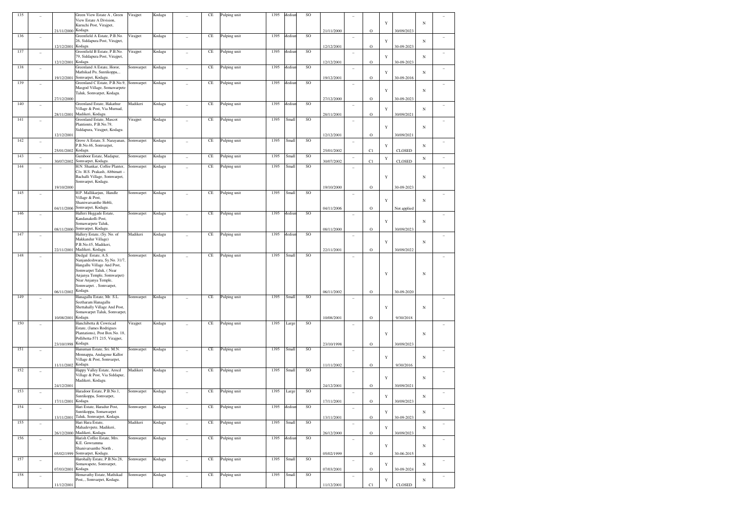| 135 | _ | 21/11/2000 | Green View Estate A , Green View Estate A Division, Kuruchi Post, Virajpet, Kodagu. | Virajpet | Kodagu | _ | CE | Pulping unit | 1395 | Medium | SO | 21/11/2000 | _ | O | Y | 30/09/2023 | N | _ |
|---|---|---|---|---|---|---|---|---|---|---|---|---|---|---|---|---|---|---|
| 136 | _ | 12/12/2001 | Greenfield A Estate, P.B.No. 26, Siddapura Post, Virajpet, Kodagu. | Virajpet | Kodagu | _ | CE | Pulping unit | 1395 | Medium | SO | 12/12/2001 | _ | O | Y | 30-09-2023 | N | _ |
| 137 | _ | 12/12/2001 | Greenfield B Estate, P.B.No. 79, Siddapura Post, Virajpet, Kodagu. | Virajpet | Kodagu | _ | CE | Pulping unit | 1395 | Medium | SO | 12/12/2001 | _ | O | Y | 30-09-2023 | N | _ |
| 138 | _ | 19/12/2001 | Greenland A Estate, Horor, Mathikad Po, Suntikoppa,., Somvarpet, Kodagu. | Somwarpet | Kodagu | _ | CE | Pulping unit | 1395 | Medium | SO | 19/12/2001 | _ | O | Y | 30-09-2016 | N | _ |
| 139 | _ | 27/12/2000 | Greenland C Estate, P.B.No.9, Masgod Village, Somawarpete Taluk, Somvarpet, Kodagu. | Somwarpet | Kodagu | _ | CE | Pulping unit | 1395 | Medium | SO | 27/12/2000 | _ | O | Y | 30-09-2023 | N | _ |
| 140 | _ | 28/11/2001 | Greenland Estate, Hakathur Village & Post, Via Murnad, Madikeri, Kodagu. | Madikeri | Kodagu | _ | CE | Pulping unit | 1395 | Medium | SO | 28/11/2001 | _ | O | Y | 30/09/2021 | N | _ |
| 141 | _ | 12/12/2001 | Greenland Estate, Mascot Plantionts, P.B.No.79, Siddapura, Virajpet, Kodagu. | Virajpet | Kodagu | _ | CE | Pulping unit | 1395 | Small | SO | 12/12/2001 | _ | O | Y | 30/09/2021 | N | _ |
| 142 | _ | 25/01/2002 | Grove A Estate, S. Narayanan, P.B.No.46, Somvarpet, Kodagu. | Somwarpet | Kodagu | _ | CE | Pulping unit | 1395 | Small | SO | 25/01/2002 | _ | C1 | Y | CLOSED | N | _ |
| 143 | _ | 30/07/2002 | Gumboor Estate, Madapur, Somvarpet, Kodagu. | Somwarpet | Kodagu | _ | CE | Pulping unit | 1395 | Small | SO | 30/07/2002 | _ | C1 | Y | CLOSED | N | _ |
| 144 | _ | 19/10/2000 | H.N. Shankar, Coffee Planter, C/o. H.S. Prakash, Abbimatt – Bachalli Village, Somwarpet, Somvarpet, Kodagu. | Somwarpet | Kodagu | _ | CE | Pulping unit | 1395 | Small | SO | 19/10/2000 | _ | O | Y | 30-09-2023 | N | _ |
| 145 | _ | 04/11/2006 | H.P. Mallikarjun, Handle Village & Post, Shaniwarsanthe Hobli, Somvarpet, Kodagu. | Somwarpet | Kodagu | _ | CE | Pulping unit | 1395 | Small | SO | 04/11/2006 | _ | O | Y | Not applied | N | _ |
| 146 | _ | 08/11/2000 | Halleri Heggade Estate, Kandanakolli Post, Somawarpete Taluk, Somvarpet, Kodagu. | Somwarpet | Kodagu | _ | CE | Pulping unit | 1395 | Medium | SO | 08/11/2000 | _ | O | Y | 30/09/2023 | N | _ |
| 147 | _ | 22/11/2001 | Hallery Estate, (Sy. No. of Makkandur Village) P.B.No.45, Madikeri, Madikeri, Kodagu. | Madikeri | Kodagu | _ | CE | Pulping unit | 1395 | Medium | SO | 22/11/2001 | _ | O | Y | 30/09/2022 | N | _ |
| 148 | _ | 06/11/2002 | Dudgal Estate, A.S. Nanjandeshwara, Sy.No. 31/7, Hangallu Village And Post, Somwarpet Taluk, ( Near Anjanya Temple, Somwarpet) Near Anjanya Temple, Somwarpet. , Somvarpet, Kodagu. | Somwarpet | Kodagu | _ | CE | Pulping unit | 1395 | Small | SO | 06/11/2002 | _ | O | Y | 30-09-2020 | N | _ |
| 149 | _ | 10/08/2001 | Hanagallu Estate, Mr. S.L. Seetharam Hanagallu Shettahally Village And Post, Somawarpet Taluk, Somvarpet, Kodagu. | Somwarpet | Kodagu | _ | CE | Pulping unit | 1395 | Small | SO | 10/08/2001 | _ | O | Y | 9/30/2018 | N | _ |
| 150 | _ | 23/10/1998 | Hanchibetta & Cowricad Estate, (James Rodrigues Plantations), Post Box.No. 18, Pollibetta-571 215, Virajpet, Kodagu. | Virajpet | Kodagu | _ | CE | Pulping unit | 1395 | Large | SO | 23/10/1998 | _ | O | Y | 30/09/2023 | N | _ |
| 151 | _ | 11/11/2002 | Hanuman Estate, Sri. M.N. Monnappa, Andagoue Kallor Village & Post, Somvarpet, Kodagu. | Somwarpet | Kodagu | _ | CE | Pulping unit | 1395 | Small | SO | 11/11/2002 | _ | O | Y | 9/30/2016 | N | _ |
| 152 | _ | 24/12/2001 | Happy Valley Estate, Aroed Village & Post, Via Siddapur, Madikeri, Kodagu. | Madikeri | Kodagu | _ | CE | Pulping unit | 1395 | Small | SO | 24/12/2001 | _ | O | Y | 30/09/2021 | N | _ |
| 153 | _ | 17/11/2001 | Haradoor Estate, P.B.No.1, Suntikoppa, Somvarpet, Kodagu. | Somwarpet | Kodagu | _ | CE | Pulping unit | 1395 | Large | SO | 17/11/2001 | _ | O | Y | 30/09/2023 | N | _ |
| 154 | _ | 13/11/2001 | Hari Estate, Haradur Post, Suntikoppa, Somawarpet Taluk, Somvarpet, Kodagu. | Somwarpet | Kodagu | _ | CE | Pulping unit | 1395 | Medium | SO | 13/11/2001 | _ | O | Y | 30-09-2023 | N | _ |
| 155 | _ | 26/12/2000 | Hari Hara Estate, Mahadevpete, Madikeri, Madikeri, Kodagu. | Madikeri | Kodagu | _ | CE | Pulping unit | 1395 | Small | SO | 26/12/2000 | _ | O | Y | 30/09/2023 | N | _ |
| 156 | _ | 05/02/1999 | Harish Coffee Estate, Mrs. K.E. Gowramma Shanivarsanthe North , Somvarpet, Kodagu. | Somwarpet | Kodagu | _ | CE | Pulping unit | 1395 | Medium | SO | 05/02/1999 | _ | O | Y | 30-06-2015 | N | _ |
| 157 | _ | 07/03/2001 | Harohally Estate, P.B.No.28, Somawapete, Somvarpet, Kodagu. | Somwarpet | Kodagu | _ | CE | Pulping unit | 1395 | Small | SO | 07/03/2001 | _ | O | Y | 30-09-2024 | N | _ |
| 158 | _ | 11/12/2001 | Hemavathy Estate, Mathikad Post,., Somvarpet, Kodagu. | Somwarpet | Kodagu | _ | CE | Pulping unit | 1395 | Small | SO | 11/12/2001 | _ | C1 | Y | CLOSED | N | _ |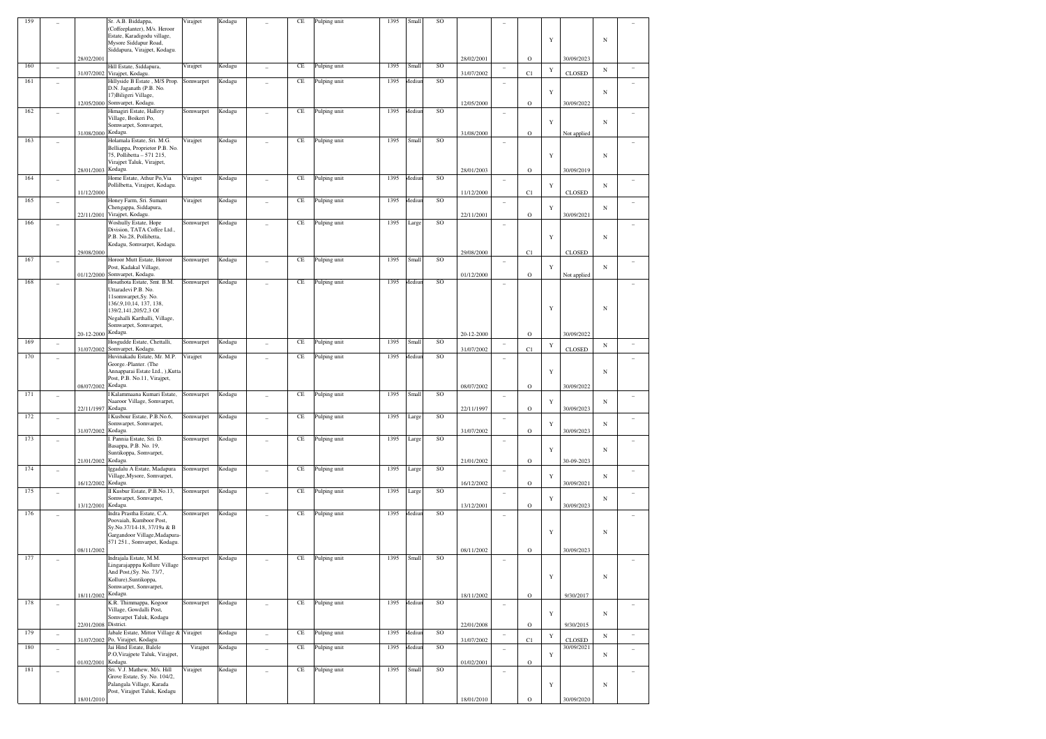| 159 | _ | 28/02/2001 | Sr. A.B. Biddappa, (Coffeeplanter), M/s. Heroor Estate, Karadigodu village, Mysore Siddapur Road, Siddapura, Virajpet, Kodagu. | Virajpet | Kodagu | _ | CE | Pulping unit | 1395 | Small | SO | 28/02/2001 | _ | O | Y | 30/09/2023 | N | _ |
|---|---|---|---|---|---|---|---|---|---|---|---|---|---|---|---|---|---|---|
| 160 | _ | 31/07/2002 | Hill Estate, Siddapura, Virajpet, Kodagu. | Virajpet | Kodagu | _ | CE | Pulping unit | 1395 | Small | SO | 31/07/2002 | _ | C1 | Y | CLOSED | N | _ |
| 161 | _ | 12/05/2000 | Hillyside B Estate , M/S Prop. D.N. Jaganath (P.B. No. 17)Biligeri Village, Somwarpet, Kodagu. | Somwarpet | Kodagu | _ | CE | Pulping unit | 1395 | Medium | SO | 12/05/2000 | _ | O | Y | 30/09/2022 | N | _ |
| 162 | _ | 31/08/2000 | Himagiri Estate, Hallery Village, Boikeri Po, Somwarpet, Somvarpet, Kodagu. | Somwarpet | Kodagu | _ | CE | Pulping unit | 1395 | Medium | SO | 31/08/2000 | _ | O | Y | Not applied | N | _ |
| 163 | _ | 28/01/2003 | Holamala Estate, Sri. M.G. Belliappa, Proprietor P.B. No. 75, Pollibetta – 571 215, Virajpet Taluk, Virajpet, Kodagu. | Virajpet | Kodagu | _ | CE | Pulping unit | 1395 | Small | SO | 28/01/2003 | _ | O | Y | 30/09/2019 | N | _ |
| 164 | _ | 11/12/2000 | Home Estate, Athur Po,Via Pollilbetta, Virajpet, Kodagu. | Virajpet | Kodagu | _ | CE | Pulping unit | 1395 | Medium | SO | 11/12/2000 | _ | C1 | Y | CLOSED | N | _ |
| 165 | _ | 22/11/2001 | Honey Farm, Sri. Sumant Chengappa, Siddapura, Virajpet, Kodagu. | Virajpet | Kodagu | _ | CE | Pulping unit | 1395 | Medium | SO | 22/11/2001 | _ | O | Y | 30/09/2021 | N | _ |
| 166 | _ | 29/08/2000 | Woshully Estate, Hope Division, TATA Coffee Ltd., P.B. No.28, Pollibetta, Kodagu, Somvarpet, Kodagu. | Somwarpet | Kodagu | _ | CE | Pulping unit | 1395 | Large | SO | 29/08/2000 | _ | C1 | Y | CLOSED | N | _ |
| 167 | _ | 01/12/2000 | Horoor Mutt Estate, Horoor Post, Kadakal Village, Somvarpet, Kodagu. | Somwarpet | Kodagu | _ | CE | Pulping unit | 1395 | Small | SO | 01/12/2000 | _ | O | Y | Not applied | N | _ |
| 168 | _ | 20-12-2000 | Hosathota Estate, Smt. B.M. Uttaradevi P.B. No. 11somwarpet,Sy. No. 136/,9,10,14, 137, 138, 139/2,141,205/2.3 Of Negahalli Karthalli, Village, Somwarpet, Somvarpet, Kodagu. | Somwarpet | Kodagu | _ | CE | Pulping unit | 1395 | Medium | SO | 20-12-2000 | _ | O | Y | 30/09/2022 | N | _ |
| 169 | _ | 31/07/2002 | Hosgudde Estate, Chettalli, Somvarpet, Kodagu. | Somwarpet | Kodagu | _ | CE | Pulping unit | 1395 | Small | SO | 31/07/2002 | _ | C1 | Y | CLOSED | N | _ |
| 170 | _ | 08/07/2002 | Huvinakadu Estate, Mr. M.P. George.-Planter. (The Annapparai Estate Ltd., ),Kutta Post, P.B. No.11, Virajpet, Kodagu. | Virajpet | Kodagu | _ | CE | Pulping unit | 1395 | Medium | SO | 08/07/2002 | _ | O | Y | 30/09/2022 | N | _ |
| 171 | _ | 22/11/1997 | I Kalammaana Kumari Estate, Naaroor Village, Somvarpet, Kodagu. | Somwarpet | Kodagu | _ | CE | Pulping unit | 1395 | Small | SO | 22/11/1997 | _ | O | Y | 30/09/2023 | N | _ |
| 172 | _ | 31/07/2002 | I Kusbour Estate, P.B.No.6, Somwarpet, Somvarpet, Kodagu. | Somwarpet | Kodagu | _ | CE | Pulping unit | 1395 | Large | SO | 31/07/2002 | _ | O | Y | 30/09/2023 | N | _ |
| 173 | _ | 21/01/2002 | I. Pannia Estate, Sri. D. Basappa, P.B. No. 19, Suntikoppa, Somvarpet, Kodagu. | Somwarpet | Kodagu | _ | CE | Pulping unit | 1395 | Large | SO | 21/01/2002 | _ | O | Y | 30-09-2023 | N | _ |
| 174 | _ | 16/12/2002 | Iggadalu A Estate, Madapura Village,Mysore, Somvarpet, Kodagu. | Somwarpet | Kodagu | _ | CE | Pulping unit | 1395 | Large | SO | 16/12/2002 | _ | O | Y | 30/09/2021 | N | _ |
| 175 | _ | 13/12/2001 | II Kusbur Estate, P.B.No.13, Somwarpet, Somvarpet, Kodagu. | Somwarpet | Kodagu | _ | CE | Pulping unit | 1395 | Large | SO | 13/12/2001 | _ | O | Y | 30/09/2023 | N | _ |
| 176 | _ | 08/11/2002 | Indra Prastha Estate, C.A. Poovaiah, Kumboor Post, Sy.No.37/14-18, 37/19a & B Gargandoor Village,Madapura-571 251., Somvarpet, Kodagu. | Somwarpet | Kodagu | _ | CE | Pulping unit | 1395 | Medium | SO | 08/11/2002 | _ | O | Y | 30/09/2023 | N | _ |
| 177 | _ | 18/11/2002 | Indrajala Estate, M.M. Lingarajapppa Kollure Village And Post,(Sy. No. 73/7, Kollure),Suntikoppa, Somwarpet, Somvarpet, Kodagu. | Somwarpet | Kodagu | _ | CE | Pulping unit | 1395 | Small | SO | 18/11/2002 | _ | O | Y | 9/30/2017 | N | _ |
| 178 | _ | 22/01/2008 | K.R. Thimmappa, Kogoor Village, Gowdalli Post, Somvarpet Taluk, Kodagu District. | Somwarpet | Kodagu | _ | CE | Pulping unit | 1395 | Medium | SO | 22/01/2008 | _ | O | Y | 9/30/2015 | N | _ |
| 179 | _ | 31/07/2002 | Jabale Estate, Mittor Village & Po, Virajpet, Kodagu. | Virajpet | Kodagu | _ | CE | Pulping unit | 1395 | Medium | SO | 31/07/2002 | _ | C1 | Y | CLOSED | N | _ |
| 180 | _ | 01/02/2001 | Jai Hind Estate, Balele P.O,Virajpete Taluk, Virajpet, Kodagu. | Virajpet | Kodagu | _ | CE | Pulping unit | 1395 | Medium | SO | 01/02/2001 | _ | O | Y | 30/09/2021 | N | _ |
| 181 | _ | 18/01/2010 | Sri. V.J. Mathew, M/s. Hill Grove Estate, Sy. No. 104/2, Palangala Village, Karada Post, Virajpet Taluk, Kodagu | Virajpet | Kodagu | _ | CE | Pulping unit | 1395 | Small | SO | 18/01/2010 | _ | O | Y | 30/09/2020 | N | _ |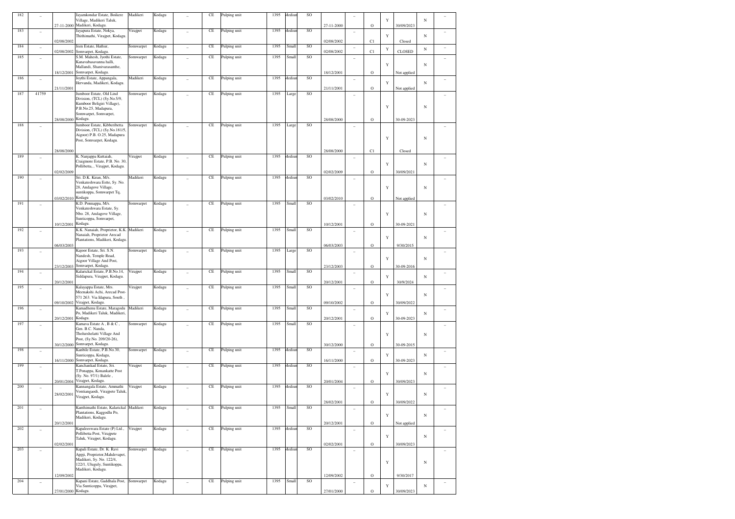| 182 | _ | 27-11-2000 | Jayamkondar Estate, Boikere Village, Madikeri Taluk, Madikeri, Kodagu. | Madikeri | Kodagu | _ | CE | Pulping unit | 1395 | Medium | SO | 27-11-2000 | _ | O | Y | 30/09/2023 | N | _ |
|---|---|---|---|---|---|---|---|---|---|---|---|---|---|---|---|---|---|---|
| 183 | _ | 02/08/2002 | Jayapura Estate, Nokya, Thithimathi, Virajpet, Kodagu. | Virajpet | Kodagu | _ | CE | Pulping unit | 1395 | Medium | SO | 02/08/2002 | _ | C1 | Y | Closed | N | _ |
| 184 | _ | 02/08/2002 | Jeen Estate, Hathur, Somwarpet, Kodagu. | Somwarpet | Kodagu | _ | CE | Pulping unit | 1395 | Small | SO | 02/08/2002 | _ | C1 | Y | CLOSED | N | _ |
| 185 | _ | 18/12/2001 | S.M. Mahesh, Jyothi Estate, Kanavabasavanna halli, Mallandi, Shanivarasanthe, Somwarpet, Kodagu. | Somwarpet | Kodagu | _ | CE | Pulping unit | 1395 | Small | SO | 18/12/2001 | _ | O | Y | Not applied | N | _ |
| 186 | _ | 21/11/2001 | Joythi Estate, Appangala, Hervanda, Madikeri, Kodagu. | Madikeri | Kodagu | _ | CE | Pulping unit | 1395 | Medium | SO | 21/11/2001 | _ | O | Y | Not applied | N | _ |
| 187 | 41759 | 28/08/2000 | Jumboor Estate, Old Lind Division, (TCL) (Sy.No.5/9, Kumboor Beligiri Village), P.B.No.25, Madapura, Somwarpet, Somvarpet, Kodagu. | Somwarpet | Kodagu | _ | CE | Pulping unit | 1395 | Large | SO | 28/08/2000 | _ | O | Y | 30-09-2023 | N | _ |
| 188 | _ | 28/08/2000 | Jumboor Estate, Kibberibetta Division, (TCL) (Sy.No.181/5, Aigoor) P.B. O.25, Madapura Post, Somvarpet, Kodagu. | Somwarpet | Kodagu | _ | CE | Pulping unit | 1395 | Large | SO | 28/08/2000 | _ | C1 | Y | Closed | N | _ |
| 189 | _ | 02/02/2009 | K. Nanjappa Kuttaiah, Craigmore Estate, P.B. No. 30, Pollibetta,., Virajpet, Kodagu. | Virajpet | Kodagu | _ | CE | Pulping unit | 1395 | Medium | SO | 02/02/2009 | _ | O | Y | 30/09/2021 | N | _ |
| 190 | _ | 03/02/2010 | Sri. D.K. Kiran, M/s. Venkateshwara Estte, Sy. No. 28, Andagove Village, suntikoppa, Somwarpet Tq, Kodagu | Madikeri | Kodagu | _ | CE | Pulping unit | 1395 | Medium | SO | 03/02/2010 | _ | O | Y | Not applied | N | _ |
| 191 | _ | 10/12/2001 | K.D. Ponnappa, M/s. Venkateshwara Estate, Sy. Nbo. 28, Andagove Village, Sunticoppa, Somvarpet, Kodagu. | Somwarpet | Kodagu | _ | CE | Pulping unit | 1395 | Small | SO | 10/12/2001 | _ | O | Y | 30-09-2021 | N | _ |
| 192 | _ | 06/03/2003 | K.K. Nanaiah, Proprietor, K.K. Nanaiah, Proprietor Arecad Plantations, Madikeri, Kodagu. | Madikeri | Kodagu | _ | CE | Pulping unit | 1395 | Small | SO | 06/03/2003 | _ | O | Y | 9/30/2015 | N | _ |
| 193 | _ | 23/12/2003 | Kajoor Estate, Sri. S.N. Nandesh, Temple Road, Aigoor Village And Post, Somvarpet, Kodagu. | Somwarpet | Kodagu | _ | CE | Pulping unit | 1395 | Large | SO | 23/12/2003 | _ | O | Y | 30-09-2016 | N | _ |
| 194 | _ | 20/12/2001 | Kalarickal Estate, P.B.No.14, Siddapura, Virajpet, Kodagu. | Virajpet | Kodagu | _ | CE | Pulping unit | 1395 | Small | SO | 20/12/2001 | _ | O | Y | 30/9/2024 | N | _ |
| 195 | _ | 09/10/2002 | Kalayappa Estate, Mrs. Meenakshi Achi, Arecad Post-571 263. Via Idapura, South , Virajpet, Kodagu. | Virajpet | Kodagu | _ | CE | Pulping unit | 1395 | Small | SO | 09/10/2002 | _ | O | Y | 30/09/2022 | N | _ |
| 196 | _ | 20/12/2001 | Kamadhenu Estate, Maragodu Po, Madikeri Taluk, Madikeri, Kodagu. | Madikeri | Kodagu | _ | CE | Pulping unit | 1395 | Small | SO | 20/12/2001 | _ | O | Y | 30-09-2023 | N | _ |
| 197 | _ | 30/12/2000 | Kamava Estate A , B & C , Gen. B.C. Nanda, Tholurshelatti Village And Post, (Sy.No. 209/20-26), Somvarpet, Kodagu. | Somwarpet | Kodagu | _ | CE | Pulping unit | 1395 | Small | SO | 30/12/2000 | _ | O | Y | 30-09-2015 | N | _ |
| 198 | _ | 16/11/2000 | Kanbile Estate, P.B.No.30, Sunticoppa, Kodagu, Somvarpet, Kodagu. | Somwarpet | Kodagu | _ | CE | Pulping unit | 1395 | Medium | SO | 16/11/2000 | _ | O | Y | 30-09-2023 | N | _ |
| 199 | _ | 20/01/2004 | Kanchankad Estate, Sri. T.Ponappa, Konankatte Post (Sy. No. 97/1) Balele , Virajpet, Kodagu. | Virajpet | Kodagu | _ | CE | Pulping unit | 1395 | Medium | SO | 20/01/2004 | _ | O | Y | 30/09/2023 | N | _ |
| 200 | _ | 28/02/2001 | Kannangala Estate, Ammathi Vontiangaodi, Virajpete Taluk, Virajpet, Kodagu. | Virajpet | Kodagu | _ | CE | Pulping unit | 1395 | Medium | SO | 28/02/2001 | _ | O | Y | 30/09/2022 | N | _ |
| 201 | _ | 20/12/2001 | Kanthimathi Estate, Kalarickal Plantations, Kaggodlu Po, Madikeri, Kodagu. | Madikeri | Kodagu | _ | CE | Pulping unit | 1395 | Small | SO | 20/12/2001 | _ | O | Y | Not applied | N | _ |
| 202 | _ | 02/02/2001 | Kapaleeswara Estate (P) Ltd., Pollibetta Post, Virajpete Taluk, Virajpet, Kodagu. | Virajpet | Kodagu | _ | CE | Pulping unit | 1395 | Medium | SO | 02/02/2001 | _ | O | Y | 30/09/2023 | N | _ |
| 203 | _ | 12/09/2002 | Kapali Estate, Dr. K. Ravi Appji, Proprietor,Mahdevapet, Madikeri, Sy. No. 122/4, 122/1, Uluguly, Suntikoppa, Madikeri, Kodagu. | Somwarpet | Kodagu | _ | CE | Pulping unit | 1395 | Medium | SO | 12/09/2002 | _ | O | Y | 9/30/2017 | N | _ |
| 204 | _ | 27/01/2000 | Kapani Estate, Gaddhala Post, Via Sunticoppa, Virajpet, Kodagu. | Somwarpet | Kodagu | _ | CE | Pulping unit | 1395 | Small | SO | 27/01/2000 | _ | O | Y | 30/09/2023 | N | _ |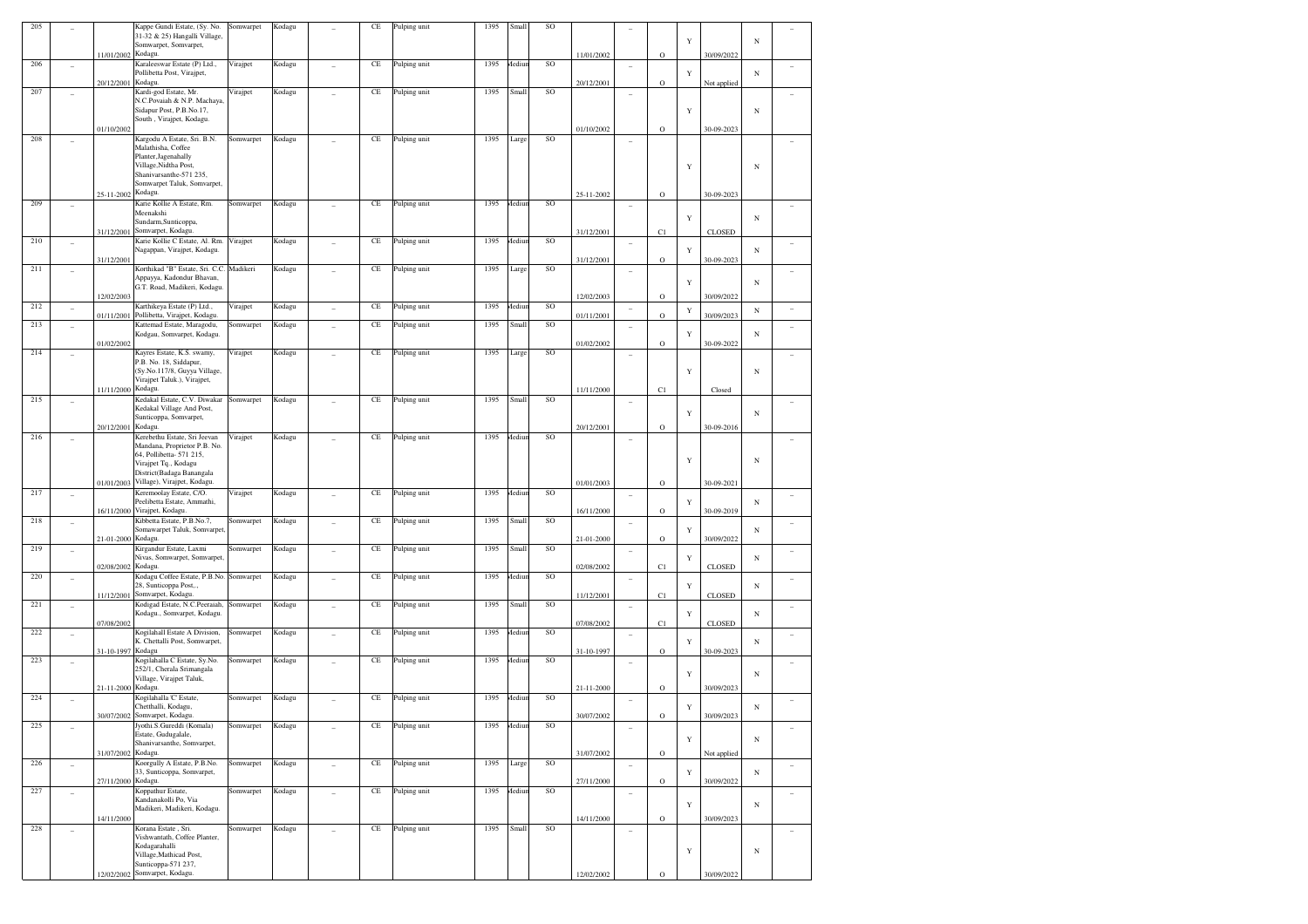| 205 | _ | 11/01/2002 | Kappe Gundi Estate, (Sy. No. 31-32 & 25) Hangalli Village, Somwarpet, Somvarpet, Kodagu. | Somwarpet | Kodagu | _ | CE | Pulping unit | 1395 | Small | SO | 11/01/2002 | _ | O | Y | 30/09/2022 | N | _ |
|---|---|---|---|---|---|---|---|---|---|---|---|---|---|---|---|---|---|---|
| 206 | _ | 20/12/2001 | Karaleeswar Estate (P) Ltd., Pollibetta Post, Virajpet, Kodagu. | Virajpet | Kodagu | _ | CE | Pulping unit | 1395 | Medium | SO | 20/12/2001 | _ | O | Y | Not applied | N | _ |
| 207 | _ | 01/10/2002 | Kardi-god Estate, Mr. N.C.Povaiah & N.P. Machaya, Sidapur Post, P.B.No.17, South , Virajpet, Kodagu. | Virajpet | Kodagu | _ | CE | Pulping unit | 1395 | Small | SO | 01/10/2002 | _ | O | Y | 30-09-2023 | N | _ |
| 208 | _ | 25-11-2002 | Kargodu A Estate, Sri. B.N. Malathisha, Coffee Planter,Jagenahally Village,Nidtha Post, Shanivarsanthe-571 235, Somwarpet Taluk, Somvarpet, Kodagu. | Somwarpet | Kodagu | _ | CE | Pulping unit | 1395 | Large | SO | 25-11-2002 | _ | O | Y | 30-09-2023 | N | _ |
| 209 | _ | 31/12/2001 | Karie Kollie A Estate, Rm. Meenakshi Sundarm,Sunticoppa, Somvarpet, Kodagu. | Somwarpet | Kodagu | _ | CE | Pulping unit | 1395 | Medium | SO | 31/12/2001 | _ | C1 | Y | CLOSED | N | _ |
| 210 | _ | 31/12/2001 | Karie Kollie C Estate, Al. Rm. Nagappan, Virajpet, Kodagu. | Virajpet | Kodagu | _ | CE | Pulping unit | 1395 | Medium | SO | 31/12/2001 | _ | O | Y | 30-09-2023 | N | _ |
| 211 | _ | 12/02/2003 | Korthikad "B" Estate, Sri. C.C. Appayya, Kadondur Bhavan, G.T. Road, Madikeri, Kodagu. | Madikeri | Kodagu | _ | CE | Pulping unit | 1395 | Large | SO | 12/02/2003 | _ | O | Y | 30/09/2022 | N | _ |
| 212 | _ | 01/11/2001 | Karthikeya Estate (P) Ltd., Pollibetta, Virajpet, Kodagu. | Virajpet | Kodagu | _ | CE | Pulping unit | 1395 | Medium | SO | 01/11/2001 | _ | O | Y | 30/09/2023 | N | _ |
| 213 | _ | 01/02/2002 | Kattemad Estate, Maragodu, Kodgau, Somvarpet, Kodagu. | Somwarpet | Kodagu | _ | CE | Pulping unit | 1395 | Small | SO | 01/02/2002 | _ | O | Y | 30-09-2022 | N | _ |
| 214 | _ | 11/11/2000 | Kayres Estate, K.S. swamy, P.B. No. 18, Siddapur, (Sy.No.117/8, Guyya Village, Virajpet Taluk.), Virajpet, Kodagu. | Virajpet | Kodagu | _ | CE | Pulping unit | 1395 | Large | SO | 11/11/2000 | _ | C1 | Y | Closed | N | _ |
| 215 | _ | 20/12/2001 | Kedakal Estate, C.V. Diwakar Kedakal Village And Post, Sunticoppa, Somvarpet, Kodagu. | Somwarpet | Kodagu | _ | CE | Pulping unit | 1395 | Small | SO | 20/12/2001 | _ | O | Y | 30-09-2016 | N | _ |
| 216 | _ | 01/01/2003 | Kerebethu Estate, Sri Jeevan Mandana, Proprietor P.B. No. 64, Pollibetta- 571 215, Virajpet Tq., Kodagu District(Badaga Banangala Village), Virajpet, Kodagu. | Virajpet | Kodagu | _ | CE | Pulping unit | 1395 | Medium | SO | 01/01/2003 | _ | O | Y | 30-09-2021 | N | _ |
| 217 | _ | 16/11/2000 | Keremoolay Estate, C/O. Peelibetta Estate, Ammathi, Virajpet, Kodagu. | Virajpet | Kodagu | _ | CE | Pulping unit | 1395 | Medium | SO | 16/11/2000 | _ | O | Y | 30-09-2019 | N | _ |
| 218 | _ | 21-01-2000 | Kibbetta Estate, P.B.No.7, Somawarpet Taluk, Somvarpet, Kodagu. | Somwarpet | Kodagu | _ | CE | Pulping unit | 1395 | Small | SO | 21-01-2000 | _ | O | Y | 30/09/2022 | N | _ |
| 219 | _ | 02/08/2002 | Kirgandur Estate, Laxmi Nivas, Somwarpet, Somvarpet, Kodagu. | Somwarpet | Kodagu | _ | CE | Pulping unit | 1395 | Small | SO | 02/08/2002 | _ | C1 | Y | CLOSED | N | _ |
| 220 | _ | 11/12/2001 | Kodagu Coffee Estate, P.B.No. 28, Sunticoppa Post,., Somvarpet, Kodagu. | Somwarpet | Kodagu | _ | CE | Pulping unit | 1395 | Medium | SO | 11/12/2001 | _ | C1 | Y | CLOSED | N | _ |
| 221 | _ | 07/08/2002 | Kodigad Estate, N.C.Peeraiah, Kodagu., Somvarpet, Kodagu. | Somwarpet | Kodagu | _ | CE | Pulping unit | 1395 | Small | SO | 07/08/2002 | _ | C1 | Y | CLOSED | N | _ |
| 222 | _ | 31-10-1997 | Kogilahall Estate A Division, K. Chettalli Post, Somwarpet, Kodagu | Somwarpet | Kodagu | _ | CE | Pulping unit | 1395 | Medium | SO | 31-10-1997 | _ | O | Y | 30-09-2023 | N | _ |
| 223 | _ | 21-11-2000 | Kogilahalla C Estate, Sy.No. 252/1, Cherala Srimangala Village, Virajpet Taluk, Kodagu. | Somwarpet | Kodagu | _ | CE | Pulping unit | 1395 | Medium | SO | 21-11-2000 | _ | O | Y | 30/09/2023 | N | _ |
| 224 | _ | 30/07/2002 | Kogilahalla 'C' Estate, Chetthalli, Kodagu, Somvarpet, Kodagu. | Somwarpet | Kodagu | _ | CE | Pulping unit | 1395 | Medium | SO | 30/07/2002 | _ | O | Y | 30/09/2023 | N | _ |
| 225 | _ | 31/07/2002 | Jyothi.S.Gureddi (Komala) Estate, Gudugalale, Shanivarsanthe, Somvarpet, Kodagu. | Somwarpet | Kodagu | _ | CE | Pulping unit | 1395 | Medium | SO | 31/07/2002 | _ | O | Y | Not applied | N | _ |
| 226 | _ | 27/11/2000 | Koorgully A Estate, P.B.No. 33, Sunticoppa, Somvarpet, Kodagu. | Somwarpet | Kodagu | _ | CE | Pulping unit | 1395 | Large | SO | 27/11/2000 | _ | O | Y | 30/09/2022 | N | _ |
| 227 | _ | 14/11/2000 | Koppathur Estate, Kandanakolli Po, Via Madikeri, Madikeri, Kodagu. | Somwarpet | Kodagu | _ | CE | Pulping unit | 1395 | Medium | SO | 14/11/2000 | _ | O | Y | 30/09/2023 | N | _ |
| 228 | _ | 12/02/2002 | Korana Estate , Sri. Vishwantath, Coffee Planter, Kodagarahalli Village,Mathicad Post, Sunticoppa-571 237, Somvarpet, Kodagu. | Somwarpet | Kodagu | _ | CE | Pulping unit | 1395 | Small | SO | 12/02/2002 | _ | O | Y | 30/09/2022 | N | _ |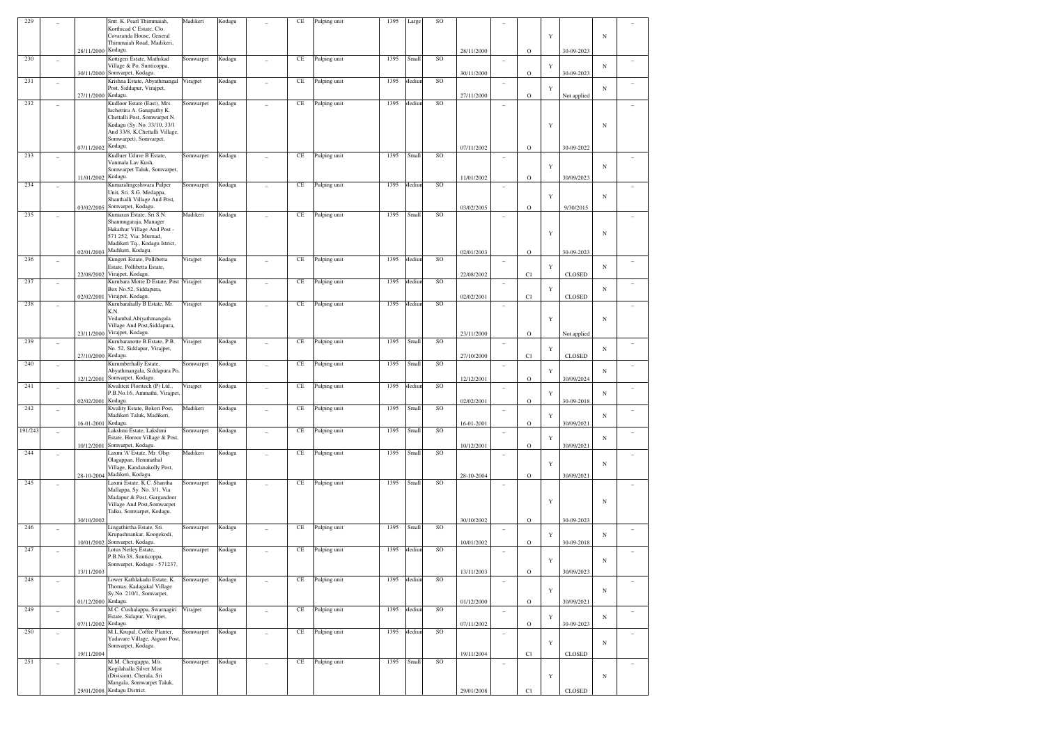| 229 | _ | 28/11/2000 | Smt. K. Pearl Thimmaiah, Korthicad C Estate, C/o. Covaranda House, General Thimmaiah Road, Madikeri, Kodagu. | Madikeri | Kodagu | _ | CE | Pulping unit | 1395 | Large | SO | 28/11/2000 | _ | O | Y | 30-09-2023 | N | _ |
|---|---|---|---|---|---|---|---|---|---|---|---|---|---|---|---|---|---|---|
| 230 | _ | 30/11/2000 | Kottigeri Estate, Mathikad Village & Po, Sunticoppa, Somvarpet, Kodagu. | Somwarpet | Kodagu | _ | CE | Pulping unit | 1395 | Small | SO | 30/11/2000 | _ | O | Y | 30-09-2023 | N | _ |
| 231 | _ | 27/11/2000 | Krishna Estate, Abyathmangal Post, Siddapur, Virajpet, Kodagu. | Virajpet | Kodagu | _ | CE | Pulping unit | 1395 | Mediun | SO | 27/11/2000 | _ | O | Y | Not applied | N | _ |
| 232 | _ | 07/11/2002 | Kudloor Estate (East), Mrs. Iuchettira A. Ganapathy K. Chettalli Post, Somwarpet N. Kodagu (Sy. No. 33/10, 33/1 And 33/8, K.Chettalli Village, Somwarpet), Somvarpet, Kodagu. | Somwarpet | Kodagu | _ | CE | Pulping unit | 1395 | Mediun | SO | 07/11/2002 | _ | O | Y | 30-09-2022 | N | _ |
| 233 | _ | 11/01/2002 | Kudluer Uduve B Estate, Vanmala Lav Kush, Somwarpet Taluk, Somvarpet, Kodagu. | Somwarpet | Kodagu | _ | CE | Pulping unit | 1395 | Small | SO | 11/01/2002 | _ | O | Y | 30/09/2023 | N | _ |
| 234 | _ | 03/02/2005 | Kumaralingeshwara Pulper Unit, Sri. S.G. Medappa, Shanthalli Village And Post, Somvarpet, Kodagu. | Somwarpet | Kodagu | _ | CE | Pulping unit | 1395 | Mediun | SO | 03/02/2005 | _ | O | Y | 9/30/2015 | N | _ |
| 235 | _ | 02/01/2003 | Kumaran Estate, Sri S.N. Shanmugaraja, Manager Hakathur Village And Post - 571 252, Via: Murnad, Madikeri Tq., Kodagu Istrict, Madikeri, Kodagu. | Madikeri | Kodagu | _ | CE | Pulping unit | 1395 | Small | SO | 02/01/2003 | _ | O | Y | 30-09-2023 | N | _ |
| 236 | _ | 22/08/2002 | Kungeri Estate, Pollibetta Estate, Pollibetta Estate, Virajpet, Kodagu. | Virajpet | Kodagu | _ | CE | Pulping unit | 1395 | Mediun | SO | 22/08/2002 | _ | C1 | Y | CLOSED | N | _ |
| 237 | _ | 02/02/2001 | Kurubara Motte D Estate, Post Box No.52, Siddapura, Virajpet, Kodagu. | Virajpet | Kodagu | _ | CE | Pulping unit | 1395 | Mediun | SO | 02/02/2001 | _ | C1 | Y | CLOSED | N | _ |
| 238 | _ | 23/11/2000 | Kurubarahally B Estate, Mr. K.N. Vedambal,Abiyathmangala Village And Post,Siddapura, Virajpet, Kodagu. | Virajpet | Kodagu | _ | CE | Pulping unit | 1395 | Mediun | SO | 23/11/2000 | _ | O | Y | Not applied | N | _ |
| 239 | _ | 27/10/2000 | Kurubaranotte B Estate, P.B. No. 52, Siddapur, Virajpet, Kodagu. | Virajpet | Kodagu | _ | CE | Pulping unit | 1395 | Small | SO | 27/10/2000 | _ | C1 | Y | CLOSED | N | _ |
| 240 | _ | 12/12/2001 | Kurumberhally Estate, Abyathmangala, Siddapura Po, Somvarpet, Kodagu. | Somwarpet | Kodagu | _ | CE | Pulping unit | 1395 | Small | SO | 12/12/2001 | _ | O | Y | 30/09/2024 | N | _ |
| 241 | _ | 02/02/2001 | Kwaliteit Floritech (P) Ltd., P.B.No.16, Ammathi, Virajpet, Kodagu. | Virajpet | Kodagu | _ | CE | Pulping unit | 1395 | Mediun | SO | 02/02/2001 | _ | O | Y | 30-09-2018 | N | _ |
| 242 | _ | 16-01-2001 | Kwality Estate, Bokeri Post, Madikeri Taluk, Madikeri, Kodagu. | Madikeri | Kodagu | _ | CE | Pulping unit | 1395 | Small | SO | 16-01-2001 | _ | O | Y | 30/09/2021 | N | _ |
| 191/243 | _ | 10/12/2001 | Lakshmi Estate, Lakshmi Estate, Horoor Village & Post, Somvarpet, Kodagu. | Somwarpet | Kodagu | _ | CE | Pulping unit | 1395 | Small | SO | 10/12/2001 | _ | O | Y | 30/09/2021 | N | _ |
| 244 | _ | 28-10-2004 | Laxmi 'A' Estate, Mr. Olsp Olagappan, Hemmathal Village, Kandanakolly Post, Madikeri, Kodagu. | Madikeri | Kodagu | _ | CE | Pulping unit | 1395 | Small | SO | 28-10-2004 | _ | O | Y | 30/09/2021 | N | _ |
| 245 | _ | 30/10/2002 | Laxmi Estate, K.C. Shantha Mallappa, Sy. No. 3/1, Via Madapur & Post, Gargandoor Village And Post,Somwarpet Talku, Somvarpet, Kodagu. | Somwarpet | Kodagu | _ | CE | Pulping unit | 1395 | Small | SO | 30/10/2002 | _ | O | Y | 30-09-2023 | N | _ |
| 246 | _ | 10/01/2002 | Lingathirtha Estate, Sri. Krupashnankar, Koogekodi, Somvarpet, Kodagu. | Somwarpet | Kodagu | _ | CE | Pulping unit | 1395 | Small | SO | 10/01/2002 | _ | O | Y | 30-09-2018 | N | _ |
| 247 | _ | 13/11/2003 | Lotus Netley Estate, P.B.No.38, Sunticoppa, Somvarpet, Kodagu - 571237, | Somwarpet | Kodagu | _ | CE | Pulping unit | 1395 | Mediun | SO | 13/11/2003 | _ | O | Y | 30/09/2023 | N | _ |
| 248 | _ | 01/12/2000 | Lower Kathlakadu Estate, K. Thomas, Kadagakal Village Sy.No. 210/1, Somvarpet, Kodagu. | Somwarpet | Kodagu | _ | CE | Pulping unit | 1395 | Mediun | SO | 01/12/2000 | _ | O | Y | 30/09/2021 | N | _ |
| 249 | _ | 07/11/2002 | M.C. Cushalappa, Swarnagiri Estate, Sidapur, Virajpet, Kodagu. | Virajpet | Kodagu | _ | CE | Pulping unit | 1395 | Mediun | SO | 07/11/2002 | _ | O | Y | 30-09-2023 | N | _ |
| 250 | _ | 19/11/2004 | M.L.Kripal, Coffee Planter, Yadavare Village, Aigoor Post, Somvarpet, Kodagu. | Somwarpet | Kodagu | _ | CE | Pulping unit | 1395 | Mediun | SO | 19/11/2004 | _ | C1 | Y | CLOSED | N | _ |
| 251 | _ | 29/01/2008 | M.M. Chengappa, M/s. Kogilahalla Silver Mist (Division), Cherala, Sri Mangala, Somwarpet Taluk, Kodagu District. | Somwarpet | Kodagu | _ | CE | Pulping unit | 1395 | Small | SO | 29/01/2008 | _ | C1 | Y | CLOSED | N | _ |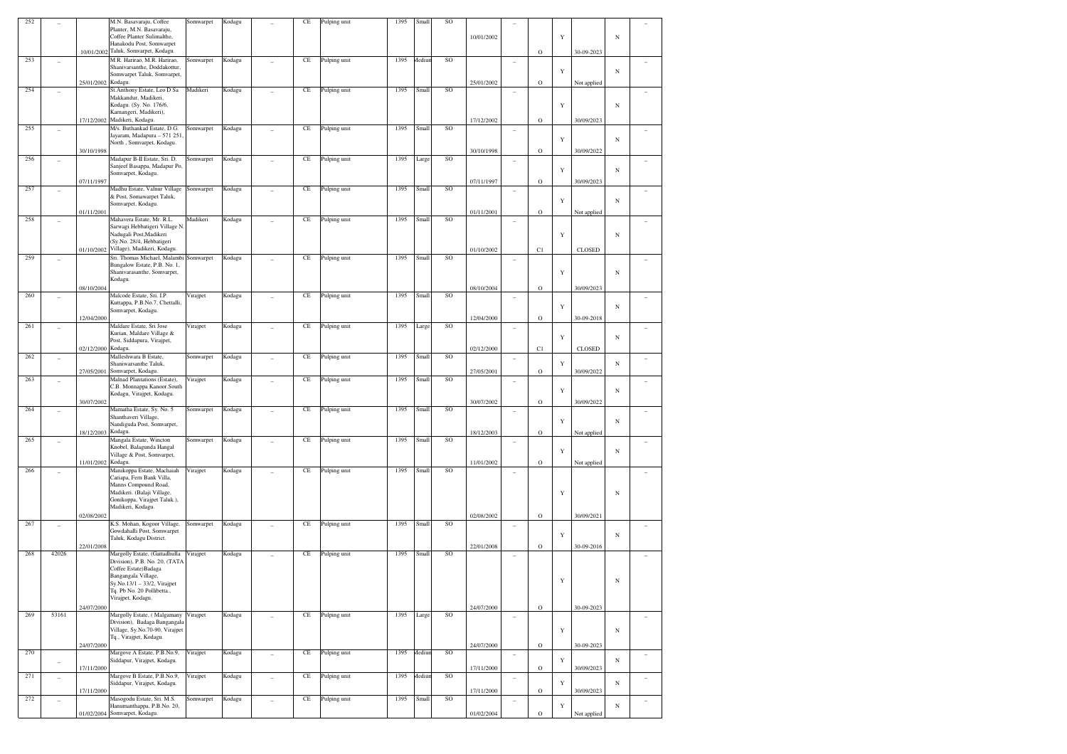| 252 | _ | 10/01/2002 | M.N. Basavaraju, Coffee Planter, M.N. Basavaraju, Coffee Planter Sulimalthe, Hanakodu Post, Somwarpet Taluk, Somvarpet, Kodagu. | Somwarpet | Kodagu | _ | CE | Pulping unit | 1395 | Small | SO | 10/01/2002 | _ | O | Y | 30-09-2023 | N | _ |
|---|---|---|---|---|---|---|---|---|---|---|---|---|---|---|---|---|---|---|
| 253 | _ | 25/01/2002 | M.R. Harirao, M.R. Harirao, Shanivarsanthe, Doddakottur, Somwarpet Taluk, Somvarpet, Kodagu. | Somwarpet | Kodagu | _ | CE | Pulping unit | 1395 | Medium | SO | 25/01/2002 | _ | O | Y | Not applied | N | _ |
| 254 | _ | 17/12/2002 | St.Anthony Estate, Leo D Sa Makkandur, Madikeri, Kodagu. (Sy. No. 176/6, Karnangeri, Madikeri), Madikeri, Kodagu. | Madikeri | Kodagu | _ | CE | Pulping unit | 1395 | Small | SO | 17/12/2002 | _ | O | Y | 30/09/2023 | N | _ |
| 255 | _ | 30/10/1998 | M/s. Buthankad Estate, D.G. Jayaram, Madapura – 571 251, North , Somvarpet, Kodagu. | Somwarpet | Kodagu | _ | CE | Pulping unit | 1395 | Small | SO | 30/10/1998 | _ | O | Y | 30/09/2022 | N | _ |
| 256 | _ | 07/11/1997 | Madapur B-II Estate, Sri. D. Sanjeef Basappa, Madapur Po, Somvarpet, Kodagu. | Somwarpet | Kodagu | _ | CE | Pulping unit | 1395 | Large | SO | 07/11/1997 | _ | O | Y | 30/09/2023 | N | _ |
| 257 | _ | 01/11/2001 | Madhu Estate, Valnur Village & Post, Somawarpet Taluk, Somvarpet, Kodagu. | Somwarpet | Kodagu | _ | CE | Pulping unit | 1395 | Small | SO | 01/11/2001 | _ | O | Y | Not applied | N | _ |
| 258 | _ | 01/10/2002 | Mahavera Estate, Mr. R.L. Sarwagi Hebbatigeri Village N. Nadugali Post,Madikeri (Sy.No. 28/4, Hebbatigeri Village), Madikeri, Kodagu. | Madikeri | Kodagu | _ | CE | Pulping unit | 1395 | Small | SO | 01/10/2002 | _ | C1 | Y | CLOSED | N | _ |
| 259 | _ | 08/10/2004 | Sri. Thomas Michael, Malambi Bungalow Estate, P.B. No. 1, Shanivarasanthe, Somvarpet, Kodagu. | Somwarpet | Kodagu | _ | CE | Pulping unit | 1395 | Small | SO | 08/10/2004 | _ | O | Y | 30/09/2023 | N | _ |
| 260 | _ | 12/04/2000 | Malcode Estate, Sri. I.P. Kuttappa, P.B.No.7, Chettalli, Somvarpet, Kodagu. | Virajpet | Kodagu | _ | CE | Pulping unit | 1395 | Small | SO | 12/04/2000 | _ | O | Y | 30-09-2018 | N | _ |
| 261 | _ | 02/12/2000 | Maldare Estate, Sri Jose Kurian, Maldare Village & Post, Siddapura, Virajpet, Kodagu. | Virajpet | Kodagu | _ | CE | Pulping unit | 1395 | Large | SO | 02/12/2000 | _ | C1 | Y | CLOSED | N | _ |
| 262 | _ | 27/05/2001 | Malleshwara B Estate, Shaniwarsanthe Taluk, Somwarpet, Kodagu. | Somwarpet | Kodagu | _ | CE | Pulping unit | 1395 | Small | SO | 27/05/2001 | _ | O | Y | 30/09/2022 | N | _ |
| 263 | _ | 30/07/2002 | Malnad Plantations (Estate), C.B. Monnappa Kanoor.South Kodagu, Virajpet, Kodagu. | Virajpet | Kodagu | _ | CE | Pulping unit | 1395 | Small | SO | 30/07/2002 | _ | O | Y | 30/09/2022 | N | _ |
| 264 | _ | 18/12/2003 | Mamatha Estate, Sy. No. 5 Shanthaveri Village, Nandiguda Post, Somvarpet, Kodagu. | Somwarpet | Kodagu | _ | CE | Pulping unit | 1395 | Small | SO | 18/12/2003 | _ | O | Y | Not applied | N | _ |
| 265 | _ | 11/01/2002 | Mangala Estate, Wincton Knobel, Balagunda Hangal Village & Post, Somvarpet, Kodagu. | Somwarpet | Kodagu | _ | CE | Pulping unit | 1395 | Small | SO | 11/01/2002 | _ | O | Y | Not applied | N | _ |
| 266 | _ | 02/08/2002 | Manikoppa Estate, Machaiah Cariapa, Fern Bank Villa, Manns Compound Road, Madikeri. (Balaji Village, Gonikoppa, Virajpet Taluk.), Madikeri, Kodagu. | Virajpet | Kodagu | _ | CE | Pulping unit | 1395 | Small | SO | 02/08/2002 | _ | O | Y | 30/09/2021 | N | _ |
| 267 | _ | 22/01/2008 | K.S. Mohan, Kogoor Village, Gowdahalli Post, Somwarpet Taluk, Kodagu District. | Somwarpet | Kodagu | _ | CE | Pulping unit | 1395 | Small | SO | 22/01/2008 | _ | O | Y | 30-09-2016 | N | _ |
| 268 | 42026 | 24/07/2000 | Margolly Estate, (Gattadhulla Division), P.B. No. 20, (TATA Coffee Estate)Badaga Bangangala Village, Sy.No.13/1 – 33/2, Virajpet Tq. Pb No. 20 Pollibetta., Virajpet, Kodagu. | Virajpet | Kodagu | _ | CE | Pulping unit | 1395 | Small | SO | 24/07/2000 | _ | O | Y | 30-09-2023 | N | _ |
| 269 | 53161 | 24/07/2000 | Margolly Estate, ( Malgamany Division), Badaga Bangangala Village, Sy.No.70-90, Virajpet Tq., Virajpet, Kodagu. | Virajpet | Kodagu | _ | CE | Pulping unit | 1395 | Large | SO | 24/07/2000 | _ | O | Y | 30-09-2023 | N | _ |
| 270 | _ | 17/11/2000 | Margove A Estate, P.B.No.9, Siddapur, Virajpet, Kodagu. | Virajpet | Kodagu | _ | CE | Pulping unit | 1395 | Medium | SO | 17/11/2000 | _ | O | Y | 30/09/2023 | N | _ |
| 271 | _ | 17/11/2000 | Margove B Estate, P.B.No.9, Siddapur, Virajpet, Kodagu. | Virajpet | Kodagu | _ | CE | Pulping unit | 1395 | Medium | SO | 17/11/2000 | _ | O | Y | 30/09/2023 | N | _ |
| 272 | _ | 01/02/2004 | Masogodu Estate, Sri. M.S. Hanumanthappa, P.B.No. 20, Somvarpet, Kodagu. | Somwarpet | Kodagu | _ | CE | Pulping unit | 1395 | Small | SO | 01/02/2004 | _ | O | Y | Not applied | N | _ |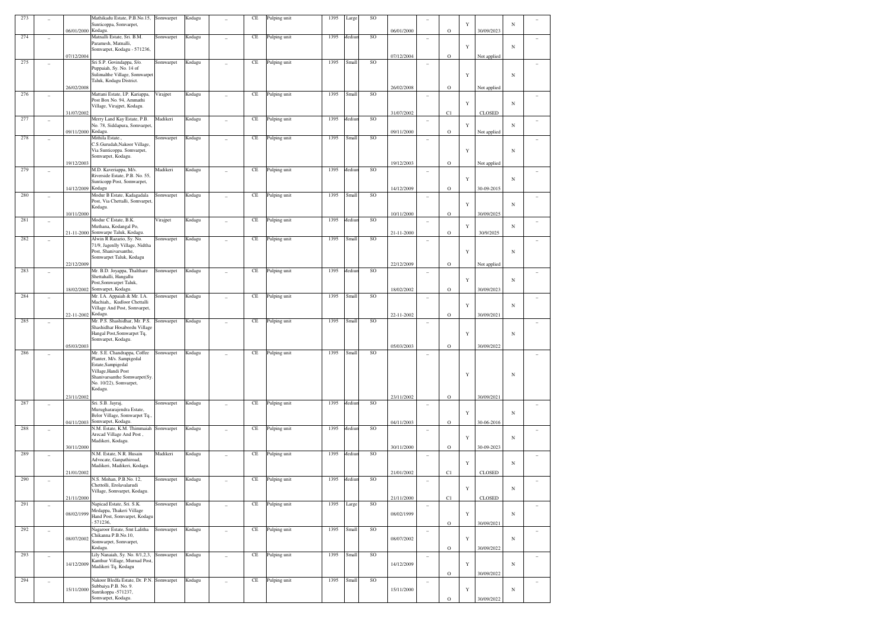| 273 | _ | 06/01/2000 | Mathikadu Estate, P.B.No.15, Sunticoppa, Somvarpet, Kodagu. | Somwarpet | Kodagu | _ | CE | Pulping unit | 1395 | Large | SO | 06/01/2000 | _ | O | Y | 30/09/2023 | N | _ |
|---|---|---|---|---|---|---|---|---|---|---|---|---|---|---|---|---|---|---|
| 274 | _ | 07/12/2004 | Matnalli Estate, Sri. B.M. Paramesh, Matnalli, Somvarpet, Kodagu - 571236, | Somwarpet | Kodagu | _ | CE | Pulping unit | 1395 | Medium | SO | 07/12/2004 | _ | O | Y | Not applied | N | _ |
| 275 | _ | 26/02/2008 | Sri S.P. Govindappa, S/o. Puppaiah, Sy. No. 14 of Sulimalthe Village, Somwarpet Taluk, Kodagu District. | Somwarpet | Kodagu | _ | CE | Pulping unit | 1395 | Small | SO | 26/02/2008 | _ | O | Y | Not applied | N | _ |
| 276 | _ | 31/07/2002 | Mattani Estate, I.P. Kariappa, Post Box No. 94, Ammathi Village, Virajpet, Kodagu. | Virajpet | Kodagu | _ | CE | Pulping unit | 1395 | Small | SO | 31/07/2002 | _ | C1 | Y | CLOSED | N | _ |
| 277 | _ | 09/11/2000 | Merry Land Kay Estate, P.B. No. 78, Siddapura, Somvarpet, Kodagu. | Madikeri | Kodagu | _ | CE | Pulping unit | 1395 | Medium | SO | 09/11/2000 | _ | O | Y | Not applied | N | _ |
| 278 | _ | 19/12/2003 | Mithila Estate., C.S.Gurudah,Nakoor Village, Via Sunticoppa. Somvarpet, Somvarpet, Kodagu. | Somwarpet | Kodagu | _ | CE | Pulping unit | 1395 | Small | SO | 19/12/2003 | _ | O | Y | Not applied | N | _ |
| 279 | _ | 14/12/2009 | M.D. Kaveriappa, M/s. Riverside Estate, P.B. No. 55, Sunticopp Post, Somwarpet, Kodagu | Madikeri | Kodagu | _ | CE | Pulping unit | 1395 | Medium | SO | 14/12/2009 | _ | O | Y | 30-09-2015 | N | _ |
| 280 | _ | 10/11/2000 | Modur B Estate, Kadagadala Post, Via Chettalli, Somvarpet, Kodagu. | Somwarpet | Kodagu | _ | CE | Pulping unit | 1395 | Small | SO | 10/11/2000 | _ | O | Y | 30/09/2025 | N | _ |
| 281 | _ | 21-11-2000 | Modur C Estate, B.K. Muthana, Kodangal Po, Somwarpe Taluk, Kodagu. | Virajpet | Kodagu | _ | CE | Pulping unit | 1395 | Medium | SO | 21-11-2000 | _ | O | Y | 30/9/2025 | N | _ |
| 282 | _ | 22/12/2009 | Alwin R Razario, Sy. No. 71/9, Jagenlly Village, Nidtha Post, Shanivarsanthe, Somwarpet Taluk, Kodagu | Somwarpet | Kodagu | _ | CE | Pulping unit | 1395 | Small | SO | 22/12/2009 | _ | O | Y | Not applied | N | _ |
| 283 | _ | 18/02/2002 | Mr. B.D. Joyappa, Thalthare Shettahalli, Hangallu Post,Somwarpet Taluk, Somvarpet, Kodagu. | Somwarpet | Kodagu | _ | CE | Pulping unit | 1395 | Medium | SO | 18/02/2002 | _ | O | Y | 30/09/2023 | N | _ |
| 284 | _ | 22-11-2002 | Mr. I.A. Appaiah & Mr. I.A. Machiah,, Kudloor Chettalli Village And Post, Somvarpet, Kodagu. | Somwarpet | Kodagu | _ | CE | Pulping unit | 1395 | Small | SO | 22-11-2002 | _ | O | Y | 30/09/2021 | N | _ |
| 285 | _ | 05/03/2003 | Mr. P.S. Shashidhar, Mr. P.S. Shashidhar Hosabeedu Village Hangal Post,Somwarpet Tq, Somvarpet, Kodagu. | Somwarpet | Kodagu | _ | CE | Pulping unit | 1395 | Small | SO | 05/03/2003 | _ | O | Y | 30/09/2022 | N | _ |
| 286 | _ | 23/11/2002 | Mr. S.E. Chandrappa, Coffee Planter, M/s. Sampigedal Estate,Sampigedal Village,Handi Post Shanivarsanthe Somwarpet(Sy. No. 10(22), Somvarpet, Kodagu. | Somwarpet | Kodagu | _ | CE | Pulping unit | 1395 | Small | SO | 23/11/2002 | _ | O | Y | 30/09/2021 | N | _ |
| 287 | _ | 04/11/2003 | Sri. S.B. Jayraj, Murughararajendra Estate, Belor Village, Somwarpet Tq., Somvarpet, Kodagu. | Somwarpet | Kodagu | _ | CE | Pulping unit | 1395 | Medium | SO | 04/11/2003 | _ | O | Y | 30-06-2016 | N | _ |
| 288 | _ | 30/11/2000 | N.M. Estate, K.M. Thimmaiah Arecad Village And Post , Madikeri, Kodagu. | Somwarpet | Kodagu | _ | CE | Pulping unit | 1395 | Medium | SO | 30/11/2000 | _ | O | Y | 30-09-2023 | N | _ |
| 289 | _ | 21/01/2002 | N.M. Estate, N.R. Husain Advocate, Ganpathiroad, Madikeri, Madikeri, Kodagu. | Madikeri | Kodagu | _ | CE | Pulping unit | 1395 | Medium | SO | 21/01/2002 | _ | C1 | Y | CLOSED | N | _ |
| 290 | _ | 21/11/2000 | N.S. Mohan, P.B.No. 12, Chettolli, Erolavalarudi Village, Somvarpet, Kodagu. | Somwarpet | Kodagu | _ | CE | Pulping unit | 1395 | Medium | SO | 21/11/2000 | _ | C1 | Y | CLOSED | N | _ |
| 291 | _ | 08/02/1999 | Napicad Estate, Sri. S.K. Medappa, Thakeri Village Hand Post, Somvarpet, Kodagu - 571236, | Somwarpet | Kodagu | _ | CE | Pulping unit | 1395 | Large | SO | 08/02/1999 | _ | O | Y | 30/09/2021 | N | _ |
| 292 | _ | 08/07/2002 | Nagaroor Estate, Smt Lalitha Chikanna P.B.No.10, Somwarpet, Somvarpet, Kodagu. | Somwarpet | Kodagu | _ | CE | Pulping unit | 1395 | Small | SO | 08/07/2002 | _ | O | Y | 30/09/2022 | N | _ |
| 293 | _ | 14/12/2009 | Lily Nanaiah, Sy. No. 8/1,2,3, Kanthur Village, Murnad Post, Madikeri Tq, Kodagu | Somwarpet | Kodagu | _ | CE | Pulping unit | 1395 | Small | SO | 14/12/2009 | _ | O | Y | 30/09/2022 | N | _ |
| 294 | _ | 15/11/2000 | Nakoor Bledfa Estate, Dr. P.N. Subbaiya P.B. No. 9, Suntikoppa -571237, Somvarpet, Kodagu. | Somwarpet | Kodagu | _ | CE | Pulping unit | 1395 | Small | SO | 15/11/2000 | _ | O | Y | 30/09/2022 | N | _ |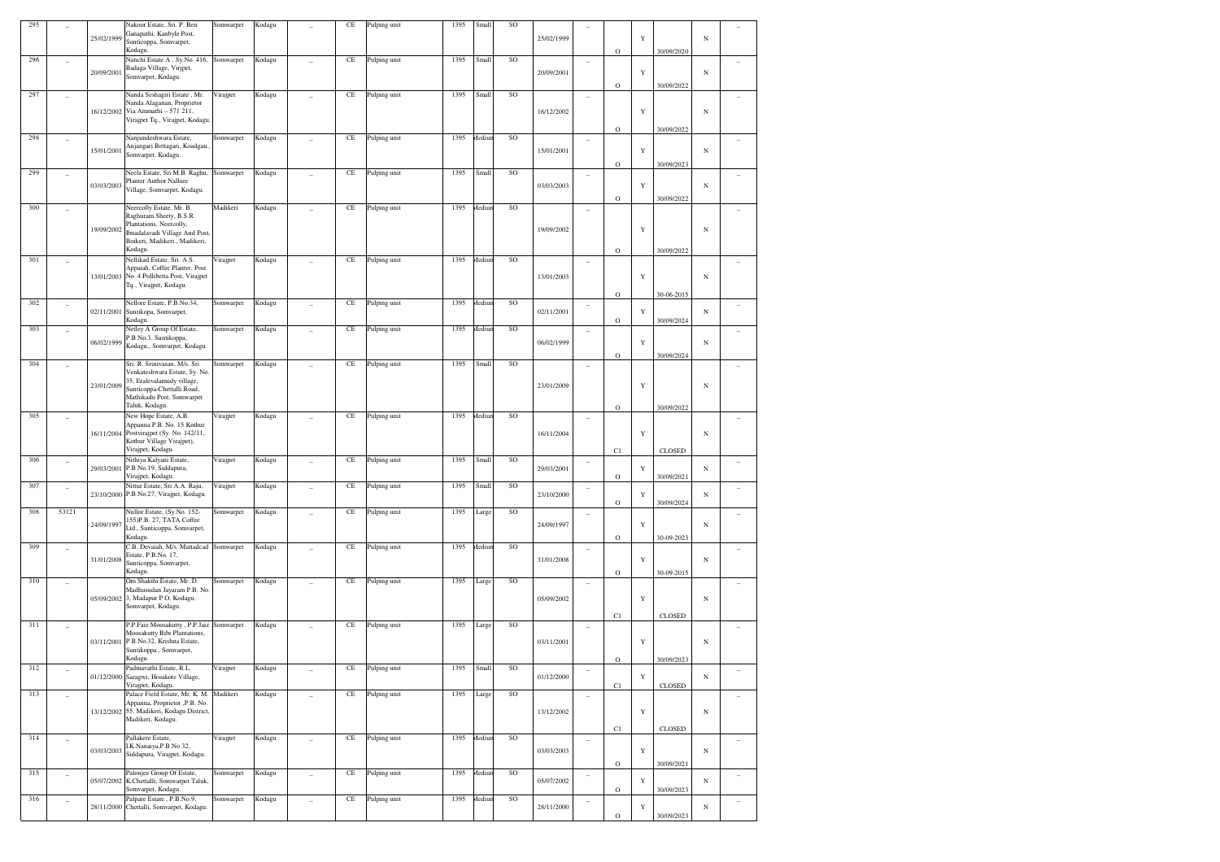| 295 | _ | 25/02/1999 | Nakoor Estate, Sri. P. Ben Ganapathi, Kanbyle Post, Sunticoppa, Somvarpet, Kodagu. | Somwarpet | Kodagu | _ | CE | Pulping unit | 1395 | Small | SO | 25/02/1999 | _ | O | Y | 30/09/2020 | N | _ |
|---|---|---|---|---|---|---|---|---|---|---|---|---|---|---|---|---|---|---|
| 296 | _ | 20/09/2001 | Nanchi Estate A , Sy.No. 416, Badaga Village, Virjpet, Somvarpet, Kodagu. | Somwarpet | Kodagu | _ | CE | Pulping unit | 1395 | Small | SO | 20/09/2001 | _ | O | Y | 30/09/2022 | N | _ |
| 297 | _ | 16/12/2002 | Nanda Seshagiri Estate , Mr. Nanda Alaganan, Proprietor Via Ammathi – 571 211, Virajpet Tq., Virajpet, Kodagu. | Virajpet | Kodagu | _ | CE | Pulping unit | 1395 | Small | SO | 16/12/2002 | _ | O | Y | 30/09/2022 | N | _ |
| 298 | _ | 15/01/2001 | Nanjundeshwara Estate, Anjangari Bettagari, Koadgau., Somvarpet, Kodagu. | Somwarpet | Kodagu | _ | CE | Pulping unit | 1395 | Medium | SO | 15/01/2001 | _ | O | Y | 30/09/2023 | N | _ |
| 299 | _ | 03/03/2003 | Neela Estate, Sri M.B. Raghu, Planter Author Nallure Village, Somvarpet, Kodagu. | Somwarpet | Kodagu | _ | CE | Pulping unit | 1395 | Small | SO | 03/03/2003 | _ | O | Y | 30/09/2022 | N | _ |
| 300 | _ | 19/09/2002 | Neercolly Estate, Mr. B. Raghuram Sheety, B.S.R Plantations, Neercolly, Ibnadalavadi Village And Post, Boikeri, Madikeri., Madikeri, Kodagu. | Madikeri | Kodagu | _ | CE | Pulping unit | 1395 | Medium | SO | 19/09/2002 | _ | O | Y | 30/09/2022 | N | _ |
| 301 | _ | 13/01/2003 | Nellikad Estate, Sri. A.S. Appaiah, Coffee Planter, Post No. 4.Pollibetta Post, Virajpet Tq., Virajpet, Kodagu. | Virajpet | Kodagu | _ | CE | Pulping unit | 1395 | Medium | SO | 13/01/2003 | _ | O | Y | 30-06-2015 | N | _ |
| 302 | _ | 02/11/2001 | Nellore Estate, P.B.No.34, Suntikopa, Somvarpet, Kodagu. | Somwarpet | Kodagu | _ | CE | Pulping unit | 1395 | Medium | SO | 02/11/2001 | _ | O | Y | 30/09/2024 | N | _ |
| 303 | _ | 06/02/1999 | Netley A Group Of Estate, P.B.No.3, Suntikoppa, Kodagu., Somvarpet, Kodagu. | Somwarpet | Kodagu | _ | CE | Pulping unit | 1395 | Medium | SO | 06/02/1999 | _ | O | Y | 30/09/2024 | N | _ |
| 304 | _ | 23/01/2009 | Sri. R. Srinivasan. M/s. Sri Venkateshwara Estate, Sy. No. 35, Eralevalamudy village, Sunticoppa-Chettalli Road, Mathikadu Post, Somwarpet Taluk, Kodagu. | Somwarpet | Kodagu | _ | CE | Pulping unit | 1395 | Small | SO | 23/01/2009 | _ | O | Y | 30/09/2022 | N | _ |
| 305 | _ | 16/11/2004 | New Hope Estate, A.B. Appanna P.B. No. 15 Kothur Postvirajpet (Sy. No. 142/11, Kothur Village Virajpet), Virajpet, Kodagu. | Virajpet | Kodagu | _ | CE | Pulping unit | 1395 | Medium | SO | 16/11/2004 | _ | C1 | Y | CLOSED | N | _ |
| 306 | _ | 29/03/2001 | Nithiya Kalyani Estate, P.B.No.19, Siddapura, Virajpet, Kodagu. | Virajpet | Kodagu | _ | CE | Pulping unit | 1395 | Small | SO | 29/03/2001 | _ | O | Y | 30/09/2021 | N | _ |
| 307 | _ | 23/10/2000 | Nittur Estate, Sri A.A. Raju, P.B.No.27, Virajpet, Kodagu. | Virajpet | Kodagu | _ | CE | Pulping unit | 1395 | Small | SO | 23/10/2000 | _ | O | Y | 30/09/2024 | N | _ |
| 308 | 53121 | 24/09/1997 | Nullor Estate, (Sy.No. 152-155)P.B. 27, TATA Coffee Ltd., Sunticoppa, Somvarpet, Kodagu. | Somwarpet | Kodagu | _ | CE | Pulping unit | 1395 | Large | SO | 24/09/1997 | _ | O | Y | 30-09-2023 | N | _ |
| 309 | _ | 31/01/2008 | C.B. Devaiah, M/s. Mattadcad Estate, P.B.No. 17, Sunticoppa, Somvarpet, Kodagu. | Somwarpet | Kodagu | _ | CE | Pulping unit | 1395 | Medium | SO | 31/01/2008 | _ | O | Y | 30-09-2015 | N | _ |
| 310 | _ | 05/09/2002 | Om Shakthi Estate, Mr. D. Madhusudan Jayaram P.B. No. 3, Madapur P.O, Kodagu, Somvarpet, Kodagu. | Somwarpet | Kodagu | _ | CE | Pulping unit | 1395 | Large | SO | 05/09/2002 | _ | C1 | Y | CLOSED | N | _ |
| 311 | _ | 03/11/2001 | P.P.Faiz Moosakutty , P.P.Jaiz Moosakutty Bibi Plantations, P.B.No.32, Krishna Estate, Suntikoppa , Somvarpet, Kodagu. | Somwarpet | Kodagu | _ | CE | Pulping unit | 1395 | Large | SO | 03/11/2001 | _ | O | Y | 30/09/2023 | N | _ |
| 312 | _ | 01/12/2000 | Padmavathi Estate, R.L. Saragwi, Hosakote Village, Virajpet, Kodagu. | Virajpet | Kodagu | _ | CE | Pulping unit | 1395 | Small | SO | 01/12/2000 | _ | C1 | Y | CLOSED | N | _ |
| 313 | _ | 13/12/2002 | Palace Field Estate, Mr. K. M. Appanna, Proprietor ,P.B. No. 55, Madikeri, Kodagu District, Madikeri, Kodagu. | Madikeri | Kodagu | _ | CE | Pulping unit | 1395 | Large | SO | 13/12/2002 | _ | C1 | Y | CLOSED | N | _ |
| 314 | _ | 03/03/2003 | Pallakere Estate, I.K.Nanaiya,P.B.No 32, Siddapura, Virajpet, Kodagu. | Virajpet | Kodagu | _ | CE | Pulping unit | 1395 | Medium | SO | 03/03/2003 | _ | O | Y | 30/09/2021 | N | _ |
| 315 | _ | 05/07/2002 | Palonjee Group Of Estate, K.Chettalli, Somwarpet Taluk, Somvarpet, Kodagu. | Somwarpet | Kodagu | _ | CE | Pulping unit | 1395 | Medium | SO | 05/07/2002 | _ | O | Y | 30/09/2023 | N | _ |
| 316 | _ | 28/11/2000 | Palpare Estate , P.B.No.9, Chettalli, Somvarpet, Kodagu. | Somwarpet | Kodagu | _ | CE | Pulping unit | 1395 | Medium | SO | 28/11/2000 | _ | O | Y | 30/09/2023 | N | _ |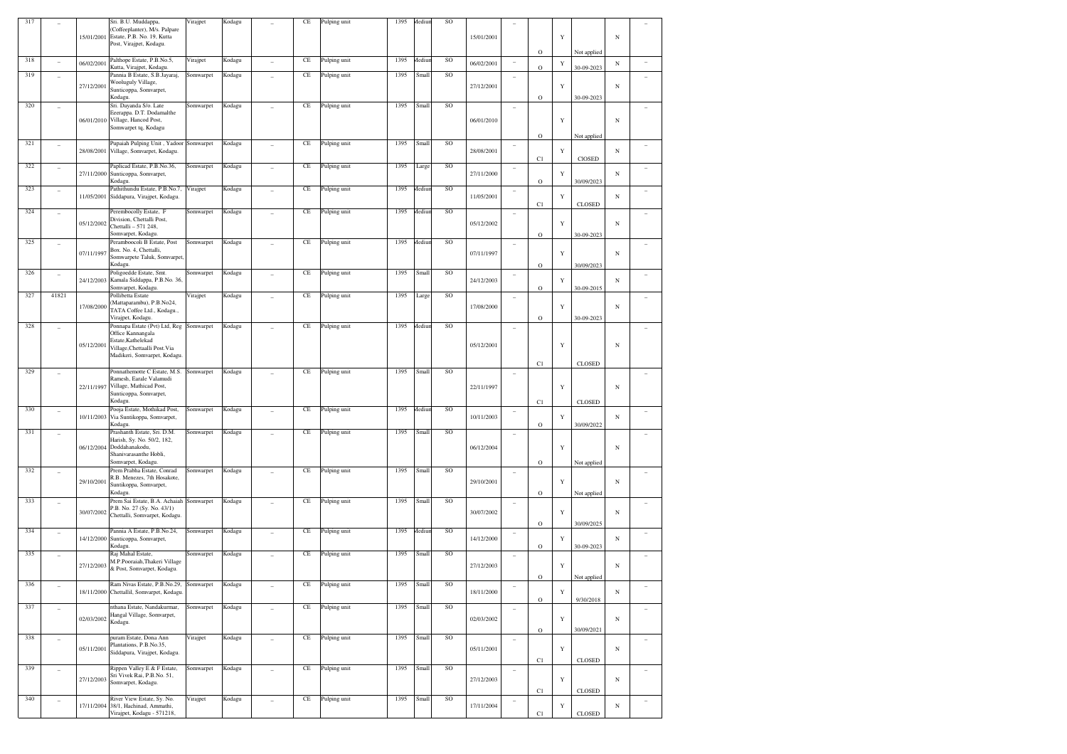| 317 | – | 15/01/2001 | Sri. B.U. Muddappa, (Coffeeplanter), M/s. Palpare Estate, P.B. No. 19, Kutta Post, Virajpet, Kodagu. | Virajpet | Kodagu | – | CE | Pulping unit | 1395 | Medium | SO | 15/01/2001 | – | O | Y | Not applied | N | – |
|---|---|---|---|---|---|---|---|---|---|---|---|---|---|---|---|---|---|---|
| 318 | – | 06/02/2001 | Palthope Estate, P.B.No.5, Kutta, Virajpet, Kodagu. | Virajpet | Kodagu | – | CE | Pulping unit | 1395 | Medium | SO | 06/02/2001 | – | O | Y | 30-09-2023 | N | – |
| 319 | – | 27/12/2001 | Pannia B Estate, S.B.Jayaraj, Wooluguly Village, Sunticoppa, Somvarpet, Kodagu. | Somwarpet | Kodagu | – | CE | Pulping unit | 1395 | Small | SO | 27/12/2001 | – | O | Y | 30-09-2023 | N | – |
| 320 | – | 06/01/2010 | Sri. Dayanda S/o. Late Eeerappa. D.T. Dodamalthe Village, Hancod Post, Somwarpet tq, Kodagu | Somwarpet | Kodagu | – | CE | Pulping unit | 1395 | Small | SO | 06/01/2010 | – | O | Y | Not applied | N | – |
| 321 | – | 28/08/2001 | Pupaiah Pulping Unit , Yadoor Village, Somvarpet, Kodagu. | Somwarpet | Kodagu | – | CE | Pulping unit | 1395 | Small | SO | 28/08/2001 | – | C1 | Y | ClOSED | N | – |
| 322 | – | 27/11/2000 | Paplicad Estate, P.B.No.36, Sunticoppa, Somvarpet, Kodagu. | Somwarpet | Kodagu | – | CE | Pulping unit | 1395 | Large | SO | 27/11/2000 | – | O | Y | 30/09/2023 | N | – |
| 323 | – | 11/05/2001 | Pathithundu Estate, P.B.No.7, Siddapura, Virajpet, Kodagu. | Virajpet | Kodagu | – | CE | Pulping unit | 1395 | Medium | SO | 11/05/2001 | – | C1 | Y | CLOSED | N | – |
| 324 | – | 05/12/2002 | Perembocolly Estate, F Division, Chettalli Post, Chettalli – 571 248, Somvarpet, Kodagu. | Somwarpet | Kodagu | – | CE | Pulping unit | 1395 | Medium | SO | 05/12/2002 | – | O | Y | 30-09-2023 | N | – |
| 325 | – | 07/11/1997 | Peramboocoli B Estate, Post Box. No. 4, Chettalli, Somwarpete Taluk, Somvarpet, Kodagu. | Somwarpet | Kodagu | – | CE | Pulping unit | 1395 | Medium | SO | 07/11/1997 | – | O | Y | 30/09/2023 | N | – |
| 326 | – | 24/12/2003 | Poligoedde Estate, Smt. Kamala Siddappa, P.B.No. 36, Somvarpet, Kodagu. | Somwarpet | Kodagu | – | CE | Pulping unit | 1395 | Small | SO | 24/12/2003 | – | O | Y | 30-09-2015 | N | – |
| 327 | 41821 | 17/08/2000 | Pollibetta Estate (Mattaparambu), P.B.No24, TATA Coffee Ltd., Kodagu., Virajpet, Kodagu. | Virajpet | Kodagu | – | CE | Pulping unit | 1395 | Large | SO | 17/08/2000 | – | O | Y | 30-09-2023 | N | – |
| 328 | – | 05/12/2001 | Ponnapa Estate (Pvt) Ltd, Reg Office Kannangala Estate,Kathelekad Village,Chettaalli Post.Via Madikeri, Somvarpet, Kodagu. | Somwarpet | Kodagu | – | CE | Pulping unit | 1395 | Medium | SO | 05/12/2001 | – | C1 | Y | CLOSED | N | – |
| 329 | – | 22/11/1997 | Ponnathemotte C Estate, M.S. Ramesh, Earale Valamudi Village, Mathicad Post, Sunticoppa, Somvarpet, Kodagu. | Somwarpet | Kodagu | – | CE | Pulping unit | 1395 | Small | SO | 22/11/1997 | – | C1 | Y | CLOSED | N | – |
| 330 | – | 10/11/2003 | Pooja Estate, Mothikad Post, Via Suntikoppa, Somvarpet, Kodagu. | Somwarpet | Kodagu | – | CE | Pulping unit | 1395 | Medium | SO | 10/11/2003 | – | O | Y | 30/09/2022 | N | – |
| 331 | – | 06/12/2004 | Prashanth Estate, Sri. D.M. Harish, Sy. No. 50/2, 182, Doddahanakodu, Shanivarasanthe Hobli, Somvarpet, Kodagu. | Somwarpet | Kodagu | – | CE | Pulping unit | 1395 | Small | SO | 06/12/2004 | – | O | Y | Not applied | N | – |
| 332 | – | 29/10/2001 | Prem Prabha Estate, Conrad R.B. Menezes, 7th Hosakote, Suntikoppa, Somvarpet, Kodagu. | Somwarpet | Kodagu | – | CE | Pulping unit | 1395 | Small | SO | 29/10/2001 | – | O | Y | Not applied | N | – |
| 333 | – | 30/07/2002 | Prem Sai Estate, B.A. Achaiah P.B. No. 27 (Sy. No. 43/1) Chettalli, Somvarpet, Kodagu. | Somwarpet | Kodagu | – | CE | Pulping unit | 1395 | Small | SO | 30/07/2002 | – | O | Y | 30/09/2025 | N | – |
| 334 | – | 14/12/2000 | Pannia A Estate, P.B.No.24, Sunticoppa, Somvarpet, Kodagu. | Somwarpet | Kodagu | – | CE | Pulping unit | 1395 | Medium | SO | 14/12/2000 | – | O | Y | 30-09-2023 | N | – |
| 335 | – | 27/12/2003 | Raj Mahal Estate, M.P.Pooraiah,Thakeri Village & Post, Somvarpet, Kodagu. | Somwarpet | Kodagu | – | CE | Pulping unit | 1395 | Small | SO | 27/12/2003 | – | O | Y | Not applied | N | – |
| 336 | – | 18/11/2000 | Ram Nivas Estate, P.B.No.29, Chettallil, Somvarpet, Kodagu. | Somwarpet | Kodagu | – | CE | Pulping unit | 1395 | Small | SO | 18/11/2000 | – | O | Y | 9/30/2018 | N | – |
| 337 | – | 02/03/2002 | nthana Estate, Nandakurmar, Hangal Village, Somvarpet, Kodagu. | Somwarpet | Kodagu | – | CE | Pulping unit | 1395 | Small | SO | 02/03/2002 | – | O | Y | 30/09/2021 | N | – |
| 338 | – | 05/11/2001 | puram Estate, Dona Ann Plantations, P.B.No.35, Siddapura, Virajpet, Kodagu. | Virajpet | Kodagu | – | CE | Pulping unit | 1395 | Small | SO | 05/11/2001 | – | C1 | Y | CLOSED | N | – |
| 339 | – | 27/12/2003 | Rippen Valley E & F Estate, Sri Vivek Rai, P.B.No. 51, Somvarpet, Kodagu. | Somwarpet | Kodagu | – | CE | Pulping unit | 1395 | Small | SO | 27/12/2003 | – | C1 | Y | CLOSED | N | – |
| 340 | – | 17/11/2004 | River View Estate, Sy. No. 38/1, Hachinad, Ammathi, Virajpet, Kodagu - 571218, | Virajpet | Kodagu | – | CE | Pulping unit | 1395 | Small | SO | 17/11/2004 | – | C1 | Y | CLOSED | N | – |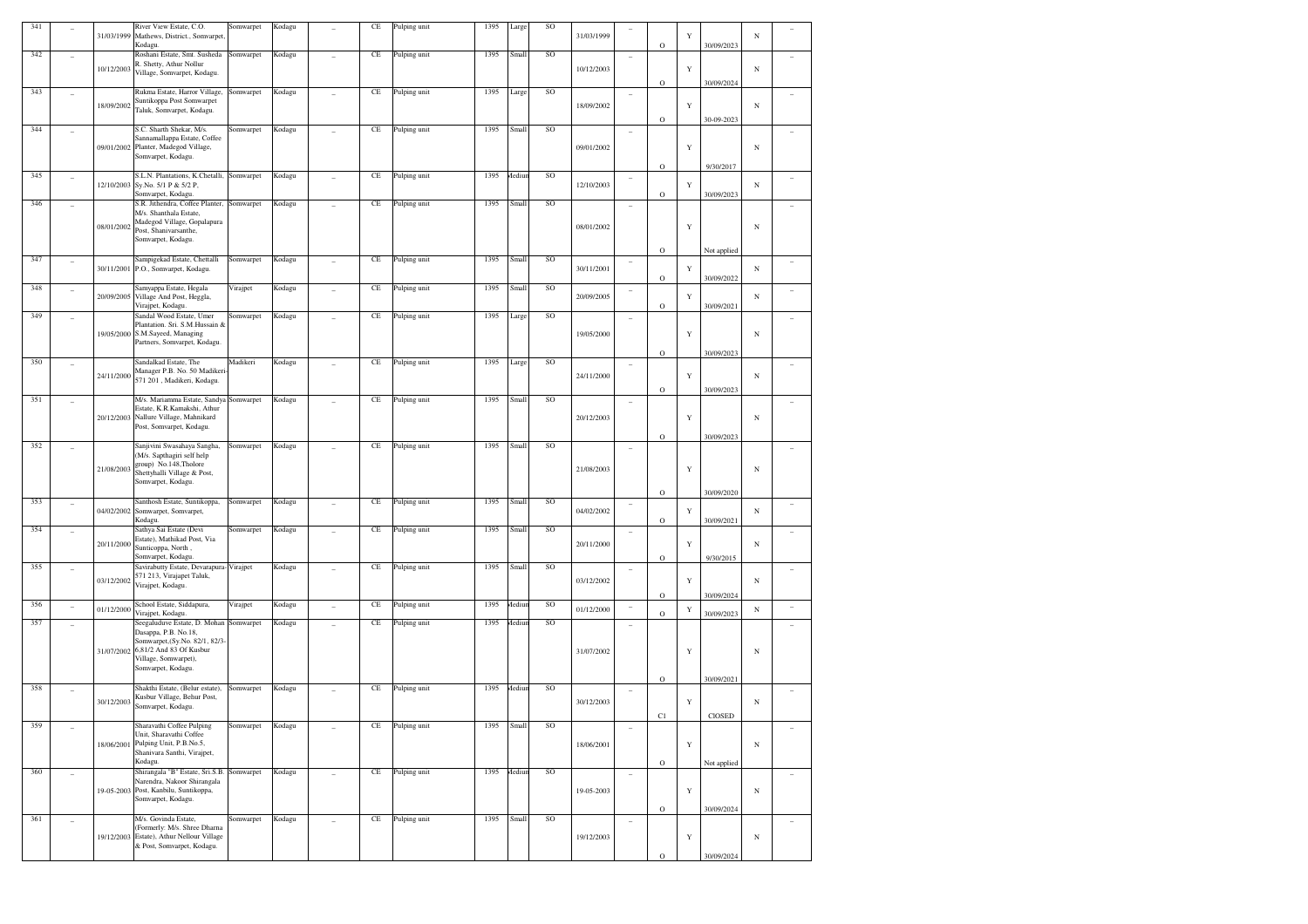| 341 | _ | 31/03/1999 | River View Estate, C.O. Mathews, District., Somvarpet, Kodagu. | Somwarpet | Kodagu | _ | CE | Pulping unit | 1395 | Large | SO | 31/03/1999 | _ | O | Y | 30/09/2023 | N | _ |
|---|---|---|---|---|---|---|---|---|---|---|---|---|---|---|---|---|---|---|
| 342 | _ | 10/12/2003 | Roshani Estate, Smt. Susheda R. Shetty, Athur Nollur Village, Somvarpet, Kodagu. | Somwarpet | Kodagu | _ | CE | Pulping unit | 1395 | Small | SO | 10/12/2003 | _ | O | Y | 30/09/2024 | N | _ |
| 343 | _ | 18/09/2002 | Rukma Estate, Harror Village, Suntikoppa Post Somwarpet Taluk, Somvarpet, Kodagu. | Somwarpet | Kodagu | _ | CE | Pulping unit | 1395 | Large | SO | 18/09/2002 | _ | O | Y | 30-09-2023 | N | _ |
| 344 | _ | 09/01/2002 | S.C. Sharth Shekar, M/s. Sannamallappa Estate, Coffee Planter, Madegod Village, Somvarpet, Kodagu. | Somwarpet | Kodagu | _ | CE | Pulping unit | 1395 | Small | SO | 09/01/2002 | _ | O | Y | 9/30/2017 | N | _ |
| 345 | _ | 12/10/2003 | S.L.N. Plantations, K.Chetalli, Sy.No. 5/1 P & 5/2 P, Somvarpet, Kodagu. | Somwarpet | Kodagu | _ | CE | Pulping unit | 1395 | Medium | SO | 12/10/2003 | _ | O | Y | 30/09/2023 | N | _ |
| 346 | _ | 08/01/2002 | S.R. Jithendra, Coffee Planter, M/s. Shanthala Estate, Madegod Village, Gopalapura Post, Shanivarsanthe, Somvarpet, Kodagu. | Somwarpet | Kodagu | _ | CE | Pulping unit | 1395 | Small | SO | 08/01/2002 | _ | O | Y | Not applied | N | _ |
| 347 | _ | 30/11/2001 | Sampigekad Estate, Chettalli P.O., Somvarpet, Kodagu. | Somwarpet | Kodagu | _ | CE | Pulping unit | 1395 | Small | SO | 30/11/2001 | _ | O | Y | 30/09/2022 | N | _ |
| 348 | _ | 20/09/2005 | Samyappa Estate, Hegala Village And Post, Heggla, Virajpet, Kodagu. | Virajpet | Kodagu | _ | CE | Pulping unit | 1395 | Small | SO | 20/09/2005 | _ | O | Y | 30/09/2021 | N | _ |
| 349 | _ | 19/05/2000 | Sandal Wood Estate, Umer Plantation. Sri. S.M.Hussain & S.M.Sayeed, Managing Partners, Somvarpet, Kodagu. | Somwarpet | Kodagu | _ | CE | Pulping unit | 1395 | Large | SO | 19/05/2000 | _ | O | Y | 30/09/2023 | N | _ |
| 350 | _ | 24/11/2000 | Sandalkad Estate, The Manager P.B. No. 50 Madikeri-571 201 , Madikeri, Kodagu. | Madikeri | Kodagu | _ | CE | Pulping unit | 1395 | Large | SO | 24/11/2000 | _ | O | Y | 30/09/2023 | N | _ |
| 351 | _ | 20/12/2003 | M/s. Mariamma Estate, Sandya Estate, K.R.Kamakshi, Athur Nallure Village, Mahnikard Post, Somvarpet, Kodagu. | Somwarpet | Kodagu | _ | CE | Pulping unit | 1395 | Small | SO | 20/12/2003 | _ | O | Y | 30/09/2023 | N | _ |
| 352 | _ | 21/08/2003 | Sanjivini Swasahaya Sangha, (M/s. Sapthagiri self help group) No.148,Tholore Shettyhalli Village & Post, Somvarpet, Kodagu. | Somwarpet | Kodagu | _ | CE | Pulping unit | 1395 | Small | SO | 21/08/2003 | _ | O | Y | 30/09/2020 | N | _ |
| 353 | _ | 04/02/2002 | Santhosh Estate, Suntikoppa, Somwarpet, Somvarpet, Kodagu. | Somwarpet | Kodagu | _ | CE | Pulping unit | 1395 | Small | SO | 04/02/2002 | _ | O | Y | 30/09/2021 | N | _ |
| 354 | _ | 20/11/2000 | Sathya Sai Estate (Devi Estate), Mathikad Post, Via Sunticoppa, North , Somvarpet, Kodagu. | Somwarpet | Kodagu | _ | CE | Pulping unit | 1395 | Small | SO | 20/11/2000 | _ | O | Y | 9/30/2015 | N | _ |
| 355 | _ | 03/12/2002 | Savirabutty Estate, Devarapura-571 213, Virajapet Taluk, Virajpet, Kodagu. | Virajpet | Kodagu | _ | CE | Pulping unit | 1395 | Small | SO | 03/12/2002 | _ | O | Y | 30/09/2024 | N | _ |
| 356 | _ | 01/12/2000 | School Estate, Siddapura, Virajpet, Kodagu. | Virajpet | Kodagu | _ | CE | Pulping unit | 1395 | Medium | SO | 01/12/2000 | _ | O | Y | 30/09/2023 | N | _ |
| 357 | _ | 31/07/2002 | Seegaluduve Estate, D. Mohan Dasappa, P.B. No.18, Somwarpet,(Sy.No. 82/1, 82/3-6,81/2 And 83 Of Kusbur Village, Somwarpet), Somvarpet, Kodagu. | Somwarpet | Kodagu | _ | CE | Pulping unit | 1395 | Medium | SO | 31/07/2002 | _ | O | Y | 30/09/2021 | N | _ |
| 358 | _ | 30/12/2003 | Shakthi Estate, (Belur estate), Kusbur Village, Behur Post, Somvarpet, Kodagu. | Somwarpet | Kodagu | _ | CE | Pulping unit | 1395 | Medium | SO | 30/12/2003 | _ | C1 | Y | ClOSED | N | _ |
| 359 | _ | 18/06/2001 | Sharavathi Coffee Pulping Unit, Sharavathi Coffee Pulping Unit, P.B.No.5, Shanivara Santhi, Virajpet, Kodagu. | Somwarpet | Kodagu | _ | CE | Pulping unit | 1395 | Small | SO | 18/06/2001 | _ | O | Y | Not applied | N | _ |
| 360 | _ | 19-05-2003 | Shirangala "B" Estate, Sri.S.B. Narendra, Nakoor Shirangala Post, Kanbilu, Suntikoppa, Somvarpet, Kodagu. | Somwarpet | Kodagu | _ | CE | Pulping unit | 1395 | Medium | SO | 19-05-2003 | _ | O | Y | 30/09/2024 | N | _ |
| 361 | _ | 19/12/2003 | M/s. Govinda Estate, (Formerly: M/s. Shree Dharna Estate), Athur Nellour Village & Post, Somvarpet, Kodagu. | Somwarpet | Kodagu | _ | CE | Pulping unit | 1395 | Small | SO | 19/12/2003 | _ | O | Y | 30/09/2024 | N | _ |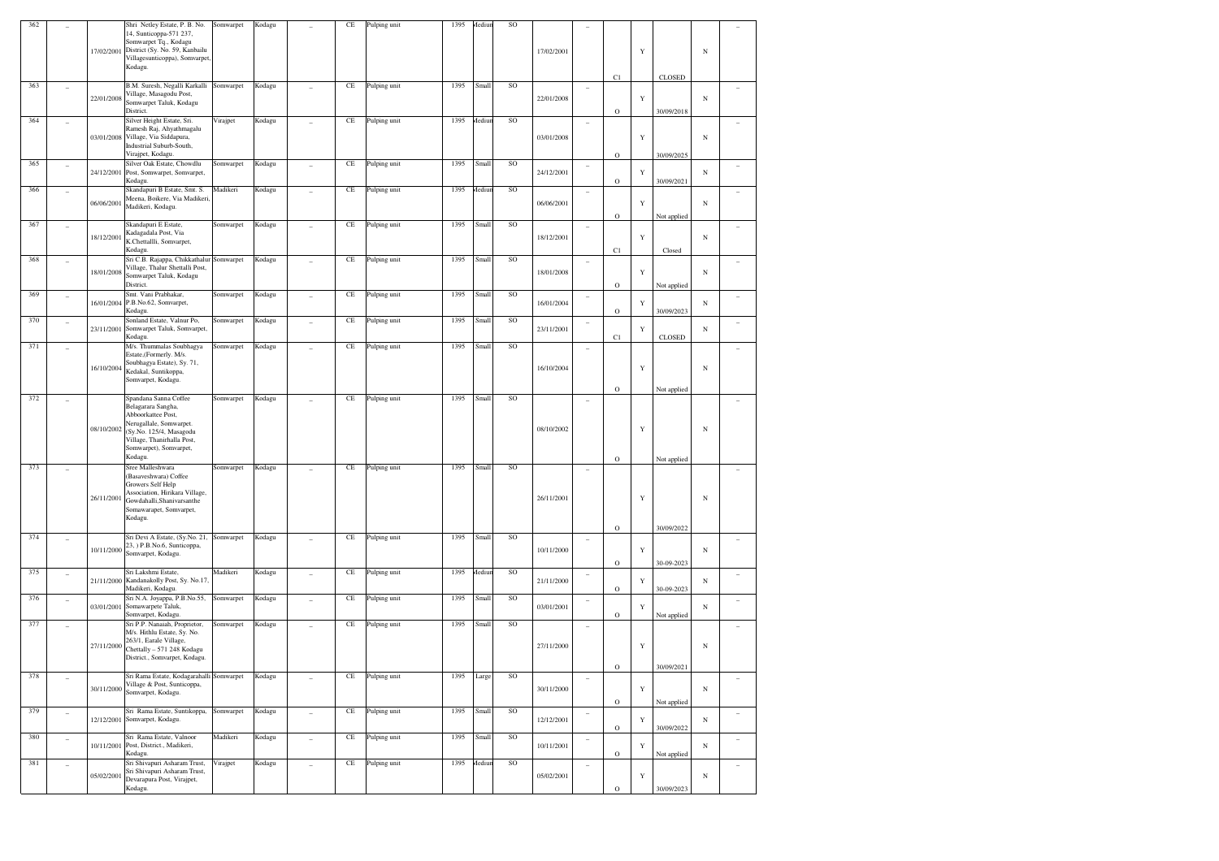| 362 | – | 17/02/2001 | Shri Netley Estate, P. B. No. 14, Sunticoppa-571 237, Somwarpet Tq., Kodagu District (Sy. No. 59, Kanbailu Villagesunticoppa), Somvarpet, Kodagu. | Somwarpet | Kodagu | – | CE | Pulping unit | 1395 | Medium | SO | 17/02/2001 | – | C1 | Y | CLOSED | N | – |
|---|---|---|---|---|---|---|---|---|---|---|---|---|---|---|---|---|---|---|
| 363 | – | 22/01/2008 | B.M. Suresh, Negalli Karkalli Village, Masagodu Post, Somwarpet Taluk, Kodagu District. | Somwarpet | Kodagu | – | CE | Pulping unit | 1395 | Small | SO | 22/01/2008 | – | O | Y | 30/09/2018 | N | – |
| 364 | – | 03/01/2008 | Silver Height Estate, Sri. Ramesh Raj, Ahyathmagalu Village, Via Siddapura, Industrial Suburb-South, Virajpet, Kodagu. | Virajpet | Kodagu | – | CE | Pulping unit | 1395 | Medium | SO | 03/01/2008 | – | O | Y | 30/09/2025 | N | – |
| 365 | – | 24/12/2001 | Silver Oak Estate, Chowdlu Post, Somwarpet, Somvarpet, Kodagu. | Somwarpet | Kodagu | – | CE | Pulping unit | 1395 | Small | SO | 24/12/2001 | – | O | Y | 30/09/2021 | N | – |
| 366 | – | 06/06/2001 | Skandapuri B Estate, Smt. S. Meena, Boikere, Via Madikeri, Madikeri, Kodagu. | Madikeri | Kodagu | – | CE | Pulping unit | 1395 | Medium | SO | 06/06/2001 | – | O | Y | Not applied | N | – |
| 367 | – | 18/12/2001 | Skandapuri E Estate, Kadagadala Post, Via K.Chettallli, Somvarpet, Kodagu. | Somwarpet | Kodagu | – | CE | Pulping unit | 1395 | Small | SO | 18/12/2001 | – | C1 | Y | Closed | N | – |
| 368 | – | 18/01/2008 | Sri C.B. Rajappa, Chikkathalur Village, Thalur Shettalli Post, Somwarpet Taluk, Kodagu District. | Somwarpet | Kodagu | – | CE | Pulping unit | 1395 | Small | SO | 18/01/2008 | – | O | Y | Not applied | N | – |
| 369 | – | 16/01/2004 | Smt. Vani Prabhakar, P.B.No.62, Somvarpet, Kodagu. | Somwarpet | Kodagu | – | CE | Pulping unit | 1395 | Small | SO | 16/01/2004 | – | O | Y | 30/09/2023 | N | – |
| 370 | – | 23/11/2001 | Sonland Estate, Valnur Po, Somwarpet Taluk, Somvarpet, Kodagu. | Somwarpet | Kodagu | – | CE | Pulping unit | 1395 | Small | SO | 23/11/2001 | – | C1 | Y | CLOSED | N | – |
| 371 | – | 16/10/2004 | M/s. Thummalas Soubhagya Estate,(Formerly. M/s. Soubhagya Estate), Sy. 71, Kedakal, Suntikoppa, Somvarpet, Kodagu. | Somwarpet | Kodagu | – | CE | Pulping unit | 1395 | Small | SO | 16/10/2004 | – | O | Y | Not applied | N | – |
| 372 | – | 08/10/2002 | Spandana Sanna Coffee Belagarara Sangha, Abboorkattee Post, Nerugallale, Somwarpet. (Sy.No. 125/4, Masagodu Village, Thanirhalla Post, Somwarpet), Somvarpet, Kodagu. | Somwarpet | Kodagu | – | CE | Pulping unit | 1395 | Small | SO | 08/10/2002 | – | O | Y | Not applied | N | – |
| 373 | – | 26/11/2001 | Sree Malleshwara (Basaveshwara) Coffee Growers Self Help Association, Hirikara Village, Gowdahalli,Shanivarsanthe Somawarapet, Somvarpet, Kodagu. | Somwarpet | Kodagu | – | CE | Pulping unit | 1395 | Small | SO | 26/11/2001 | – | O | Y | 30/09/2022 | N | – |
| 374 | – | 10/11/2000 | Sri Devi A Estate, (Sy.No. 21, 23, ) P.B.No.6, Sunticoppa, Somvarpet, Kodagu. | Somwarpet | Kodagu | – | CE | Pulping unit | 1395 | Small | SO | 10/11/2000 | – | O | Y | 30-09-2023 | N | – |
| 375 | – | 21/11/2000 | Sri Lakshmi Estate, Kandanakolly Post, Sy. No.17, Madikeri, Kodagu. | Madikeri | Kodagu | – | CE | Pulping unit | 1395 | Medium | SO | 21/11/2000 | – | O | Y | 30-09-2023 | N | – |
| 376 | – | 03/01/2001 | Sri N.A. Joyappa, P.B.No.55, Somawarpete Taluk, Somvarpet, Kodagu. | Somwarpet | Kodagu | – | CE | Pulping unit | 1395 | Small | SO | 03/01/2001 | – | O | Y | Not applied | N | – |
| 377 | – | 27/11/2000 | Sri P.P. Nanaiah, Proprietor, M/s. Hithlu Estate, Sy. No. 263/1, Earale Village, Chettally – 571 248 Kodagu District., Somvarpet, Kodagu. | Somwarpet | Kodagu | – | CE | Pulping unit | 1395 | Small | SO | 27/11/2000 | – | O | Y | 30/09/2021 | N | – |
| 378 | – | 30/11/2000 | Sri Rama Estate, Kodagarahalli Village & Post, Sunticoppa, Somvarpet, Kodagu. | Somwarpet | Kodagu | – | CE | Pulping unit | 1395 | Large | SO | 30/11/2000 | – | O | Y | Not applied | N | – |
| 379 | – | 12/12/2001 | Sri Rama Estate, Suntikoppa, Somvarpet, Kodagu. | Somwarpet | Kodagu | – | CE | Pulping unit | 1395 | Small | SO | 12/12/2001 | – | O | Y | 30/09/2022 | N | – |
| 380 | – | 10/11/2001 | Sri Rama Estate, Valnoor Post, District., Madikeri, Kodagu. | Madikeri | Kodagu | – | CE | Pulping unit | 1395 | Small | SO | 10/11/2001 | – | O | Y | Not applied | N | – |
| 381 | – | 05/02/2001 | Sri Shivapuri Asharam Trust, Sri Shivapuri Asharam Trust, Devarapura Post, Virajpet, Kodagu. | Virajpet | Kodagu | – | CE | Pulping unit | 1395 | Medium | SO | 05/02/2001 | – | O | Y | 30/09/2023 | N | – |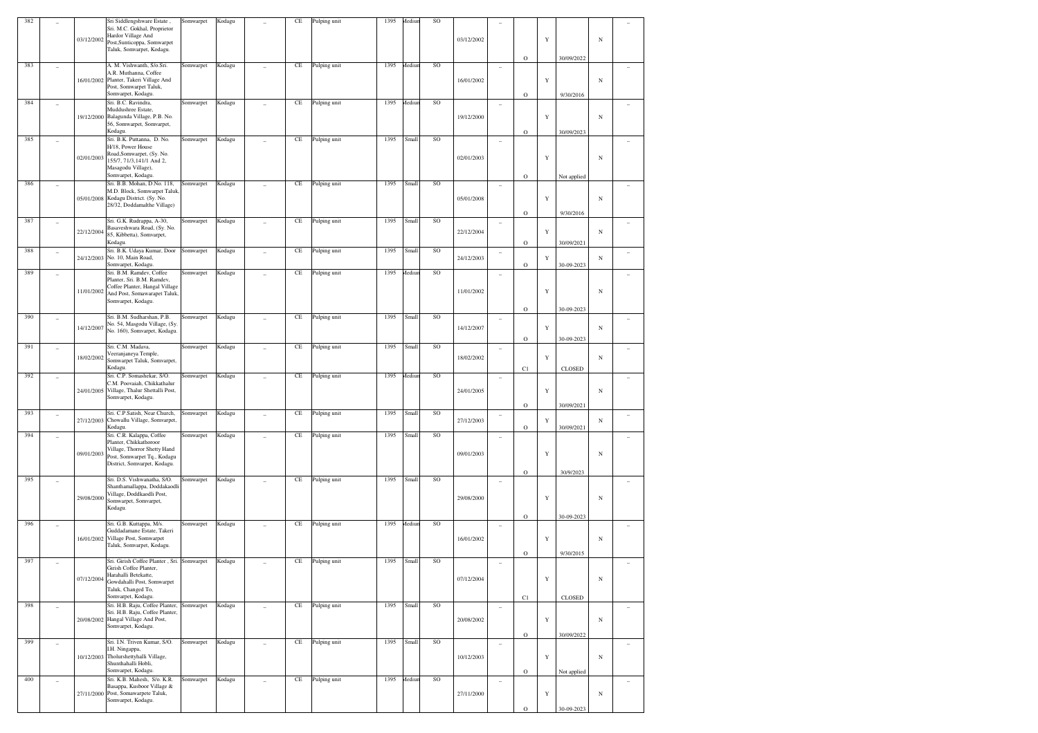| 382 | _ | 03/12/2002 | Sri Siddlengshware Estate , Sri. M.C. Gokhal, Proprietor Hardor Village And Post,Sunticoppa, Somwarpet Taluk, Somwarpet, Kodagu. | Somwarpet | Kodagu | _ | CE | Pulping unit | 1395 | Medium | SO | 03/12/2002 | _ | O | Y | 30/09/2022 | N | _ |
|---|---|---|---|---|---|---|---|---|---|---|---|---|---|---|---|---|---|---|
| 383 | _ | 16/01/2002 | A. M. Vishwanth, S/o.Sri. A.R. Muthanna, Coffee Planter, Takeri Village And Post, Somwarpet Taluk, Somvarpet, Kodagu. | Somwarpet | Kodagu | _ | CE | Pulping unit | 1395 | Medium | SO | 16/01/2002 | _ | O | Y | 9/30/2016 | N | _ |
| 384 | _ | 19/12/2000 | Sri. B.C. Ravindra, Muddushree Estate, Balagunda Village, P.B. No. 56, Somwarpet, Somvarpet, Kodagu. | Somwarpet | Kodagu | _ | CE | Pulping unit | 1395 | Medium | SO | 19/12/2000 | _ | O | Y | 30/09/2023 | N | _ |
| 385 | _ | 02/01/2003 | Sri. B.K. Puttanna, D. No. H/18, Power House Road,Somwarpet, (Sy. No. 155/7, 71/3,141/1 And 2, Masagodu Village), Somvarpet, Kodagu. | Somwarpet | Kodagu | _ | CE | Pulping unit | 1395 | Small | SO | 02/01/2003 | _ | O | Y | Not applied | N | _ |
| 386 | _ | 05/01/2008 | Sri. B.B. Mohan, D.No. 118, M.D. Block, Somwarpet Taluk, Kodagu District. (Sy. No. 28/32, Doddamalthe Village) | Somwarpet | Kodagu | _ | CE | Pulping unit | 1395 | Small | SO | 05/01/2008 | _ | O | Y | 9/30/2016 | N | _ |
| 387 | _ | 22/12/2004 | Sri. G.K. Rudrappa, A-30, Basaveshwara Road, (Sy. No. 85, Kibbetta), Somvarpet, Kodagu. | Somwarpet | Kodagu | _ | CE | Pulping unit | 1395 | Small | SO | 22/12/2004 | _ | O | Y | 30/09/2021 | N | _ |
| 388 | _ | 24/12/2003 | Sri. B.K. Udaya Kumar, Door No. 10, Main Road, Somvarpet, Kodagu. | Somwarpet | Kodagu | _ | CE | Pulping unit | 1395 | Small | SO | 24/12/2003 | _ | O | Y | 30-09-2023 | N | _ |
| 389 | _ | 11/01/2002 | Sri. B.M. Ramdev, Coffee Planter, Sri. B.M. Ramdev, Coffee Planter, Hangal Village And Post, Somawarapet Taluk, Somvarpet, Kodagu. | Somwarpet | Kodagu | _ | CE | Pulping unit | 1395 | Medium | SO | 11/01/2002 | _ | O | Y | 30-09-2023 | N | _ |
| 390 | _ | 14/12/2007 | Sri. B.M. Sudharshan, P.B. No. 54, Masgodu Village, (Sy. No. 160), Somvarpet, Kodagu. | Somwarpet | Kodagu | _ | CE | Pulping unit | 1395 | Small | SO | 14/12/2007 | _ | O | Y | 30-09-2023 | N | _ |
| 391 | _ | 18/02/2002 | Sri. C.M. Madava, Veeranjaneya Temple, Somwarpet Taluk, Somvarpet, Kodagu. | Somwarpet | Kodagu | _ | CE | Pulping unit | 1395 | Small | SO | 18/02/2002 | _ | C1 | Y | CLOSED | N | _ |
| 392 | _ | 24/01/2005 | Sri. C.P. Somashekar, S/O. C.M. Poovaiah, Chikkathalur Village, Thalur Shettalli Post, Somvarpet, Kodagu. | Somwarpet | Kodagu | _ | CE | Pulping unit | 1395 | Medium | SO | 24/01/2005 | _ | O | Y | 30/09/2021 | N | _ |
| 393 | _ | 27/12/2003 | Sri. C.P.Satish, Near Church, Chowallu Village, Somvarpet, Kodagu. | Somwarpet | Kodagu | _ | CE | Pulping unit | 1395 | Small | SO | 27/12/2003 | _ | O | Y | 30/09/2021 | N | _ |
| 394 | _ | 09/01/2003 | Sri. C.R. Kalappa, Coffee Planter, Chikkathoroor Village, Thorror Shetty Hand Post, Somwarpet Tq., Kodagu District, Somvarpet, Kodagu. | Somwarpet | Kodagu | _ | CE | Pulping unit | 1395 | Small | SO | 09/01/2003 | _ | O | Y | 30/9/2023 | N | _ |
| 395 | _ | 29/08/2000 | Sri. D.S. Vishwanatha, S/O. Shanthamallappa, Doddakaodli Village, Doddkaodli Post, Somwarpet, Somvarpet, Kodagu. | Somwarpet | Kodagu | _ | CE | Pulping unit | 1395 | Small | SO | 29/08/2000 | _ | O | Y | 30-09-2023 | N | _ |
| 396 | _ | 16/01/2002 | Sri. G.B. Kuttappa, M/s. Guddadamane Estate, Takeri Village Post, Somwarpet Taluk, Somvarpet, Kodagu. | Somwarpet | Kodagu | _ | CE | Pulping unit | 1395 | Medium | SO | 16/01/2002 | _ | O | Y | 9/30/2015 | N | _ |
| 397 | _ | 07/12/2004 | Sri. Girish Coffee Planter , Sri. Girish Coffee Planter, Harahalli Betekatte, Gowdahalli Post, Somwarpet Taluk, Changed To, Somvarpet, Kodagu. | Somwarpet | Kodagu | _ | CE | Pulping unit | 1395 | Small | SO | 07/12/2004 | _ | C1 | Y | CLOSED | N | _ |
| 398 | _ | 20/08/2002 | Sri. H.B. Raju, Coffee Planter, Sri. H.B. Raju, Coffee Planter, Hangal Village And Post, Somvarpet, Kodagu. | Somwarpet | Kodagu | _ | CE | Pulping unit | 1395 | Small | SO | 20/08/2002 | _ | O | Y | 30/09/2022 | N | _ |
| 399 | _ | 10/12/2003 | Sri. I.N. Triven Kumar, S/O. I.H. Ningappa, Tholurshettyhalli Village, Shanthahalli Hobli, Somvarpet, Kodagu. | Somwarpet | Kodagu | _ | CE | Pulping unit | 1395 | Small | SO | 10/12/2003 | _ | O | Y | Not applied | N | _ |
| 400 | _ | 27/11/2000 | Sri. K.B. Mahesh, S/o. K.R. Basappa, Kusboor Village & Post, Somawarpete Taluk, Somvarpet, Kodagu. | Somwarpet | Kodagu | _ | CE | Pulping unit | 1395 | Medium | SO | 27/11/2000 | _ | O | Y | 30-09-2023 | N | _ |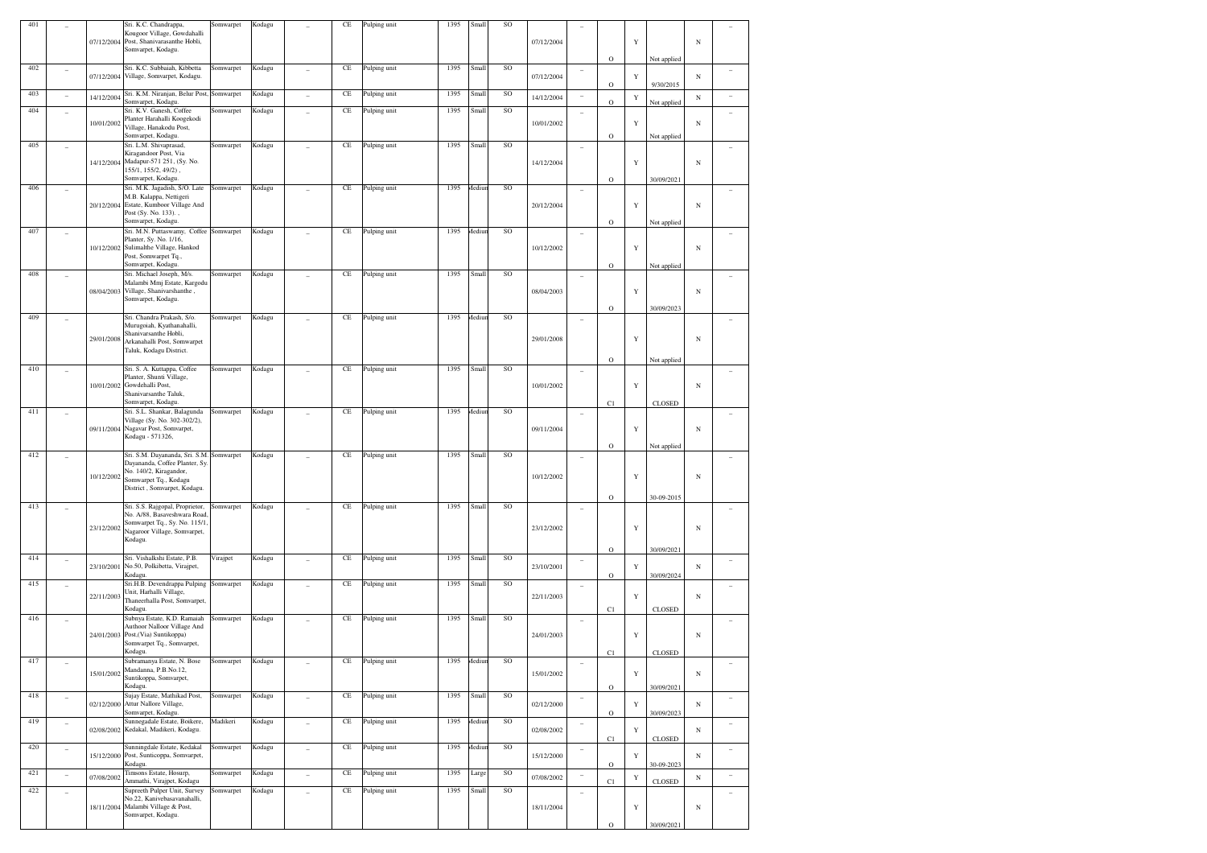| 401 | _ | 07/12/2004 | Sri. K.C. Chandrappa, Kougoor Village, Gowdahalli Post, Shanivarasanthe Hobli, Somvarpet, Kodagu. | Somwarpet | Kodagu | _ | CE | Pulping unit | 1395 | Small | SO | 07/12/2004 | _ | O | Y | Not applied | N | _ |
|---|---|---|---|---|---|---|---|---|---|---|---|---|---|---|---|---|---|---|
| 402 | _ | 07/12/2004 | Sri. K.C. Subbaiah, Kibbetta Village, Somvarpet, Kodagu. | Somwarpet | Kodagu | _ | CE | Pulping unit | 1395 | Small | SO | 07/12/2004 | _ | O | Y | 9/30/2015 | N | _ |
| 403 | _ | 14/12/2004 | Sri. K.M. Niranjan, Belur Post, Somvarpet, Kodagu. | Somwarpet | Kodagu | _ | CE | Pulping unit | 1395 | Small | SO | 14/12/2004 | _ | O | Y | Not applied | N | _ |
| 404 | _ | 10/01/2002 | Sri. K.V. Ganesh, Coffee Planter Harahalli Koogekodi Village, Hanakodu Post, Somvarpet, Kodagu. | Somwarpet | Kodagu | _ | CE | Pulping unit | 1395 | Small | SO | 10/01/2002 | _ | O | Y | Not applied | N | _ |
| 405 | _ | 14/12/2004 | Sri. L.M. Shivaprasad, Kiragandoor Post, Via Madapur-571 251, (Sy. No. 155/1, 155/2, 49/2) , Somvarpet, Kodagu. | Somwarpet | Kodagu | _ | CE | Pulping unit | 1395 | Small | SO | 14/12/2004 | _ | O | Y | 30/09/2021 | N | _ |
| 406 | _ | 20/12/2004 | Sri. M.K. Jagadish, S/O. Late M.B. Kalappa, Nettigeri Estate, Kumboor Village And Post (Sy. No. 133) , Somvarpet, Kodagu. | Somwarpet | Kodagu | _ | CE | Pulping unit | 1395 | Medium | SO | 20/12/2004 | _ | O | Y | Not applied | N | _ |
| 407 | _ | 10/12/2002 | Sri. M.N. Puttaswamy, Coffee Planter, Sy. No. 1/16, Sulimalthe Village, Hankod Post, Somwarpet Tq., Somvarpet, Kodagu. | Somwarpet | Kodagu | _ | CE | Pulping unit | 1395 | Medium | SO | 10/12/2002 | _ | O | Y | Not applied | N | _ |
| 408 | _ | 08/04/2003 | Sri. Michael Joseph, M/s. Malambi Mmj Estate, Kargodu Village, Shanivarshanthe , Somvarpet, Kodagu. | Somwarpet | Kodagu | _ | CE | Pulping unit | 1395 | Small | SO | 08/04/2003 | _ | O | Y | 30/09/2023 | N | _ |
| 409 | _ | 29/01/2008 | Sri. Chandra Prakash, S/o. Murugoiah, Kyathanahalli, Shanivarsanthe Hobli, Arkanahalli Post, Somwarpet Taluk, Kodagu District. | Somwarpet | Kodagu | _ | CE | Pulping unit | 1395 | Medium | SO | 29/01/2008 | _ | O | Y | Not applied | N | _ |
| 410 | _ | 10/01/2002 | Sri. S. A. Kuttappa, Coffee Planter, Shunti Village, Gowdehalli Post, Shanivarsanthe Taluk, Somvarpet, Kodagu. | Somwarpet | Kodagu | _ | CE | Pulping unit | 1395 | Small | SO | 10/01/2002 | _ | C1 | Y | CLOSED | N | _ |
| 411 | _ | 09/11/2004 | Sri. S.L. Shankar, Balagunda Village (Sy. No. 302-302/2), Nagavar Post, Somvarpet, Kodagu - 571326, | Somwarpet | Kodagu | _ | CE | Pulping unit | 1395 | Medium | SO | 09/11/2004 | _ | O | Y | Not applied | N | _ |
| 412 | _ | 10/12/2002 | Sri. S.M. Dayananda, Sri. S.M. Dayananda, Coffee Planter, Sy. No. 140/2, Kiragandor, Somwarpet Tq., Kodagu District , Somvarpet, Kodagu. | Somwarpet | Kodagu | _ | CE | Pulping unit | 1395 | Small | SO | 10/12/2002 | _ | O | Y | 30-09-2015 | N | _ |
| 413 | _ | 23/12/2002 | Sri. S.S. Rajgopal, Proprietor, No. A/88, Basaveshwara Road, Somwarpet Tq., Sy. No. 115/1, Nagaroor Village, Somvarpet, Kodagu. | Somwarpet | Kodagu | _ | CE | Pulping unit | 1395 | Small | SO | 23/12/2002 | _ | O | Y | 30/09/2021 | N | _ |
| 414 | _ | 23/10/2001 | Sri. Vishalkshi Estate, P.B. No.50, Polkibetta, Virajpet, Kodagu. | Virajpet | Kodagu | _ | CE | Pulping unit | 1395 | Small | SO | 23/10/2001 | _ | O | Y | 30/09/2024 | N | _ |
| 415 | _ | 22/11/2003 | Sri.H.B. Devendrappa Pulping Unit, Harhalli Village, Thaneerhalla Post, Somvarpet, Kodagu. | Somwarpet | Kodagu | _ | CE | Pulping unit | 1395 | Small | SO | 22/11/2003 | _ | C1 | Y | CLOSED | N | _ |
| 416 | _ | 24/01/2003 | Subnya Estate, K.D. Ramaiah Authoor Nalloor Village And Post,(Via) Suntikoppa) Somwarpet Tq., Somvarpet, Kodagu. | Somwarpet | Kodagu | _ | CE | Pulping unit | 1395 | Small | SO | 24/01/2003 | _ | C1 | Y | CLOSED | N | _ |
| 417 | _ | 15/01/2002 | Subramanya Estate, N. Bose Mandanna, P.B.No.12, Suntikoppa, Somvarpet, Kodagu. | Somwarpet | Kodagu | _ | CE | Pulping unit | 1395 | Medium | SO | 15/01/2002 | _ | O | Y | 30/09/2021 | N | _ |
| 418 | _ | 02/12/2000 | Sujay Estate, Mathikad Post, Attur Nallore Village, Somvarpet, Kodagu. | Somwarpet | Kodagu | _ | CE | Pulping unit | 1395 | Small | SO | 02/12/2000 | _ | O | Y | 30/09/2023 | N | _ |
| 419 | _ | 02/08/2002 | Sunnegadale Estate, Boikere, Kedakal, Madikeri, Kodagu. | Madikeri | Kodagu | _ | CE | Pulping unit | 1395 | Medium | SO | 02/08/2002 | _ | C1 | Y | CLOSED | N | _ |
| 420 | _ | 15/12/2000 | Sunningdale Estate, Kedakal Post, Sunticoppa, Somvarpet, Kodagu. | Somwarpet | Kodagu | _ | CE | Pulping unit | 1395 | Medium | SO | 15/12/2000 | _ | O | Y | 30-09-2023 | N | _ |
| 421 | _ | 07/08/2002 | Timsons Estate, Hosurp, Ammathi, Virajpet, Kodagu | Somwarpet | Kodagu | _ | CE | Pulping unit | 1395 | Large | SO | 07/08/2002 | _ | C1 | Y | CLOSED | N | _ |
| 422 | _ | 18/11/2004 | Supreeth Pulper Unit, Survey No.22, Kanivebasavanahalli, Malambi Village & Post, Somvarpet, Kodagu. | Somwarpet | Kodagu | _ | CE | Pulping unit | 1395 | Small | SO | 18/11/2004 | _ | O | Y | 30/09/2021 | N | _ |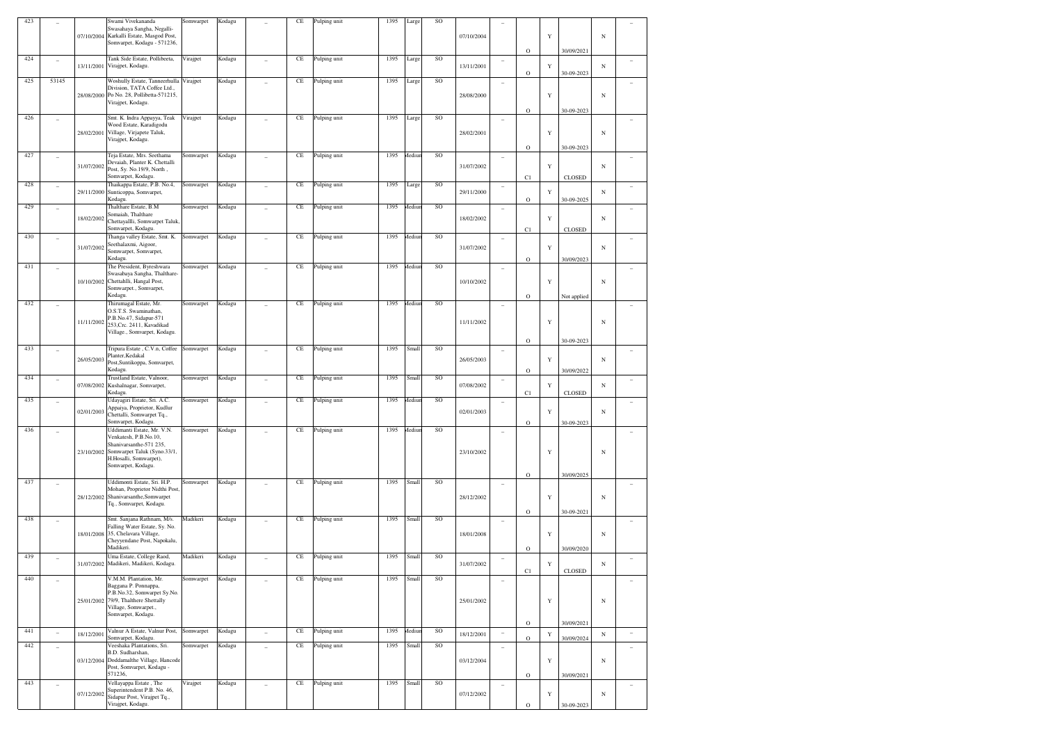| 423 | _ | 07/10/2004 | Swami Vivekananda Swasahaya Sangha, Negalli-Karkalli Estate, Masgod Post, Somvarpet, Kodagu - 571236. | Somwarpet | Kodagu | _ | CE | Pulping unit | 1395 | Large | SO | 07/10/2004 | _ | O | Y | 30/09/2021 | N | _ |
|---|---|---|---|---|---|---|---|---|---|---|---|---|---|---|---|---|---|---|
| 424 | _ | 13/11/2001 | Tank Side Estate, Pollibeeta, Virajpet, Kodagu. | Virajpet | Kodagu | _ | CE | Pulping unit | 1395 | Large | SO | 13/11/2001 | _ | O | Y | 30-09-2023 | N | _ |
| 425 | 53145 | 28/08/2000 | Woshully Estate, Tanneerhulla Division, TATA Coffee Ltd., Po No. 28, Pollibetta-571215, Virajpet, Kodagu. | Virajpet | Kodagu | _ | CE | Pulping unit | 1395 | Large | SO | 28/08/2000 | _ | O | Y | 30-09-2023 | N | _ |
| 426 | _ | 28/02/2001 | Smt. K. Indra Appayya, Teak Wood Estate, Karadigodu Village, Virjapete Taluk, Virajpet, Kodagu. | Virajpet | Kodagu | _ | CE | Pulping unit | 1395 | Large | SO | 28/02/2001 | _ | O | Y | 30-09-2023 | N | _ |
| 427 | _ | 31/07/2002 | Teja Estate, Mrs. Seethama Devaiah, Planter K. Chettalli Post, Sy. No.19/9, North , Somvarpet, Kodagu. | Somwarpet | Kodagu | _ | CE | Pulping unit | 1395 | Medium | SO | 31/07/2002 | _ | C1 | Y | CLOSED | N | _ |
| 428 | _ | 29/11/2000 | Thaikappa Estate, P.B. No.4, Sunticoppa, Somvarpet, Kodagu. | Somwarpet | Kodagu | _ | CE | Pulping unit | 1395 | Large | SO | 29/11/2000 | _ | O | Y | 30-09-2025 | N | _ |
| 429 | _ | 18/02/2002 | Thalthare Estate, B.M Somaiah, Thalthare Chettayallli, Somwarpet Taluk, Somvarpet, Kodagu. | Somwarpet | Kodagu | _ | CE | Pulping unit | 1395 | Medium | SO | 18/02/2002 | _ | C1 | Y | CLOSED | N | _ |
| 430 | _ | 31/07/2002 | Thanga valley Estate, Smt. K. Seethalaxmi, Aigoor, Somwarpet, Somvarpet, Kodagu. | Somwarpet | Kodagu | _ | CE | Pulping unit | 1395 | Medium | SO | 31/07/2002 | _ | O | Y | 30/09/2023 | N | _ |
| 431 | _ | 10/10/2002 | The President, Byreshwara Swasahaya Sangha, Thalthare-Chettahlli, Hangal Post, Somwarpet., Somvarpet, Kodagu. | Somwarpet | Kodagu | _ | CE | Pulping unit | 1395 | Medium | SO | 10/10/2002 | _ | O | Y | Not applied | N | _ |
| 432 | _ | 11/11/2002 | Thirumagal Estate, Mr. O.S.T.S. Swaminathan, P.B.No.47, Sidapur-571 253,Crc. 2411, Kavadikad Village., Somvarpet, Kodagu. | Somwarpet | Kodagu | _ | CE | Pulping unit | 1395 | Medium | SO | 11/11/2002 | _ | O | Y | 30-09-2023 | N | _ |
| 433 | _ | 26/05/2003 | Tripura Estate , C.V.n, Coffee Planter,Kedakal Post,Suntikoppa, Somvarpet, Kodagu. | Somwarpet | Kodagu | _ | CE | Pulping unit | 1395 | Small | SO | 26/05/2003 | _ | O | Y | 30/09/2022 | N | _ |
| 434 | _ | 07/08/2002 | Trustland Estate, Valnoor, Kushalnagar, Somvarpet, Kodagu. | Somwarpet | Kodagu | _ | CE | Pulping unit | 1395 | Small | SO | 07/08/2002 | _ | C1 | Y | CLOSED | N | _ |
| 435 | _ | 02/01/2003 | Udayagiri Estate, Sri. A.C. Appaiya, Proprietor, Kudlur Chettalli, Somwarpet Tq., Somvarpet, Kodagu. | Somwarpet | Kodagu | _ | CE | Pulping unit | 1395 | Medium | SO | 02/01/2003 | _ | O | Y | 30-09-2023 | N | _ |
| 436 | _ | 23/10/2002 | Uddimanti Estate, Mr. V.N. Venkatesh, P.B.No.10, Shanivarsanthe-571 235, Somwarpet Taluk (Syno.33/1, H.Hosalli, Somwarpet), Somvarpet, Kodagu. | Somwarpet | Kodagu | _ | CE | Pulping unit | 1395 | Medium | SO | 23/10/2002 | _ | O | Y | 30/09/2025 | N | _ |
| 437 | _ | 28/12/2002 | Uddimonti Estate, Sri. H.P. Mohan, Proprietor Nidthi Post, Shanivarsanthe,Somwarpet Tq., Somvarpet, Kodagu. | Somwarpet | Kodagu | _ | CE | Pulping unit | 1395 | Small | SO | 28/12/2002 | _ | O | Y | 30-09-2021 | N | _ |
| 438 | _ | 18/01/2008 | Smt. Sanjana Rathnam, M/s. Falling Water Estate, Sy. No. 35, Chelavara Village, Cheyyendane Post, Napokalu, Madikeri. | Madikeri | Kodagu | _ | CE | Pulping unit | 1395 | Small | SO | 18/01/2008 | _ | O | Y | 30/09/2020 | N | _ |
| 439 | _ | 31/07/2002 | Uma Estate, College Raod, Madikeri, Madikeri, Kodagu. | Madikeri | Kodagu | _ | CE | Pulping unit | 1395 | Small | SO | 31/07/2002 | _ | C1 | Y | CLOSED | N | _ |
| 440 | _ | 25/01/2002 | V.M.M. Plantation, Mr. Baggana P. Ponnappa, P.B.No.32, Somwarpet Sy.No. 79/9, Thalthere Shettally Village, Somwarpet., Somvarpet, Kodagu. | Somwarpet | Kodagu | _ | CE | Pulping unit | 1395 | Small | SO | 25/01/2002 | _ | O | Y | 30/09/2021 | N | _ |
| 441 | _ | 18/12/2001 | Valnur A Estate, Valnur Post, Somvarpet, Kodagu. | Somwarpet | Kodagu | _ | CE | Pulping unit | 1395 | Medium | SO | 18/12/2001 | _ | O | Y | 30/09/2024 | N | _ |
| 442 | _ | 03/12/2004 | Veeshaka Plantations, Sri. B.D. Sudharshan, Doddamalthe Village, Hancode Post, Somvarpet, Kodagu - 571236, | Somwarpet | Kodagu | _ | CE | Pulping unit | 1395 | Small | SO | 03/12/2004 | _ | O | Y | 30/09/2021 | N | _ |
| 443 | _ | 07/12/2002 | Vellayappa Estate , The Superintendent P.B. No. 46, Sidapur Post, Virajpet Tq., Virajpet, Kodagu. | Virajpet | Kodagu | _ | CE | Pulping unit | 1395 | Small | SO | 07/12/2002 | _ | O | Y | 30-09-2023 | N | _ |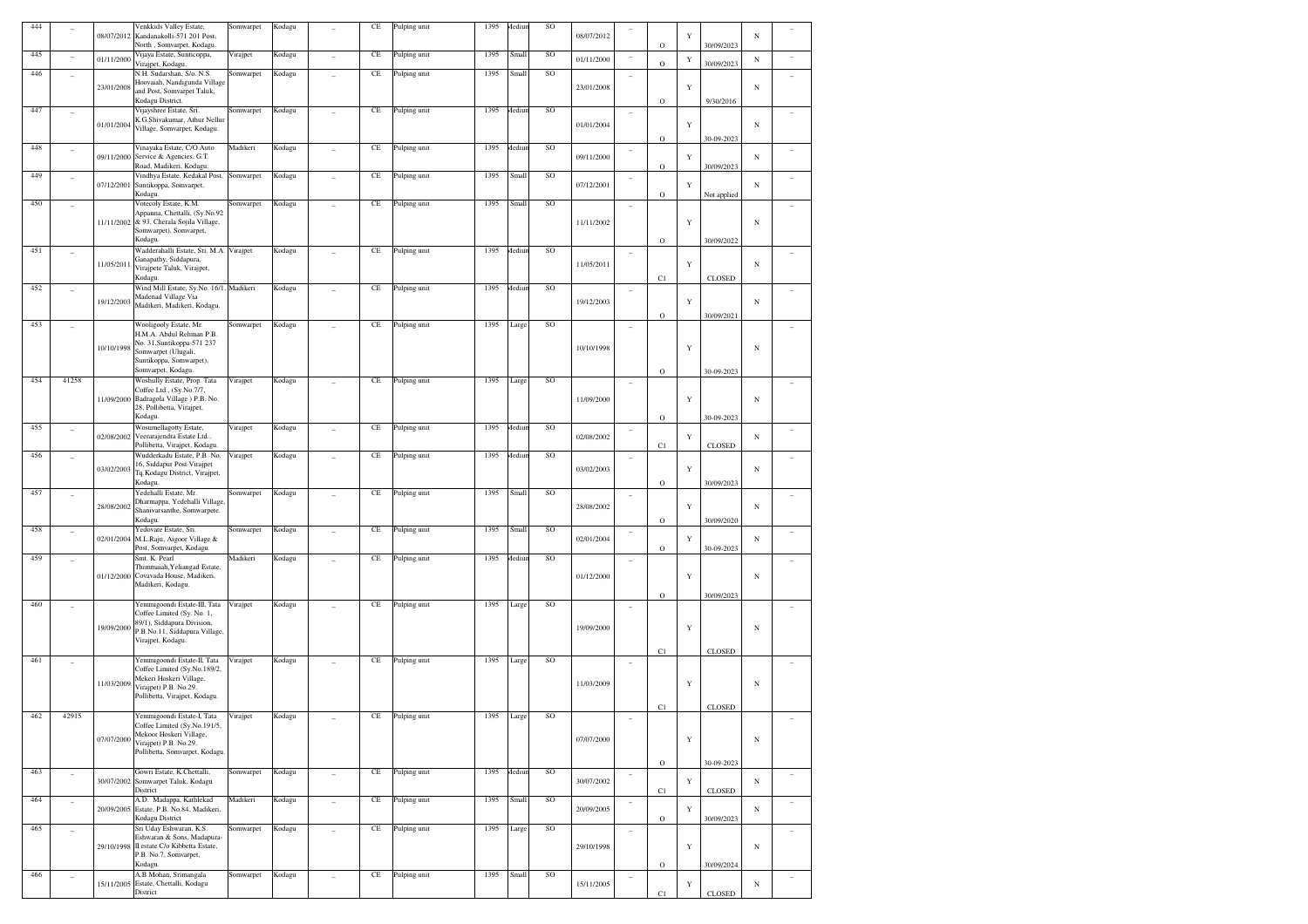| 444 | _ | 08/07/2012 | Venkkids Valley Estate, Kandanakolli-571 201 Post, North , Somvarpet, Kodagu. | Somwarpet | Kodagu | _ | CE | Pulping unit | 1395 | Medium | SO | 08/07/2012 | _ | O | Y | 30/09/2023 | N | _ |
|---|---|---|---|---|---|---|---|---|---|---|---|---|---|---|---|---|---|---|
| 445 | _ | 01/11/2000 | Vijaya Estate, Sunticoppa, Virajpet, Kodagu. | Virajpet | Kodagu | _ | CE | Pulping unit | 1395 | Small | SO | 01/11/2000 | _ | O | Y | 30/09/2023 | N | _ |
| 446 | _ | 23/01/2008 | N.H. Sudarshan, S/o. N.S. Hoovaiah, Nandigunda Village and Post, Somvarpet Taluk, Kodagu District. | Somwarpet | Kodagu | _ | CE | Pulping unit | 1395 | Small | SO | 23/01/2008 | _ | O | Y | 9/30/2016 | N | _ |
| 447 | _ | 01/01/2004 | Vijayshree Estate, Sri. K.G.Shivakumar, Athur Nellur Village, Somvarpet, Kodagu. | Somwarpet | Kodagu | _ | CE | Pulping unit | 1395 | Medium | SO | 01/01/2004 | _ | O | Y | 30-09-2023 | N | _ |
| 448 | _ | 09/11/2000 | Vinayaka Estate, C/O Auto Service & Agencies, G.T. Road, Madikeri, Kodagu. | Madikeri | Kodagu | _ | CE | Pulping unit | 1395 | Medium | SO | 09/11/2000 | _ | O | Y | 30/09/2023 | N | _ |
| 449 | _ | 07/12/2001 | Vindhya Estate, Kedakal Post. Suntikoppa, Somvarpet, Kodagu. | Somwarpet | Kodagu | _ | CE | Pulping unit | 1395 | Small | SO | 07/12/2001 | _ | O | Y | Not applied | N | _ |
| 450 | _ | 11/11/2002 | Votecoly Estate, K.M. Appanna, Chettalli, (Sy.No.92 & 93, Cherala Sojila Village, Somwarpet), Somvarpet, Kodagu. | Somwarpet | Kodagu | _ | CE | Pulping unit | 1395 | Small | SO | 11/11/2002 | _ | O | Y | 30/09/2022 | N | _ |
| 451 | _ | 11/05/2011 | Wadderahalli Estate, Sri. M.A. Ganapathy, Siddapura, Virajpete Taluk, Virajpet, Kodagu. | Virajpet | Kodagu | _ | CE | Pulping unit | 1395 | Medium | SO | 11/05/2011 | _ | C1 | Y | CLOSED | N | _ |
| 452 | _ | 19/12/2003 | Wind Mill Estate, Sy.No. 16/1, Madenad Village Via Madikeri, Madikeri, Kodagu. | Madikeri | Kodagu | _ | CE | Pulping unit | 1395 | Medium | SO | 19/12/2003 | _ | O | Y | 30/09/2021 | N | _ |
| 453 | _ | 10/10/1998 | Wooligooly Estate, Mr. H.M.A. Abdul Rehman P.B. No. 31,Suntikoppa-571 237 Somwarpet (Ulugali, Suntikoppa, Somwarpet), Somvarpet, Kodagu. | Somwarpet | Kodagu | _ | CE | Pulping unit | 1395 | Large | SO | 10/10/1998 | _ | O | Y | 30-09-2023 | N | _ |
| 454 | 41258 | 11/09/2000 | Woshully Estate, Prop. Tata Coffee Ltd., (Sy.No.7/7, Badragola Village ) P.B. No. 28, Pollibetta, Virajpet, Kodagu. | Virajpet | Kodagu | _ | CE | Pulping unit | 1395 | Large | SO | 11/09/2000 | _ | O | Y | 30-09-2023 | N | _ |
| 455 | _ | 02/08/2002 | Wosumellagotty Estate, Veerarajendra Estate Ltd., Pollibetta, Virajpet, Kodagu. | Virajpet | Kodagu | _ | CE | Pulping unit | 1395 | Medium | SO | 02/08/2002 | _ | C1 | Y | CLOSED | N | _ |
| 456 | _ | 03/02/2003 | Wudderkadu Estate, P.B. No. 16, Siddapur Post Virajpet Tq.Kodagu District, Virajpet, Kodagu. | Virajpet | Kodagu | _ | CE | Pulping unit | 1395 | Medium | SO | 03/02/2003 | _ | O | Y | 30/09/2023 | N | _ |
| 457 | _ | 28/08/2002 | Yedehalli Estate, Mr. Dharmappa, Yedehalli Village, Shanivarsanthe, Somwarpete. Kodagu. | Somwarpet | Kodagu | _ | CE | Pulping unit | 1395 | Small | SO | 28/08/2002 | _ | O | Y | 30/09/2020 | N | _ |
| 458 | _ | 02/01/2004 | Yedovare Estate, Sri. M.L.Raju, Aigoor Village & Post, Somvarpet, Kodagu. | Somwarpet | Kodagu | _ | CE | Pulping unit | 1395 | Small | SO | 02/01/2004 | _ | O | Y | 30-09-2023 | N | _ |
| 459 | _ | 01/12/2000 | Smt. K. Pearl Thimmaiah,Yelhangad Estate, Covavada House, Madikeri, Madikeri, Kodagu. | Madikeri | Kodagu | _ | CE | Pulping unit | 1395 | Medium | SO | 01/12/2000 | _ | O | Y | 30/09/2023 | N | _ |
| 460 | _ | 19/09/2000 | Yemmigoondi Estate-III, Tata Coffee Limited (Sy. No. 1, 89/1), Siddapura Division, P.B.No.11, Siddapura Village, Virajpet, Kodagu. | Virajpet | Kodagu | _ | CE | Pulping unit | 1395 | Large | SO | 19/09/2000 | _ | C1 | Y | CLOSED | N | _ |
| 461 | _ | 11/03/2009 | Yemmigoondi Estate-II, Tata Coffee Limited (Sy.No.189/2, Mekeri Hoskeri Village, Virajpet) P.B. No.29, Pollibetta, Virajpet, Kodagu. | Virajpet | Kodagu | _ | CE | Pulping unit | 1395 | Large | SO | 11/03/2009 | _ | C1 | Y | CLOSED | N | _ |
| 462 | 42915 | 07/07/2000 | Yemmigoondi Estate-I, Tata Coffee Limited (Sy.No.191/5, Mekoor Hoskeri Village, Virajpet) P.B. No.29, Pollibetta, Somvarpet, Kodagu. | Virajpet | Kodagu | _ | CE | Pulping unit | 1395 | Large | SO | 07/07/2000 | _ | O | Y | 30-09-2023 | N | _ |
| 463 | _ | 30/07/2002 | Gowri Estate, K.Chettalli, Somwarpet Taluk, Kodagu District | Somwarpet | Kodagu | _ | CE | Pulping unit | 1395 | Medium | SO | 30/07/2002 | _ | C1 | Y | CLOSED | N | _ |
| 464 | _ | 20/09/2005 | A.D. Madappa, Kathlekad Estate, P.B. No.84, Madikeri, Kodagu District | Madikeri | Kodagu | _ | CE | Pulping unit | 1395 | Small | SO | 20/09/2005 | _ | O | Y | 30/09/2023 | N | _ |
| 465 | _ | 29/10/1998 | Sri Uday Eshwaran, K.S. Eshwaran & Sons, Madapura-II estate C/o Kibbetta Estate, P.B. No.7, Somvarpet, Kodagu. | Somwarpet | Kodagu | _ | CE | Pulping unit | 1395 | Large | SO | 29/10/1998 | _ | O | Y | 30/09/2024 | N | _ |
| 466 | _ | 15/11/2005 | A.B Mohan, Srimangala Estate, Chettalli, Kodagu District | Somwarpet | Kodagu | _ | CE | Pulping unit | 1395 | Small | SO | 15/11/2005 | _ | C1 | Y | CLOSED | N | _ |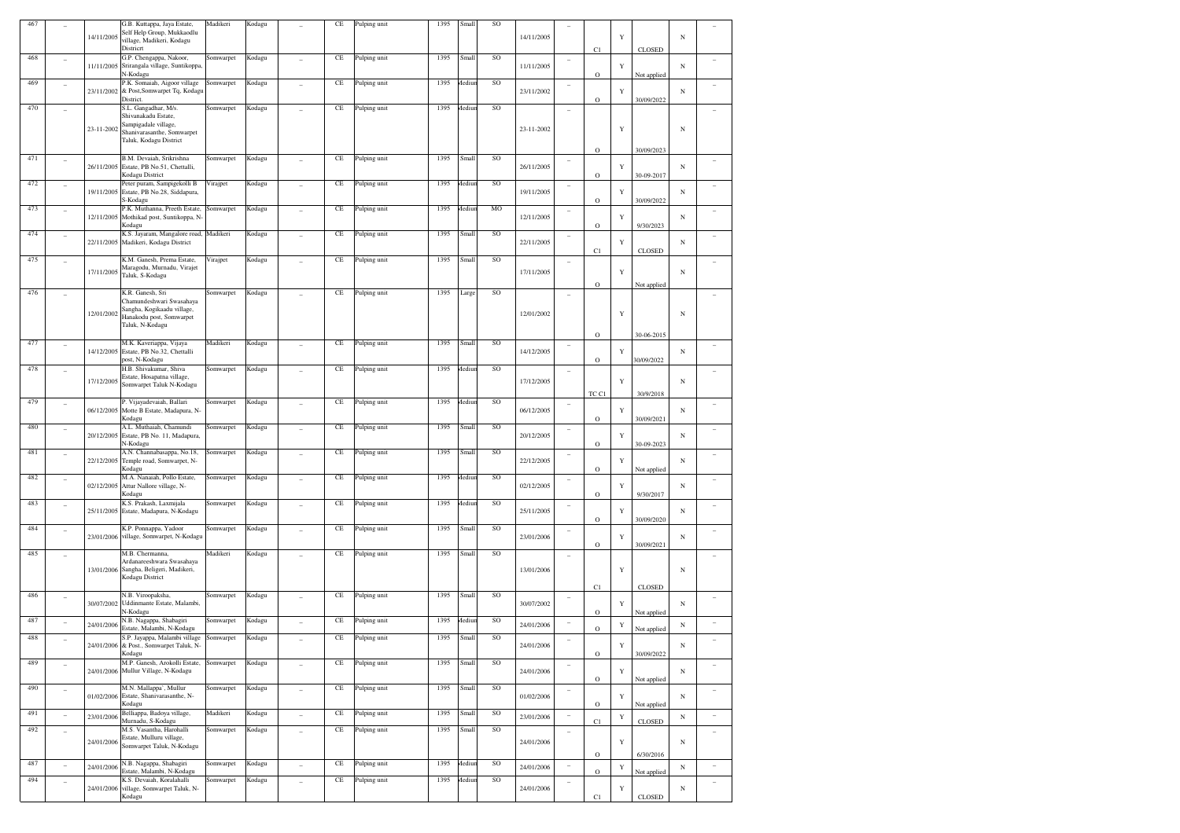| 467 | – | 14/11/2005 | G.B. Kuttappa, Jaya Estate, Self Help Group, Mukkaodlu village, Madikeri, Kodagu Districrt | Madikeri | Kodagu | – | CE | Pulping unit | 1395 | Small | SO | 14/11/2005 | – | C1 | Y | CLOSED | N | – |
|---|---|---|---|---|---|---|---|---|---|---|---|---|---|---|---|---|---|---|
| 468 | – | 11/11/2005 | G.P. Chengappa, Nakoor, Srirangala village, Suntikoppa, N-Kodagu | Somwarpet | Kodagu | – | CE | Pulping unit | 1395 | Small | SO | 11/11/2005 | – | O | Y | Not applied | N | – |
| 469 | – | 23/11/2002 | P.K. Somaiah, Aigoor village & Post,Somwarpet Tq, Kodagu District. | Somwarpet | Kodagu | – | CE | Pulping unit | 1395 | Medium | SO | 23/11/2002 | – | O | Y | 30/09/2022 | N | – |
| 470 | – | 23-11-2002 | S.L. Gangadhar, M/s. Shivanakadu Estate, Sampigadale village, Shanivarasanthe, Somwarpet Taluk, Kodagu District | Somwarpet | Kodagu | – | CE | Pulping unit | 1395 | Medium | SO | 23-11-2002 | – | O | Y | 30/09/2023 | N | – |
| 471 | – | 26/11/2005 | B.M. Devaiah, Srikrishna Estate, PB No.51, Chettalli, Kodagu District | Somwarpet | Kodagu | – | CE | Pulping unit | 1395 | Small | SO | 26/11/2005 | – | O | Y | 30-09-2017 | N | – |
| 472 | – | 19/11/2005 | Peter puram, Sampigekolli B Estate, PB No.28, Siddapura, S-Kodagu | Virajpet | Kodagu | – | CE | Pulping unit | 1395 | Medium | SO | 19/11/2005 | – | O | Y | 30/09/2022 | N | – |
| 473 | – | 12/11/2005 | P.K. Muthanna, Preeth Estate, Mothikad post, Suntikoppa, N-Kodagu | Somwarpet | Kodagu | – | CE | Pulping unit | 1395 | Medium | MO | 12/11/2005 | – | O | Y | 9/30/2023 | N | – |
| 474 | – | 22/11/2005 | K.S. Jayaram, Mangalore road, Madikeri, Kodagu District | Madikeri | Kodagu | – | CE | Pulping unit | 1395 | Small | SO | 22/11/2005 | – | C1 | Y | CLOSED | N | – |
| 475 | – | 17/11/2005 | K.M. Ganesh, Prema Estate, Maragodu, Murnadu, Virajet Taluk, S-Kodagu | Virajpet | Kodagu | – | CE | Pulping unit | 1395 | Small | SO | 17/11/2005 | – | O | Y | Not applied | N | – |
| 476 | – | 12/01/2002 | K.R. Ganesh, Sri Chamundeshwari Swasahaya Sangha, Kogikaadu village, Hanakodu post, Somwarpet Taluk, N-Kodagu | Somwarpet | Kodagu | – | CE | Pulping unit | 1395 | Large | SO | 12/01/2002 | – | O | Y | 30-06-2015 | N | – |
| 477 | – | 14/12/2005 | M.K. Kaveriappa, Vijaya Estate, PB No.32, Chettalli post, N-Kodagu | Madikeri | Kodagu | – | CE | Pulping unit | 1395 | Small | SO | 14/12/2005 | – | O | Y | 30/09/2022 | N | – |
| 478 | – | 17/12/2005 | H.B. Shivakumar, Shiva Estate, Hosapatna village, Somwarpet Taluk N-Kodagu | Somwarpet | Kodagu | – | CE | Pulping unit | 1395 | Medium | SO | 17/12/2005 | – | TC C1 | Y | 30/9/2018 | N | – |
| 479 | – | 06/12/2005 | P. Vijayadevaiah, Ballari Motte B Estate, Madapura, N-Kodagu | Somwarpet | Kodagu | – | CE | Pulping unit | 1395 | Medium | SO | 06/12/2005 | – | O | Y | 30/09/2021 | N | – |
| 480 | – | 20/12/2005 | A.L. Muthaiah, Chamundi Estate, PB No. 11, Madapura, N-Kodagu | Somwarpet | Kodagu | – | CE | Pulping unit | 1395 | Small | SO | 20/12/2005 | – | O | Y | 30-09-2023 | N | – |
| 481 | – | 22/12/2005 | A.N. Channabasappa, No.18, Temple road, Somwarpet, N-Kodagu | Somwarpet | Kodagu | – | CE | Pulping unit | 1395 | Small | SO | 22/12/2005 | – | O | Y | Not applied | N | – |
| 482 | – | 02/12/2005 | M.A. Nanaiah, Pollo Estate, Attur Nallore village, N-Kodagu | Somwarpet | Kodagu | – | CE | Pulping unit | 1395 | Medium | SO | 02/12/2005 | – | O | Y | 9/30/2017 | N | – |
| 483 | – | 25/11/2005 | K.S. Prakash, Laxmijala Estate, Madapura, N-Kodagu | Somwarpet | Kodagu | – | CE | Pulping unit | 1395 | Medium | SO | 25/11/2005 | – | O | Y | 30/09/2020 | N | – |
| 484 | – | 23/01/2006 | K.P. Ponnappa, Yadoor village, Somwarpet, N-Kodagu | Somwarpet | Kodagu | – | CE | Pulping unit | 1395 | Small | SO | 23/01/2006 | – | O | Y | 30/09/2021 | N | – |
| 485 | – | 13/01/2006 | M.B. Chermanna, Ardanareeshwara Swasahaya Sangha, Beligeri, Madikeri, Kodagu District | Madikeri | Kodagu | – | CE | Pulping unit | 1395 | Small | SO | 13/01/2006 | – | C1 | Y | CLOSED | N | – |
| 486 | – | 30/07/2002 | N.B. Viroopaksha, Uddinmante Estate, Malambi, N-Kodagu | Somwarpet | Kodagu | – | CE | Pulping unit | 1395 | Small | SO | 30/07/2002 | – | O | Y | Not applied | N | – |
| 487 | – | 24/01/2006 | N.B. Nagappa, Shabagiri Estate, Malambi, N-Kodagu | Somwarpet | Kodagu | – | CE | Pulping unit | 1395 | Medium | SO | 24/01/2006 | – | O | Y | Not applied | N | – |
| 488 | – | 24/01/2006 | S.P. Jayappa, Malambi village & Post., Somwarpet Taluk, N-Kodagu | Somwarpet | Kodagu | – | CE | Pulping unit | 1395 | Small | SO | 24/01/2006 | – | O | Y | 30/09/2022 | N | – |
| 489 | – | 24/01/2006 | M.P. Ganesh, Arokolli Estate, Mullur Village, N-Kodagu | Somwarpet | Kodagu | – | CE | Pulping unit | 1395 | Small | SO | 24/01/2006 | – | O | Y | Not applied | N | – |
| 490 | – | 01/02/2006 | M.N. Mallappa`, Mullur Estate, Shanivarasanthe, N-Kodagu | Somwarpet | Kodagu | – | CE | Pulping unit | 1395 | Small | SO | 01/02/2006 | – | O | Y | Not applied | N | – |
| 491 | – | 23/01/2006 | Belliappa, Badoya village, Murnadu, S-Kodagu | Madikeri | Kodagu | – | CE | Pulping unit | 1395 | Small | SO | 23/01/2006 | – | C1 | Y | CLOSED | N | – |
| 492 | – | 24/01/2006 | M.S. Vasantha, Harohalli Estate, Mulluru village, Somwarpet Taluk, N-Kodagu | Somwarpet | Kodagu | – | CE | Pulping unit | 1395 | Small | SO | 24/01/2006 | – | O | Y | 6/30/2016 | N | – |
| 487 | – | 24/01/2006 | N.B. Nagappa, Shabagiri Estate, Malambi, N-Kodagu | Somwarpet | Kodagu | – | CE | Pulping unit | 1395 | Medium | SO | 24/01/2006 | – | O | Y | Not applied | N | – |
| 494 | – | 24/01/2006 | K.S. Devaiah, Koralahalli village, Somwarpet Taluk, N-Kodagu | Somwarpet | Kodagu | – | CE | Pulping unit | 1395 | Medium | SO | 24/01/2006 | – | C1 | Y | CLOSED | N | – |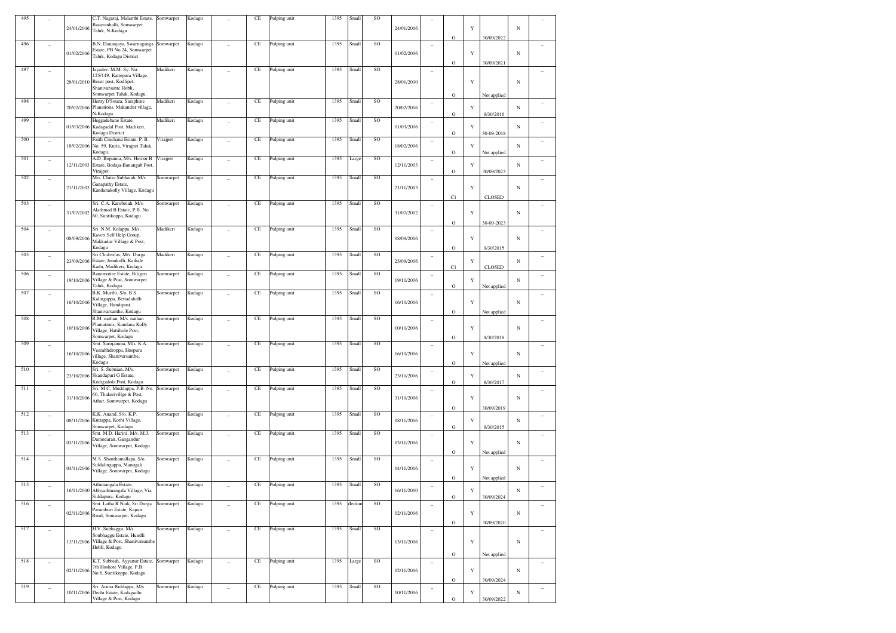| 495 | – | 24/01/2006 | C.T. Nagaraj, Malambi Estate, Basavanhalli, Somwarpet Taluk, N-Kodagu | Somwarpet | Kodagu | – | CE | Pulping unit | 1395 | Small | SO | 24/01/2006 | – | O | Y | 30/09/2022 | N | – |
|---|---|---|---|---|---|---|---|---|---|---|---|---|---|---|---|---|---|---|
| 496 | – | 01/02/2006 | B.N. Dananjaya, Swarnaganga Estate, PB No.24, Somwarpet Taluk, Kodagu District | Somwarpet | Kodagu | – | CE | Pulping unit | 1395 | Small | SO | 01/02/2006 | – | O | Y | 30/09/2021 | N | – |
| 497 | – | 28/01/2010 | Jayadev. M.M. Sy. No. 125/149, Kattepura Village, Besur post, Kodlipet, Shanivarsante Hobli, Somwarpet Taluk, Kodagu. | Madikeri | Kodagu | – | CE | Pulping unit | 1395 | Small | SO | 28/01/2010 | – | O | Y | Not applied | N | – |
| 498 | – | 20/02/2006 | Henry D'Souza, Saraphine Planations, Makandur village, N-Kodagu | Madikeri | Kodagu | – | CE | Pulping unit | 1395 | Small | SO | 20/02/2006 | – | O | Y | 9/30/2016 | N | – |
| 499 | – | 01/03/2006 | Heggadebane Estate, Kadagadal Post, Madikeri, Kodagu District. | Madikeri | Kodagu | – | CE | Pulping unit | 1395 | Small | SO | 01/03/2006 | – | O | Y | 30-09-2018 | N | – |
| 500 | – | 18/02/2006 | Farth Cinchana Estate, P. B. No. 59, Kutta, Virajpet Taluk, Kodagu | Virajpet | Kodagu | – | CE | Pulping unit | 1395 | Small | SO | 18/02/2006 | – | O | Y | Not applied | N | – |
| 501 | – | 12/11/2003 | A.D. Bopanna, M/s. Heroor B Estate, Bodaja-Banangab Post, Virajpet | Virajpet | Kodagu | – | CE | Pulping unit | 1395 | Large | SO | 12/11/2003 | – | O | Y | 30/09/2023 | N | – |
| 502 | – | 21/11/2003 | Mrs. Chitra Subbaiah, M/s. Ganapathy Estate, Kandanakolly Village, Kodagu | Somwarpet | Kodagu | – | CE | Pulping unit | 1395 | Small | SO | 21/11/2003 | – | C1 | Y | CLOSED | N | – |
| 503 | – | 31/07/2002 | Sri. C.A. Karuboiah, M/s. Alathmad B Estate, P.B. No. 60, Suntikoppa, Kodagu. | Somwarpet | Kodagu | – | CE | Pulping unit | 1395 | Small | SO | 31/07/2002 | – | O | Y | 30-09-2023 | N | – |
| 504 | – | 08/09/2006 | Sri. N.M. Kolappa, M/s. Kaveri Self Help Group, Makkadur Village & Post, Kodagu | Madikeri | Kodagu | – | CE | Pulping unit | 1395 | Small | SO | 08/09/2006 | – | O | Y | 9/30/2015 | N | – |
| 505 | – | 23/09/2006 | Sri Chidivilas, M/s. Durga Estate, Jenukolli, Kathale Kadu, Madikeri, Kodagu. | Madikeri | Kodagu | – | CE | Pulping unit | 1395 | Small | SO | 23/09/2006 | – | C1 | Y | CLOSED | N | – |
| 506 | – | 19/10/2006 | Banemottee Estate, Biligeri Village & Post, Somwarpet Taluk, Kodagu | Somwarpet | Kodagu | – | CE | Pulping unit | 1395 | Small | SO | 19/10/2006 | – | O | Y | Not applied | N | – |
| 507 | – | 16/10/2006 | B.K. Murthi, S/o. B.S. Kalingappa, Bettadahalli Village, Hundipost, Shanivarsanthe, Kodagu | Somwarpet | Kodagu | – | CE | Pulping unit | 1395 | Small | SO | 16/10/2006 | – | O | Y | Not applied | N | – |
| 508 | – | 10/10/2006 | R.M. nathan, M/s. nathan Plantations, Kandana Kelly Village, Hattihole Post, Somwarpet, Kodagu | Somwarpet | Kodagu | – | CE | Pulping unit | 1395 | Small | SO | 10/10/2006 | – | O | Y | 9/30/2018 | N | – |
| 509 | – | 16/10/2006 | Smt. Sarojamma, M/s. K.A. Veerabhdroppa, Hospura village, Shanivarsanthe, Kodagu | Somwarpet | Kodagu | – | CE | Pulping unit | 1395 | Small | SO | 16/10/2006 | – | O | Y | Not applied | N | – |
| 510 | – | 23/10/2006 | Sri. S. Subnian, M/s. Skandapuri G Estate, Kodigadola Post, Kodagu | Somwarpet | Kodagu | – | CE | Pulping unit | 1395 | Small | SO | 23/10/2006 | – | O | Y | 9/30/2017 | N | – |
| 511 | – | 31/10/2006 | Sri. M.C. Muddappa, P.B. No. 60, Thakerivillge & Post, Athur, Somwarpet, Kodagu | Somwarpet | Kodagu | – | CE | Pulping unit | 1395 | Small | SO | 31/10/2006 | – | O | Y | 30/09/2019 | N | – |
| 512 | – | 08/11/2006 | K.K. Anand, S/o. K.P. Kuttappa, Kothi Village, Somwarpet, Kodagu | Somwarpet | Kodagu | – | CE | Pulping unit | 1395 | Small | SO | 08/11/2006 | – | O | Y | 9/30/2015 | N | – |
| 513 | – | 03/11/2006 | Smt. M.D. Harini, M/s. M.J. Damodaran, Gangandur Village, Somwarpet, Kodagu | Somwarpet | Kodagu | – | CE | Pulping unit | 1395 | Small | SO | 03/11/2006 | – | O | Y | Not applied | N | – |
| 514 | – | 04/11/2006 | M.S. Shanthamallapa, S/o. Siddalingappa, Manogali Village, Somwarpet, Kodagu | Somwarpet | Kodagu | – | CE | Pulping unit | 1395 | Small | SO | 04/11/2006 | – | O | Y | Not applied | N | – |
| 515 | – | 16/11/2000 | Athimangala Estate, Abhyathmangala Village, Via Siddapura, Kodagu | Somwarpet | Kodagu | – | CE | Pulping unit | 1395 | Small | SO | 16/11/2000 | – | O | Y | 30/09/2024 | N | – |
| 516 | – | 02/11/2006 | Smt. Latha R Naik, Sri Durga Paramburi Estate, Kajoor Road, Somwarpet, Kodagu | Somwarpet | Kodagu | – | CE | Pulping unit | 1395 | Medium | SO | 02/11/2006 | – | O | Y | 30/09/2020 | N | – |
| 517 | – | 13/11/2006 | H.V. Subhaggu, M/s. Soubhaggu Estate, Hundli Village & Post, Shanivarsanthe Hobli, Kodagu | Somwarpet | Kodagu | – | CE | Pulping unit | 1395 | Small | SO | 13/11/2006 | – | O | Y | Not applied | N | – |
| 518 | – | 02/11/2006 | K.T. Subbiah, Ayyanur Estate, 7th Hoskote Village, P.B. No.6, Suntikoppa, Kodagu | Somwarpet | Kodagu | – | CE | Pulping unit | 1395 | Large | SO | 02/11/2006 | – | O | Y | 30/09/2024 | N | – |
| 519 | – | 10/11/2006 | Sri. Aruna Biddappa, M/s. Dechi Estate, Kadagadlu Village & Post, Kodagu | Somwarpet | Kodagu | – | CE | Pulping unit | 1395 | Small | SO | 10/11/2006 | – | O | Y | 30/09/2022 | N | – |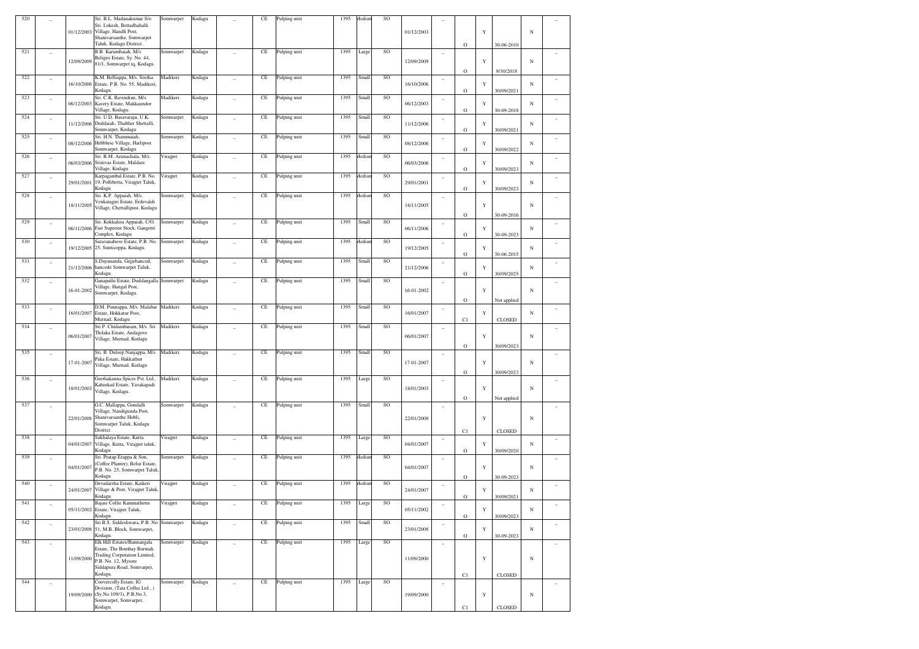| 520 | _ | 01/12/2003 | Sri. B.L. Madanakumar S/o Sri. Lokesh, Bettadhahalli Village, Handli Post, Shanivarsanthe, Somwarpet Taluk, Kodagu District. | Somwarpet | Kodagu | _ | CE | Pulping unit | 1395 | Medium | SO | 01/12/2003 | _ | O | Y | 30-06-2010 | N | _ |
|---|---|---|---|---|---|---|---|---|---|---|---|---|---|---|---|---|---|---|
| 521 | _ | 12/09/2009 | B.B. Karumbaiah, M/s. Beligiri Estate, Sy. No. 44, 81/1, Somwarpet tq, Kodagu. | Somwarpet | Kodagu | _ | CE | Pulping unit | 1395 | Large | SO | 12/09/2009 | _ | O | Y | 9/30/2018 | N | _ |
| 522 | _ | 16/10/2006 | K.M. Belliappa, M/s. Seetha Estate, P.B. No. 55, Madikeri, Kodagu. | Madikeri | Kodagu | _ | CE | Pulping unit | 1395 | Small | SO | 16/10/2006 | _ | O | Y | 30/09/2021 | N | _ |
| 523 | _ | 06/12/2003 | Sri. C.K. Ravindran, M/s. Kavery Estate, Makkaundor Village, Kodagu. | Madikeri | Kodagu | _ | CE | Pulping unit | 1395 | Small | SO | 06/12/2003 | _ | O | Y | 30-09-2018 | N | _ |
| 524 | _ | 11/12/2006 | Sri. U.D. Basavaraju, U.K. Doddaiah, Thalther Shettalli, Somwarpet, Kodagu | Somwarpet | Kodagu | _ | CE | Pulping unit | 1395 | Small | SO | 11/12/2006 | _ | O | Y | 30/09/2021 | N | _ |
| 525 | _ | 08/12/2006 | Sri. H.N. Thammaiah, Hebbluse Village, Harlipost Somwarpet, Kodagu | Somwarpet | Kodagu | _ | CE | Pulping unit | 1395 | Small | SO | 08/12/2006 | _ | O | Y | 30/09/2022 | N | _ |
| 526 | _ | 06/03/2006 | Sri. R.M. Arunachala, M/s. Srinivas Estate, Maldare Village, Kodagu | Virajpet | Kodagu | _ | CE | Pulping unit | 1395 | Medium | SO | 06/03/2006 | _ | O | Y | 30/09/2023 | N | _ |
| 527 | _ | 29/01/2001 | Karpagambal Estate, P.B. No. 19, Pollibetta, Virajpet Taluk, Kodagu | Virajpet | Kodagu | _ | CE | Pulping unit | 1395 | Medium | SO | 29/01/2001 | _ | O | Y | 30/09/2023 | N | _ |
| 528 | _ | 18/11/2005 | Sri. K.P. Appaiah, M/s. Venkatagiri Estate, Erdevaldi Village, Chettallipost, Kodagu | Somwarpet | Kodagu | _ | CE | Pulping unit | 1395 | Medium | SO | 18/11/2005 | _ | O | Y | 30-09-2016 | N | _ |
| 529 | _ | 06/11/2006 | Sri. Kokkalera Appaiah, C/O. Fair Superior Stock, Gangotri Complex, Kodagu | Somwarpet | Kodagu | _ | CE | Pulping unit | 1395 | Small | SO | 06/11/2006 | _ | O | Y | 30-09-2023 | N | _ |
| 530 | _ | 19/12/2005 | Saravanabove Estate, P.B. No. 25, Sunticoppa, Kodagu. | Somwarpet | Kodagu | _ | CE | Pulping unit | 1395 | Medium | SO | 19/12/2005 | _ | O | Y | 30-06-2015 | N | _ |
| 531 | _ | 21/12/2006 | S.Dayananda, Gejjehancod, hancode Somwarpet Taluk, Kodagu. | Somwarpet | Kodagu | _ | CE | Pulping unit | 1395 | Small | SO | 21/12/2006 | _ | O | Y | 30/09/2025 | N | _ |
| 532 | _ | 16-01-2002 | Ganapathi Estate, Duddangalla Village, Hangal Post, Somwarpet, Kodagu. | Somwarpet | Kodagu | _ | CE | Pulping unit | 1395 | Small | SO | 16-01-2002 | _ | O | Y | Not applied | N | _ |
| 533 | _ | 16/01/2007 | D.M. Ponnappa, M/s. Malabar Estate, Hokkatur Post, Murnad, Kodagu | Madikeri | Kodagu | _ | CE | Pulping unit | 1395 | Small | SO | 16/01/2007 | _ | C1 | Y | CLOSED | N | _ |
| 534 | _ | 06/01/2007 | Sri P. Chidambaram, M/s. Sri Thilaka Estate, Andagove Village, Murnad, Kodagu | Madikeri | Kodagu | _ | CE | Pulping unit | 1395 | Small | SO | 06/01/2007 | _ | O | Y | 30/09/2023 | N | _ |
| 535 | _ | 17-01-2007 | Sri. B. Duleep Nanjappa, M/s. Paka Estate, Hakkathur Village, Murnad, Kodagu | Madikeri | Kodagu | _ | CE | Pulping unit | 1395 | Small | SO | 17-01-2007 | _ | O | Y | 30/09/2023 | N | _ |
| 536 | _ | 18/01/2003 | Geethakanna Spices Pvt. Ltd., Kabinkad Estate, Yavakapadi Village, Kodagu. | Madikeri | Kodagu | _ | CE | Pulping unit | 1395 | Large | SO | 18/01/2003 | _ | O | Y | Not applied | N | _ |
| 537 | _ | 22/01/2008 | G.C. Mallappa, Gondalli Village, Nandigunda Post, Shanivarsanthe Hobli, Somwarpet Taluk, Kodagu District. | Somwarpet | Kodagu | _ | CE | Pulping unit | 1395 | Small | SO | 22/01/2008 | _ | C1 | Y | CLOSED | N | _ |
| 538 | _ | 04/01/2007 | Sukhalaya Estate, Kutta Village, Kutta, Virajpet taluk, Kodagu | Virajpet | Kodagu | _ | CE | Pulping unit | 1395 | Large | SO | 04/01/2007 | _ | O | Y | 30/09/2020 | N | _ |
| 539 | _ | 04/01/2007 | Sri. Pratap Erappa & Son, (Coffee Planter), Belur Estate, P.B. No. 25, Somwarpet Taluk, Kodagu. | Somwarpet | Kodagu | _ | CE | Pulping unit | 1395 | Medium | SO | 04/01/2007 | _ | O | Y | 30-09-2023 | N | _ |
| 540 | _ | 24/01/2007 | Devadarsha Estate, Kaikeri Village & Post, Virajpet Taluk, Kodagu. | Virajpet | Kodagu | _ | CE | Pulping unit | 1395 | Medium | SO | 24/01/2007 | _ | O | Y | 30/09/2021 | N | _ |
| 541 | _ | 05/11/2002 | Bajaie Collie Kammathenu Estate, Virajpet Taluk, Kodagu. | Virajpet | Kodagu | _ | CE | Pulping unit | 1395 | Large | SO | 05/11/2002 | _ | O | Y | 30/09/2023 | N | _ |
| 542 | _ | 23/01/2008 | Sri B.S. Siddeshwara, P.B. No. 51, M.B. Block, Somwarpet, Kodagu. | Somwarpet | Kodagu | _ | CE | Pulping unit | 1395 | Small | SO | 23/01/2008 | _ | O | Y | 30-09-2023 | N | _ |
| 543 | _ | 11/09/2000 | Elk Hill Estates/Bannangala Estate, The Bombay Burmah Trading Corpotation Limited, P.B. No. 12, Mysore Siddapura Road, Somvarpet, Kodagu. | Somwarpet | Kodagu | _ | CE | Pulping unit | 1395 | Large | SO | 11/09/2000 | _ | C1 | Y | CLOSED | N | _ |
| 544 | _ | 19/09/2000 | Coovercolly Estate, IG Division, (Tata Coffee Ltd., ) (Sy.No.109/3), P.B.No.3, Somwarpet, Somvarpet, Kodagu. | Somwarpet | Kodagu | _ | CE | Pulping unit | 1395 | Large | SO | 19/09/2000 | _ | C1 | Y | CLOSED | N | _ |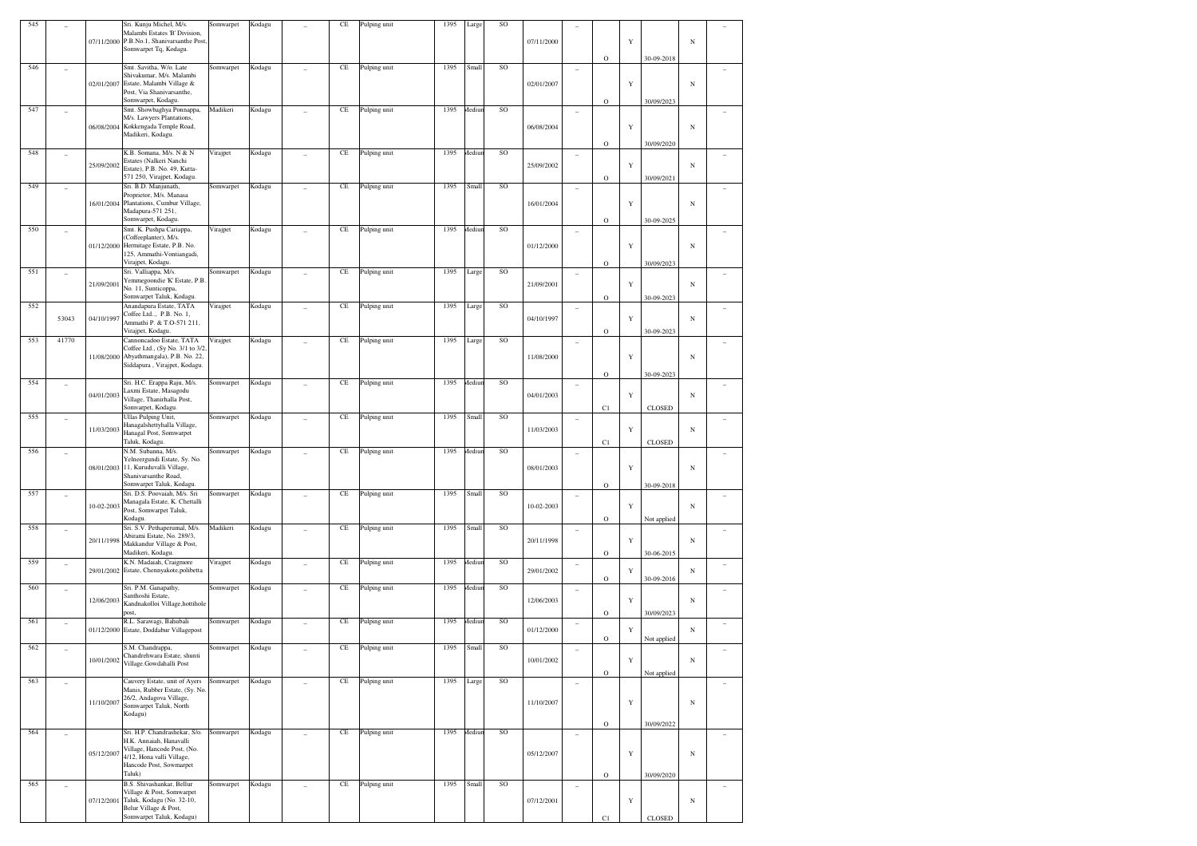| 545 | _ | 07/11/2000 | Sri. Kunju Michel, M/s. Malambi Estates 'B' Division, P.B.No.1, Shanivarsanthe Post, Somwarpet Tq, Kodagu. | Somwarpet | Kodagu | _ | CE | Pulping unit | 1395 | Large | SO | 07/11/2000 | _ | O | Y | 30-09-2018 | N | _ |
|---|---|---|---|---|---|---|---|---|---|---|---|---|---|---|---|---|---|---|
| 546 | _ | 02/01/2007 | Smt. Savitha, W/o. Late Shivakumar, M/s. Malambi Estate, Malambi Village & Post, Via Shanivarsanthe, Somwarpet, Kodagu. | Somwarpet | Kodagu | _ | CE | Pulping unit | 1395 | Small | SO | 02/01/2007 | _ | O | Y | 30/09/2023 | N | _ |
| 547 | _ | 06/08/2004 | Smt. Showbaghya Ponnappa, M/s. Lawyers Plantations, Kokkengada Temple Road, Madikeri, Kodagu. | Madikeri | Kodagu | _ | CE | Pulping unit | 1395 | Medium | SO | 06/08/2004 | _ | O | Y | 30/09/2020 | N | _ |
| 548 | _ | 25/09/2002 | K.B. Somana, M/s. N & N Estates (Nalkeri Nanchi Estate), P.B. No. 49, Kutta-571 250, Virajpet, Kodagu. | Virajpet | Kodagu | _ | CE | Pulping unit | 1395 | Medium | SO | 25/09/2002 | _ | O | Y | 30/09/2021 | N | _ |
| 549 | _ | 16/01/2004 | Sri. B.D. Manjunath, Proprietor, M/s. Manasa Plantations, Cumbur Village, Madapura-571 251, Somwarpet, Kodagu. | Somwarpet | Kodagu | _ | CE | Pulping unit | 1395 | Small | SO | 16/01/2004 | _ | O | Y | 30-09-2025 | N | _ |
| 550 | _ | 01/12/2000 | Smt. K. Pushpa Cariappa, (Coffeeplanter), M/s. Hermitage Estate, P.B. No. 125, Ammathi-Vontiangadi, Virajpet, Kodagu. | Virajpet | Kodagu | _ | CE | Pulping unit | 1395 | Medium | SO | 01/12/2000 | _ | O | Y | 30/09/2023 | N | _ |
| 551 | _ | 21/09/2001 | Sri. Valliappa, M/s. Yemmegoondie 'K' Estate, P.B. No. 11, Sunticoppa, Somwarpet Taluk, Kodagu. | Somwarpet | Kodagu | _ | CE | Pulping unit | 1395 | Large | SO | 21/09/2001 | _ | O | Y | 30-09-2023 | N | _ |
| 552 | 53043 | 04/10/1997 | Anandapura Estate, TATA Coffee Ltd.,. P.B. No. 1, Ammathi P. & T.O-571 211, Virajpet, Kodagu. | Virajpet | Kodagu | _ | CE | Pulping unit | 1395 | Large | SO | 04/10/1997 | _ | O | Y | 30-09-2023 | N | _ |
| 553 | 41770 | 11/08/2000 | Cannoncadoo Estate, TATA Coffee Ltd., (Sy No. 3/1 to 3/2, Abyathmangala), P.B. No. 22, Siddapura , Virajpet, Kodagu. | Virajpet | Kodagu | _ | CE | Pulping unit | 1395 | Large | SO | 11/08/2000 | _ | O | Y | 30-09-2023 | N | _ |
| 554 | _ | 04/01/2003 | Sri. H.C. Erappa Raju, M/s. Laxmi Estate, Masagodu Village, Thanirhalla Post, Somwarpet, Kodagu. | Somwarpet | Kodagu | _ | CE | Pulping unit | 1395 | Medium | SO | 04/01/2003 | _ | C1 | Y | CLOSED | N | _ |
| 555 | _ | 11/03/2003 | Ullas Pulping Unit, Hanagalshettyhalla Village, Hanagal Post, Somwarpet Taluk, Kodagu. | Somwarpet | Kodagu | _ | CE | Pulping unit | 1395 | Small | SO | 11/03/2003 | _ | C1 | Y | CLOSED | N | _ |
| 556 | _ | 08/01/2003 | N.M. Subanna, M/s. Yelneergundi Estate, Sy. No. 11, Kuruduvalli Village, Shanivarsanthe Road, Somwarpet Taluk, Kodagu. | Somwarpet | Kodagu | _ | CE | Pulping unit | 1395 | Medium | SO | 08/01/2003 | _ | O | Y | 30-09-2018 | N | _ |
| 557 | _ | 10-02-2003 | Sri. D.S. Poovaiah, M/s. Sri Managala Estate, K. Chettalli Post, Somwarpet Taluk, Kodagu. | Somwarpet | Kodagu | _ | CE | Pulping unit | 1395 | Small | SO | 10-02-2003 | _ | O | Y | Not applied | N | _ |
| 558 | _ | 20/11/1998 | Sri. S.V. Pethaperumal, M/s. Abirami Estate, No. 289/3, Makkandur Village & Post, Madikeri, Kodagu. | Madikeri | Kodagu | _ | CE | Pulping unit | 1395 | Small | SO | 20/11/1998 | _ | O | Y | 30-06-2015 | N | _ |
| 559 | _ | 29/01/2002 | K.N. Madaiah, Craigmore Estate, Chennyakote,polibetta | Virajpet | Kodagu | _ | CE | Pulping unit | 1395 | Medium | SO | 29/01/2002 | _ | O | Y | 30-09-2016 | N | _ |
| 560 | _ | 12/06/2003 | Sri. P.M. Ganapathy, Santhoshi Estate, Kandnakolloi Village,hottihole post, | Somwarpet | Kodagu | _ | CE | Pulping unit | 1395 | Medium | SO | 12/06/2003 | _ | O | Y | 30/09/2023 | N | _ |
| 561 | _ | 01/12/2000 | R.L. Sarawagi, Bahubali Estate, Doddabur Villagepost | Somwarpet | Kodagu | _ | CE | Pulping unit | 1395 | Medium | SO | 01/12/2000 | _ | O | Y | Not applied | N | _ |
| 562 | _ | 10/01/2002 | S.M. Chandrappa, Chandrehwara Estate, shunti Village.Gowdahalli Post | Somwarpet | Kodagu | _ | CE | Pulping unit | 1395 | Small | SO | 10/01/2002 | _ | O | Y | Not applied | N | _ |
| 563 | _ | 11/10/2007 | Cauvery Estate, unit of Ayers Manis, Rubber Estate, (Sy. No. 26/2, Andagova Village, Somwarpet Taluk, North Kodagu) | Somwarpet | Kodagu | _ | CE | Pulping unit | 1395 | Large | SO | 11/10/2007 | _ | O | Y | 30/09/2022 | N | _ |
| 564 | _ | 05/12/2007 | Sri. H.P. Chandrashekar, S/o. H.K. Annaiah, Hanavalli Village, Hancode Post, (No. 4/12, Hona valli Village, Hancode Post, Sowmarpet Taluk) | Somwarpet | Kodagu | _ | CE | Pulping unit | 1395 | Medium | SO | 05/12/2007 | _ | O | Y | 30/09/2020 | N | _ |
| 565 | _ | 07/12/2001 | B.S. Shivashankar, Bellur Village & Post, Somwarpet Taluk, Kodagu (No. 32-10, Belur Village & Post, Somwarpet Taluk, Kodagu) | Somwarpet | Kodagu | _ | CE | Pulping unit | 1395 | Small | SO | 07/12/2001 | _ | C1 | Y | CLOSED | N | _ |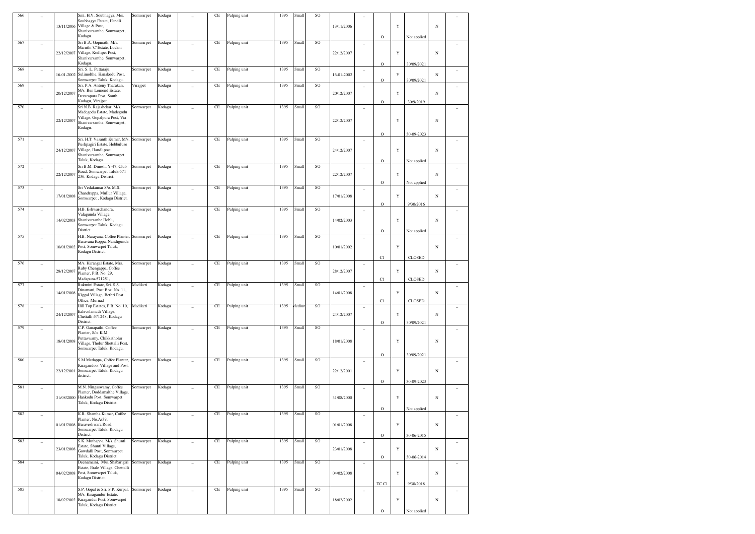| 566 | _ | 13/11/2006 | Smt. H.V. Soubhagya, M/s. Soubhagya Estate, Handli Village & Post, Shanivarsanthe, Somwarpet, Kodagu. | Somwarpet | Kodagu | _ | CE | Pulping unit | 1395 | Small | SO | 13/11/2006 | _ | O | Y | Not applied | N | _ |
|---|---|---|---|---|---|---|---|---|---|---|---|---|---|---|---|---|---|---|
| 567 | _ | 22/12/2007 | Sri B.A. Gopinath, M/s. Maruthi 'C' Estate, Luckni Village, Kodlipet Post, Shanivarsanthe, Somwarpet, Kodagu. | Somwarpet | Kodagu | _ | CE | Pulping unit | 1395 | Small | SO | 22/12/2007 | _ | O | Y | 30/09/2021 | N | _ |
| 568 | _ | 16-01-2002 | Sri. S. L. Puttaraju, Sulimolthe, Hanakodu Post, Somwarpet Taluk, Kodagu. | Somwarpet | Kodagu | _ | CE | Pulping unit | 1395 | Small | SO | 16-01-2002 | _ | O | Y | 30/09/2021 | N | _ |
| 569 | _ | 20/12/2007 | Sri. P.A. Antony Tharakan, M/s. Ben Lomond Estate, Devarapura Post, South Kodagu, Virajpet | Virajpet | Kodagu | _ | CE | Pulping unit | 1395 | Small | SO | 20/12/2007 | _ | O | Y | 30/9/2019 | N | _ |
| 570 | _ | 22/12/2007 | Sri N.B. Rajashekar, M/s. Madegodu Estate, Madegodu Village, Gopalpura Post, Via Shanivarsanthe, Somwarpet, Kodagu. | Somwarpet | Kodagu | _ | CE | Pulping unit | 1395 | Small | SO | 22/12/2007 | _ | O | Y | 30-09-2023 | N | _ |
| 571 | _ | 24/12/2007 | Sri. H.T. Vasanth Kumar, M/s. Pushpagiri Estate, Hebbuluse Village, Handlipost, Shanivarsanthe, Somwarpet Taluk, Kodagu. | Somwarpet | Kodagu | _ | CE | Pulping unit | 1395 | Small | SO | 24/12/2007 | _ | O | Y | Not applied | N | _ |
| 572 | _ | 22/12/2007 | Sri B.M. Dinesh, Y-47, Club Road, Somwarpet Taluk-571 236, Kodagu District. | Somwarpet | Kodagu | _ | CE | Pulping unit | 1395 | Small | SO | 22/12/2007 | _ | O | Y | Not applied | N | _ |
| 573 | _ | 17/01/2008 | Sri Vedakumar S/o. M.S. Chandrappa, Mullur Village, Somwarpet , Kodagu District. | Somwarpet | Kodagu | _ | CE | Pulping unit | 1395 | Small | SO | 17/01/2008 | _ | O | Y | 9/30/2016 | N | _ |
| 574 | _ | 14/02/2003 | H.B. Eshwarchandra, Valagunda Village, Shanivarsanhe Hobli, Somwarpet Taluk, Kodagu District. | Somwarpet | Kodagu | _ | CE | Pulping unit | 1395 | Small | SO | 14/02/2003 | _ | O | Y | Not applied | N | _ |
| 575 | _ | 10/01/2002 | H.B. Narayana, Coffee Planter, Basavana Koppa, Nandigunda Post, Somwarpet Taluk, Kodagu District. | Somwarpet | Kodagu | _ | CE | Pulping unit | 1395 | Small | SO | 10/01/2002 | _ | C1 | Y | CLOSED | N | _ |
| 576 | _ | 28/12/2007 | M/s. Harangal Estate, Mrs. Ruby Chengappa, Coffee Planter, P.B. No. 29, Madapura-571251, | Somwarpet | Kodagu | _ | CE | Pulping unit | 1395 | Small | SO | 28/12/2007 | _ | C1 | Y | CLOSED | N | _ |
| 577 | _ | 14/01/2008 | Rukmini Estate, Sri. S.S. Dinamani, Post Box. No. 11, Kiggal Village, Bethri Post Office, Murnad | Madikeri | Kodagu | _ | CE | Pulping unit | 1395 | Small | SO | 14/01/2008 | _ | C1 | Y | CLOSED | N | _ |
| 578 | _ | 24/12/2007 | Hill Top Estates, P.B. No. 10, Ealevolamudi Village, Chettalli-571248, Kodagu District. | Madikeri | Kodagu | _ | CE | Pulping unit | 1395 | Medium | SO | 24/12/2007 | _ | O | Y | 30/09/2021 | N | _ |
| 579 | _ | 18/01/2008 | C.P. Ganapathi, Coffee Planter, S/o. K.M. Puttaswamy, Chikkatholur Village, Tholur Shettalli Post, Somwarpet Taluk, Kodagu. | Somwarpet | Kodagu | _ | CE | Pulping unit | 1395 | Small | SO | 18/01/2008 | _ | O | Y | 30/09/2021 | N | _ |
| 580 | _ | 22/12/2001 | S.M.Medappa, Coffee Planter, Kiragandoor Village and Post, Somwarpet Taluk, Kodagu district. | Somwarpet | Kodagu | _ | CE | Pulping unit | 1395 | Small | SO | 22/12/2001 | _ | O | Y | 30-09-2023 | N | _ |
| 581 | _ | 31/08/2000 | M.N. Ningaswamy, Coffee Planter, Doddamalthe Village, Hankodu Post, Somwarpet Taluk, Kodagu District. | Somwarpet | Kodagu | _ | CE | Pulping unit | 1395 | Small | SO | 31/08/2000 | _ | O | Y | Not applied | N | _ |
| 582 | _ | 01/01/2008 | K.R. Shantha Kumar, Coffee Planter, No.A/39, Basaveshwara Road, Somwarpet Taluk, Kodagu District. | Somwarpet | Kodagu | _ | CE | Pulping unit | 1395 | Small | SO | 01/01/2008 | _ | O | Y | 30-06-2015 | N | _ |
| 583 | _ | 23/01/2008 | S.K. Muthappa, M/s. Shunti Estate, Shunti Village, Gowdalli Post, Somwarpet Taluk, Kodagu District. | Somwarpet | Kodagu | _ | CE | Pulping unit | 1395 | Small | SO | 23/01/2008 | _ | O | Y | 30-06-2014 | N | _ |
| 584 | _ | 04/02/2008 | Deenamaini, M/s. Shabarigiri Estate, Erale Village, Chettalli Post, Somwarpet Taluk, Kodagu District. | Somwarpet | Kodagu | _ | CE | Pulping unit | 1395 | Small | SO | 04/02/2008 | _ | TC C1 | Y | 9/30/2018 | N | _ |
| 585 | _ | 18/02/2002 | S.P. Gopal & Sri. S.P. Kurpal, M/s. Kiragandur Estate, Kiragandur Post, Somwarpet Taluk, Kodagu District. | Somwarpet | Kodagu | _ | CE | Pulping unit | 1395 | Small | SO | 18/02/2002 | _ | O | Y | Not applied | N | _ |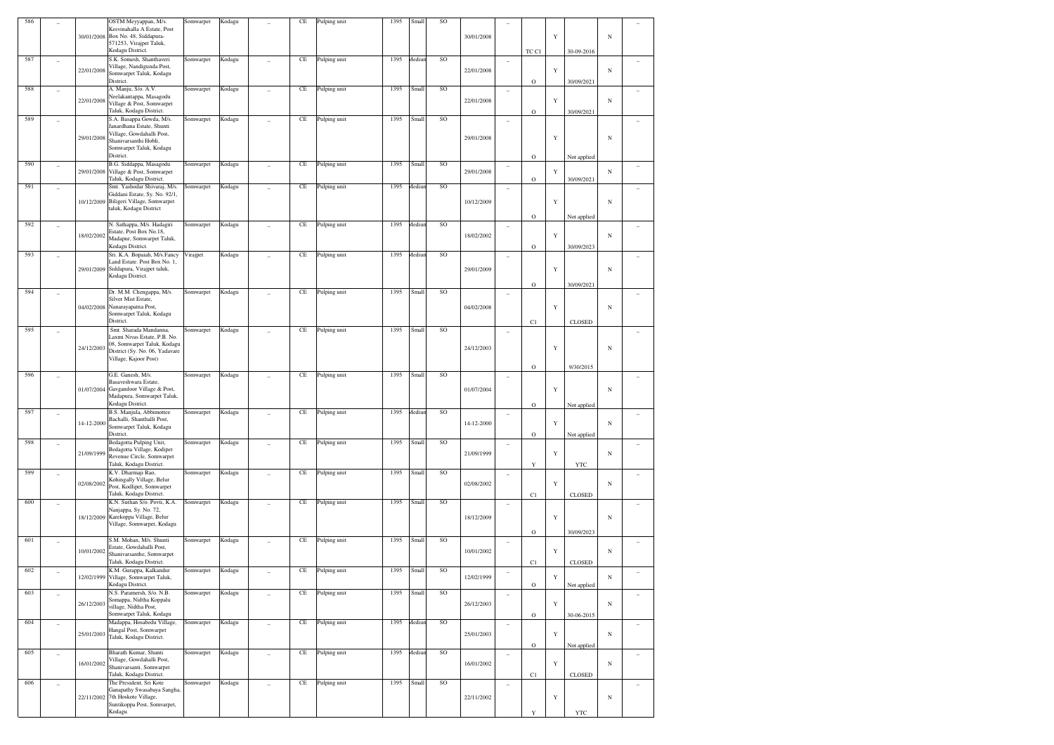| 586 | _ | 30/01/2008 | OSTM Meyyappan, M/s. Kesvinahalla A Estate, Post Box No. 48, Siddapura-571253, Virajpet Taluk, Kodagu District. | Somwarpet | Kodagu | _ | CE | Pulping unit | 1395 | Small | SO | 30/01/2008 | _ | TC C1 | Y | 30-09-2016 | N | _ |
|---|---|---|---|---|---|---|---|---|---|---|---|---|---|---|---|---|---|---|
| 587 | _ | 22/01/2008 | S.K. Somesh, Shanthaveri Village, Nandigunda Post, Somwarpet Taluk, Kodagu District. | Somwarpet | Kodagu | _ | CE | Pulping unit | 1395 | Medium | SO | 22/01/2008 | _ | O | Y | 30/09/2021 | N | _ |
| 588 | _ | 22/01/2008 | A. Manju, S/o. A.V. Neelakantappa, Masagodu Village & Post, Somwarpet Taluk, Kodagu District. | Somwarpet | Kodagu | _ | CE | Pulping unit | 1395 | Small | SO | 22/01/2008 | _ | O | Y | 30/09/2021 | N | _ |
| 589 | _ | 29/01/2008 | S.A. Basappa Gowda, M/s. Janardhana Estate, Shanti Village, Gowdahalli Post, Shanivarsanthi Hobli, Somwarpet Taluk, Kodagu District. | Somwarpet | Kodagu | _ | CE | Pulping unit | 1395 | Small | SO | 29/01/2008 | _ | O | Y | Not applied | N | _ |
| 590 | _ | 29/01/2008 | B.G. Siddappa, Masagodu Village & Post, Somwarpet Taluk, Kodagu District. | Somwarpet | Kodagu | _ | CE | Pulping unit | 1395 | Small | SO | 29/01/2008 | _ | O | Y | 30/09/2021 | N | _ |
| 591 | _ | 10/12/2009 | Smt. Yashodar Shivaraj, M/s. Giddani Estate, Sy. No. 92/1, Biligeri Village, Somwarpet taluk, Kodagu District | Somwarpet | Kodagu | _ | CE | Pulping unit | 1395 | Medium | SO | 10/12/2009 | _ | O | Y | Not applied | N | _ |
| 592 | _ | 18/02/2002 | N. Sathappa, M/s. Hadagiri Estate, Post Box No.18, Madapur, Somwarpet Taluk, Kodagu District. | Somwarpet | Kodagu | _ | CE | Pulping unit | 1395 | Medium | SO | 18/02/2002 | _ | O | Y | 30/09/2023 | N | _ |
| 593 | _ | 29/01/2009 | Sri. K.A. Bopaiah, M/s.Fancy Land Estate. Post Box No. 1, Siddapura, Virajpet taluk, Kodagu District. | Virajpet | Kodagu | _ | CE | Pulping unit | 1395 | Medium | SO | 29/01/2009 | _ | O | Y | 30/09/2021 | N | _ |
| 594 | _ | 04/02/2008 | Dr. M.M. Chengappa, M/s. Silver Mist Estate, Nanarayapatna Post, Somwarpet Taluk, Kodagu District. | Somwarpet | Kodagu | _ | CE | Pulping unit | 1395 | Small | SO | 04/02/2008 | _ | C1 | Y | CLOSED | N | _ |
| 595 | _ | 24/12/2003 | Smt. Sharada Mandanna, Laxmi Nivas Estate, P.B. No. 08, Somwarpet Taluk, Kodagu District (Sy. No. 06, Yadavare Village, Kajoor Post) | Somwarpet | Kodagu | _ | CE | Pulping unit | 1395 | Small | SO | 24/12/2003 | _ | O | Y | 9/30/2015 | N | _ |
| 596 | _ | 01/07/2004 | G.E. Ganesh, M/s. Basaveshwara Estate, Gavgandoor Village & Post, Madapura, Somwarpet Taluk, Kodagu District. | Somwarpet | Kodagu | _ | CE | Pulping unit | 1395 | Small | SO | 01/07/2004 | _ | O | Y | Not applied | N | _ |
| 597 | _ | 14-12-2000 | B.S. Manjula, Abbimottee Bachalli, Shanthalli Post, Somwarpet Taluk, Kodagu District. | Somwarpet | Kodagu | _ | CE | Pulping unit | 1395 | Medium | SO | 14-12-2000 | _ | O | Y | Not applied | N | _ |
| 598 | _ | 21/09/1999 | Bedagotta Pulping Unit, Bedagotta Village, Kodipet Revenue Circle, Somwarpet Taluk, Kodagu District. | Somwarpet | Kodagu | _ | CE | Pulping unit | 1395 | Small | SO | 21/09/1999 | _ | Y | Y | YTC | N | _ |
| 599 | _ | 02/08/2002 | K.V. Dharmaji Rao, Kohingally Village, Belur Post, Kodlipet, Somwarpet Taluk, Kodagu District. | Somwarpet | Kodagu | _ | CE | Pulping unit | 1395 | Small | SO | 02/08/2002 | _ | C1 | Y | CLOSED | N | _ |
| 600 | _ | 18/12/2009 | K.N. Suthan S/o. Povti, K.A. Nanjappa, Sy. No. 72, Karekoppa Village, Belur Village, Somwarpet, Kodagu | Somwarpet | Kodagu | _ | CE | Pulping unit | 1395 | Small | SO | 18/12/2009 | _ | O | Y | 30/09/2023 | N | _ |
| 601 | _ | 10/01/2002 | S.M. Mohan, M/s. Shunti Estate, Gowdahalli Post, Shanivarsanthe, Somwarpet Taluk, Kodagu District. | Somwarpet | Kodagu | _ | CE | Pulping unit | 1395 | Small | SO | 10/01/2002 | _ | C1 | Y | CLOSED | N | _ |
| 602 | _ | 12/02/1999 | K.M. Gurappa, Kalkandur Village, Somwarpet Taluk, Kodagu District. | Somwarpet | Kodagu | _ | CE | Pulping unit | 1395 | Small | SO | 12/02/1999 | _ | O | Y | Not applied | N | _ |
| 603 | _ | 26/12/2003 | N.S. Paramersh, S/o. N.B. Somappa, Nidtha Koppalu village, Nidtha Post, Somwarpet Taluk, Kodagu | Somwarpet | Kodagu | _ | CE | Pulping unit | 1395 | Small | SO | 26/12/2003 | _ | O | Y | 30-06-2015 | N | _ |
| 604 | _ | 25/01/2003 | Madappa, Hosabedu Village, Hangal Post, Somwarpet Taluk, Kodagu District. | Somwarpet | Kodagu | _ | CE | Pulping unit | 1395 | Medium | SO | 25/01/2003 | _ | O | Y | Not applied | N | _ |
| 605 | _ | 16/01/2002 | Bharath Kumar, Shunti Village, Gowdahalli Post, Shanivarsanti, Somwarpet Taluk, Kodagu District. | Somwarpet | Kodagu | _ | CE | Pulping unit | 1395 | Medium | SO | 16/01/2002 | _ | C1 | Y | CLOSED | N | _ |
| 606 | _ | 22/11/2002 | The President, Sri Kote Ganapathy Swasahaya Sangha, 7th Hoskote Village, Suntikoppa Post, Somvarpet, Kodagu. | Somwarpet | Kodagu | _ | CE | Pulping unit | 1395 | Small | SO | 22/11/2002 | _ | Y | Y | YTC | N | _ |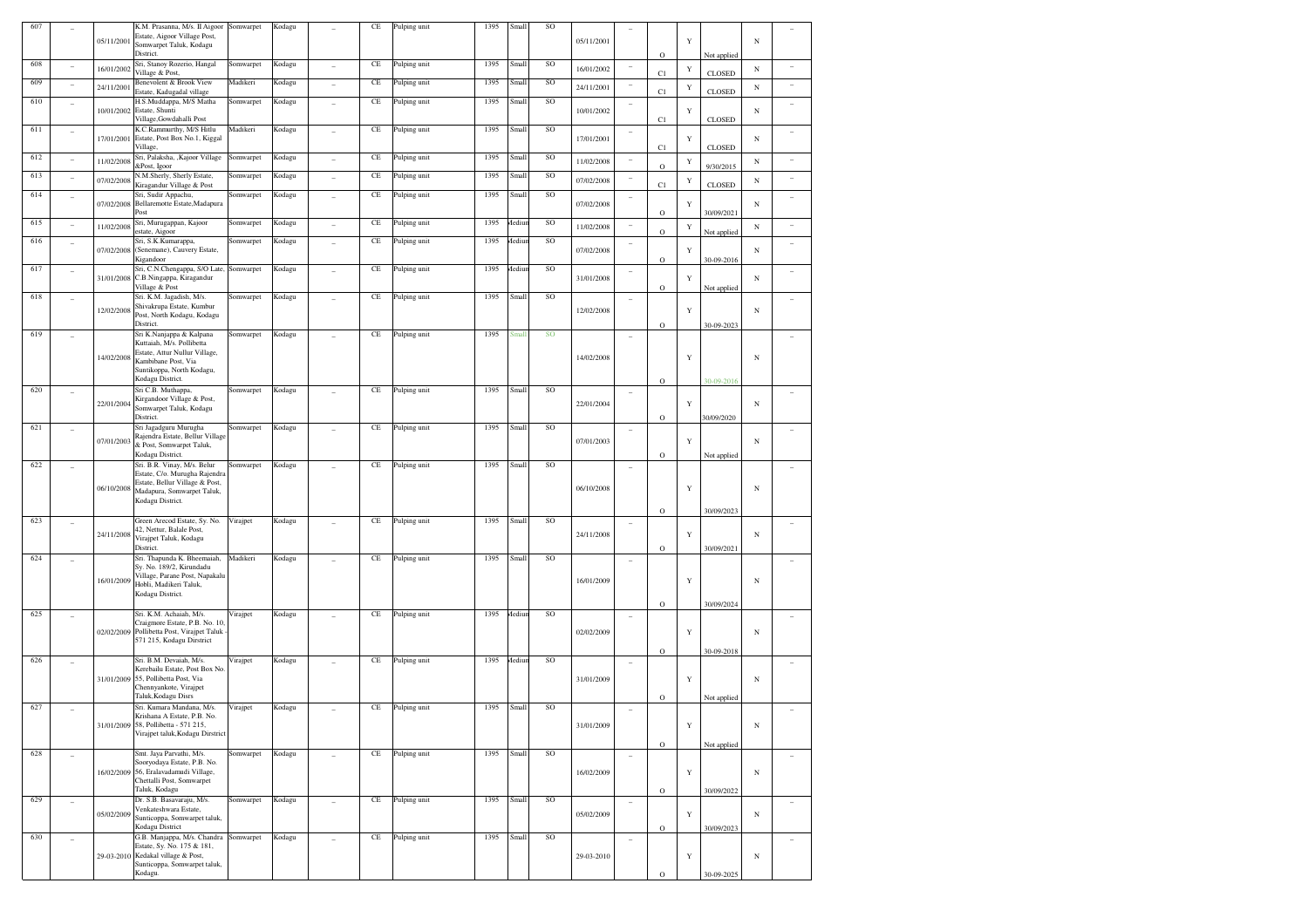| 607 | _ | 05/11/2001 | K.M. Prasanna, M/s. II Aigoor Estate, Aigoor Village Post, Somwarpet Taluk, Kodagu District. | Somwarpet | Kodagu | _ | CE | Pulping unit | 1395 | Small | SO | 05/11/2001 | _ | O | Y | Not applied | N | _ |
|---|---|---|---|---|---|---|---|---|---|---|---|---|---|---|---|---|---|---|
| 608 | _ | 16/01/2002 | Sri, Stanoy Rozerio, Hangal Village & Post, | Somwarpet | Kodagu | _ | CE | Pulping unit | 1395 | Small | SO | 16/01/2002 | _ | C1 | Y | CLOSED | N | _ |
| 609 | _ | 24/11/2001 | Benevolent & Brook View Estate, Kadugadal village | Madikeri | Kodagu | _ | CE | Pulping unit | 1395 | Small | SO | 24/11/2001 | _ | C1 | Y | CLOSED | N | _ |
| 610 | _ | 10/01/2002 | H.S.Muddappa, M/S Matha Estate, Shunti Village,Gowdahalli Post | Somwarpet | Kodagu | _ | CE | Pulping unit | 1395 | Small | SO | 10/01/2002 | _ | C1 | Y | CLOSED | N | _ |
| 611 | _ | 17/01/2001 | K.C.Rammurthy, M/S Hitlu Estate, Post Box No.1, Kiggal Village, | Madikeri | Kodagu | _ | CE | Pulping unit | 1395 | Small | SO | 17/01/2001 | _ | C1 | Y | CLOSED | N | _ |
| 612 | _ | 11/02/2008 | Sri, Palaksha, ,Kajoor Village &Post, Igoor | Somwarpet | Kodagu | _ | CE | Pulping unit | 1395 | Small | SO | 11/02/2008 | _ | O | Y | 9/30/2015 | N | _ |
| 613 | _ | 07/02/2008 | N.M.Sherly, Sherly Estate, Kiragandur Village & Post | Somwarpet | Kodagu | _ | CE | Pulping unit | 1395 | Small | SO | 07/02/2008 | _ | C1 | Y | CLOSED | N | _ |
| 614 | _ | 07/02/2008 | Sri, Sudir Appachu, Bellaremotte Estate,Madapura Post | Somwarpet | Kodagu | _ | CE | Pulping unit | 1395 | Small | SO | 07/02/2008 | _ | O | Y | 30/09/2021 | N | _ |
| 615 | _ | 11/02/2008 | Sri, Murugappan, Kajoor estate, Aigoor | Somwarpet | Kodagu | _ | CE | Pulping unit | 1395 | Medium | SO | 11/02/2008 | _ | O | Y | Not applied | N | _ |
| 616 | _ | 07/02/2008 | Sri, S.K.Kumarappa, (Senemane), Cauvery Estate, Kigandoor | Somwarpet | Kodagu | _ | CE | Pulping unit | 1395 | Medium | SO | 07/02/2008 | _ | O | Y | 30-09-2016 | N | _ |
| 617 | _ | 31/01/2008 | Sri, C.N.Chengappa, S/O Late, C.B.Ningappa, Kiragandur Village & Post | Somwarpet | Kodagu | _ | CE | Pulping unit | 1395 | Medium | SO | 31/01/2008 | _ | O | Y | Not applied | N | _ |
| 618 | _ | 12/02/2008 | Sri. K.M. Jagadish, M/s. Shivakrupa Estate, Kumbur Post, North Kodagu, Kodagu District. | Somwarpet | Kodagu | _ | CE | Pulping unit | 1395 | Small | SO | 12/02/2008 | _ | O | Y | 30-09-2023 | N | _ |
| 619 | _ | 14/02/2008 | Sri K.Nanjappa & Kalpana Kuttaiah, M/s. Pollibetta Estate, Attur Nullur Village, Kambibane Post, Via Suntikoppa, North Kodagu, Kodagu District. | Somwarpet | Kodagu | _ | CE | Pulping unit | 1395 | Small | SO | 14/02/2008 | _ | O | Y | 30-09-2016 | N | _ |
| 620 | _ | 22/01/2004 | Sri C.B. Muthappa, Kirgandoor Village & Post, Somwarpet Taluk, Kodagu District. | Somwarpet | Kodagu | _ | CE | Pulping unit | 1395 | Small | SO | 22/01/2004 | _ | O | Y | 30/09/2020 | N | _ |
| 621 | _ | 07/01/2003 | Sri Jagadguru Murugha Rajendra Estate, Bellur Village & Post, Somwarpet Taluk, Kodagu District. | Somwarpet | Kodagu | _ | CE | Pulping unit | 1395 | Small | SO | 07/01/2003 | _ | O | Y | Not applied | N | _ |
| 622 | _ | 06/10/2008 | Sri. B.R. Vinay, M/s. Belur Estate, C/o. Murugha Rajendra Estate, Bellur Village & Post, Madapura, Somwarpet Taluk, Kodagu District. | Somwarpet | Kodagu | _ | CE | Pulping unit | 1395 | Small | SO | 06/10/2008 | _ | O | Y | 30/09/2023 | N | _ |
| 623 | _ | 24/11/2008 | Green Arecod Estate, Sy. No. 42, Nettur, Balale Post, Virajpet Taluk, Kodagu District. | Virajpet | Kodagu | _ | CE | Pulping unit | 1395 | Small | SO | 24/11/2008 | _ | O | Y | 30/09/2021 | N | _ |
| 624 | _ | 16/01/2009 | Sri. Thapunda K. Bheemaiah, Sy. No. 189/2, Kirundadu Village, Parane Post, Napakalu Hobli, Madikeri Taluk, Kodagu District. | Madikeri | Kodagu | _ | CE | Pulping unit | 1395 | Small | SO | 16/01/2009 | _ | O | Y | 30/09/2024 | N | _ |
| 625 | _ | 02/02/2009 | Sri. K.M. Achaiah, M/s. Craigmore Estate, P.B. No. 10, Pollibetta Post, Virajpet Taluk - 571 215, Kodagu Dirstrict | Virajpet | Kodagu | _ | CE | Pulping unit | 1395 | Medium | SO | 02/02/2009 | _ | O | Y | 30-09-2018 | N | _ |
| 626 | _ | 31/01/2009 | Sri. B.M. Devaiah, M/s. Kerebailu Estate, Post Box No. 55, Pollibetta Post, Via Chennyankote, Virajpet Taluk,Kodagu Disrs | Virajpet | Kodagu | _ | CE | Pulping unit | 1395 | Medium | SO | 31/01/2009 | _ | O | Y | Not applied | N | _ |
| 627 | _ | 31/01/2009 | Sri. Kumara Mandana, M/s. Krishana A Estate, P.B. No. 58, Pollibetta - 571 215, Virajpet taluk,Kodagu Dirstrict | Virajpet | Kodagu | _ | CE | Pulping unit | 1395 | Small | SO | 31/01/2009 | _ | O | Y | Not applied | N | _ |
| 628 | _ | 16/02/2009 | Smt. Jaya Parvathi, M/s. Sooryodaya Estate, P.B. No. 56, Eralavadamudi Village, Chettalli Post, Somwarpet Taluk, Kodagu | Somwarpet | Kodagu | _ | CE | Pulping unit | 1395 | Small | SO | 16/02/2009 | _ | O | Y | 30/09/2022 | N | _ |
| 629 | _ | 05/02/2009 | Dr. S.B. Basavaraju, M/s. Venkateshwara Estate, Sunticoppa, Somwarpet taluk, Kodagu District | Somwarpet | Kodagu | _ | CE | Pulping unit | 1395 | Small | SO | 05/02/2009 | _ | O | Y | 30/09/2023 | N | _ |
| 630 | _ | 29-03-2010 | G.B. Manjappa, M/s. Chandra Estate, Sy. No. 175 & 181, Kedakal village & Post, Sunticoppa, Somwarpet taluk, Kodagu. | Somwarpet | Kodagu | _ | CE | Pulping unit | 1395 | Small | SO | 29-03-2010 | _ | O | Y | 30-09-2025 | N | _ |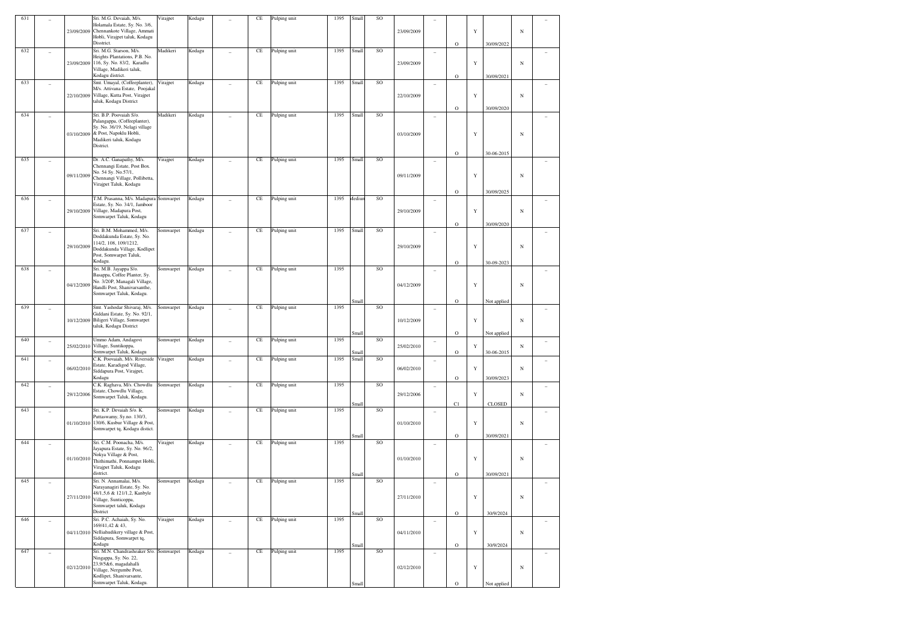| 631 | – | 23/09/2009 | Sri. M.G. Devaiah, M/s. Holamala Estate, Sy. No. 3/6, Chennankote Village, Ammati Hobli, Virajpet taluk, Kodagu Disstrict. | Virajpet | Kodagu | – | CE | Pulping unit | 1395 | Small | SO | 23/09/2009 | – | O | Y | 30/09/2022 | N | – |
|---|---|---|---|---|---|---|---|---|---|---|---|---|---|---|---|---|---|---|
| 632 | – | 23/09/2009 | Sri. M.G. Starson, M/s. Heights Plantations, P.B. No. 116, Sy. No. 83/2, Karadlu Village, Madikeri taluk, Kodagu district. | Madikeri | Kodagu | – | CE | Pulping unit | 1395 | Small | SO | 23/09/2009 | – | O | Y | 30/09/2021 | N | – |
| 633 | – | 22/10/2009 | Smt. Umayal, (Coffeeplanter), M/s. Attivana Estate, Poojakal Village, Kutta Post, Virajpet taluk, Kodagu District | Virajpet | Kodagu | – | CE | Pulping unit | 1395 | Small | SO | 22/10/2009 | – | O | Y | 30/09/2020 | N | – |
| 634 | – | 03/10/2009 | Sri. B.P. Poovaiah S/o. Palangappa, (Coffeeplanter), Sy. No. 36/19, Nelagi village & Post, Napoklu Hobli, Madikeri taluk, Kodagu District. | Madikeri | Kodagu | – | CE | Pulping unit | 1395 | Small | SO | 03/10/2009 | – | O | Y | 30-06-2015 | N | – |
| 635 | – | 09/11/2009 | Dr. A.C. Ganapathy, M/s. Chennangi Estate, Post Box. No. 54 Sy. No.57/1, Chennangi Village, Pollibetta, Virajpet Taluk, Kodagu | Virajpet | Kodagu | – | CE | Pulping unit | 1395 | Small | SO | 09/11/2009 | – | O | Y | 30/09/2025 | N | – |
| 636 | – | 29/10/2009 | T.M. Prasanna, M/s. Madapura Estate, Sy. No. 34/1, Jamboor Village, Madapura Post, Somwarpet Taluk, Kodagu | Somwarpet | Kodagu | – | CE | Pulping unit | 1395 | Medium | SO | 29/10/2009 | – | O | Y | 30/09/2020 | N | – |
| 637 | – | 29/10/2009 | Sri. B.M. Mohammed, M/s. Doddakunda Estate, Sy. No. 114/2, 108, 109/1212, Doddakunda Village, Kodlipet Post, Somwarpet Taluk, Kodagu. | Somwarpet | Kodagu | – | CE | Pulping unit | 1395 | Small | SO | 29/10/2009 | – | O | Y | 30-09-2023 | N | – |
| 638 | – | 04/12/2009 | Sri. M.B. Jayappa S/o. Basappa, Coffee Planter, Sy. No. 3/20P, Managali Village, Handli Post, Shanivarsanthe, Somwarpet Taluk, Kodagu. | Somwarpet | Kodagu | – | CE | Pulping unit | 1395 | Small | SO | 04/12/2009 | – | O | Y | Not applied | N | – |
| 639 | – | 10/12/2009 | Smt. Yashodar Shivaraj, M/s. Giddani Estate, Sy. No. 92/1, Biligeri Village, Somwarpet taluk, Kodagu District | Somwarpet | Kodagu | – | CE | Pulping unit | 1395 | Small | SO | 10/12/2009 | – | O | Y | Not applied | N | – |
| 640 | – | 25/02/2010 | Ummo Adam, Andagovi Village, Suntikoppa, Somwarpet Taluk, Kodagu | Somwarpet | Kodagu | – | CE | Pulping unit | 1395 | Small | SO | 25/02/2010 | – | O | Y | 30-06-2015 | N | – |
| 641 | – | 06/02/2010 | C.K. Poovaiah, M/s. Riverside Estate, Karadigod Village, Siddapura Post, Virajpet, Kodagu | Virajpet | Kodagu | – | CE | Pulping unit | 1395 | Small | SO | 06/02/2010 | – | O | Y | 30/09/2023 | N | – |
| 642 | – | 29/12/2006 | C.K. Raghava, M/s. Chowdlu Estate, Chowdlu Village, Somwarpet Taluk, Kodagu. | Somwarpet | Kodagu | – | CE | Pulping unit | 1395 | Small | SO | 29/12/2006 | – | C1 | Y | CLOSED | N | – |
| 643 | – | 01/10/2010 | Sri. K.P. Devaiah S/o. K. Puttaswamy, Sy.no. 130/3, 130/6, Kusbur Village & Post, Somwarpet tq, Kodagu distict. | Somwarpet | Kodagu | – | CE | Pulping unit | 1395 | Small | SO | 01/10/2010 | – | O | Y | 30/09/2021 | N | – |
| 644 | – | 01/10/2010 | Sri. C.M. Poonacha, M/s. Jayapura Estate, Sy. No. 96/2, Nokya Village & Post, Thithimathi, Ponnampet Hobli, Virajpet Taluk, Kodagu district. | Virajpet | Kodagu | – | CE | Pulping unit | 1395 | Small | SO | 01/10/2010 | – | O | Y | 30/09/2021 | N | – |
| 645 | – | 27/11/2010 | Sri. N. Annamalai, M/s. Narayanagiri Estate, Sy. No. 48/1,5,6 & 121/1,2, Kanbyle Village, Sunticoppa, Somwarpet taluk, Kodagu District | Somwarpet | Kodagu | – | CE | Pulping unit | 1395 | Small | SO | 27/11/2010 | – | O | Y | 30/9/2024 | N | – |
| 646 | – | 04/11/2010 | Sri. P.C. Achaiah, Sy. No. 169/41,42 & 43, Nelliahudikery village & Post, Siddapura, Somwarpet tq, Kodagu | Virajpet | Kodagu | – | CE | Pulping unit | 1395 | Small | SO | 04/11/2010 | – | O | Y | 30/9/2024 | N | – |
| 647 | – | 02/12/2010 | Sri. M.N. Chandrasheaker S/o. Ningappa, Sy. No. 22, 23,9/5&6, magadahalli Village, Nergumbe Post, Kodlipet, Shanivarsante, Somwarpet Taluk, Kodagu. | Somwarpet | Kodagu | – | CE | Pulping unit | 1395 | Small | SO | 02/12/2010 | – | O | Y | Not applied | N | – |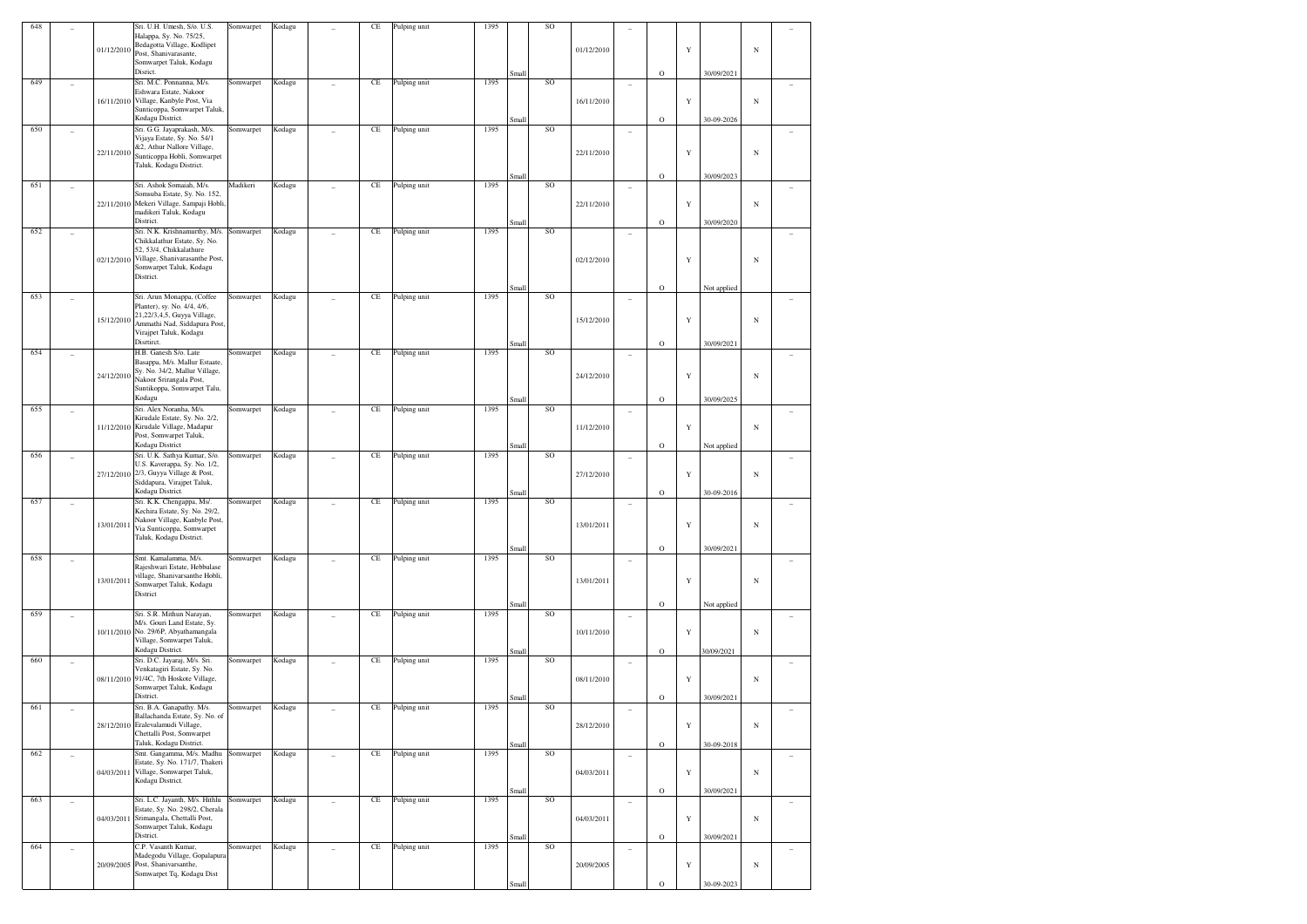| 648 | _ | 01/12/2010 | Sri. U.H. Umesh, S/o. U.S. Halappa, Sy. No. 75/25, Bedagotta Village, Kodlipet Post, Shanivarasante, Somwarpet Taluk, Kodagu Disrict. | Somwarpet | Kodagu | _ | CE | Pulping unit | 1395 | Small | SO | 01/12/2010 | _ | O | Y | 30/09/2021 | N | _ |
|---|---|---|---|---|---|---|---|---|---|---|---|---|---|---|---|---|---|---|
| 649 | _ | 16/11/2010 | Sri. M.C. Ponnanna, M/s. Eshwara Estate, Nakoor Village, Kanbyle Post, Via Sunticoppa, Somwarpet Taluk, Kodagu District. | Somwarpet | Kodagu | _ | CE | Pulping unit | 1395 | Small | SO | 16/11/2010 | _ | O | Y | 30-09-2026 | N | _ |
| 650 | _ | 22/11/2010 | Sri. G.G. Jayaprakash, M/s. Vijaya Estate, Sy. No. 54/1 &2, Athur Nallore Village, Sunticoppa Hobli, Somwarpet Taluk, Kodagu District. | Somwarpet | Kodagu | _ | CE | Pulping unit | 1395 | Small | SO | 22/11/2010 | _ | O | Y | 30/09/2023 | N | _ |
| 651 | _ | 22/11/2010 | Sri. Ashok Somaiah, M/s. Somsuba Estate, Sy. No. 152, Mekeri Village, Sampaji Hobli, madikeri Taluk, Kodagu District. | Madikeri | Kodagu | _ | CE | Pulping unit | 1395 | Small | SO | 22/11/2010 | _ | O | Y | 30/09/2020 | N | _ |
| 652 | _ | 02/12/2010 | Sri. N.K. Krishnamurthy, M/s. Chikkalathur Estate, Sy. No. 52, 53/4, Chikkalathure Village, Shanivarasanthe Post, Somwarpet Taluk, Kodagu District. | Somwarpet | Kodagu | _ | CE | Pulping unit | 1395 | Small | SO | 02/12/2010 | _ | O | Y | Not applied | N | _ |
| 653 | _ | 15/12/2010 | Sri. Arun Monappa, (Coffee Planter), sy. No. 4/4, 4/6, 21,22/3,4,5, Guyya Village, Ammathi Nad, Siddapura Post, Virajpet Taluk, Kodagu Disrtirct. | Somwarpet | Kodagu | _ | CE | Pulping unit | 1395 | Small | SO | 15/12/2010 | _ | O | Y | 30/09/2021 | N | _ |
| 654 | _ | 24/12/2010 | H.B. Ganesh S/o. Late Basappa, M/s. Mallur Estaate, Sy. No. 34/2, Mallur Village, Nakoor Srirangala Post, Suntikoppa, Somwarpet Talu, Kodagu | Somwarpet | Kodagu | _ | CE | Pulping unit | 1395 | Small | SO | 24/12/2010 | _ | O | Y | 30/09/2025 | N | _ |
| 655 | _ | 11/12/2010 | Sri. Alex Noranha, M/s. Kirudale Estate, Sy. No. 2/2, Kirudale Village, Madapur Post, Somwarpet Taluk, Kodagu District | Somwarpet | Kodagu | _ | CE | Pulping unit | 1395 | Small | SO | 11/12/2010 | _ | O | Y | Not applied | N | _ |
| 656 | _ | 27/12/2010 | Sri. U.K. Sathya Kumar, S/o. U.S. Kaverappa, Sy. No. 1/2, 2/3, Guyya Village & Post, Siddapura, Virajpet Taluk, Kodagu District. | Somwarpet | Kodagu | _ | CE | Pulping unit | 1395 | Small | SO | 27/12/2010 | _ | O | Y | 30-09-2016 | N | _ |
| 657 | _ | 13/01/2011 | Sri. K.K. Chengappa, Ms/. Kechira Estate, Sy. No. 29/2, Nakoor Village, Kanbyle Post, Via Sunticoppa, Somwarpet Taluk, Kodagu District. | Somwarpet | Kodagu | _ | CE | Pulping unit | 1395 | Small | SO | 13/01/2011 | _ | O | Y | 30/09/2021 | N | _ |
| 658 | _ | 13/01/2011 | Smt. Kamalamma, M/s. Rajeshwari Estate, Hebbulase village, Shanivarsanthe Hobli, Somwarpet Taluk, Kodagu District | Somwarpet | Kodagu | _ | CE | Pulping unit | 1395 | Small | SO | 13/01/2011 | _ | O | Y | Not applied | N | _ |
| 659 | _ | 10/11/2010 | Sri. S.R. Mithun Narayan, M/s. Gouri Land Estate, Sy. No. 29/6P, Abyathamangala Village, Somwarpet Taluk, Kodagu District. | Somwarpet | Kodagu | _ | CE | Pulping unit | 1395 | Small | SO | 10/11/2010 | _ | O | Y | 30/09/2021 | N | _ |
| 660 | _ | 08/11/2010 | Sri. D.C. Jayaraj, M/s. Sri. Venkatagiri Estate, Sy. No. 91/4C, 7th Hoskote Village, Somwarpet Taluk, Kodagu District. | Somwarpet | Kodagu | _ | CE | Pulping unit | 1395 | Small | SO | 08/11/2010 | _ | O | Y | 30/09/2021 | N | _ |
| 661 | _ | 28/12/2010 | Sri. B.A. Ganapathy. M/s. Ballachanda Estate, Sy. No. of Eralevalamudi Village, Chettalli Post, Somwarpet Taluk, Kodagu District. | Somwarpet | Kodagu | _ | CE | Pulping unit | 1395 | Small | SO | 28/12/2010 | _ | O | Y | 30-09-2018 | N | _ |
| 662 | _ | 04/03/2011 | Smt. Gangamma, M/s. Madhu Estate, Sy. No. 171/7, Thakeri Village, Somwarpet Taluk, Kodagu District. | Somwarpet | Kodagu | _ | CE | Pulping unit | 1395 | Small | SO | 04/03/2011 | _ | O | Y | 30/09/2021 | N | _ |
| 663 | _ | 04/03/2011 | Sri. L.C. Jayanth, M/s. Hithlu Estate, Sy. No. 298/2, Cherala Srimangala, Chettalli Post, Somwarpet Taluk, Kodagu District. | Somwarpet | Kodagu | _ | CE | Pulping unit | 1395 | Small | SO | 04/03/2011 | _ | O | Y | 30/09/2021 | N | _ |
| 664 | _ | 20/09/2005 | C.P. Vasanth Kumar, Madegodu Village, Gopalapura Post, Shanivarsanthe, Somwarpet Tq, Kodagu Dist | Somwarpet | Kodagu | _ | CE | Pulping unit | 1395 | Small | SO | 20/09/2005 | _ | O | Y | 30-09-2023 | N | _ |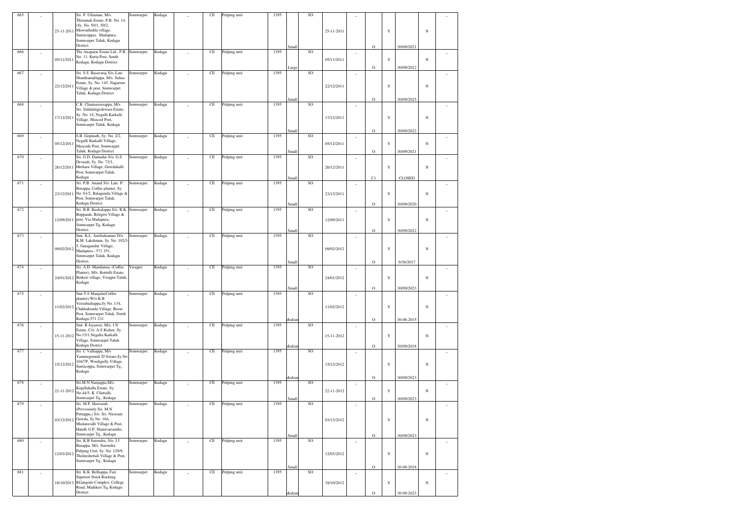| 665 | _ | 25-11-2011 | Sri. P. Uthaman, M/s. Thirumali Estate, P.B. No. 14, (Sy. No. 50/1, 50/2, Moovathoklu village, Sunticoppa), Madapura, Somwarpet Taluk, Kodagu District. | Somwarpet | Kodagu | _ | CE | Pulping unit | 1395 | Small | SO | 25-11-2011 | _ | O | Y | 30/09/2021 | N | _ |
|---|---|---|---|---|---|---|---|---|---|---|---|---|---|---|---|---|---|---|
| 666 | _ | 05/11/2011 | The Anaparai Estate Ltd., P.B. No. 11, Kutta Post, South Kodagu, Kodagu District. | Somwarpet | Kodagu | _ | CE | Pulping unit | 1395 | Large | SO | 05/11/2011 | _ | O | Y | 30/09/2022 | N | _ |
| 667 | _ | 22/12/2011 | Sri. S.S. Basavaraj S/o. Late Shanthamallappa, M/s. Suhas Estate, Sy. No. 145, Nagaroor Village & post, Somwarpet Taluk, Kodagu District | Somwarpet | Kodagu | _ | CE | Pulping unit | 1395 | Small | SO | 22/12/2011 | _ | O | Y | 30/09/2025 | N | _ |
| 668 | _ | 17/12/2011 | C.R. Channaveerappa, M/s. Sri. Siddalingeshwara Estate, Sy. No. 14, Negalli Karkalli Village, Mascod Post, Somwarpet Taluk, Kodagu | Somwarpet | Kodagu | _ | CE | Pulping unit | 1395 | Small | SO | 17/12/2011 | _ | O | Y | 30/09/2022 | N | _ |
| 669 | _ | 05/12/2011 | S.B. Gopinath, Sy. No. 2/2, Negalli Karkalli Village, Mascode Post, Somwarpet Taluk, Kodagu District. | Somwarpet | Kodagu | _ | CE | Pulping unit | 1395 | Small | SO | 05/12/2011 | _ | O | Y | 30/09/2021 | N | _ |
| 670 | _ | 26/12/2011 | Sri. G.D. Damodar S/o. G.S. Devaiah, Sy. No. 73/1, Hirikara Village, Gowdahalli Post, Somwarpet Taluk, Kodagu | Somwarpet | Kodagu | _ | CE | Pulping unit | 1395 | Small | SO | 26/12/2011 | _ | C1 | Y | CLOSED | N | _ |
| 671 | _ | 23/12/2011 | Sri. P.B. Anand S/o. Late. P. Borappa, Coffee planter, Sy. No. 61/2, Balagunda Village & Post, Somwarpet Taluk, Kodagu District. | Somwarpet | Kodagu | _ | CE | Pulping unit | 1395 | Small | SO | 23/12/2011 | _ | O | Y | 30/09/2020 | N | _ |
| 672 | _ | 12/09/2011 | Sri. B.B. Kushalappa S/o. B.K. Boppaiah, Beligeri Village & post, Via Madapura, Somwarpet Tq, Kodagu District. | Somwarpet | Kodagu | _ | CE | Pulping unit | 1395 | Small | SO | 12/09/2011 | _ | O | Y | 30/09/2022 | N | _ |
| 673 | _ | 09/02/2012 | Smt. K.L. Anithakumari D/o. K.M. Lakshman, Sy. No. 102/3-5, Garagandur Village, Madapura - 571 251, Somwarpet Taluk, Kodagu District. | Somwarpet | Kodagu | _ | CE | Pulping unit | 1395 | Small | SO | 09/02/2012 | _ | O | Y | 9/30/2017 | N | _ |
| 674 | _ | 24/01/2012 | Sri. A.D. Mandanna, (Coffee Planter), M/s. Kottolli Estate, Boikeri village, Virajpet Taluk, Kodagu | Virajpet | Kodagu | _ | CE | Pulping unit | 1395 | Small | SO | 24/01/2012 | _ | O | Y | 30/09/2023 | N | _ |
| 675 | _ | 11/02/2012 | Smt T.S Manjula(Coffee planter),W/o K.B Veerabadrappa,Sy No. 134, Chikkakunda Village, Besur Post, Somwarpet Taluk, North Kodagu-571 231 | Somwarpet | Kodagu | _ | CE | Pulping unit | 1395 | Medium | SO | 11/02/2012 | _ | O | Y | 30-06-2015 | N | _ |
| 676 | _ | 15-11-2012 | Smt. R Jayasree, M/s. J.N Estate, C/o. A.S Kishor, Sy. No.15/1,Negalla Karkalli Village, Somwarpet Taluk, Kodagu District | Somwarpet | Kodagu | _ | CE | Pulping unit | 1395 | Medium | SO | 15-11-2012 | _ | O | Y | 30/09/2018 | N | _ |
| 677 | _ | 15/12/2012 | Sri. C Valliappa, M/s Yemmegoondi 'D'Estate,Sy.No 104/7P, Wooligully Village, Sunticoppa, Somwarpet Tq., Kodagu | Somwarpet | Kodagu | _ | CE | Pulping unit | 1395 | Medium | SO | 15/12/2012 | _ | O | Y | 30/09/2023 | N | _ |
| 678 | _ | 22-11-2012 | Sri.M.N Nanjappa,M/s. Kogillahalla Estate, Sy. No.44/5, K. Chettalli, Somwarpet Tq., Kodagu | Somwarpet | Kodagu | _ | CE | Pulping unit | 1395 | Small | SO | 22-11-2012 | _ | O | Y | 30/09/2023 | N | _ |
| 679 | _ | 03/12/2012 | Sri. M.P. Hoovaiah (Prevesiouly Sri. M.N Puttappa,) S/o. Sri. Niravani Gowda, Sy No. 164, Mudaravalli Village & Post, Handli G.P, Shanivarsanthe, Somwarpet Tq., Kodagu | Somwarpet | Kodagu | _ | CE | Pulping unit | 1395 | Small | SO | 03/12/2012 | _ | O | Y | 30/09/2023 | N | _ |
| 680 | _ | 12/03/2012 | Sri. K.B Surendra, S/o. J.J Basappa, M/s. Surendra Pulping Unit, Sy. No. 129/9, Tholurshettali Village & Post, Somwarpet Tq., Kodagu | Somwarpet | Kodagu | _ | CE | Pulping unit | 1395 | Small | SO | 12/03/2012 | _ | O | Y | 30-09-2018 | N | _ |
| 681 | _ | 18/10/2012 | Sri. K.K. Belliappa, Fair Superior Stock Rocking, KGangotri Complex, College Road, Madikeri Tq, Kodagu District | Somwarpet | Kodagu | _ | CE | Pulping unit | 1395 | Medium | SO | 18/10/2012 | _ | O | Y | 30-09-2023 | N | _ |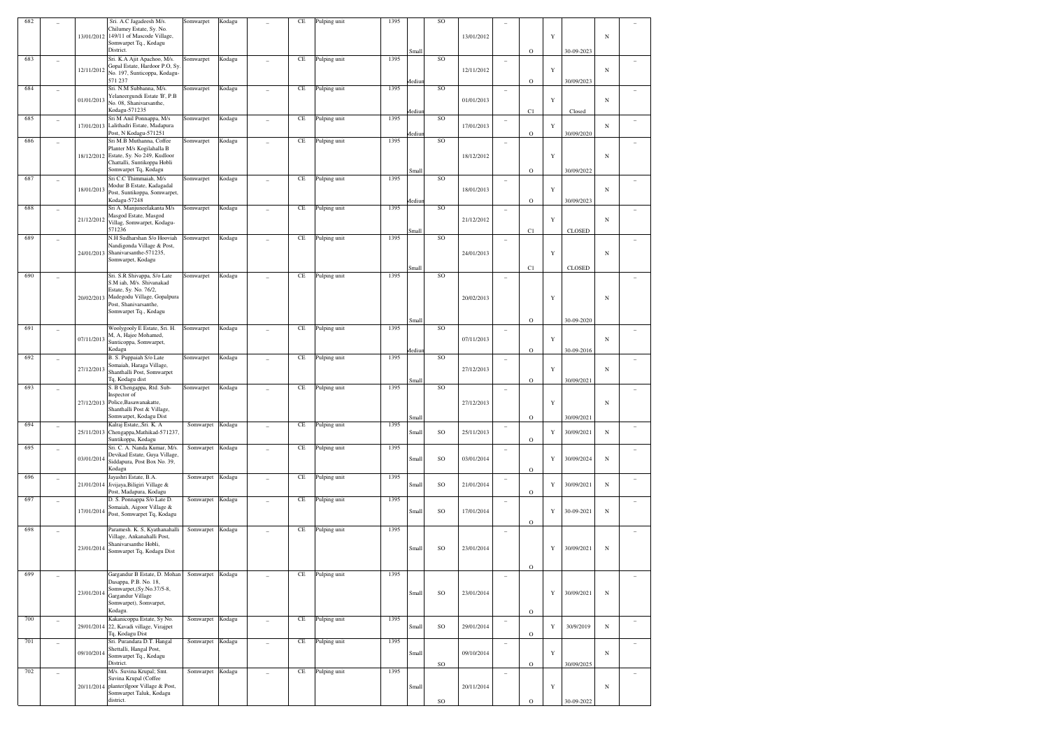| 682 | _ | 13/01/2012 | Sri. A.C Jagadeesh M/s. Chilumey Estate, Sy. No. 149/11 of Mascode Village, Somwarpet Tq., Kodagu District. | Somwarpet | Kodagu | _ | CE | Pulping unit | 1395 | Small | SO | 13/01/2012 | _ | O | Y | 30-09-2023 | N | _ |
|---|---|---|---|---|---|---|---|---|---|---|---|---|---|---|---|---|---|---|
| 683 | _ | 12/11/2012 | Sri. K.A Ajit Apachoo, M/s. Gopal Estate, Hardoor P.O, Sy. No. 197, Sunticoppa, Kodagu-571 237 | Somwarpet | Kodagu | _ | CE | Pulping unit | 1395 | Medium | SO | 12/11/2012 | _ | O | Y | 30/09/2023 | N | _ |
| 684 | _ | 01/01/2013 | Sri. N.M Subbanna, M/s. Yelaneergundi Estate 'B', P.B No. 08, Shanivarsanthe, Kodagu-571235 | Somwarpet | Kodagu | _ | CE | Pulping unit | 1395 | Medium | SO | 01/01/2013 | _ | C1 | Y | Closed | N | _ |
| 685 | _ | 17/01/2013 | Sri M Anil Ponnappa, M/s Lalithadri Estate, Madapura Post, N Kodagu-571251 | Somwarpet | Kodagu | _ | CE | Pulping unit | 1395 | Medium | SO | 17/01/2013 | _ | O | Y | 30/09/2020 | N | _ |
| 686 | _ | 18/12/2012 | Sri M.B Muthanna, Coffee Planter M/s Kngilahalla B Estate, Sy. No 249, Kudloor Chattalli, Suntikoppa Hobli Somwarpet Tq, Kodagu | Somwarpet | Kodagu | _ | CE | Pulping unit | 1395 | Small | SO | 18/12/2012 | _ | O | Y | 30/09/2022 | N | _ |
| 687 | _ | 18/01/2013 | Sri C.C Thimmaiah, M/s Modur B Estate, Kadagadal Post, Suntikoppa, Somwarpet, Kodagu-57248 | Somwarpet | Kodagu | _ | CE | Pulping unit | 1395 | Medium | SO | 18/01/2013 | _ | O | Y | 30/09/2023 | N | _ |
| 688 | _ | 21/12/2012 | Sri A. Manjuneelakanta M/s Masgod Estate, Masgod Villag, Somwarpet, Kodagu-571236 | Somwarpet | Kodagu | _ | CE | Pulping unit | 1395 | Small | SO | 21/12/2012 | _ | C1 | Y | CLOSED | N | _ |
| 689 | _ | 24/01/2013 | N.H Sudharshan S/o Hooviah Nandigonda Village & Post, Shanivarsanthe-571235, Somwarpet, Kodagu | Somwarpet | Kodagu | _ | CE | Pulping unit | 1395 | Small | SO | 24/01/2013 | _ | C1 | Y | CLOSED | N | _ |
| 690 | _ | 20/02/2013 | Sri. S.R Shivappa, S/o Late S.M iah, M/s. Shivanakad Estate, Sy. No. 76/2, Madegodu Village, Gopalpura Post, Shanivarsanthe, Somwarpet Tq., Kodagu | Somwarpet | Kodagu | _ | CE | Pulping unit | 1395 | Small | SO | 20/02/2013 | _ | O | Y | 30-09-2020 | N | _ |
| 691 | _ | 07/11/2013 | Woolygooly E Estate, Sri. H. M, A, Hajee Mohamed, Sunticoppa, Somwarpet, Kodagu | Somwarpet | Kodagu | _ | CE | Pulping unit | 1395 | Medium | SO | 07/11/2013 | _ | O | Y | 30-09-2016 | N | _ |
| 692 | _ | 27/12/2013 | B. S. Puppaiah S/o Late Somaiah, Haraga Village, Shanthalli Post, Somwarpet Tq, Kodagu dist | Somwarpet | Kodagu | _ | CE | Pulping unit | 1395 | Small | SO | 27/12/2013 | _ | O | Y | 30/09/2021 | N | _ |
| 693 | _ | 27/12/2013 | S. B Chengappa, Rtd. Sub-Inspector of Police,Basawanakatte, Shanthalli Post & Village, Somwarpet, Kodagu Dist | Somwarpet | Kodagu | _ | CE | Pulping unit | 1395 | Small | SO | 27/12/2013 | _ | O | Y | 30/09/2021 | N | _ |
| 694 | _ | 25/11/2013 | Kalraj Estate,,Sri. K. A Chengappa,Mathikad-571237, Suntikoppa, Kodagu | Somwarpet | Kodagu | _ | CE | Pulping unit | 1395 | Small | SO | 25/11/2013 | _ | O | Y | 30/09/2021 | N | _ |
| 695 | _ | 03/01/2014 | Sri. C. A. Nanda Kumar, M/s. Devikad Estate, Guya Village, Siddapura, Post Box No. 39, Kodagu | Somwarpet | Kodagu | _ | CE | Pulping unit | 1395 | Small | SO | 03/01/2014 | _ | O | Y | 30/09/2024 | N | _ |
| 696 | _ | 21/01/2014 | Jayashri Estate, B.A. Jivijaya,Biligiri Village & Post, Madapura, Kodagu | Somwarpet | Kodagu | _ | CE | Pulping unit | 1395 | Small | SO | 21/01/2014 | _ | O | Y | 30/09/2021 | N | _ |
| 697 | _ | 17/01/2014 | D. S. Ponnappa S/o Late D. Somaiah, Aigoor Village & Post, Somwarpet Tq, Kodagu | Somwarpet | Kodagu | _ | CE | Pulping unit | 1395 | Small | SO | 17/01/2014 | _ | O | Y | 30-09-2021 | N | _ |
| 698 | _ | 23/01/2014 | Paramesh. K. S, Kyathanahalli Village, Ankanahalli Post, Shanivarsanthe Hobli, Somwarpet Tq, Kodagu Dist | Somwarpet | Kodagu | _ | CE | Pulping unit | 1395 | Small | SO | 23/01/2014 | _ | O | Y | 30/09/2021 | N | _ |
| 699 | _ | 23/01/2014 | Gargandur B Estate, D. Mohan Dasappa, P.B. No. 18, Somwarpet,(Sy.No.37/5-8, Gargandur Village Somwarpet), Somvarpet, Kodagu. | Somwarpet | Kodagu | _ | CE | Pulping unit | 1395 | Small | SO | 23/01/2014 | _ | O | Y | 30/09/2021 | N | _ |
| 700 | _ | 29/01/2014 | Kakanicoppa Estate, Sy No. 22, Kavadi village, Virajpet Tq, Kodagu Dist | Somwarpet | Kodagu | _ | CE | Pulping unit | 1395 | Small | SO | 29/01/2014 | _ | O | Y | 30/9/2019 | N | _ |
| 701 | _ | 09/10/2014 | Sri. Purandara D.T. Hangal Shettalli, Hangal Post, Somwarpet Tq., Kodagu District. | Somwarpet | Kodagu | _ | CE | Pulping unit | 1395 | Small | SO | 09/10/2014 | _ | O | Y | 30/09/2025 | N | _ |
| 702 | _ | 20/11/2014 | M/s. Suvina Krupal; Smt. Suvina Krupal (Coffee planter)Igoor Village & Post, Somwarpet Taluk, Kodagu district. | Somwarpet | Kodagu | _ | CE | Pulping unit | 1395 | Small | SO | 20/11/2014 | _ | O | Y | 30-09-2022 | N | _ |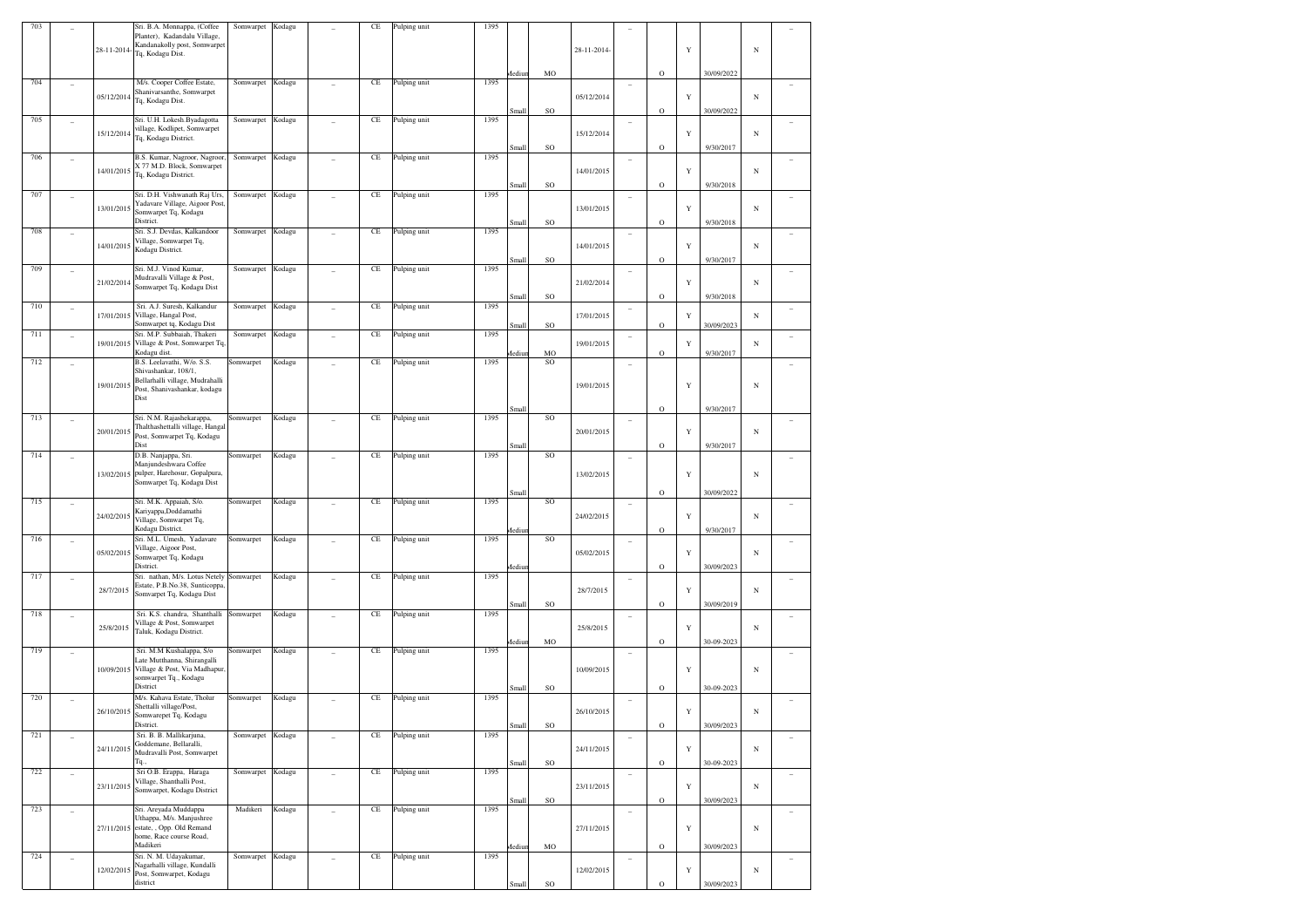| 703 | _ | 28-11-2014- | Sri. B.A. Monnappa, (Coffee Planter), Kadandalu Village, Kandanakolly post, Somwarpet Tq, Kodagu Dist. | Somwarpet | Kodagu | _ | CE | Pulping unit | 1395 | Medium | MO | 28-11-2014- | _ | O | Y | 30/09/2022 | N | _ |
|---|---|---|---|---|---|---|---|---|---|---|---|---|---|---|---|---|---|---|
| 704 | _ | 05/12/2014 | M/s. Cooper Coffee Estate, Shanivarsanthe, Somwarpet Tq, Kodagu Dist. | Somwarpet | Kodagu | _ | CE | Pulping unit | 1395 | Small | SO | 05/12/2014 | _ | O | Y | 30/09/2022 | N | _ |
| 705 | _ | 15/12/2014 | Sri. U.H. Lokesh.Byadagotta village, Kodlipet, Somwarpet Tq, Kodagu District. | Somwarpet | Kodagu | _ | CE | Pulping unit | 1395 | Small | SO | 15/12/2014 | _ | O | Y | 9/30/2017 | N | _ |
| 706 | _ | 14/01/2015 | B.S. Kumar, Nagroor, Nagroor, X 77 M.D. Block, Somwarpet Tq, Kodagu District. | Somwarpet | Kodagu | _ | CE | Pulping unit | 1395 | Small | SO | 14/01/2015 | _ | O | Y | 9/30/2018 | N | _ |
| 707 | _ | 13/01/2015 | Sri. D.H. Vishwanath Raj Urs, Yadavare Village, Aigoor Post, Somwarpet Tq, Kodagu District. | Somwarpet | Kodagu | _ | CE | Pulping unit | 1395 | Small | SO | 13/01/2015 | _ | O | Y | 9/30/2018 | N | _ |
| 708 | _ | 14/01/2015 | Sri. S.J. Devdas, Kalkandoor Village, Somwarpet Tq, Kodagu District. | Somwarpet | Kodagu | _ | CE | Pulping unit | 1395 | Small | SO | 14/01/2015 | _ | O | Y | 9/30/2017 | N | _ |
| 709 | _ | 21/02/2014 | Sri. M.J. Vinod Kumar, Mudravalli Village & Post, Somwarpet Tq, Kodagu Dist | Somwarpet | Kodagu | _ | CE | Pulping unit | 1395 | Small | SO | 21/02/2014 | _ | O | Y | 9/30/2018 | N | _ |
| 710 | _ | 17/01/2015 | Sri. A.J. Suresh, Kalkandur Village, Hangal Post, Somwarpet tq, Kodagu Dist | Somwarpet | Kodagu | _ | CE | Pulping unit | 1395 | Small | SO | 17/01/2015 | _ | O | Y | 30/09/2023 | N | _ |
| 711 | _ | 19/01/2015 | Sri. M.P. Subbaiah, Thakeri Village & Post, Somwarpet Tq, Kodagu dist. | Somwarpet | Kodagu | _ | CE | Pulping unit | 1395 | Medium | MO | 19/01/2015 | _ | O | Y | 9/30/2017 | N | _ |
| 712 | _ | 19/01/2015 | B.S. Leelavathi, W/o. S.S. Shivashankar, 108/1, Bellarhalli village, Mudrahalli Post, Shanivashankar, kodagu Dist | Somwarpet | Kodagu | _ | CE | Pulping unit | 1395 | Small | SO | 19/01/2015 | _ | O | Y | 9/30/2017 | N | _ |
| 713 | _ | 20/01/2015 | Sri. N.M. Rajashekarappa, Thalthashettalli village, Hangal Post, Somwarpet Tq, Kodagu Dist | Somwarpet | Kodagu | _ | CE | Pulping unit | 1395 | Small | SO | 20/01/2015 | _ | O | Y | 9/30/2017 | N | _ |
| 714 | _ | 13/02/2015 | D.B. Nanjappa, Sri. Manjundeshwara Coffee pulper, Harehosur, Gopalpura, Somwarpet Tq, Kodagu Dist | Somwarpet | Kodagu | _ | CE | Pulping unit | 1395 | Small | SO | 13/02/2015 | _ | O | Y | 30/09/2022 | N | _ |
| 715 | _ | 24/02/2015 | Sri. M.K. Appaiah, S/o. Kariyappa,Doddamathi Village, Somwarpet Tq, Kodagu District. | Somwarpet | Kodagu | _ | CE | Pulping unit | 1395 | Medium | SO | 24/02/2015 | _ | O | Y | 9/30/2017 | N | _ |
| 716 | _ | 05/02/2015 | Sri. M.L. Umesh, Yadavare Village, Aigoor Post, Somwarpet Tq, Kodagu District. | Somwarpet | Kodagu | _ | CE | Pulping unit | 1395 | Medium | SO | 05/02/2015 | _ | O | Y | 30/09/2023 | N | _ |
| 717 | _ | 28/7/2015 | Sri. nathan, M/s. Lotus Netely Estate, P.B.No.38, Sunticoppa, Somvarpet Tq, Kodagu Dist | Somwarpet | Kodagu | _ | CE | Pulping unit | 1395 | Small | SO | 28/7/2015 | _ | O | Y | 30/09/2019 | N | _ |
| 718 | _ | 25/8/2015 | Sri. K.S. chandra, Shanthalli Village & Post, Somwarpet Taluk, Kodagu District. | Somwarpet | Kodagu | _ | CE | Pulping unit | 1395 | Medium | MO | 25/8/2015 | _ | O | Y | 30-09-2023 | N | _ |
| 719 | _ | 10/09/2015 | Sri. M.M Kushalappa, S/o Late Mutthanna, Shirangalli Village & Post, Via Madhapur, somwarpet Tq., Kodagu District | Somwarpet | Kodagu | _ | CE | Pulping unit | 1395 | Small | SO | 10/09/2015 | _ | O | Y | 30-09-2023 | N | _ |
| 720 | _ | 26/10/2015 | M/s. Kahava Estate, Tholur Shettalli village/Post, Somwarepet Tq, Kodagu District. | Somwarpet | Kodagu | _ | CE | Pulping unit | 1395 | Small | SO | 26/10/2015 | _ | O | Y | 30/09/2023 | N | _ |
| 721 | _ | 24/11/2015 | Sri. B. B. Mallikarjuna, Goddemane, Bellaralli, Mudravalli Post, Somwarpet Tq., | Somwarpet | Kodagu | _ | CE | Pulping unit | 1395 | Small | SO | 24/11/2015 | _ | O | Y | 30-09-2023 | N | _ |
| 722 | _ | 23/11/2015 | Sri O.B. Erappa, Haraga Village, Shanthalli Post, Somwarpet, Kodagu District | Somwarpet | Kodagu | _ | CE | Pulping unit | 1395 | Small | SO | 23/11/2015 | _ | O | Y | 30/09/2023 | N | _ |
| 723 | _ | 27/11/2015 | Sri. Areyada Muddappa Uthappa, M/s. Manjushree estate, , Opp. Old Remand home, Race course Road, Madikeri | Madikeri | Kodagu | _ | CE | Pulping unit | 1395 | Medium | MO | 27/11/2015 | _ | O | Y | 30/09/2023 | N | _ |
| 724 | _ | 12/02/2015 | Sri. N. M. Udayakumar, Nagarhalli village, Kundalli Post, Somwarpet, Kodagu district | Somwarpet | Kodagu | _ | CE | Pulping unit | 1395 | Small | SO | 12/02/2015 | _ | O | Y | 30/09/2023 | N | _ |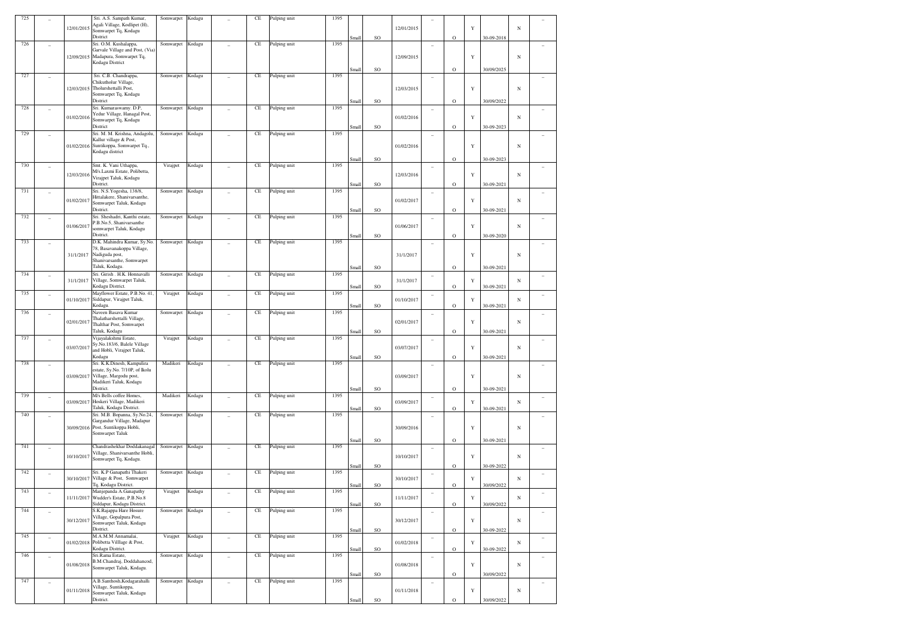| 725 | _ | 12/01/2015 | Sri. A.S. Sampath Kumar, Agali Village, Kodlipet (H), Somwarpet Tq, Kodagu District | Somwarpet | Kodagu | _ | CE | Pulping unit | 1395 | Small | SO | 12/01/2015 | _ | O | Y | 30-09-2018 | N | _ |
|---|---|---|---|---|---|---|---|---|---|---|---|---|---|---|---|---|---|---|
| 726 | _ | 12/09/2015 | Sri. O.M. Kushalappa, Garvale Village and Post, (Via) Madapura, Somwarpet Tq, Kodagu District | Somwarpet | Kodagu | _ | CE | Pulping unit | 1395 | Small | SO | 12/09/2015 | _ | O | Y | 30/09/2025 | N | _ |
| 727 | _ | 12/03/2015 | Sri. C.B. Chandrappa, Chikutholur Village, Tholurshettalli Post, Somwarpet Tq, Kodagu District | Somwarpet | Kodagu | _ | CE | Pulping unit | 1395 | Small | SO | 12/03/2015 | _ | O | Y | 30/09/2022 | N | _ |
| 728 | _ | 01/02/2016 | Sri. Kumaraswamy. D.P. Yedur Village, Hanagal Post, Somwarpet Tq, Kodagu District | Somwarpet | Kodagu | _ | CE | Pulping unit | 1395 | Small | SO | 01/02/2016 | _ | O | Y | 30-09-2023 | N | _ |
| 729 | _ | 01/02/2016 | Sri. M. M. Krishna, Andagolu, Kallur village & Post, Suntikoppa, Somwarpet Tq., Kodagu district | Somwarpet | Kodagu | _ | CE | Pulping unit | 1395 | Small | SO | 01/02/2016 | _ | O | Y | 30-09-2023 | N | _ |
| 730 | _ | 12/03/2016 | Smt. K. Vani Uthappa, M/s.Laxmi Estate, Polibetta, Virajpet Taluk, Kodagu District. | Virajpet | Kodagu | _ | CE | Pulping unit | 1395 | Small | SO | 12/03/2016 | _ | O | Y | 30-09-2021 | N | _ |
| 731 | _ | 01/02/2017 | Sri. N.S.Yogesha, 138/8, Hittalakere, Shanivarsanthe, Somwarpet Taluk, Kodagu District. | Somwarpet | Kodagu | _ | CE | Pulping unit | 1395 | Small | SO | 01/02/2017 | _ | O | Y | 30-09-2021 | N | _ |
| 732 | _ | 01/06/2017 | Sri. Sheshadri, Kanthi estate, P.B.No.5, Shanivarsanthe somwarpet Taluk, Kodagu District. | Somwarpet | Kodagu | _ | CE | Pulping unit | 1395 | Small | SO | 01/06/2017 | _ | O | Y | 30-09-2020 | N | _ |
| 733 | _ | 31/1/2017 | D.K. Mahindra Kumar, Sy.No. 78, Basavanakoppa Village, Nadiguda post, Shanivarsanthe, Somwarpet Taluk, Kodagu. | Somwarpet | Kodagu | _ | CE | Pulping unit | 1395 | Small | SO | 31/1/2017 | _ | O | Y | 30-09-2021 | N | _ |
| 734 | _ | 31/1/2017 | Sri. Girish . H.K. Honnavalli Village, Somwarpet Taluk, Kodagu District. | Somwarpet | Kodagu | _ | CE | Pulping unit | 1395 | Small | SO | 31/1/2017 | _ | O | Y | 30-09-2021 | N | _ |
| 735 | _ | 01/10/2017 | Mayflower Estate, P.B.No. 41, Siddapur, Virajpet Taluk, Kodagu. | Virajpet | Kodagu | _ | CE | Pulping unit | 1395 | Small | SO | 01/10/2017 | _ | O | Y | 30-09-2021 | N | _ |
| 736 | _ | 02/01/2017 | Naveen Basava Kumar Thalatharshettalli Village, Thalthar Post, Somwarpet Taluk, Kodagu | Somwarpet | Kodagu | _ | CE | Pulping unit | 1395 | Small | SO | 02/01/2017 | _ | O | Y | 30-09-2021 | N | _ |
| 737 | _ | 03/07/2017 | Vijayalakshmi Estate, Sy.No.183/6, Balele Village and Hobli, Virajpet Taluk, Kodagu | Virajpet | Kodagu | _ | CE | Pulping unit | 1395 | Small | SO | 03/07/2017 | _ | O | Y | 30-09-2021 | N | _ |
| 738 | _ | 03/09/2017 | Sri. K.K.Dinesh, Kampulira estate, Sy.No. 7/10P, of Ikolu Village, Margodu post, Madikeri Taluk, Kodagu District. | Madikeri | Kodagu | _ | CE | Pulping unit | 1395 | Small | SO | 03/09/2017 | _ | O | Y | 30-09-2021 | N | _ |
| 739 | _ | 03/09/2017 | M/s Bells coffee Homes, Hoskeri Village, Madikeri Taluk, Kodagu District. | Madikeri | Kodagu | _ | CE | Pulping unit | 1395 | Small | SO | 03/09/2017 | _ | O | Y | 30-09-2021 | N | _ |
| 740 | _ | 30/09/2016 | Sri. M.B. Bopanna, Sy.No.24, Gargandur Village, Madapur Post, Suntikoppa Hobli, Somwarpet Taluk | Somwarpet | Kodagu | _ | CE | Pulping unit | 1395 | Small | SO | 30/09/2016 | _ | O | Y | 30-09-2021 | N | _ |
| 741 | _ | 10/10/2017 | Chandrashekhar Doddakanagal Village, Shanivarsanthe Hobli, Somwarpet Tq, Kodagu. | Somwarpet | Kodagu | _ | CE | Pulping unit | 1395 | Small | SO | 10/10/2017 | _ | O | Y | 30-09-2022 | N | _ |
| 742 | _ | 30/10/2017 | Sri. K.P Ganapathi Thakeri Village & Post, Somwarpet Tq, Kodagu District. | Somwarpet | Kodagu | _ | CE | Pulping unit | 1395 | Small | SO | 30/10/2017 | _ | O | Y | 30/09/2022 | N | _ |
| 743 | _ | 11/11/2017 | Manjepanda A.Ganapathy Wudder's Estate, P.B.No.8 Siddapur, Kodagu District. | Virajpet | Kodagu | _ | CE | Pulping unit | 1395 | Small | SO | 11/11/2017 | _ | O | Y | 30/09/2022 | N | _ |
| 744 | _ | 30/12/2017 | S.K.Rajappa Hare Hosure Village, Gopalpura Post, Somwarpet Taluk, Kodagu District. | Somwarpet | Kodagu | _ | CE | Pulping unit | 1395 | Small | SO | 30/12/2017 | _ | O | Y | 30-09-2022 | N | _ |
| 745 | _ | 01/02/2018 | M.A.M.M Annamalai, Polibetta Villlage & Post, Kodagu District. | Virajpet | Kodagu | _ | CE | Pulping unit | 1395 | Small | SO | 01/02/2018 | _ | O | Y | 30-09-2022 | N | _ |
| 746 | _ | 01/08/2018 | Sri.Rama Estate, B.M.Chandraj, Doddahancod, Somwarpet Taluk, Kodagu. | Somwarpet | Kodagu | _ | CE | Pulping unit | 1395 | Small | SO | 01/08/2018 | _ | O | Y | 30/09/2022 | N | _ |
| 747 | _ | 01/11/2018 | A.B.Santhosh,Kodagarahalli Village, Suntikoppa, Somwarpet Taluk, Kodagu District. | Somwarpet | Kodagu | _ | CE | Pulping unit | 1395 | Small | SO | 01/11/2018 | _ | O | Y | 30/09/2022 | N | _ |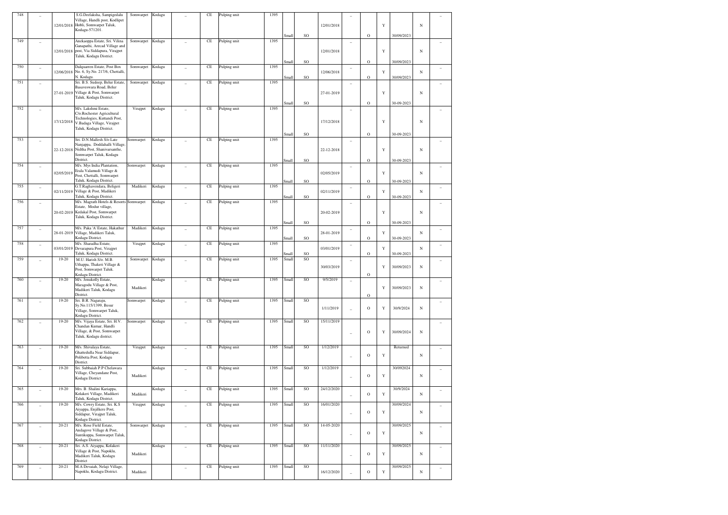| 748 | _ | 12/01/2018 | S.G.Deelaksha, Sampigedalu Village, Handli post, Kodlipet Hobli, Somwarpet Taluk, Kodagu-571201. | Somwarpet | Kodagu | _ | CE | Pulping unit | 1395 | Small | SO | 12/01/2018 | _ | O | Y | 30/09/2023 | N | _ |
|---|---|---|---|---|---|---|---|---|---|---|---|---|---|---|---|---|---|---|
| 749 | _ | 12/01/2018 | Anekaoppa Estate, Sri. Vilina Ganapathi, Arecad Village and post, Via Siddapura, Virajpet Taluk, Kodagu District. | Somwarpet | Kodagu | _ | CE | Pulping unit | 1395 | Small | SO | 12/01/2018 | _ | O | Y | 30/09/2023 | N | _ |
| 750 | _ | 12/06/2018 | Dalquarren Estate, Post Box No. 6, Sy.No. 217/6, Chettalli, N. Kodagu. | Somwarpet | Kodagu | _ | CE | Pulping unit | 1395 | Small | SO | 12/06/2018 | _ | O | Y | 30/09/2023 | N | _ |
| 751 | _ | 27-01-2019 | Sri. B.S. Sudeep, Belur Estate, Basaveswara Road, Belur Village & Post, Somwarpet Taluk, Kodagu District. | Somwarpet | Kodagu | _ | CE | Pulping unit | 1395 | Small | SO | 27-01-2019 | _ | O | Y | 30-09-2023 | N | _ |
| 752 | _ | 17/12/2018 | M/s. Lakshmi Estate, C/o.Rochester Agricultural Technologies, Kuttandi Post, V.Badaga Village, Virajpet Taluk, Kodagu District. | Virajpet | Kodagu | _ | CE | Pulping unit | 1395 | Small | SO | 17/12/2018 | _ | O | Y | 30-09-2023 | N | _ |
| 753 | _ | 22-12-2018 | Sri. D.N.Mallesh S/o Late Nanjappa, Doddahalli Village, Nidtha Post, Shanivarsanthe, Somwarpet Taluk, Kodagu District. | Somwarpet | Kodagu | _ | CE | Pulping unit | 1395 | Small | SO | 22-12-2018 | _ | O | Y | 30-09-2023 | N | _ |
| 754 | _ | 02/05/2019 | M/s. Mys India Plantation, Erala Valamudi Village & Post, Chettalli, Somwarpet Taluk, Kodagu District. | Somwarpet | Kodagu | _ | CE | Pulping unit | 1395 | Small | SO | 02/05/2019 | _ | O | Y | 30-09-2023 | N | _ |
| 755 | _ | 02/11/2019 | G.T.Raghavendara, Beligeri Village & Post, Madikeri Taluk, Kodagu District. | Madikeri | Kodagu | _ | CE | Pulping unit | 1395 | Small | SO | 02/11/2019 | _ | O | Y | 30-09-2023 | N | _ |
| 756 | _ | 20-02-2019 | M/s. Magrath Hotels & Resorts Estate, Modur village, Kedakal Post, Somwarpet Taluk, Kodagu District. | Somwarpet | Kodagu | _ | CE | Pulping unit | 1395 | Small | SO | 20-02-2019 | _ | O | Y | 30-09-2023 | N | _ |
| 757 | _ | 28-01-2019 | M/s. Paka 'A' Estate, Hakathur Village, Madikeri Taluk, Kodagu District. | Madikeri | Kodagu | _ | CE | Pulping unit | 1395 | Small | SO | 28-01-2019 | _ | O | Y | 30-09-2023 | N | _ |
| 758 | _ | 03/01/2019 | M/s. Sharadha Estate, Devarapura Post, Virajpet Taluk, Kodagu District. | Virajpet | Kodagu | _ | CE | Pulping unit | 1395 | Small | SO | 03/01/2019 | _ | O | Y | 30-09-2023 | N | _ |
| 759 | _ | 19-20 | M.U. Harish S/o. M.B. Uthappa, Thakeri Village & Post, Somwarpet Taluk. Kodagu District. | Somwarpet | Kodagu | _ | CE | Pulping unit | 1395 | Small | SO | 30/03/2019 | _ | O | Y | 30/09/2023 | N | _ |
| 760 | _ | 19-20 | M/s. Jenukolly Estate, Maragodu Village & Post, Madikeri Taluk, Kodagu District. | Madikeri | Kodagu | _ | CE | Pulping unit | 1395 | Small | SO | 9/5/2019 | _ | O | Y | 30/09/2023 | N | _ |
| 761 | _ | 19-20 | Sri. B.R. Nagaraju, Sy.No.115/1399, Besur Village, Somwarpet Taluk, Kodagu District. | Somwarpet | Kodagu | _ | CE | Pulping unit | 1395 | Small | SO | 1/11/2019 | _ | O | Y | 30/9/2024 | N | _ |
| 762 | _ | 19-20 | M/s. Vijaya Estate, Sri. H.V. Chandan Kumar, Handli Village, & Post, Somwarpet Taluk, Kodagu district. | Somwarpet | Kodagu | _ | CE | Pulping unit | 1395 | Small | SO | 15/11/2019 | _ | O | Y | 30/09/2024 | N | _ |
| 763 | _ | 19-20 | M/s. Shivalaya Estate, Ghattedulla Near Siddapur, Polibetta Post, Kodagu District. | Virajpet | Kodagu | _ | CE | Pulping unit | 1395 | Small | SO | 1/12/2019 | _ | O | Y | Returned | N | _ |
| 764 | _ | 19-20 | Sri. Subbaiah P.P Chelawara Village, Cheyandane Post, Kodagu District | Madikeri | Kodagu | _ | CE | Pulping unit | 1395 | Small | SO | 1/12/2019 | _ | O | Y | 30/09/2024 | N | _ |
| 765 | _ | 19-20 | Mrs. B. Shalini Kariappa, Kolakeri Village, Madikeri Taluk, Kodagu District. | Madikeri | Kodagu | _ | CE | Pulping unit | 1395 | Small | SO | 24/12/2020 | _ | O | Y | 30/9/2024 | N | _ |
| 766 | _ | 19-20 | M/s. Cowry Estate, Sri. K.S Aiyappa, Enjilkere Post, Siddapur, Virajpet Taluk, Kodagu District. | Virajpet | Kodagu | _ | CE | Pulping unit | 1395 | Small | SO | 16/01/2020 | _ | O | Y | 30/09/2024 | N | _ |
| 767 | _ | 20-21 | M/s. Rose Field Estate, Andagove Village & Post, Suntikoppa, Somwarpet Taluk, Kodagu District. | Somwarpet | Kodagu | _ | CE | Pulping unit | 1395 | Small | SO | 14-05-2020 | _ | O | Y | 30/09/2025 | N | _ |
| 768 | _ | 20-21 | Sri. A.S. Aiyappa, Kolakeri Village & Post, Napoklu, Madikeri Taluk, Kodagu District | Madikeri | Kodagu | _ | CE | Pulping unit | 1395 | Small | SO | 11/11/2020 | _ | O | Y | 30/09/2025 | N | _ |
| 769 | _ | 20-21 | M.A Devaiah, Nelaji Village, Napoklu, Kodagu District. | Madikeri | | _ | CE | Pulping unit | 1395 | Small | SO | 16/12/2020 | _ | O | Y | 30/09/2025 | N | _ |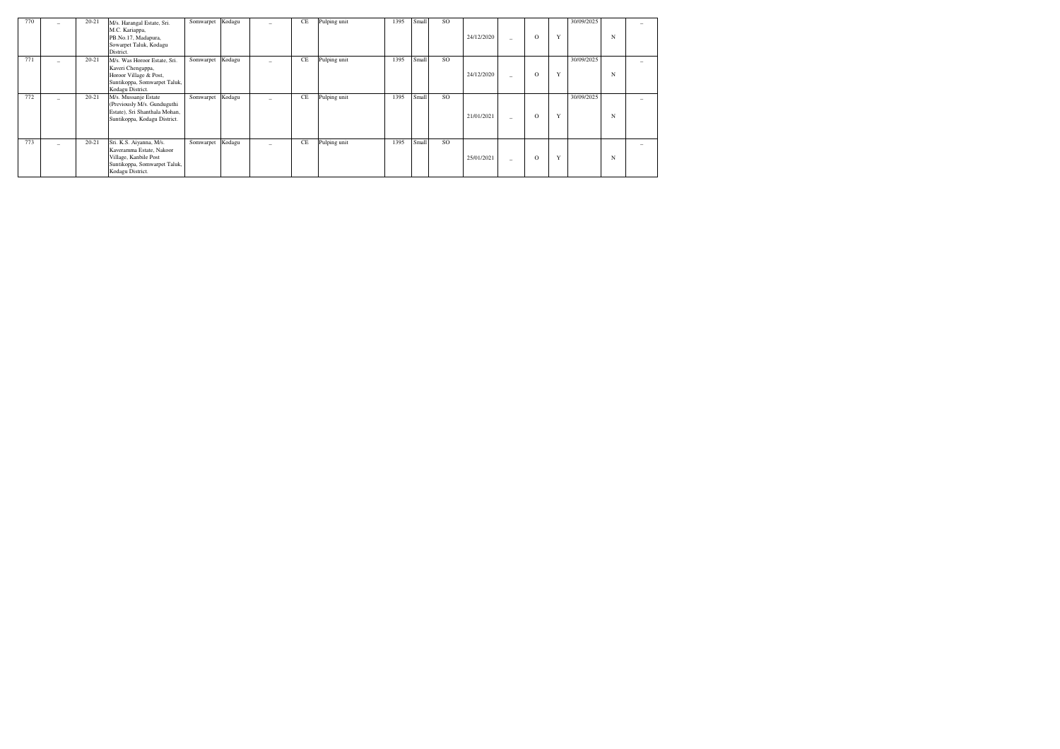| | | | | | | | | | | | | | | | | | | | | |
|---|---|---|---|---|---|---|---|---|---|---|---|---|---|---|---|---|---|---|---|---|
| 770 | _ | 20-21 | M/s. Harangal Estate, Sri. M.C. Kariappa, PB.No.17, Madapura, Sowarpet Taluk, Kodagu District. | Somwarpet | Kodagu | _ | CE | Pulping unit | 1395 | Small | SO | 24/12/2020 | _ | O | Y | 30/09/2025 | N | _ |
| 771 | _ | 20-21 | M/s. Was Horoor Estate, Sri. Kaveri Chengappa, Horoor Village & Post, Suntikoppa, Somwarpet Taluk, Kodagu District. | Somwarpet | Kodagu | _ | CE | Pulping unit | 1395 | Small | SO | 24/12/2020 | _ | O | Y | 30/09/2025 | N | _ |
| 772 | _ | 20-21 | M/s. Mussanje Estate (Previously M/s. Ganduguthi Estate), Sri Shanthala Mohan, Suntikoppa, Kodagu District. | Somwarpet | Kodagu | _ | CE | Pulping unit | 1395 | Small | SO | 21/01/2021 | _ | O | Y | 30/09/2025 | N | _ |
| 773 | _ | 20-21 | Sri. K.S. Aiyanna, M/s. Kaveramma Estate, Nakoor Village, Kanbile Post Suntikoppa, Somwarpet Taluk, Kodagu District. | Somwarpet | Kodagu | _ | CE | Pulping unit | 1395 | Small | SO | 25/01/2021 | _ | O | Y | | N | _ |